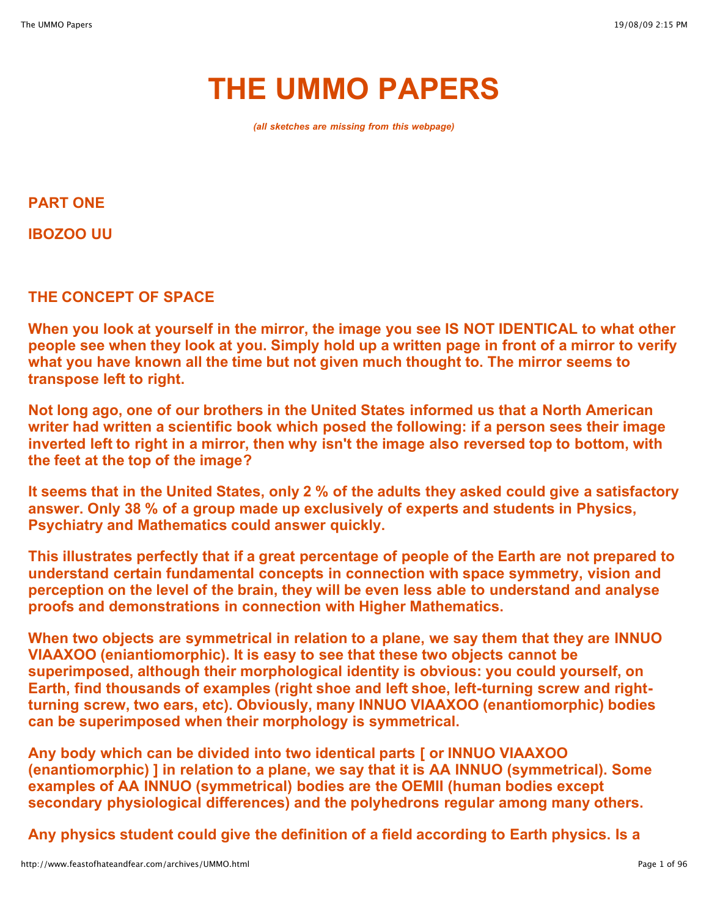# THE UMMO PAPERS

*(all sketches are missing from this webpage)*

## PART ONE

## IBOZOO UU

### THE CONCEPT OF SPACE

When you look at yourself in the mirror, the image you see IS NOT IDENTICAL to what other people see when they look at you. Simply hold up a written page in front of a mirror to verify what you have known all the time but not given much thought to. The mirror seems to transpose left to right.

Not long ago, one of our brothers in the United States informed us that a North American writer had written a scientific book which posed the following: if a person sees their image inverted left to right in a mirror, then why isn't the image also reversed top to bottom, with the feet at the top of the image?

It seems that in the United States, only 2 % of the adults they asked could give a satisfactory answer. Only 38 % of a group made up exclusively of experts and students in Physics, Psychiatry and Mathematics could answer quickly.

This illustrates perfectly that if a great percentage of people of the Earth are not prepared to understand certain fundamental concepts in connection with space symmetry, vision and perception on the level of the brain, they will be even less able to understand and analyse proofs and demonstrations in connection with Higher Mathematics.

When two objects are symmetrical in relation to a plane, we say them that they are INNUO VIAAXOO (eniantiomorphic). It is easy to see that these two objects cannot be superimposed, although their morphological identity is obvious: you could yourself, on Earth, find thousands of examples (right shoe and left shoe, left-turning screw and right-turning screw, two ears, etc). Obviously, many INNUO VIAAXOO (enantiomorphic) bodies can be superimposed when their morphology is symmetrical.

Any body which can be divided into two identical parts [ or INNUO VIAAXOO (enantiomorphic) ] in relation to a plane, we say that it is AA INNUO (symmetrical). Some examples of AA INNUO (symmetrical) bodies are the OEMII (human bodies except secondary physiological differences) and the polyhedrons regular among many others.

Any physics student could give the definition of a field according to Earth physics. Is a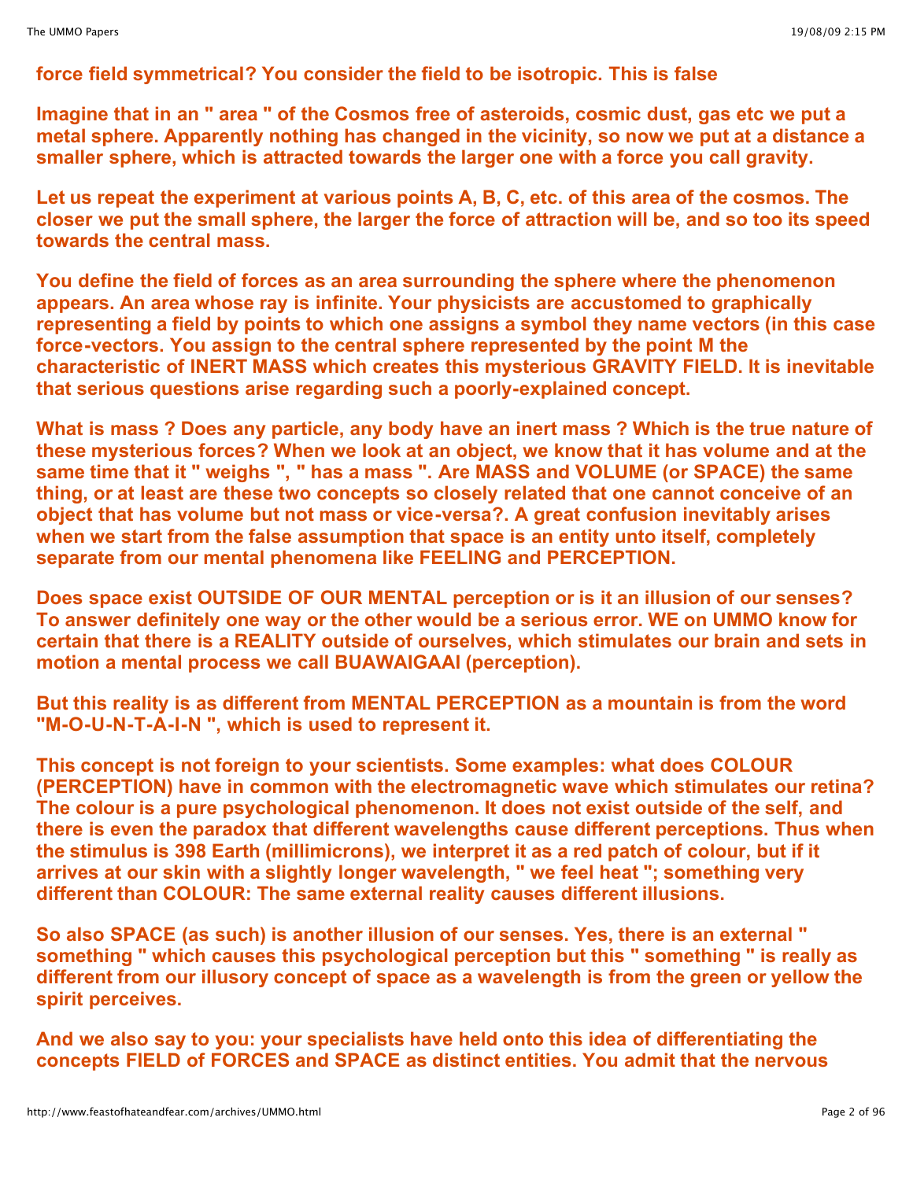**force field symmetrical? You consider the field to be isotropic. This is false**

**Imagine that in an " area " of the Cosmos free of asteroids, cosmic dust, gas etc we put a metal sphere. Apparently nothing has changed in the vicinity, so now we put at a distance a smaller sphere, which is attracted towards the larger one with a force you call gravity.**

**Let us repeat the experiment at various points A, B, C, etc. of this area of the cosmos. The closer we put the small sphere, the larger the force of attraction will be, and so too its speed towards the central mass.**

**You define the field of forces as an area surrounding the sphere where the phenomenon appears. An area whose ray is infinite. Your physicists are accustomed to graphically representing a field by points to which one assigns a symbol they name vectors (in this case force-vectors. You assign to the central sphere represented by the point M the characteristic of INERT MASS which creates this mysterious GRAVITY FIELD. It is inevitable that serious questions arise regarding such a poorly-explained concept.**

**What is mass ? Does any particle, any body have an inert mass ? Which is the true nature of these mysterious forces? When we look at an object, we know that it has volume and at the same time that it " weighs ", " has a mass ". Are MASS and VOLUME (or SPACE) the same thing, or at least are these two concepts so closely related that one cannot conceive of an object that has volume but not mass or vice-versa?. A great confusion inevitably arises when we start from the false assumption that space is an entity unto itself, completely separate from our mental phenomena like FEELING and PERCEPTION.**

**Does space exist OUTSIDE OF OUR MENTAL perception or is it an illusion of our senses? To answer definitely one way or the other would be a serious error. WE on UMMO know for certain that there is a REALITY outside of ourselves, which stimulates our brain and sets in motion a mental process we call BUAWAIGAAI (perception).**

**But this reality is as different from MENTAL PERCEPTION as a mountain is from the word "M-O-U-N-T-A-I-N ", which is used to represent it.**

**This concept is not foreign to your scientists. Some examples: what does COLOUR (PERCEPTION) have in common with the electromagnetic wave which stimulates our retina? The colour is a pure psychological phenomenon. It does not exist outside of the self, and there is even the paradox that different wavelengths cause different perceptions. Thus when the stimulus is 398 Earth (millimicrons), we interpret it as a red patch of colour, but if it arrives at our skin with a slightly longer wavelength, " we feel heat "; something very different than COLOUR: The same external reality causes different illusions.**

**So also SPACE (as such) is another illusion of our senses. Yes, there is an external " something " which causes this psychological perception but this " something " is really as different from our illusory concept of space as a wavelength is from the green or yellow the spirit perceives.**

**And we also say to you: your specialists have held onto this idea of differentiating the concepts FIELD of FORCES and SPACE as distinct entities. You admit that the nervous**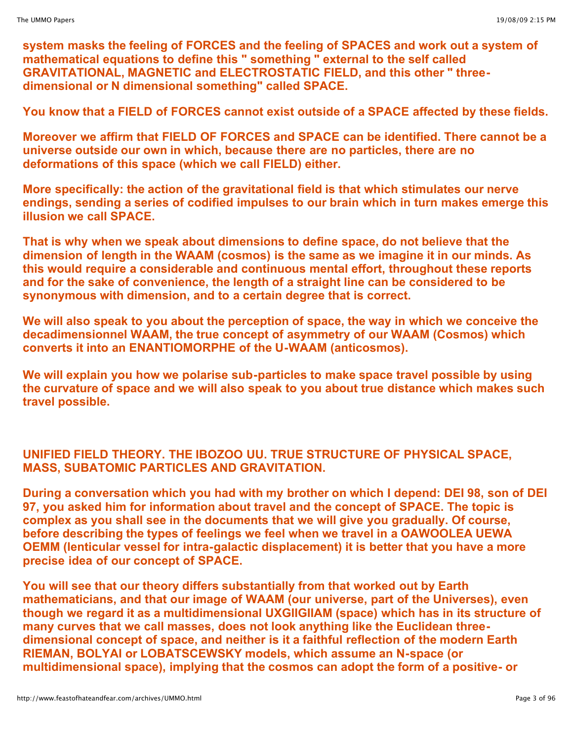**system masks the feeling of FORCES and the feeling of SPACES and work out a system of mathematical equations to define this " something " external to the self called GRAVITATIONAL, MAGNETIC and ELECTROSTATIC FIELD, and this other " three-dimensional or N dimensional something" called SPACE.**

**You know that a FIELD of FORCES cannot exist outside of a SPACE affected by these fields.**

**Moreover we affirm that FIELD OF FORCES and SPACE can be identified. There cannot be a universe outside our own in which, because there are no particles, there are no deformations of this space (which we call FIELD) either.**

**More specifically: the action of the gravitational field is that which stimulates our nerve endings, sending a series of codified impulses to our brain which in turn makes emerge this illusion we call SPACE.**

**That is why when we speak about dimensions to define space, do not believe that the dimension of length in the WAAM (cosmos) is the same as we imagine it in our minds. As this would require a considerable and continuous mental effort, throughout these reports and for the sake of convenience, the length of a straight line can be considered to be synonymous with dimension, and to a certain degree that is correct.**

**We will also speak to you about the perception of space, the way in which we conceive the decadimensionnel WAAM, the true concept of asymmetry of our WAAM (Cosmos) which converts it into an ENANTIOMORPHE of the U-WAAM (anticosmos).**

**We will explain you how we polarise sub-particles to make space travel possible by using the curvature of space and we will also speak to you about true distance which makes such travel possible.**

## UNIFIED FIELD THEORY. THE IBOZOO UU. TRUE STRUCTURE OF PHYSICAL SPACE, MASS, SUBATOMIC PARTICLES AND GRAVITATION.

**During a conversation which you had with my brother on which I depend: DEI 98, son of DEI 97, you asked him for information about travel and the concept of SPACE. The topic is complex as you shall see in the documents that we will give you gradually. Of course, before describing the types of feelings we feel when we travel in a OAWOOLEA UEWA OEMM (lenticular vessel for intra-galactic displacement) it is better that you have a more precise idea of our concept of SPACE.**

**You will see that our theory differs substantially from that worked out by Earth mathematicians, and that our image of WAAM (our universe, part of the Universes), even though we regard it as a multidimensional UXGIIGIIAM (space) which has in its structure of many curves that we call masses, does not look anything like the Euclidean three-dimensional concept of space, and neither is it a faithful reflection of the modern Earth RIEMAN, BOLYAI or LOBATSCEWSKY models, which assume an N-space (or multidimensional space), implying that the cosmos can adopt the form of a positive- or**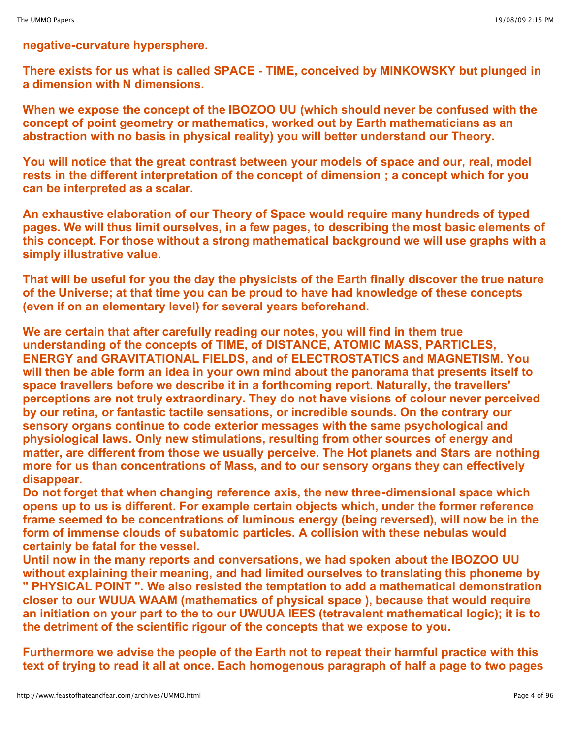**negative-curvature hypersphere.**

**There exists for us what is called SPACE - TIME, conceived by MINKOWSKY but plunged in a dimension with N dimensions.**

**When we expose the concept of the IBOZOO UU (which should never be confused with the concept of point geometry or mathematics, worked out by Earth mathematicians as an abstraction with no basis in physical reality) you will better understand our Theory.**

**You will notice that the great contrast between your models of space and our, real, model rests in the different interpretation of the concept of dimension ; a concept which for you can be interpreted as a scalar.**

**An exhaustive elaboration of our Theory of Space would require many hundreds of typed pages. We will thus limit ourselves, in a few pages, to describing the most basic elements of this concept. For those without a strong mathematical background we will use graphs with a simply illustrative value.**

**That will be useful for you the day the physicists of the Earth finally discover the true nature of the Universe; at that time you can be proud to have had knowledge of these concepts (even if on an elementary level) for several years beforehand.**

**We are certain that after carefully reading our notes, you will find in them true understanding of the concepts of TIME, of DISTANCE, ATOMIC MASS, PARTICLES, ENERGY and GRAVITATIONAL FIELDS, and of ELECTROSTATICS and MAGNETISM. You will then be able form an idea in your own mind about the panorama that presents itself to space travellers before we describe it in a forthcoming report. Naturally, the travellers' perceptions are not truly extraordinary. They do not have visions of colour never perceived by our retina, or fantastic tactile sensations, or incredible sounds. On the contrary our sensory organs continue to code exterior messages with the same psychological and physiological laws. Only new stimulations, resulting from other sources of energy and matter, are different from those we usually perceive. The Hot planets and Stars are nothing more for us than concentrations of Mass, and to our sensory organs they can effectively disappear.**
**Do not forget that when changing reference axis, the new three-dimensional space which opens up to us is different. For example certain objects which, under the former reference frame seemed to be concentrations of luminous energy (being reversed), will now be in the form of immense clouds of subatomic particles. A collision with these nebulas would certainly be fatal for the vessel.**
**Until now in the many reports and conversations, we had spoken about the IBOZOO UU without explaining their meaning, and had limited ourselves to translating this phoneme by " PHYSICAL POINT ". We also resisted the temptation to add a mathematical demonstration closer to our WUUA WAAM (mathematics of physical space ), because that would require an initiation on your part to the to our UWUUA IEES (tetravalent mathematical logic); it is to the detriment of the scientific rigour of the concepts that we expose to you.**

**Furthermore we advise the people of the Earth not to repeat their harmful practice with this text of trying to read it all at once. Each homogenous paragraph of half a page to two pages**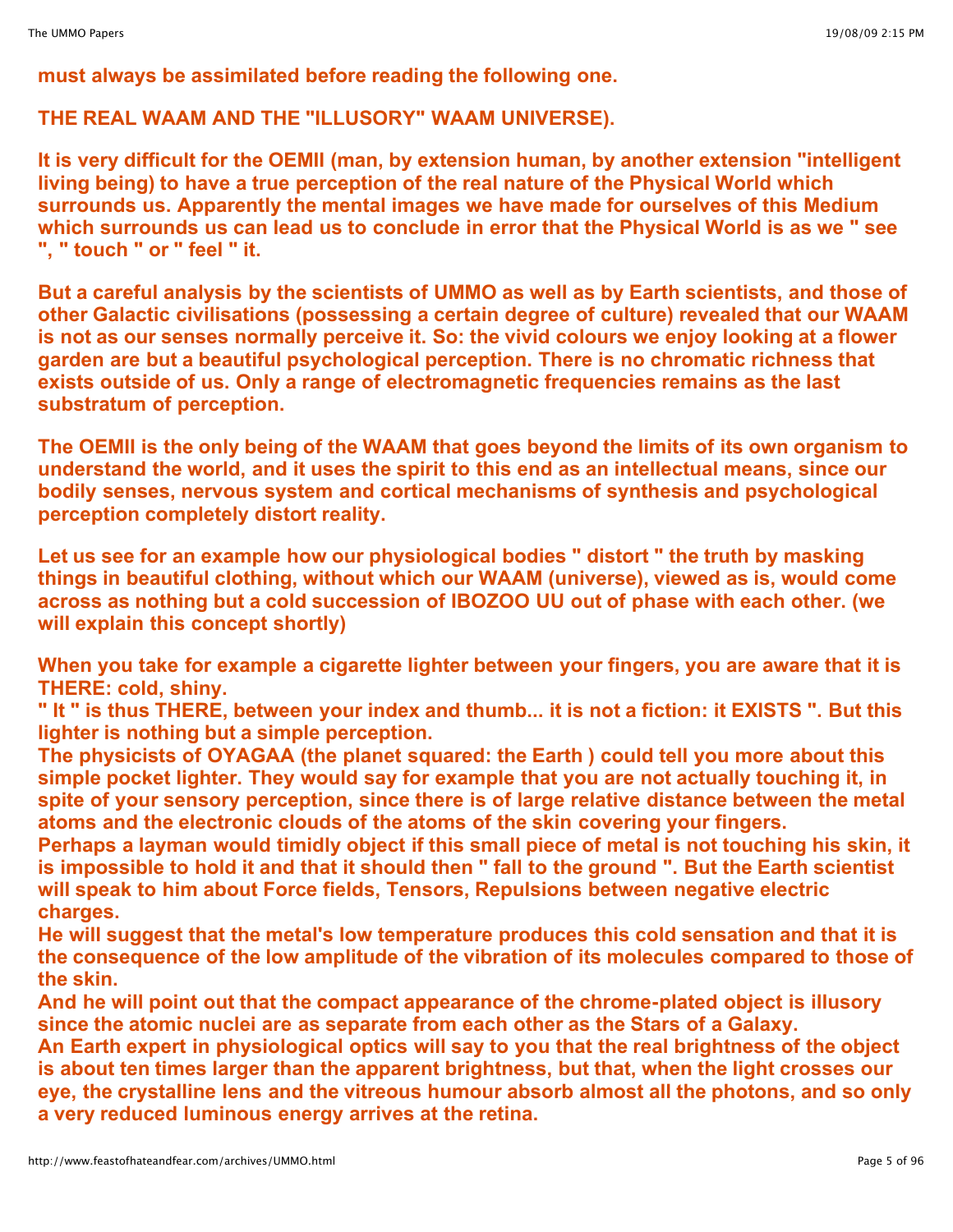**must always be assimilated before reading the following one.**

**THE REAL WAAM AND THE "ILLUSORY" WAAM UNIVERSE).**

**It is very difficult for the OEMII (man, by extension human, by another extension "intelligent living being) to have a true perception of the real nature of the Physical World which surrounds us. Apparently the mental images we have made for ourselves of this Medium which surrounds us can lead us to conclude in error that the Physical World is as we " see ", " touch " or " feel " it.**

**But a careful analysis by the scientists of UMMO as well as by Earth scientists, and those of other Galactic civilisations (possessing a certain degree of culture) revealed that our WAAM is not as our senses normally perceive it. So: the vivid colours we enjoy looking at a flower garden are but a beautiful psychological perception. There is no chromatic richness that exists outside of us. Only a range of electromagnetic frequencies remains as the last substratum of perception.**

**The OEMII is the only being of the WAAM that goes beyond the limits of its own organism to understand the world, and it uses the spirit to this end as an intellectual means, since our bodily senses, nervous system and cortical mechanisms of synthesis and psychological perception completely distort reality.**

**Let us see for an example how our physiological bodies " distort " the truth by masking things in beautiful clothing, without which our WAAM (universe), viewed as is, would come across as nothing but a cold succession of IBOZOO UU out of phase with each other. (we will explain this concept shortly)**

**When you take for example a cigarette lighter between your fingers, you are aware that it is THERE: cold, shiny.**
**" It " is thus THERE, between your index and thumb... it is not a fiction: it EXISTS ". But this lighter is nothing but a simple perception.**
**The physicists of OYAGAA (the planet squared: the Earth ) could tell you more about this simple pocket lighter. They would say for example that you are not actually touching it, in spite of your sensory perception, since there is of large relative distance between the metal atoms and the electronic clouds of the atoms of the skin covering your fingers.**
**Perhaps a layman would timidly object if this small piece of metal is not touching his skin, it is impossible to hold it and that it should then " fall to the ground ". But the Earth scientist will speak to him about Force fields, Tensors, Repulsions between negative electric charges.**
**He will suggest that the metal's low temperature produces this cold sensation and that it is the consequence of the low amplitude of the vibration of its molecules compared to those of the skin.**
**And he will point out that the compact appearance of the chrome-plated object is illusory since the atomic nuclei are as separate from each other as the Stars of a Galaxy.**
**An Earth expert in physiological optics will say to you that the real brightness of the object is about ten times larger than the apparent brightness, but that, when the light crosses our eye, the crystalline lens and the vitreous humour absorb almost all the photons, and so only a very reduced luminous energy arrives at the retina.**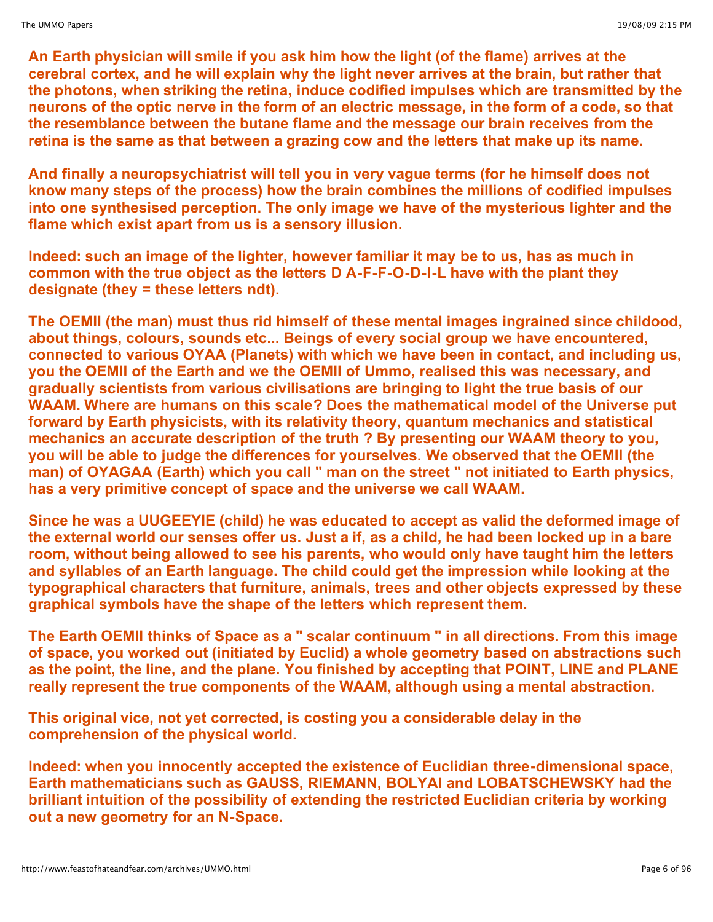**An Earth physician will smile if you ask him how the light (of the flame) arrives at the cerebral cortex, and he will explain why the light never arrives at the brain, but rather that the photons, when striking the retina, induce codified impulses which are transmitted by the neurons of the optic nerve in the form of an electric message, in the form of a code, so that the resemblance between the butane flame and the message our brain receives from the retina is the same as that between a grazing cow and the letters that make up its name.**

**And finally a neuropsychiatrist will tell you in very vague terms (for he himself does not know many steps of the process) how the brain combines the millions of codified impulses into one synthesised perception. The only image we have of the mysterious lighter and the flame which exist apart from us is a sensory illusion.**

**Indeed: such an image of the lighter, however familiar it may be to us, has as much in common with the true object as the letters D A-F-F-O-D-I-L have with the plant they designate (they = these letters ndt).**

**The OEMII (the man) must thus rid himself of these mental images ingrained since childood, about things, colours, sounds etc... Beings of every social group we have encountered, connected to various OYAA (Planets) with which we have been in contact, and including us, you the OEMII of the Earth and we the OEMII of Ummo, realised this was necessary, and gradually scientists from various civilisations are bringing to light the true basis of our WAAM. Where are humans on this scale? Does the mathematical model of the Universe put forward by Earth physicists, with its relativity theory, quantum mechanics and statistical mechanics an accurate description of the truth ? By presenting our WAAM theory to you, you will be able to judge the differences for yourselves. We observed that the OEMII (the man) of OYAGAA (Earth) which you call " man on the street " not initiated to Earth physics, has a very primitive concept of space and the universe we call WAAM.**

**Since he was a UUGEEYIE (child) he was educated to accept as valid the deformed image of the external world our senses offer us. Just a if, as a child, he had been locked up in a bare room, without being allowed to see his parents, who would only have taught him the letters and syllables of an Earth language. The child could get the impression while looking at the typographical characters that furniture, animals, trees and other objects expressed by these graphical symbols have the shape of the letters which represent them.**

**The Earth OEMII thinks of Space as a " scalar continuum " in all directions. From this image of space, you worked out (initiated by Euclid) a whole geometry based on abstractions such as the point, the line, and the plane. You finished by accepting that POINT, LINE and PLANE really represent the true components of the WAAM, although using a mental abstraction.**

**This original vice, not yet corrected, is costing you a considerable delay in the comprehension of the physical world.**

**Indeed: when you innocently accepted the existence of Euclidian three-dimensional space, Earth mathematicians such as GAUSS, RIEMANN, BOLYAI and LOBATSCHEWSKY had the brilliant intuition of the possibility of extending the restricted Euclidian criteria by working out a new geometry for an N-Space.**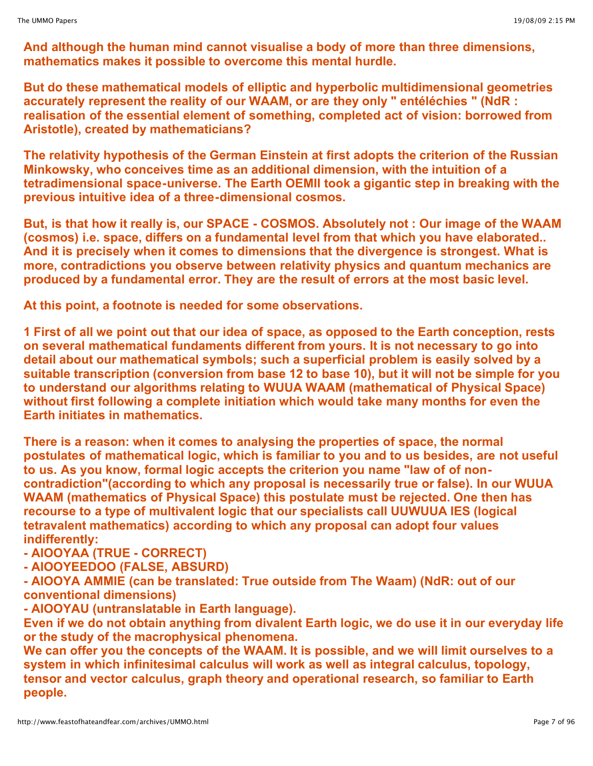**And although the human mind cannot visualise a body of more than three dimensions, mathematics makes it possible to overcome this mental hurdle.**

**But do these mathematical models of elliptic and hyperbolic multidimensional geometries accurately represent the reality of our WAAM, or are they only " entéléchies " (NdR : realisation of the essential element of something, completed act of vision: borrowed from Aristotle), created by mathematicians?**

**The relativity hypothesis of the German Einstein at first adopts the criterion of the Russian Minkowsky, who conceives time as an additional dimension, with the intuition of a tetradimensional space-universe. The Earth OEMII took a gigantic step in breaking with the previous intuitive idea of a three-dimensional cosmos.**

**But, is that how it really is, our SPACE - COSMOS. Absolutely not : Our image of the WAAM (cosmos) i.e. space, differs on a fundamental level from that which you have elaborated.. And it is precisely when it comes to dimensions that the divergence is strongest. What is more, contradictions you observe between relativity physics and quantum mechanics are produced by a fundamental error. They are the result of errors at the most basic level.**

**At this point, a footnote is needed for some observations.**

**1 First of all we point out that our idea of space, as opposed to the Earth conception, rests on several mathematical fundaments different from yours. It is not necessary to go into detail about our mathematical symbols; such a superficial problem is easily solved by a suitable transcription (conversion from base 12 to base 10), but it will not be simple for you to understand our algorithms relating to WUUA WAAM (mathematical of Physical Space) without first following a complete initiation which would take many months for even the Earth initiates in mathematics.**

**There is a reason: when it comes to analysing the properties of space, the normal postulates of mathematical logic, which is familiar to you and to us besides, are not useful to us. As you know, formal logic accepts the criterion you name "law of of non-contradiction"(according to which any proposal is necessarily true or false). In our WUUA WAAM (mathematics of Physical Space) this postulate must be rejected. One then has recourse to a type of multivalent logic that our specialists call UUWUUA IES (logical tetravalent mathematics) according to which any proposal can adopt four values indifferently:**

**- AIOOYAA (TRUE - CORRECT)**
**- AIOOYEEDOO (FALSE, ABSURD)**
**- AIOOYA AMMIE (can be translated: True outside from The Waam) (NdR: out of our conventional dimensions)**
**- AIOOYAU (untranslatable in Earth language).**

**Even if we do not obtain anything from divalent Earth logic, we do use it in our everyday life or the study of the macrophysical phenomena.**
**We can offer you the concepts of the WAAM. It is possible, and we will limit ourselves to a system in which infinitesimal calculus will work as well as integral calculus, topology, tensor and vector calculus, graph theory and operational research, so familiar to Earth people.**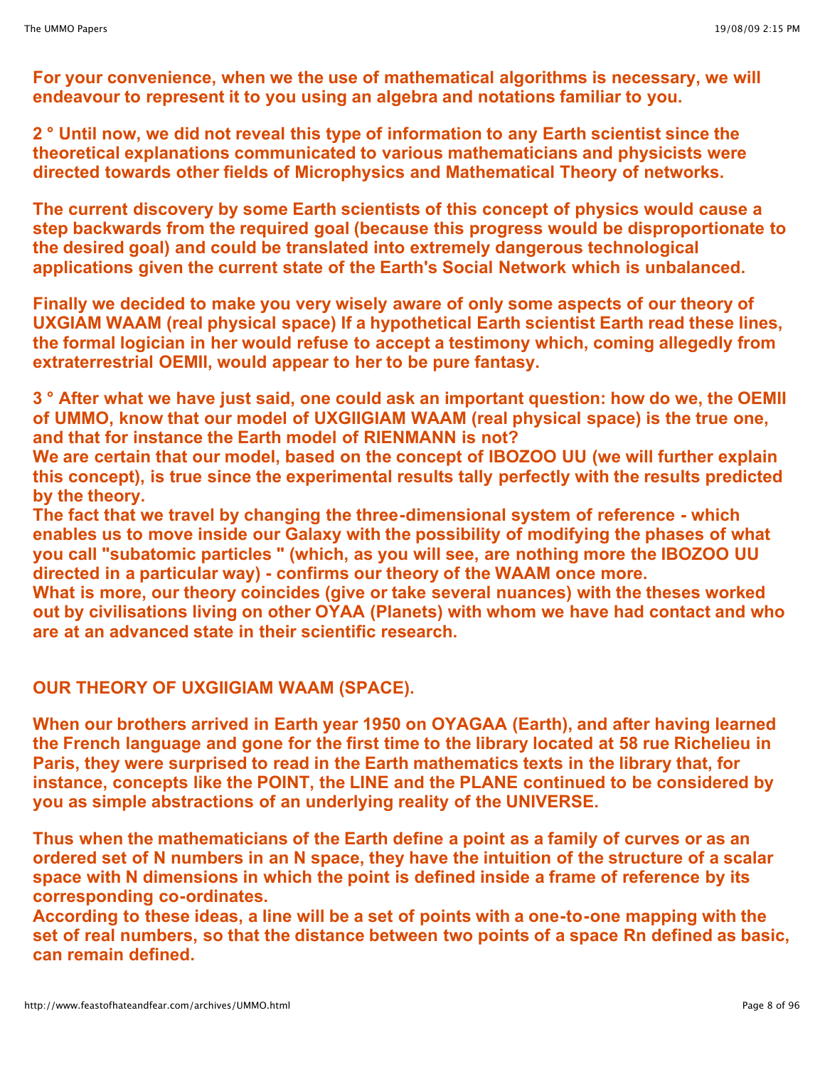**For your convenience, when we the use of mathematical algorithms is necessary, we will endeavour to represent it to you using an algebra and notations familiar to you.**

**2 ° Until now, we did not reveal this type of information to any Earth scientist since the theoretical explanations communicated to various mathematicians and physicists were directed towards other fields of Microphysics and Mathematical Theory of networks.**

**The current discovery by some Earth scientists of this concept of physics would cause a step backwards from the required goal (because this progress would be disproportionate to the desired goal) and could be translated into extremely dangerous technological applications given the current state of the Earth's Social Network which is unbalanced.**

**Finally we decided to make you very wisely aware of only some aspects of our theory of UXGIAM WAAM (real physical space) If a hypothetical Earth scientist Earth read these lines, the formal logician in her would refuse to accept a testimony which, coming allegedly from extraterrestrial OEMII, would appear to her to be pure fantasy.**

**3 ° After what we have just said, one could ask an important question: how do we, the OEMII of UMMO, know that our model of UXGIIGIAM WAAM (real physical space) is the true one, and that for instance the Earth model of RIENMANN is not?**
**We are certain that our model, based on the concept of IBOZOO UU (we will further explain this concept), is true since the experimental results tally perfectly with the results predicted by the theory.**
**The fact that we travel by changing the three-dimensional system of reference - which enables us to move inside our Galaxy with the possibility of modifying the phases of what you call "subatomic particles " (which, as you will see, are nothing more the IBOZOO UU directed in a particular way) - confirms our theory of the WAAM once more.**
**What is more, our theory coincides (give or take several nuances) with the theses worked out by civilisations living on other OYAA (Planets) with whom we have had contact and who are at an advanced state in their scientific research.**

## OUR THEORY OF UXGIIGIAM WAAM (SPACE).

**When our brothers arrived in Earth year 1950 on OYAGAA (Earth), and after having learned the French language and gone for the first time to the library located at 58 rue Richelieu in Paris, they were surprised to read in the Earth mathematics texts in the library that, for instance, concepts like the POINT, the LINE and the PLANE continued to be considered by you as simple abstractions of an underlying reality of the UNIVERSE.**

**Thus when the mathematicians of the Earth define a point as a family of curves or as an ordered set of N numbers in an N space, they have the intuition of the structure of a scalar space with N dimensions in which the point is defined inside a frame of reference by its corresponding co-ordinates.**
**According to these ideas, a line will be a set of points with a one-to-one mapping with the set of real numbers, so that the distance between two points of a space Rn defined as basic, can remain defined.**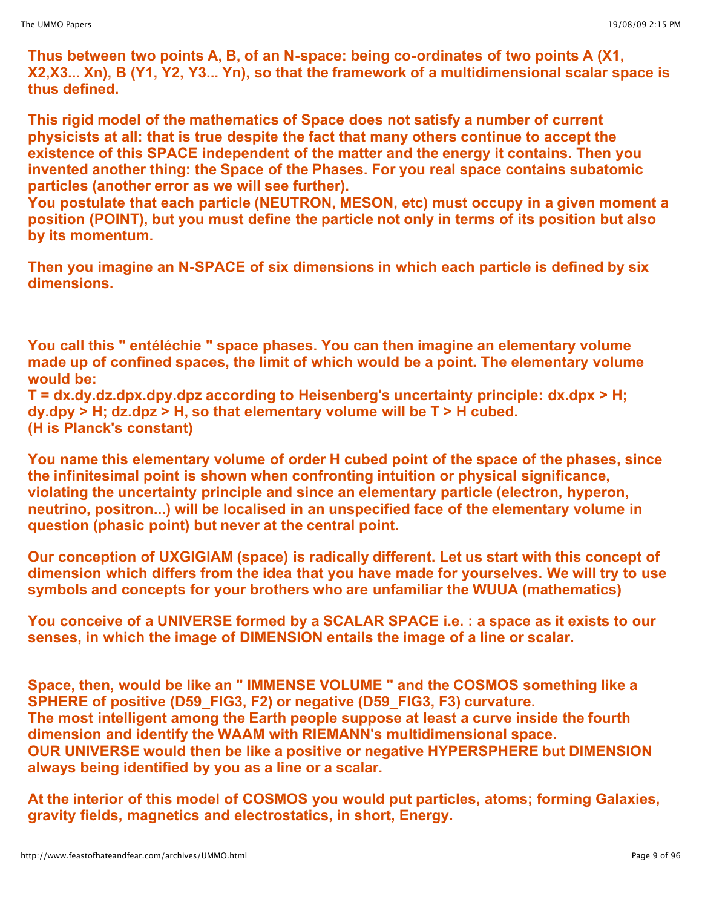**Thus between two points A, B, of an N-space: being co-ordinates of two points A (X1, X2,X3... Xn), B (Y1, Y2, Y3... Yn), so that the framework of a multidimensional scalar space is thus defined.**

**This rigid model of the mathematics of Space does not satisfy a number of current physicists at all: that is true despite the fact that many others continue to accept the existence of this SPACE independent of the matter and the energy it contains. Then you invented another thing: the Space of the Phases. For you real space contains subatomic particles (another error as we will see further).**
**You postulate that each particle (NEUTRON, MESON, etc) must occupy in a given moment a position (POINT), but you must define the particle not only in terms of its position but also by its momentum.**

**Then you imagine an N-SPACE of six dimensions in which each particle is defined by six dimensions.**

**You call this " entéléchie " space phases. You can then imagine an elementary volume made up of confined spaces, the limit of which would be a point. The elementary volume would be:**
**T = dx.dy.dz.dpx.dpy.dpz according to Heisenberg's uncertainty principle: dx.dpx > H; dy.dpy > H; dz.dpz > H, so that elementary volume will be T > H cubed.**
**(H is Planck's constant)**

**You name this elementary volume of order H cubed point of the space of the phases, since the infinitesimal point is shown when confronting intuition or physical significance, violating the uncertainty principle and since an elementary particle (electron, hyperon, neutrino, positron...) will be localised in an unspecified face of the elementary volume in question (phasic point) but never at the central point.**

**Our conception of UXGIGIAM (space) is radically different. Let us start with this concept of dimension which differs from the idea that you have made for yourselves. We will try to use symbols and concepts for your brothers who are unfamiliar the WUUA (mathematics)**

**You conceive of a UNIVERSE formed by a SCALAR SPACE i.e. : a space as it exists to our senses, in which the image of DIMENSION entails the image of a line or scalar.**

**Space, then, would be like an " IMMENSE VOLUME " and the COSMOS something like a SPHERE of positive (D59_FIG3, F2) or negative (D59_FIG3, F3) curvature.**
**The most intelligent among the Earth people suppose at least a curve inside the fourth dimension and identify the WAAM with RIEMANN's multidimensional space.**
**OUR UNIVERSE would then be like a positive or negative HYPERSPHERE but DIMENSION always being identified by you as a line or a scalar.**

**At the interior of this model of COSMOS you would put particles, atoms; forming Galaxies, gravity fields, magnetics and electrostatics, in short, Energy.**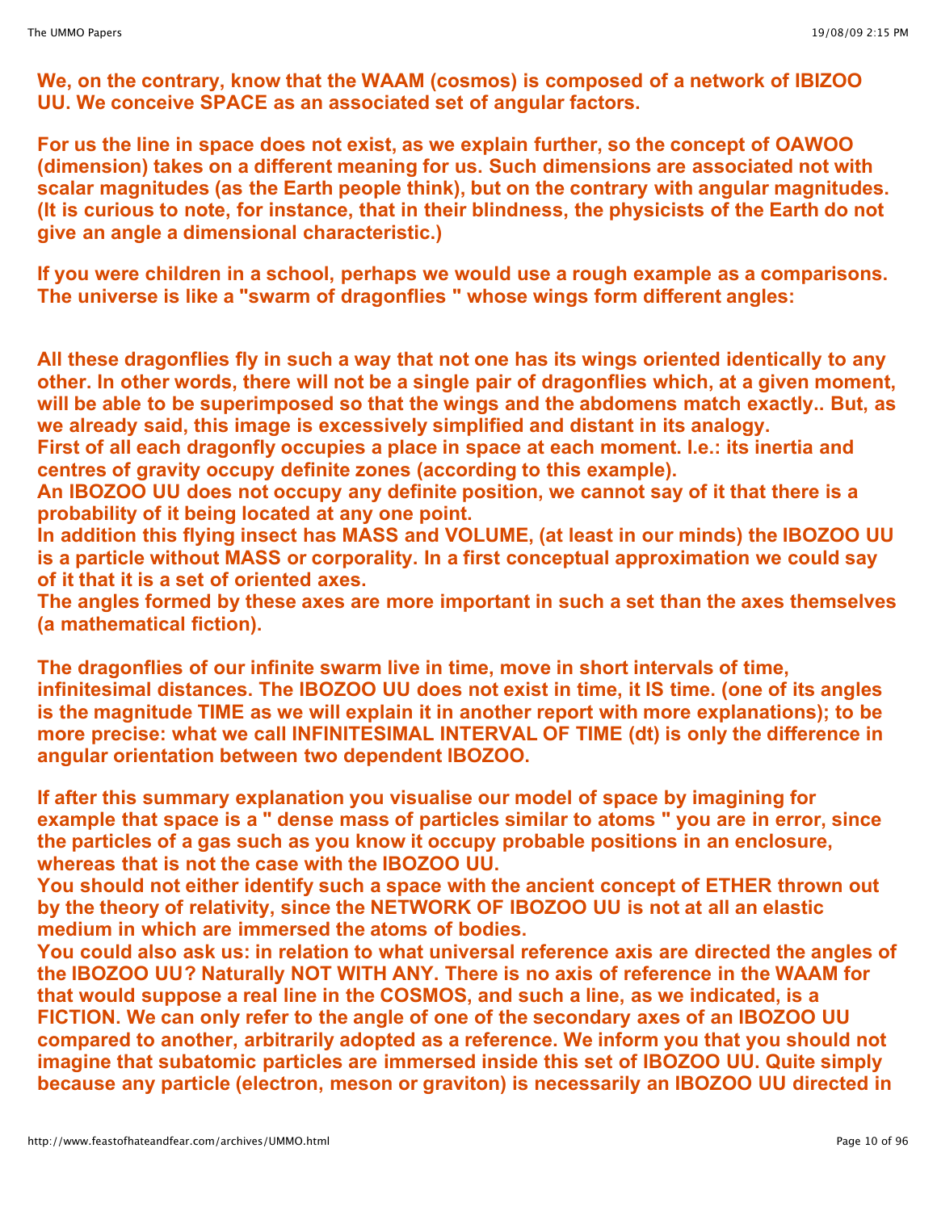**We, on the contrary, know that the WAAM (cosmos) is composed of a network of IBIZOO UU. We conceive SPACE as an associated set of angular factors.**

**For us the line in space does not exist, as we explain further, so the concept of OAWOO (dimension) takes on a different meaning for us. Such dimensions are associated not with scalar magnitudes (as the Earth people think), but on the contrary with angular magnitudes. (It is curious to note, for instance, that in their blindness, the physicists of the Earth do not give an angle a dimensional characteristic.)**

**If you were children in a school, perhaps we would use a rough example as a comparisons. The universe is like a "swarm of dragonflies " whose wings form different angles:**

**All these dragonflies fly in such a way that not one has its wings oriented identically to any other. In other words, there will not be a single pair of dragonflies which, at a given moment, will be able to be superimposed so that the wings and the abdomens match exactly.. But, as we already said, this image is excessively simplified and distant in its analogy.**
**First of all each dragonfly occupies a place in space at each moment. I.e.: its inertia and centres of gravity occupy definite zones (according to this example).**
**An IBOZOO UU does not occupy any definite position, we cannot say of it that there is a probability of it being located at any one point.**
**In addition this flying insect has MASS and VOLUME, (at least in our minds) the IBOZOO UU is a particle without MASS or corporality. In a first conceptual approximation we could say of it that it is a set of oriented axes.**
**The angles formed by these axes are more important in such a set than the axes themselves (a mathematical fiction).**

**The dragonflies of our infinite swarm live in time, move in short intervals of time, infinitesimal distances. The IBOZOO UU does not exist in time, it IS time. (one of its angles is the magnitude TIME as we will explain it in another report with more explanations); to be more precise: what we call INFINITESIMAL INTERVAL OF TIME (dt) is only the difference in angular orientation between two dependent IBOZOO.**

**If after this summary explanation you visualise our model of space by imagining for example that space is a " dense mass of particles similar to atoms " you are in error, since the particles of a gas such as you know it occupy probable positions in an enclosure, whereas that is not the case with the IBOZOO UU.**
**You should not either identify such a space with the ancient concept of ETHER thrown out by the theory of relativity, since the NETWORK OF IBOZOO UU is not at all an elastic medium in which are immersed the atoms of bodies.**
**You could also ask us: in relation to what universal reference axis are directed the angles of the IBOZOO UU? Naturally NOT WITH ANY. There is no axis of reference in the WAAM for that would suppose a real line in the COSMOS, and such a line, as we indicated, is a FICTION. We can only refer to the angle of one of the secondary axes of an IBOZOO UU compared to another, arbitrarily adopted as a reference. We inform you that you should not imagine that subatomic particles are immersed inside this set of IBOZOO UU. Quite simply because any particle (electron, meson or graviton) is necessarily an IBOZOO UU directed in**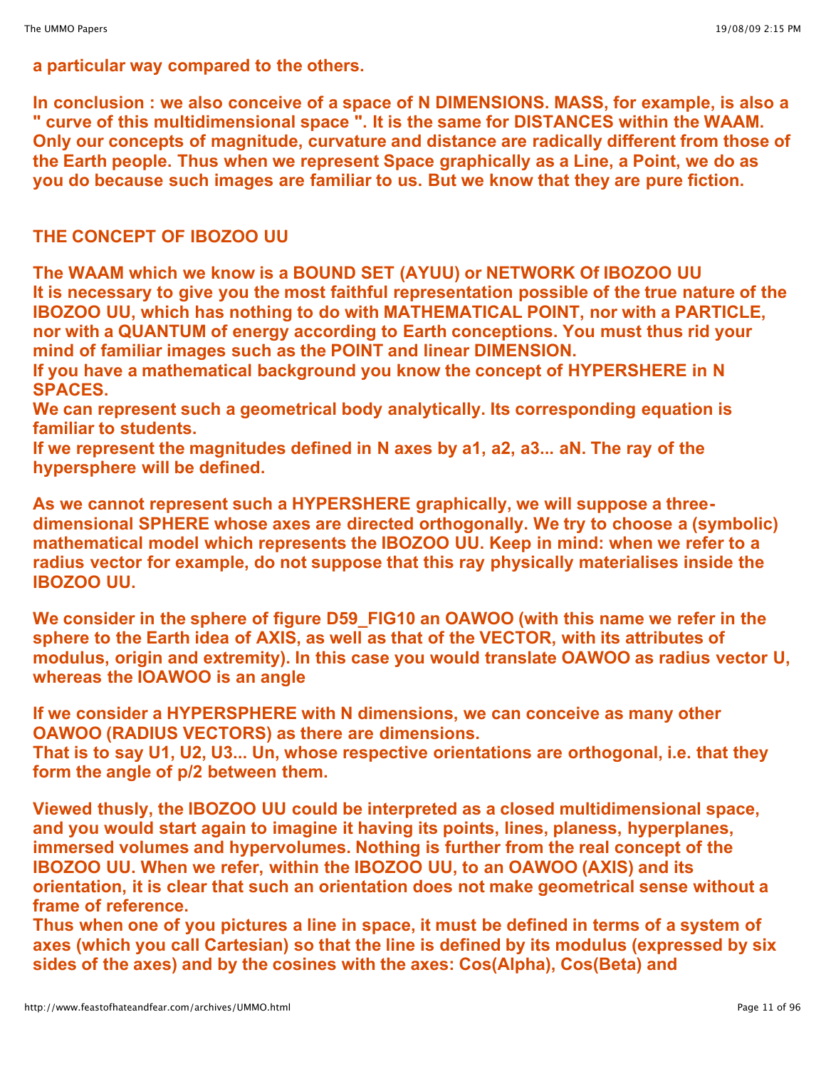**a particular way compared to the others.**

**In conclusion : we also conceive of a space of N DIMENSIONS. MASS, for example, is also a " curve of this multidimensional space ". It is the same for DISTANCES within the WAAM. Only our concepts of magnitude, curvature and distance are radically different from those of the Earth people. Thus when we represent Space graphically as a Line, a Point, we do as you do because such images are familiar to us. But we know that they are pure fiction.**

## THE CONCEPT OF IBOZOO UU

**The WAAM which we know is a BOUND SET (AYUU) or NETWORK Of IBOZOO UU**
**It is necessary to give you the most faithful representation possible of the true nature of the IBOZOO UU, which has nothing to do with MATHEMATICAL POINT, nor with a PARTICLE, nor with a QUANTUM of energy according to Earth conceptions. You must thus rid your mind of familiar images such as the POINT and linear DIMENSION.**
**If you have a mathematical background you know the concept of HYPERSHERE in N SPACES.**
**We can represent such a geometrical body analytically. Its corresponding equation is familiar to students.**
**If we represent the magnitudes defined in N axes by a1, a2, a3... aN. The ray of the hypersphere will be defined.**

**As we cannot represent such a HYPERSHERE graphically, we will suppose a three-dimensional SPHERE whose axes are directed orthogonally. We try to choose a (symbolic) mathematical model which represents the IBOZOO UU. Keep in mind: when we refer to a radius vector for example, do not suppose that this ray physically materialises inside the IBOZOO UU.**

**We consider in the sphere of figure D59_FIG10 an OAWOO (with this name we refer in the sphere to the Earth idea of AXIS, as well as that of the VECTOR, with its attributes of modulus, origin and extremity). In this case you would translate OAWOO as radius vector U, whereas the IOAWOO is an angle**

**If we consider a HYPERSPHERE with N dimensions, we can conceive as many other OAWOO (RADIUS VECTORS) as there are dimensions.**
**That is to say U1, U2, U3... Un, whose respective orientations are orthogonal, i.e. that they form the angle of p/2 between them.**

**Viewed thusly, the IBOZOO UU could be interpreted as a closed multidimensional space, and you would start again to imagine it having its points, lines, planess, hyperplanes, immersed volumes and hypervolumes. Nothing is further from the real concept of the IBOZOO UU. When we refer, within the IBOZOO UU, to an OAWOO (AXIS) and its orientation, it is clear that such an orientation does not make geometrical sense without a frame of reference.**
**Thus when one of you pictures a line in space, it must be defined in terms of a system of axes (which you call Cartesian) so that the line is defined by its modulus (expressed by six sides of the axes) and by the cosines with the axes: Cos(Alpha), Cos(Beta) and**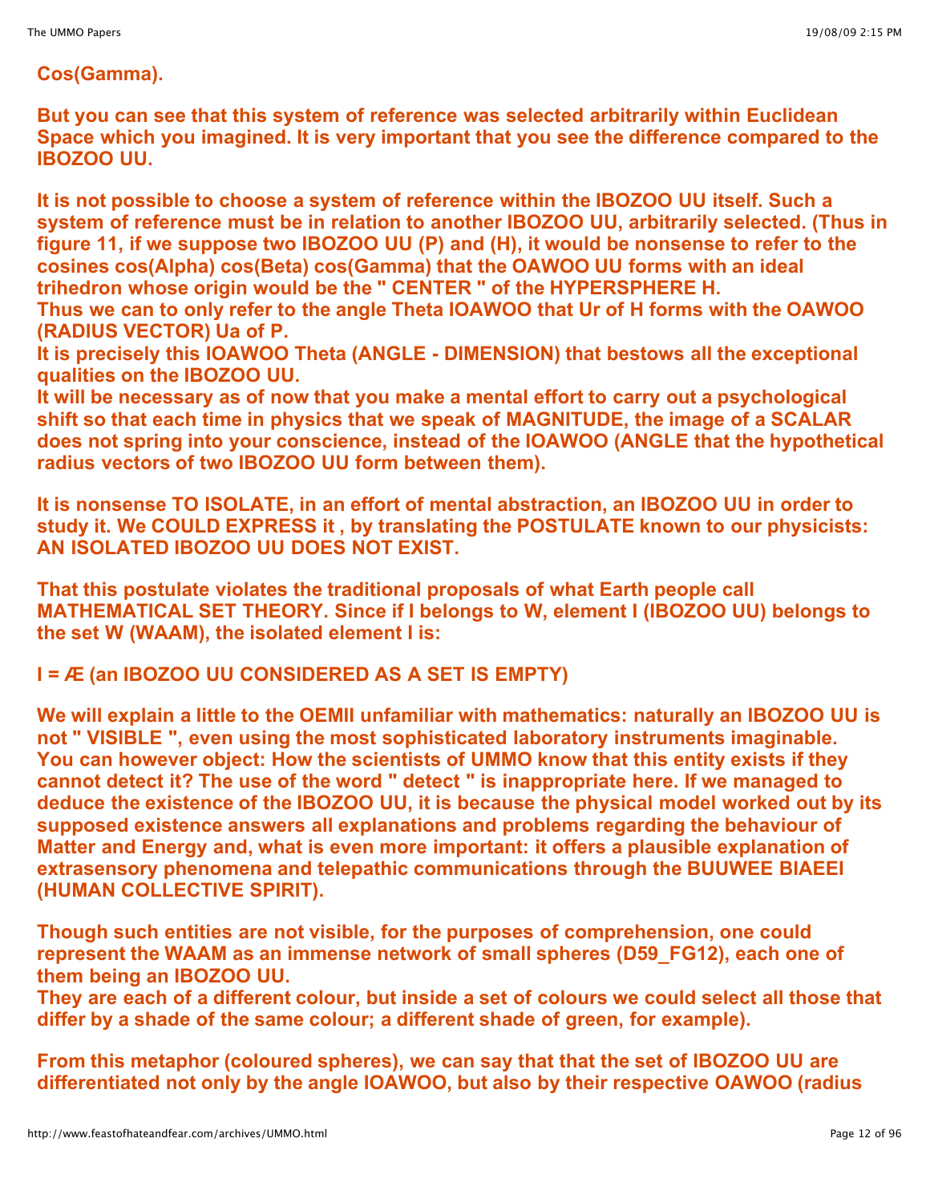**Cos(Gamma).**

**But you can see that this system of reference was selected arbitrarily within Euclidean Space which you imagined. It is very important that you see the difference compared to the IBOZOO UU.**

**It is not possible to choose a system of reference within the IBOZOO UU itself. Such a system of reference must be in relation to another IBOZOO UU, arbitrarily selected. (Thus in figure 11, if we suppose two IBOZOO UU (P) and (H), it would be nonsense to refer to the cosines cos(Alpha) cos(Beta) cos(Gamma) that the OAWOO UU forms with an ideal trihedron whose origin would be the " CENTER " of the HYPERSPHERE H.**
**Thus we can to only refer to the angle Theta IOAWOO that Ur of H forms with the OAWOO (RADIUS VECTOR) Ua of P.**
**It is precisely this IOAWOO Theta (ANGLE - DIMENSION) that bestows all the exceptional qualities on the IBOZOO UU.**
**It will be necessary as of now that you make a mental effort to carry out a psychological shift so that each time in physics that we speak of MAGNITUDE, the image of a SCALAR does not spring into your conscience, instead of the IOAWOO (ANGLE that the hypothetical radius vectors of two IBOZOO UU form between them).**

**It is nonsense TO ISOLATE, in an effort of mental abstraction, an IBOZOO UU in order to study it. We COULD EXPRESS it , by translating the POSTULATE known to our physicists: AN ISOLATED IBOZOO UU DOES NOT EXIST.**

**That this postulate violates the traditional proposals of what Earth people call MATHEMATICAL SET THEORY. Since if I belongs to W, element I (IBOZOO UU) belongs to the set W (WAAM), the isolated element I is:**

**I = Æ (an IBOZOO UU CONSIDERED AS A SET IS EMPTY)**

**We will explain a little to the OEMII unfamiliar with mathematics: naturally an IBOZOO UU is not " VISIBLE ", even using the most sophisticated laboratory instruments imaginable. You can however object: How the scientists of UMMO know that this entity exists if they cannot detect it? The use of the word " detect " is inappropriate here. If we managed to deduce the existence of the IBOZOO UU, it is because the physical model worked out by its supposed existence answers all explanations and problems regarding the behaviour of Matter and Energy and, what is even more important: it offers a plausible explanation of extrasensory phenomena and telepathic communications through the BUUWEE BIAEEI (HUMAN COLLECTIVE SPIRIT).**

**Though such entities are not visible, for the purposes of comprehension, one could represent the WAAM as an immense network of small spheres (D59_FG12), each one of them being an IBOZOO UU.**
**They are each of a different colour, but inside a set of colours we could select all those that differ by a shade of the same colour; a different shade of green, for example).**

**From this metaphor (coloured spheres), we can say that that the set of IBOZOO UU are differentiated not only by the angle IOAWOO, but also by their respective OAWOO (radius**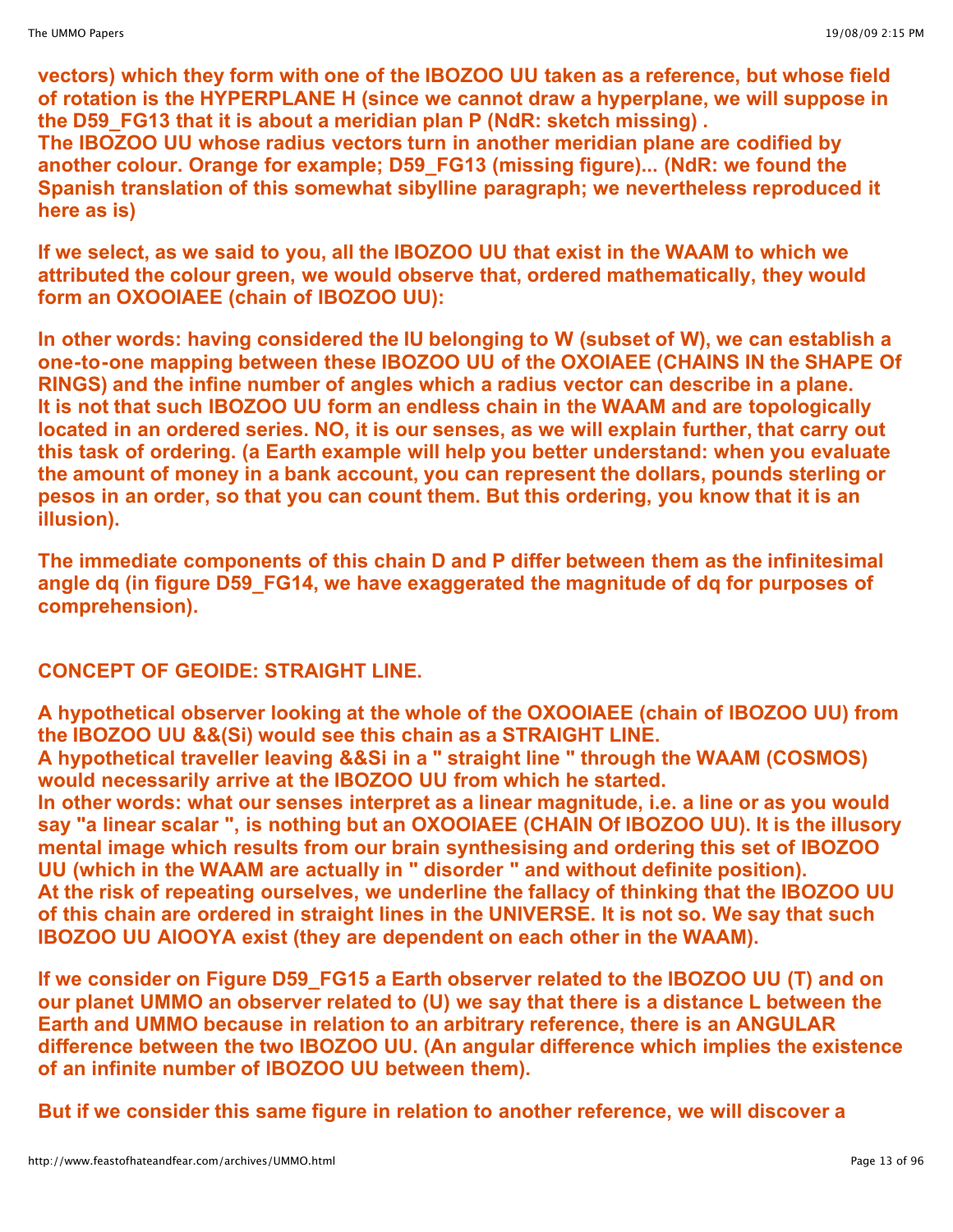**vectors) which they form with one of the IBOZOO UU taken as a reference, but whose field of rotation is the HYPERPLANE H (since we cannot draw a hyperplane, we will suppose in the D59_FG13 that it is about a meridian plan P (NdR: sketch missing) .**
**The IBOZOO UU whose radius vectors turn in another meridian plane are codified by another colour. Orange for example; D59_FG13 (missing figure)... (NdR: we found the Spanish translation of this somewhat sibylline paragraph; we nevertheless reproduced it here as is)**

**If we select, as we said to you, all the IBOZOO UU that exist in the WAAM to which we attributed the colour green, we would observe that, ordered mathematically, they would form an OXOOIAEE (chain of IBOZOO UU):**

**In other words: having considered the IU belonging to W (subset of W), we can establish a one-to-one mapping between these IBOZOO UU of the OXOIAEE (CHAINS IN the SHAPE Of RINGS) and the infine number of angles which a radius vector can describe in a plane.**
**It is not that such IBOZOO UU form an endless chain in the WAAM and are topologically located in an ordered series. NO, it is our senses, as we will explain further, that carry out this task of ordering. (a Earth example will help you better understand: when you evaluate the amount of money in a bank account, you can represent the dollars, pounds sterling or pesos in an order, so that you can count them. But this ordering, you know that it is an illusion).**

**The immediate components of this chain D and P differ between them as the infinitesimal angle dq (in figure D59_FG14, we have exaggerated the magnitude of dq for purposes of comprehension).**

**CONCEPT OF GEOIDE: STRAIGHT LINE.**

**A hypothetical observer looking at the whole of the OXOOIAEE (chain of IBOZOO UU) from the IBOZOO UU &&(Si) would see this chain as a STRAIGHT LINE.**
**A hypothetical traveller leaving &&Si in a " straight line " through the WAAM (COSMOS) would necessarily arrive at the IBOZOO UU from which he started.**
**In other words: what our senses interpret as a linear magnitude, i.e. a line or as you would say "a linear scalar ", is nothing but an OXOOIAEE (CHAIN Of IBOZOO UU). It is the illusory mental image which results from our brain synthesising and ordering this set of IBOZOO UU (which in the WAAM are actually in " disorder " and without definite position).**
**At the risk of repeating ourselves, we underline the fallacy of thinking that the IBOZOO UU of this chain are ordered in straight lines in the UNIVERSE. It is not so. We say that such IBOZOO UU AIOOYA exist (they are dependent on each other in the WAAM).**

**If we consider on Figure D59_FG15 a Earth observer related to the IBOZOO UU (T) and on our planet UMMO an observer related to (U) we say that there is a distance L between the Earth and UMMO because in relation to an arbitrary reference, there is an ANGULAR difference between the two IBOZOO UU. (An angular difference which implies the existence of an infinite number of IBOZOO UU between them).**

**But if we consider this same figure in relation to another reference, we will discover a**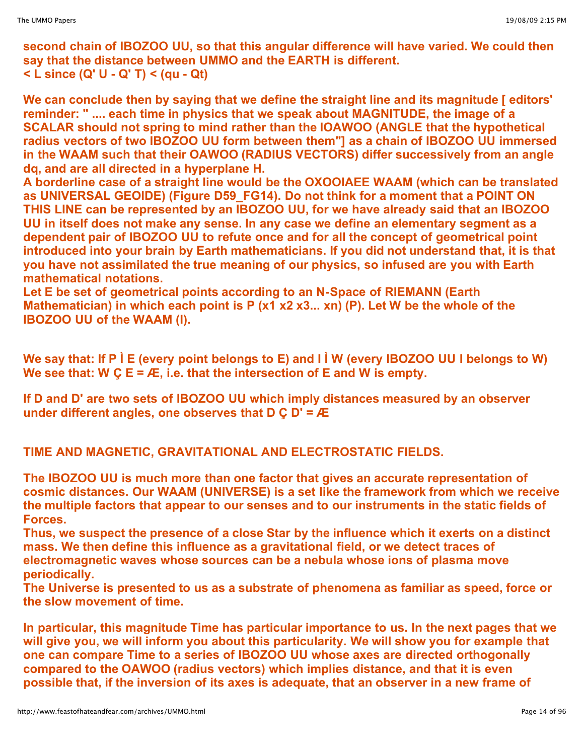**second chain of IBOZOO UU, so that this angular difference will have varied. We could then say that the distance between UMMO and the EARTH is different.**
**< L since (Q' U - Q' T) < (qu - Qt)**

**We can conclude then by saying that we define the straight line and its magnitude [ editors' reminder: " .... each time in physics that we speak about MAGNITUDE, the image of a SCALAR should not spring to mind rather than the IOAWOO (ANGLE that the hypothetical radius vectors of two IBOZOO UU form between them"] as a chain of IBOZOO UU immersed in the WAAM such that their OAWOO (RADIUS VECTORS) differ successively from an angle dq, and are all directed in a hyperplane H.**
**A borderline case of a straight line would be the OXOOIAEE WAAM (which can be translated as UNIVERSAL GEOIDE) (Figure D59_FG14). Do not think for a moment that a POINT ON THIS LINE can be represented by an IBOZOO UU, for we have already said that an IBOZOO UU in itself does not make any sense. In any case we define an elementary segment as a dependent pair of IBOZOO UU to refute once and for all the concept of geometrical point introduced into your brain by Earth mathematicians. If you did not understand that, it is that you have not assimilated the true meaning of our physics, so infused are you with Earth mathematical notations.**
**Let E be set of geometrical points according to an N-Space of RIEMANN (Earth Mathematician) in which each point is P (x1 x2 x3... xn) (P). Let W be the whole of the IBOZOO UU of the WAAM (I).**

**We say that: If P Ì E (every point belongs to E) and I Ì W (every IBOZOO UU I belongs to W)**
**We see that: W Ç E = Æ, i.e. that the intersection of E and W is empty.**

**If D and D' are two sets of IBOZOO UU which imply distances measured by an observer under different angles, one observes that D Ç D' = Æ**

**TIME AND MAGNETIC, GRAVITATIONAL AND ELECTROSTATIC FIELDS.**

**The IBOZOO UU is much more than one factor that gives an accurate representation of cosmic distances. Our WAAM (UNIVERSE) is a set like the framework from which we receive the multiple factors that appear to our senses and to our instruments in the static fields of Forces.**
**Thus, we suspect the presence of a close Star by the influence which it exerts on a distinct mass. We then define this influence as a gravitational field, or we detect traces of electromagnetic waves whose sources can be a nebula whose ions of plasma move periodically.**
**The Universe is presented to us as a substrate of phenomena as familiar as speed, force or the slow movement of time.**

**In particular, this magnitude Time has particular importance to us. In the next pages that we will give you, we will inform you about this particularity. We will show you for example that one can compare Time to a series of IBOZOO UU whose axes are directed orthogonally compared to the OAWOO (radius vectors) which implies distance, and that it is even possible that, if the inversion of its axes is adequate, that an observer in a new frame of**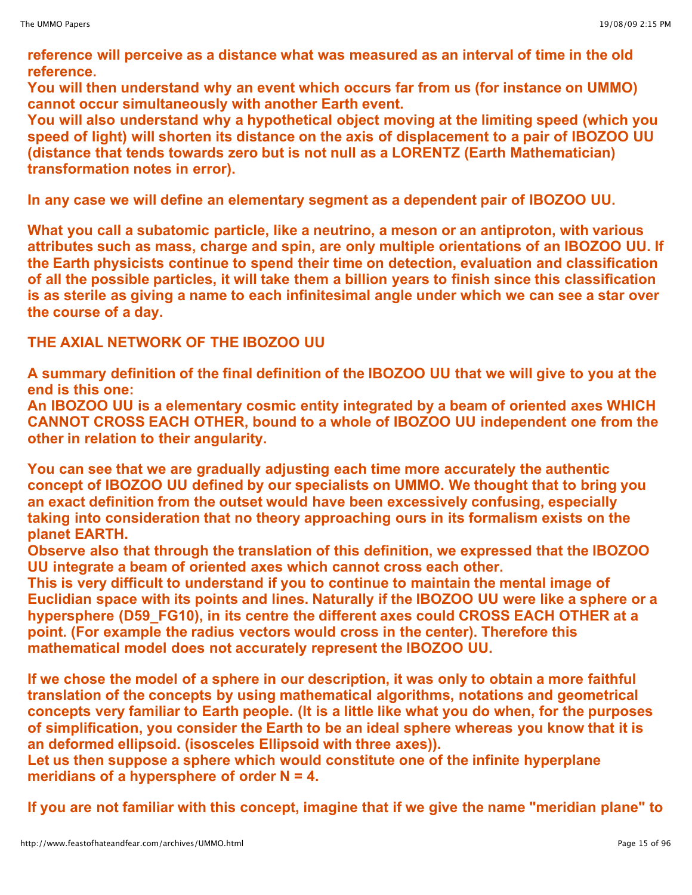**reference will perceive as a distance what was measured as an interval of time in the old reference.**
**You will then understand why an event which occurs far from us (for instance on UMMO) cannot occur simultaneously with another Earth event.**
**You will also understand why a hypothetical object moving at the limiting speed (which you speed of light) will shorten its distance on the axis of displacement to a pair of IBOZOO UU (distance that tends towards zero but is not null as a LORENTZ (Earth Mathematician) transformation notes in error).**

**In any case we will define an elementary segment as a dependent pair of IBOZOO UU.**

**What you call a subatomic particle, like a neutrino, a meson or an antiproton, with various attributes such as mass, charge and spin, are only multiple orientations of an IBOZOO UU. If the Earth physicists continue to spend their time on detection, evaluation and classification of all the possible particles, it will take them a billion years to finish since this classification is as sterile as giving a name to each infinitesimal angle under which we can see a star over the course of a day.**

**THE AXIAL NETWORK OF THE IBOZOO UU**

**A summary definition of the final definition of the IBOZOO UU that we will give to you at the end is this one:**
**An IBOZOO UU is a elementary cosmic entity integrated by a beam of oriented axes WHICH CANNOT CROSS EACH OTHER, bound to a whole of IBOZOO UU independent one from the other in relation to their angularity.**

**You can see that we are gradually adjusting each time more accurately the authentic concept of IBOZOO UU defined by our specialists on UMMO. We thought that to bring you an exact definition from the outset would have been excessively confusing, especially taking into consideration that no theory approaching ours in its formalism exists on the planet EARTH.**
**Observe also that through the translation of this definition, we expressed that the IBOZOO UU integrate a beam of oriented axes which cannot cross each other.**
**This is very difficult to understand if you to continue to maintain the mental image of Euclidian space with its points and lines. Naturally if the IBOZOO UU were like a sphere or a hypersphere (D59_FG10), in its centre the different axes could CROSS EACH OTHER at a point. (For example the radius vectors would cross in the center). Therefore this mathematical model does not accurately represent the IBOZOO UU.**

**If we chose the model of a sphere in our description, it was only to obtain a more faithful translation of the concepts by using mathematical algorithms, notations and geometrical concepts very familiar to Earth people. (It is a little like what you do when, for the purposes of simplification, you consider the Earth to be an ideal sphere whereas you know that it is an deformed ellipsoid. (isosceles Ellipsoid with three axes)).**
**Let us then suppose a sphere which would constitute one of the infinite hyperplane meridians of a hypersphere of order N = 4.**

**If you are not familiar with this concept, imagine that if we give the name "meridian plane" to**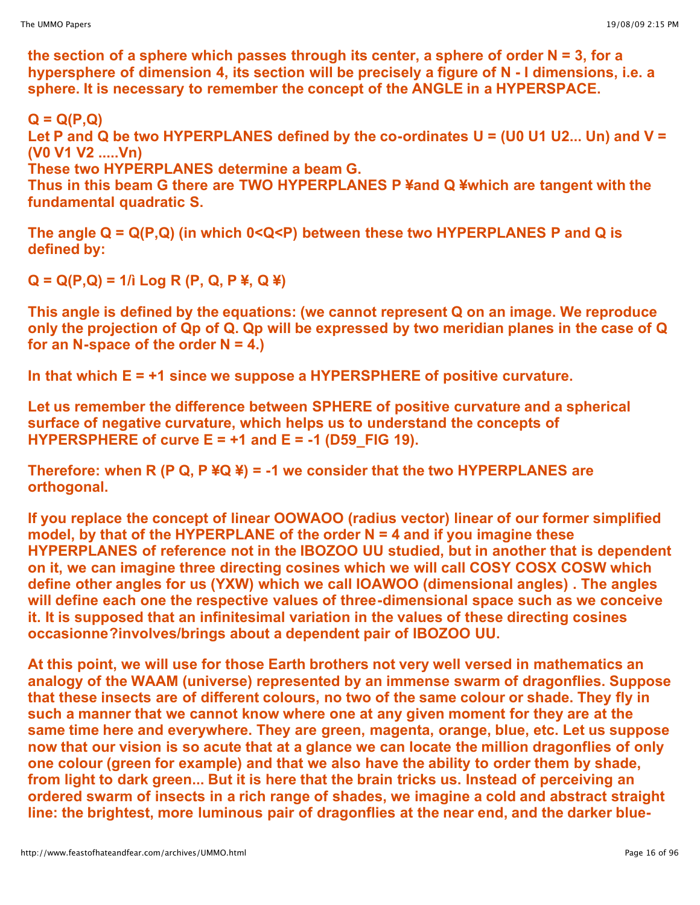the section of a sphere which passes through its center, a sphere of order N = 3, for a hypersphere of dimension 4, its section will be precisely a figure of N - I dimensions, i.e. a sphere. It is necessary to remember the concept of the ANGLE in a HYPERSPACE.

Q = Q(P,Q)
Let P and Q be two HYPERPLANES defined by the co-ordinates U = (U0 U1 U2... Un) and V = (V0 V1 V2 .....Vn)
These two HYPERPLANES determine a beam G.
Thus in this beam G there are TWO HYPERPLANES P ¥and Q ¥which are tangent with the fundamental quadratic S.

The angle Q = Q(P,Q) (in which 0<Q<P) between these two HYPERPLANES P and Q is defined by:

Q = Q(P,Q) = 1/i Log R (P, Q, P ¥, Q ¥)

This angle is defined by the equations: (we cannot represent Q on an image. We reproduce only the projection of Qp of Q. Qp will be expressed by two meridian planes in the case of Q for an N-space of the order N = 4.)

In that which E = +1 since we suppose a HYPERSPHERE of positive curvature.

Let us remember the difference between SPHERE of positive curvature and a spherical surface of negative curvature, which helps us to understand the concepts of HYPERSPHERE of curve E = +1 and E = -1 (D59_FIG 19).

Therefore: when R (P Q, P ¥Q ¥) = -1 we consider that the two HYPERPLANES are orthogonal.

If you replace the concept of linear OOWAOO (radius vector) linear of our former simplified model, by that of the HYPERPLANE of the order N = 4 and if you imagine these HYPERPLANES of reference not in the IBOZOO UU studied, but in another that is dependent on it, we can imagine three directing cosines which we will call COSY COSX COSW which define other angles for us (YXW) which we call IOAWOO (dimensional angles) . The angles will define each one the respective values of three-dimensional space such as we conceive it. It is supposed that an infinitesimal variation in the values of these directing cosines occasionne?involves/brings about a dependent pair of IBOZOO UU.

At this point, we will use for those Earth brothers not very well versed in mathematics an analogy of the WAAM (universe) represented by an immense swarm of dragonflies. Suppose that these insects are of different colours, no two of the same colour or shade. They fly in such a manner that we cannot know where one at any given moment for they are at the same time here and everywhere. They are green, magenta, orange, blue, etc. Let us suppose now that our vision is so acute that at a glance we can locate the million dragonflies of only one colour (green for example) and that we also have the ability to order them by shade, from light to dark green... But it is here that the brain tricks us. Instead of perceiving an ordered swarm of insects in a rich range of shades, we imagine a cold and abstract straight line: the brightest, more luminous pair of dragonflies at the near end, and the darker blue-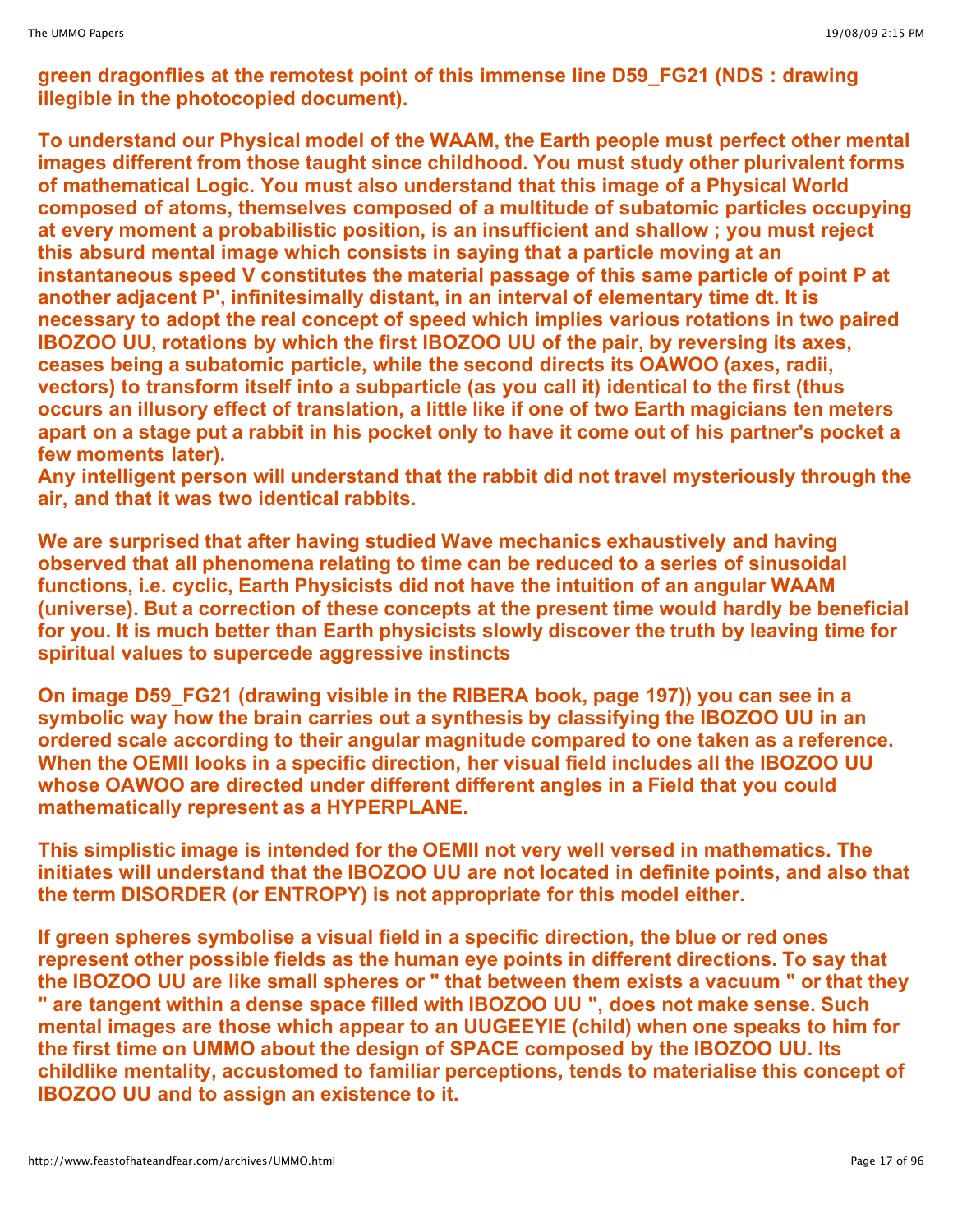**green dragonflies at the remotest point of this immense line D59_FG21 (NDS : drawing illegible in the photocopied document).**

**To understand our Physical model of the WAAM, the Earth people must perfect other mental images different from those taught since childhood. You must study other plurivalent forms of mathematical Logic. You must also understand that this image of a Physical World composed of atoms, themselves composed of a multitude of subatomic particles occupying at every moment a probabilistic position, is an insufficient and shallow ; you must reject this absurd mental image which consists in saying that a particle moving at an instantaneous speed V constitutes the material passage of this same particle of point P at another adjacent P', infinitesimally distant, in an interval of elementary time dt. It is necessary to adopt the real concept of speed which implies various rotations in two paired IBOZOO UU, rotations by which the first IBOZOO UU of the pair, by reversing its axes, ceases being a subatomic particle, while the second directs its OAWOO (axes, radii, vectors) to transform itself into a subparticle (as you call it) identical to the first (thus occurs an illusory effect of translation, a little like if one of two Earth magicians ten meters apart on a stage put a rabbit in his pocket only to have it come out of his partner's pocket a few moments later).**
**Any intelligent person will understand that the rabbit did not travel mysteriously through the air, and that it was two identical rabbits.**

**We are surprised that after having studied Wave mechanics exhaustively and having observed that all phenomena relating to time can be reduced to a series of sinusoidal functions, i.e. cyclic, Earth Physicists did not have the intuition of an angular WAAM (universe). But a correction of these concepts at the present time would hardly be beneficial for you. It is much better than Earth physicists slowly discover the truth by leaving time for spiritual values to supercede aggressive instincts**

**On image D59_FG21 (drawing visible in the RIBERA book, page 197)) you can see in a symbolic way how the brain carries out a synthesis by classifying the IBOZOO UU in an ordered scale according to their angular magnitude compared to one taken as a reference. When the OEMII looks in a specific direction, her visual field includes all the IBOZOO UU whose OAWOO are directed under different different angles in a Field that you could mathematically represent as a HYPERPLANE.**

**This simplistic image is intended for the OEMII not very well versed in mathematics. The initiates will understand that the IBOZOO UU are not located in definite points, and also that the term DISORDER (or ENTROPY) is not appropriate for this model either.**

**If green spheres symbolise a visual field in a specific direction, the blue or red ones represent other possible fields as the human eye points in different directions. To say that the IBOZOO UU are like small spheres or " that between them exists a vacuum " or that they " are tangent within a dense space filled with IBOZOO UU ", does not make sense. Such mental images are those which appear to an UUGEEYIE (child) when one speaks to him for the first time on UMMO about the design of SPACE composed by the IBOZOO UU. Its childlike mentality, accustomed to familiar perceptions, tends to materialise this concept of IBOZOO UU and to assign an existence to it.**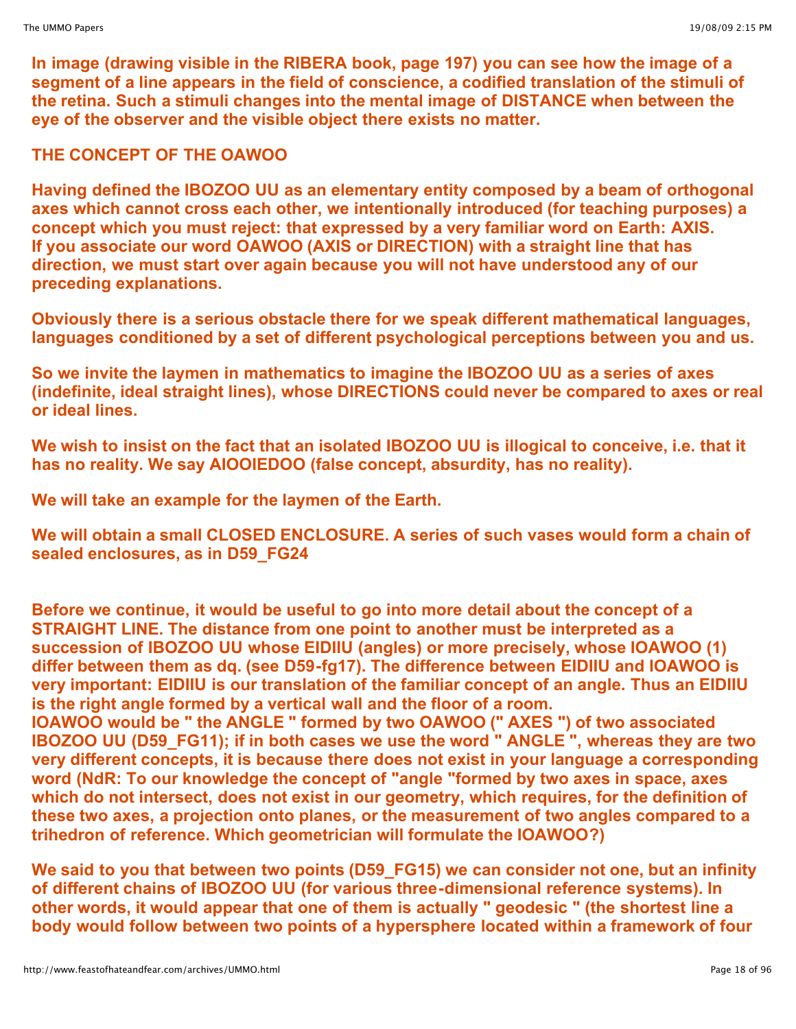**In image (drawing visible in the RIBERA book, page 197) you can see how the image of a segment of a line appears in the field of conscience, a codified translation of the stimuli of the retina. Such a stimuli changes into the mental image of DISTANCE when between the eye of the observer and the visible object there exists no matter.**

**THE CONCEPT OF THE OAWOO**

**Having defined the IBOZOO UU as an elementary entity composed by a beam of orthogonal axes which cannot cross each other, we intentionally introduced (for teaching purposes) a concept which you must reject: that expressed by a very familiar word on Earth: AXIS. If you associate our word OAWOO (AXIS or DIRECTION) with a straight line that has direction, we must start over again because you will not have understood any of our preceding explanations.**

**Obviously there is a serious obstacle there for we speak different mathematical languages, languages conditioned by a set of different psychological perceptions between you and us.**

**So we invite the laymen in mathematics to imagine the IBOZOO UU as a series of axes (indefinite, ideal straight lines), whose DIRECTIONS could never be compared to axes or real or ideal lines.**

**We wish to insist on the fact that an isolated IBOZOO UU is illogical to conceive, i.e. that it has no reality. We say AIOOIEDOO (false concept, absurdity, has no reality).**

**We will take an example for the laymen of the Earth.**

**We will obtain a small CLOSED ENCLOSURE. A series of such vases would form a chain of sealed enclosures, as in D59_FG24**

**Before we continue, it would be useful to go into more detail about the concept of a STRAIGHT LINE. The distance from one point to another must be interpreted as a succession of IBOZOO UU whose EIDIIU (angles) or more precisely, whose IOAWOO (1) differ between them as dq. (see D59-fg17). The difference between EIDIIU and IOAWOO is very important: EIDIIU is our translation of the familiar concept of an angle. Thus an EIDIIU is the right angle formed by a vertical wall and the floor of a room. IOAWOO would be " the ANGLE " formed by two OAWOO (" AXES ") of two associated IBOZOO UU (D59_FG11); if in both cases we use the word " ANGLE ", whereas they are two very different concepts, it is because there does not exist in your language a corresponding word (NdR: To our knowledge the concept of "angle "formed by two axes in space, axes which do not intersect, does not exist in our geometry, which requires, for the definition of these two axes, a projection onto planes, or the measurement of two angles compared to a trihedron of reference. Which geometrician will formulate the IOAWOO?)**

**We said to you that between two points (D59_FG15) we can consider not one, but an infinity of different chains of IBOZOO UU (for various three-dimensional reference systems). In other words, it would appear that one of them is actually " geodesic " (the shortest line a body would follow between two points of a hypersphere located within a framework of four**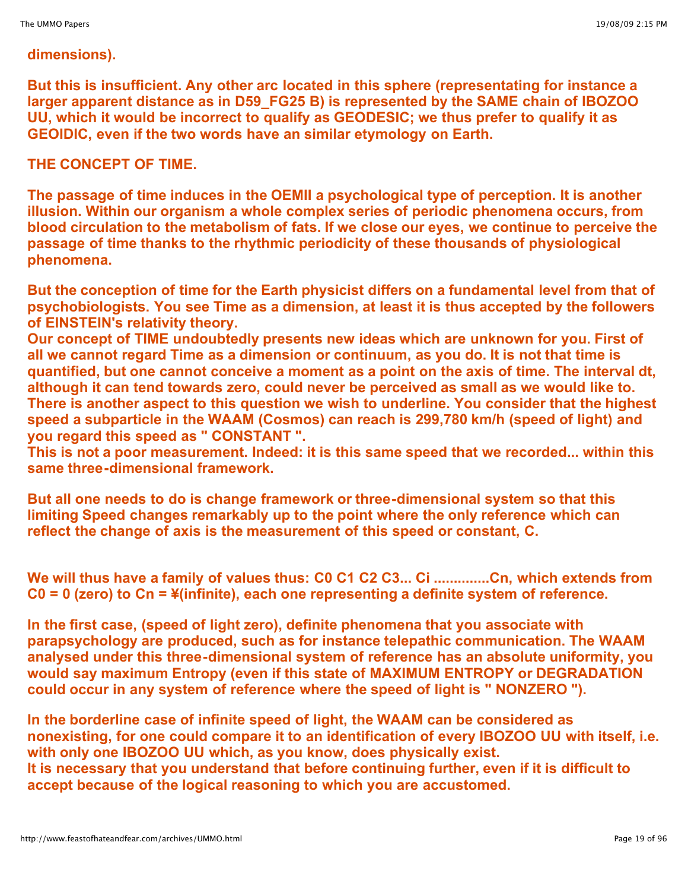**dimensions).**

**But this is insufficient. Any other arc located in this sphere (representating for instance a larger apparent distance as in D59_FG25 B) is represented by the SAME chain of IBOZOO UU, which it would be incorrect to qualify as GEODESIC; we thus prefer to qualify it as GEOIDIC, even if the two words have an similar etymology on Earth.**

**THE CONCEPT OF TIME.**

**The passage of time induces in the OEMII a psychological type of perception. It is another illusion. Within our organism a whole complex series of periodic phenomena occurs, from blood circulation to the metabolism of fats. If we close our eyes, we continue to perceive the passage of time thanks to the rhythmic periodicity of these thousands of physiological phenomena.**

**But the conception of time for the Earth physicist differs on a fundamental level from that of psychobiologists. You see Time as a dimension, at least it is thus accepted by the followers of EINSTEIN's relativity theory.**
**Our concept of TIME undoubtedly presents new ideas which are unknown for you. First of all we cannot regard Time as a dimension or continuum, as you do. It is not that time is quantified, but one cannot conceive a moment as a point on the axis of time. The interval dt, although it can tend towards zero, could never be perceived as small as we would like to.**
**There is another aspect to this question we wish to underline. You consider that the highest speed a subparticle in the WAAM (Cosmos) can reach is 299,780 km/h (speed of light) and you regard this speed as " CONSTANT ".**
**This is not a poor measurement. Indeed: it is this same speed that we recorded... within this same three-dimensional framework.**

**But all one needs to do is change framework or three-dimensional system so that this limiting Speed changes remarkably up to the point where the only reference which can reflect the change of axis is the measurement of this speed or constant, C.**

**We will thus have a family of values thus: C0 C1 C2 C3... Ci .............Cn, which extends from C0 = 0 (zero) to Cn = ¥(infinite), each one representing a definite system of reference.**

**In the first case, (speed of light zero), definite phenomena that you associate with parapsychology are produced, such as for instance telepathic communication. The WAAM analysed under this three-dimensional system of reference has an absolute uniformity, you would say maximum Entropy (even if this state of MAXIMUM ENTROPY or DEGRADATION could occur in any system of reference where the speed of light is " NONZERO ").**

**In the borderline case of infinite speed of light, the WAAM can be considered as nonexisting, for one could compare it to an identification of every IBOZOO UU with itself, i.e. with only one IBOZOO UU which, as you know, does physically exist.**
**It is necessary that you understand that before continuing further, even if it is difficult to accept because of the logical reasoning to which you are accustomed.**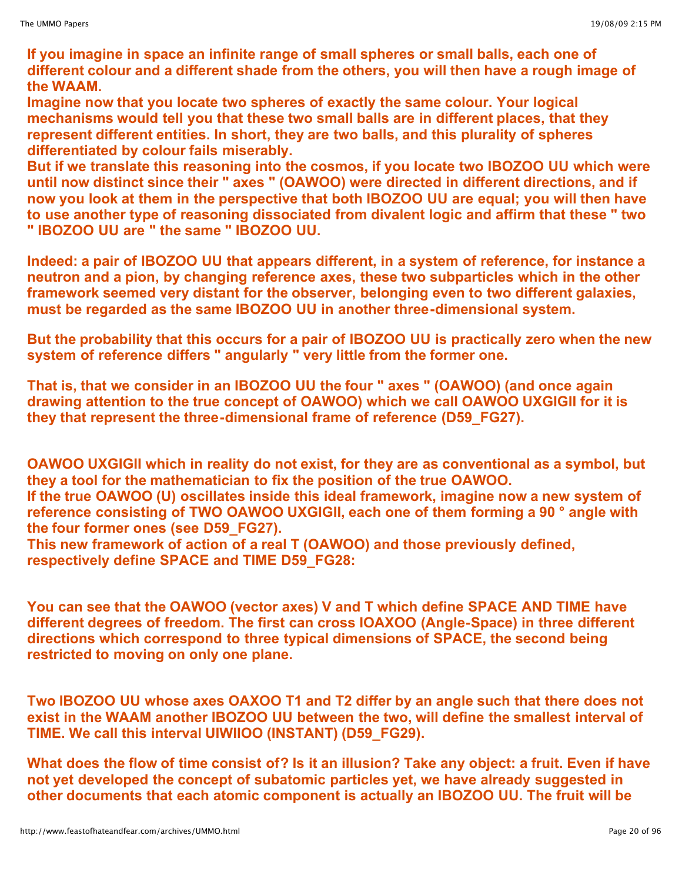**If you imagine in space an infinite range of small spheres or small balls, each one of different colour and a different shade from the others, you will then have a rough image of the WAAM.**
**Imagine now that you locate two spheres of exactly the same colour. Your logical mechanisms would tell you that these two small balls are in different places, that they represent different entities. In short, they are two balls, and this plurality of spheres differentiated by colour fails miserably.**
**But if we translate this reasoning into the cosmos, if you locate two IBOZOO UU which were until now distinct since their " axes " (OAWOO) were directed in different directions, and if now you look at them in the perspective that both IBOZOO UU are equal; you will then have to use another type of reasoning dissociated from divalent logic and affirm that these " two " IBOZOO UU are " the same " IBOZOO UU.**

**Indeed: a pair of IBOZOO UU that appears different, in a system of reference, for instance a neutron and a pion, by changing reference axes, these two subparticles which in the other framework seemed very distant for the observer, belonging even to two different galaxies, must be regarded as the same IBOZOO UU in another three-dimensional system.**

**But the probability that this occurs for a pair of IBOZOO UU is practically zero when the new system of reference differs " angularly " very little from the former one.**

**That is, that we consider in an IBOZOO UU the four " axes " (OAWOO) (and once again drawing attention to the true concept of OAWOO) which we call OAWOO UXGIGII for it is they that represent the three-dimensional frame of reference (D59_FG27).**

**OAWOO UXGIGII which in reality do not exist, for they are as conventional as a symbol, but they a tool for the mathematician to fix the position of the true OAWOO.**
**If the true OAWOO (U) oscillates inside this ideal framework, imagine now a new system of reference consisting of TWO OAWOO UXGIGII, each one of them forming a 90 ° angle with the four former ones (see D59_FG27).**
**This new framework of action of a real T (OAWOO) and those previously defined, respectively define SPACE and TIME D59_FG28:**

**You can see that the OAWOO (vector axes) V and T which define SPACE AND TIME have different degrees of freedom. The first can cross IOAXOO (Angle-Space) in three different directions which correspond to three typical dimensions of SPACE, the second being restricted to moving on only one plane.**

**Two IBOZOO UU whose axes OAXOO T1 and T2 differ by an angle such that there does not exist in the WAAM another IBOZOO UU between the two, will define the smallest interval of TIME. We call this interval UIWIIOO (INSTANT) (D59_FG29).**

**What does the flow of time consist of? Is it an illusion? Take any object: a fruit. Even if have not yet developed the concept of subatomic particles yet, we have already suggested in other documents that each atomic component is actually an IBOZOO UU. The fruit will be**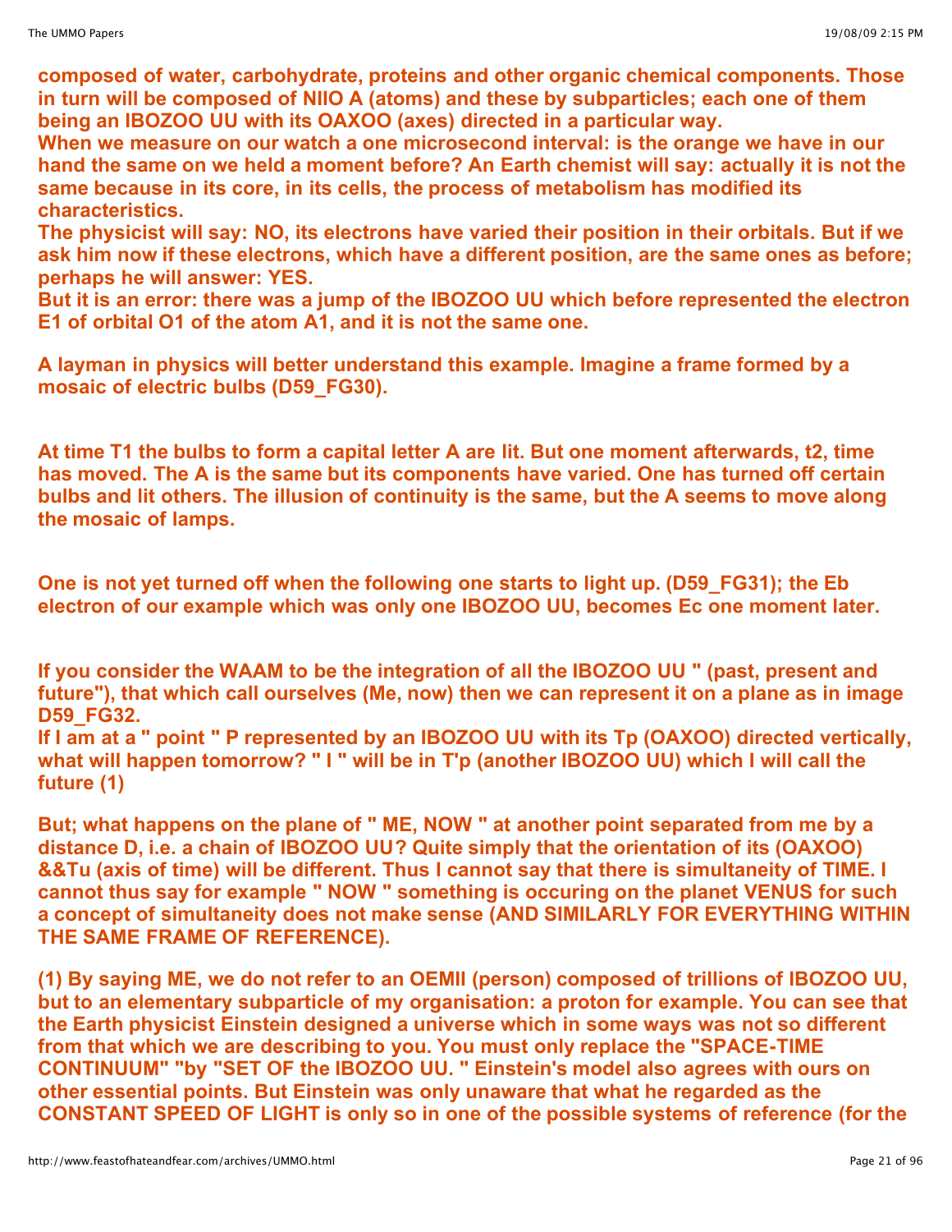**composed of water, carbohydrate, proteins and other organic chemical components. Those in turn will be composed of NIIO A (atoms) and these by subparticles; each one of them being an IBOZOO UU with its OAXOO (axes) directed in a particular way.**
**When we measure on our watch a one microsecond interval: is the orange we have in our hand the same on we held a moment before? An Earth chemist will say: actually it is not the same because in its core, in its cells, the process of metabolism has modified its characteristics.**
**The physicist will say: NO, its electrons have varied their position in their orbitals. But if we ask him now if these electrons, which have a different position, are the same ones as before; perhaps he will answer: YES.**
**But it is an error: there was a jump of the IBOZOO UU which before represented the electron E1 of orbital O1 of the atom A1, and it is not the same one.**

**A layman in physics will better understand this example. Imagine a frame formed by a mosaic of electric bulbs (D59_FG30).**

**At time T1 the bulbs to form a capital letter A are lit. But one moment afterwards, t2, time has moved. The A is the same but its components have varied. One has turned off certain bulbs and lit others. The illusion of continuity is the same, but the A seems to move along the mosaic of lamps.**

**One is not yet turned off when the following one starts to light up. (D59_FG31); the Eb electron of our example which was only one IBOZOO UU, becomes Ec one moment later.**

**If you consider the WAAM to be the integration of all the IBOZOO UU " (past, present and future"), that which call ourselves (Me, now) then we can represent it on a plane as in image D59_FG32.**
**If I am at a " point " P represented by an IBOZOO UU with its Tp (OAXOO) directed vertically, what will happen tomorrow? " I " will be in T'p (another IBOZOO UU) which I will call the future (1)**

**But; what happens on the plane of " ME, NOW " at another point separated from me by a distance D, i.e. a chain of IBOZOO UU? Quite simply that the orientation of its (OAXOO) &&Tu (axis of time) will be different. Thus I cannot say that there is simultaneity of TIME. I cannot thus say for example " NOW " something is occuring on the planet VENUS for such a concept of simultaneity does not make sense (AND SIMILARLY FOR EVERYTHING WITHIN THE SAME FRAME OF REFERENCE).**

**(1) By saying ME, we do not refer to an OEMII (person) composed of trillions of IBOZOO UU, but to an elementary subparticle of my organisation: a proton for example. You can see that the Earth physicist Einstein designed a universe which in some ways was not so different from that which we are describing to you. You must only replace the "SPACE-TIME CONTINUUM" "by "SET OF the IBOZOO UU. " Einstein's model also agrees with ours on other essential points. But Einstein was only unaware that what he regarded as the CONSTANT SPEED OF LIGHT is only so in one of the possible systems of reference (for the**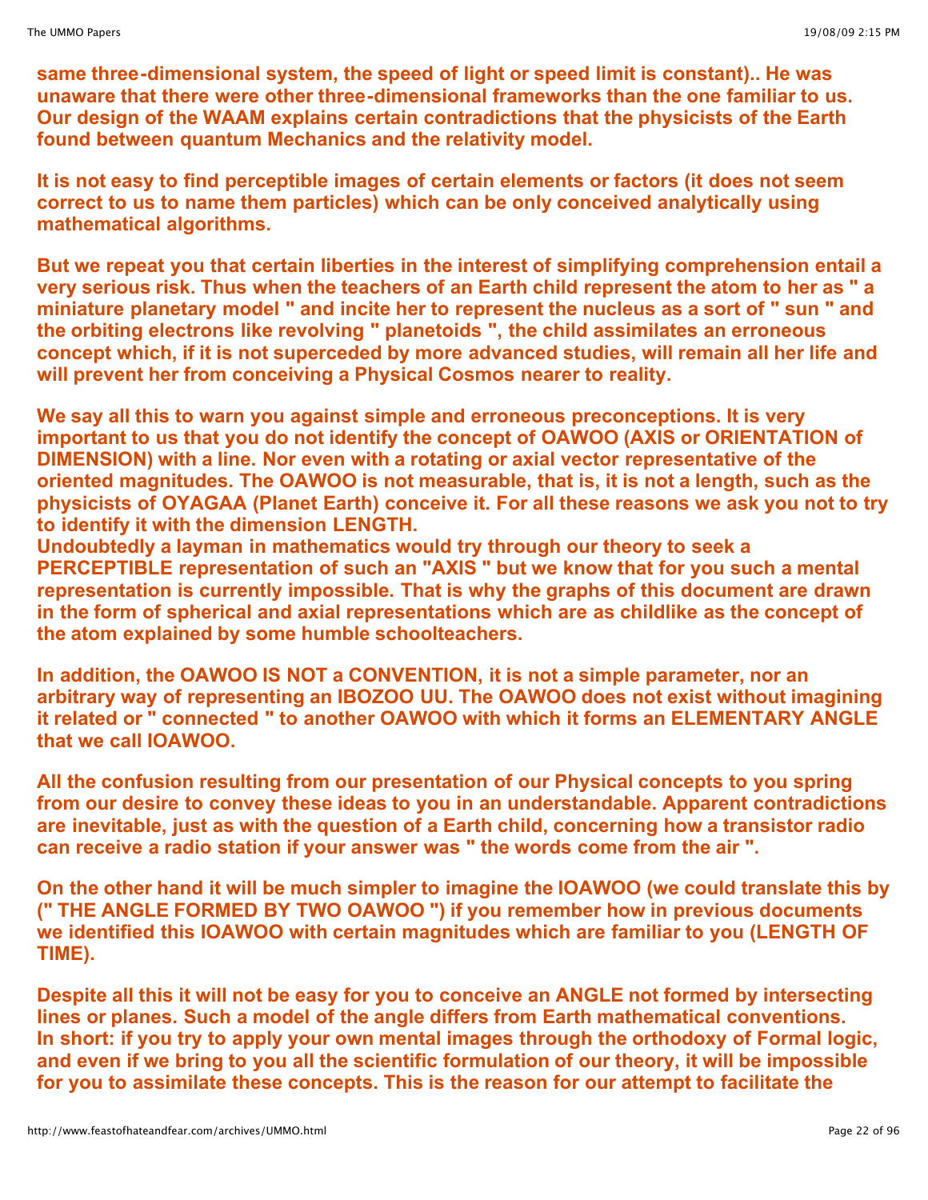**same three-dimensional system, the speed of light or speed limit is constant).. He was unaware that there were other three-dimensional frameworks than the one familiar to us. Our design of the WAAM explains certain contradictions that the physicists of the Earth found between quantum Mechanics and the relativity model.**

**It is not easy to find perceptible images of certain elements or factors (it does not seem correct to us to name them particles) which can be only conceived analytically using mathematical algorithms.**

**But we repeat you that certain liberties in the interest of simplifying comprehension entail a very serious risk. Thus when the teachers of an Earth child represent the atom to her as " a miniature planetary model " and incite her to represent the nucleus as a sort of " sun " and the orbiting electrons like revolving " planetoids ", the child assimilates an erroneous concept which, if it is not superceded by more advanced studies, will remain all her life and will prevent her from conceiving a Physical Cosmos nearer to reality.**

**We say all this to warn you against simple and erroneous preconceptions. It is very important to us that you do not identify the concept of OAWOO (AXIS or ORIENTATION of DIMENSION) with a line. Nor even with a rotating or axial vector representative of the oriented magnitudes. The OAWOO is not measurable, that is, it is not a length, such as the physicists of OYAGAA (Planet Earth) conceive it. For all these reasons we ask you not to try to identify it with the dimension LENGTH.**
**Undoubtedly a layman in mathematics would try through our theory to seek a PERCEPTIBLE representation of such an "AXIS " but we know that for you such a mental representation is currently impossible. That is why the graphs of this document are drawn in the form of spherical and axial representations which are as childlike as the concept of the atom explained by some humble schoolteachers.**

**In addition, the OAWOO IS NOT a CONVENTION, it is not a simple parameter, nor an arbitrary way of representing an IBOZOO UU. The OAWOO does not exist without imagining it related or " connected " to another OAWOO with which it forms an ELEMENTARY ANGLE that we call IOAWOO.**

**All the confusion resulting from our presentation of our Physical concepts to you spring from our desire to convey these ideas to you in an understandable. Apparent contradictions are inevitable, just as with the question of a Earth child, concerning how a transistor radio can receive a radio station if your answer was " the words come from the air ".**

**On the other hand it will be much simpler to imagine the IOAWOO (we could translate this by (" THE ANGLE FORMED BY TWO OAWOO ") if you remember how in previous documents we identified this IOAWOO with certain magnitudes which are familiar to you (LENGTH OF TIME).**

**Despite all this it will not be easy for you to conceive an ANGLE not formed by intersecting lines or planes. Such a model of the angle differs from Earth mathematical conventions.**
**In short: if you try to apply your own mental images through the orthodoxy of Formal logic, and even if we bring to you all the scientific formulation of our theory, it will be impossible for you to assimilate these concepts. This is the reason for our attempt to facilitate the**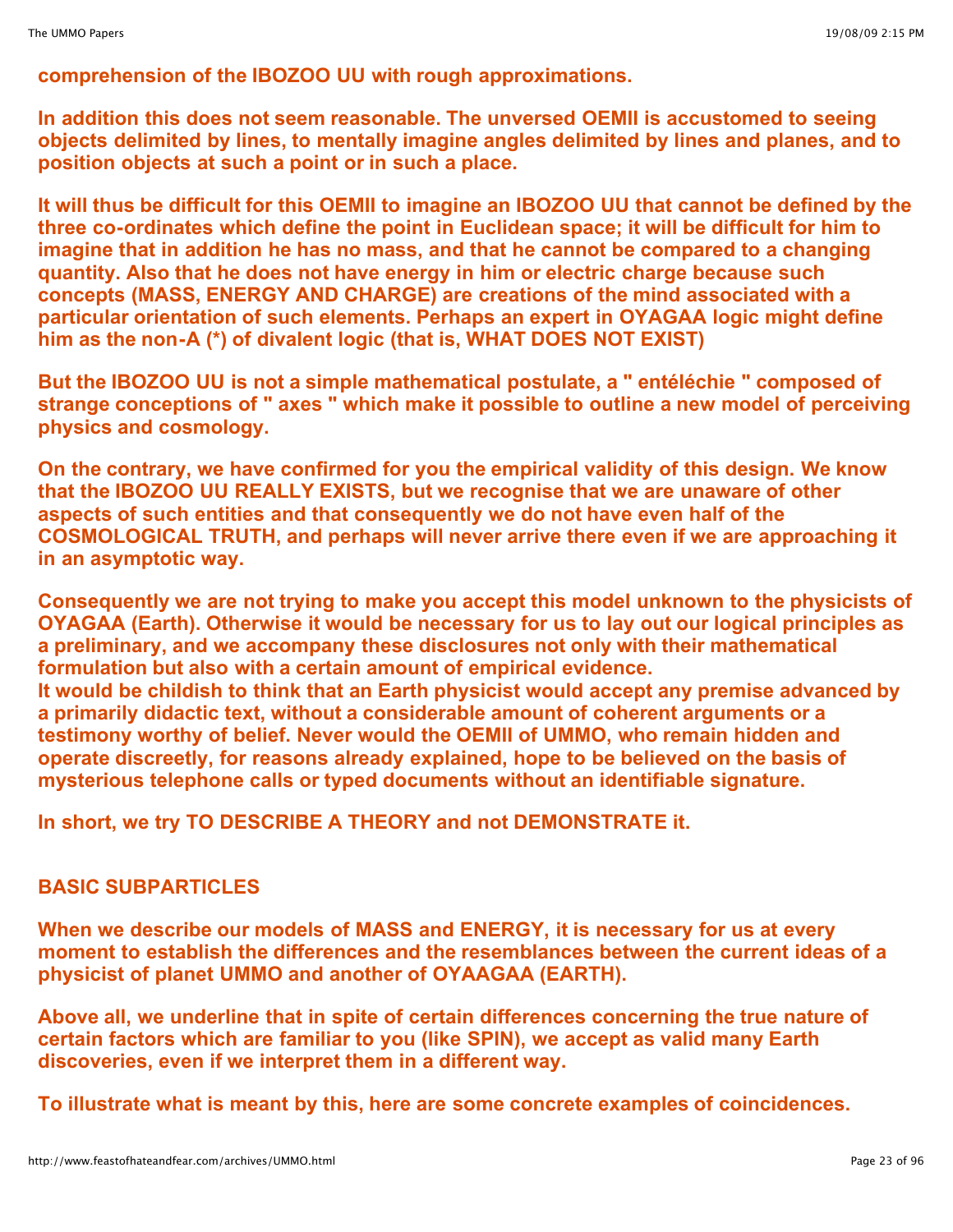**comprehension of the IBOZOO UU with rough approximations.**

**In addition this does not seem reasonable. The unversed OEMII is accustomed to seeing objects delimited by lines, to mentally imagine angles delimited by lines and planes, and to position objects at such a point or in such a place.**

**It will thus be difficult for this OEMII to imagine an IBOZOO UU that cannot be defined by the three co-ordinates which define the point in Euclidean space; it will be difficult for him to imagine that in addition he has no mass, and that he cannot be compared to a changing quantity. Also that he does not have energy in him or electric charge because such concepts (MASS, ENERGY AND CHARGE) are creations of the mind associated with a particular orientation of such elements. Perhaps an expert in OYAGAA logic might define him as the non-A (*) of divalent logic (that is, WHAT DOES NOT EXIST)**

**But the IBOZOO UU is not a simple mathematical postulate, a " entéléchie " composed of strange conceptions of " axes " which make it possible to outline a new model of perceiving physics and cosmology.**

**On the contrary, we have confirmed for you the empirical validity of this design. We know that the IBOZOO UU REALLY EXISTS, but we recognise that we are unaware of other aspects of such entities and that consequently we do not have even half of the COSMOLOGICAL TRUTH, and perhaps will never arrive there even if we are approaching it in an asymptotic way.**

**Consequently we are not trying to make you accept this model unknown to the physicists of OYAGAA (Earth). Otherwise it would be necessary for us to lay out our logical principles as a preliminary, and we accompany these disclosures not only with their mathematical formulation but also with a certain amount of empirical evidence.**
**It would be childish to think that an Earth physicist would accept any premise advanced by a primarily didactic text, without a considerable amount of coherent arguments or a testimony worthy of belief. Never would the OEMII of UMMO, who remain hidden and operate discreetly, for reasons already explained, hope to be believed on the basis of mysterious telephone calls or typed documents without an identifiable signature.**

**In short, we try TO DESCRIBE A THEORY and not DEMONSTRATE it.**

## BASIC SUBPARTICLES

**When we describe our models of MASS and ENERGY, it is necessary for us at every moment to establish the differences and the resemblances between the current ideas of a physicist of planet UMMO and another of OYAAGAA (EARTH).**

**Above all, we underline that in spite of certain differences concerning the true nature of certain factors which are familiar to you (like SPIN), we accept as valid many Earth discoveries, even if we interpret them in a different way.**

**To illustrate what is meant by this, here are some concrete examples of coincidences.**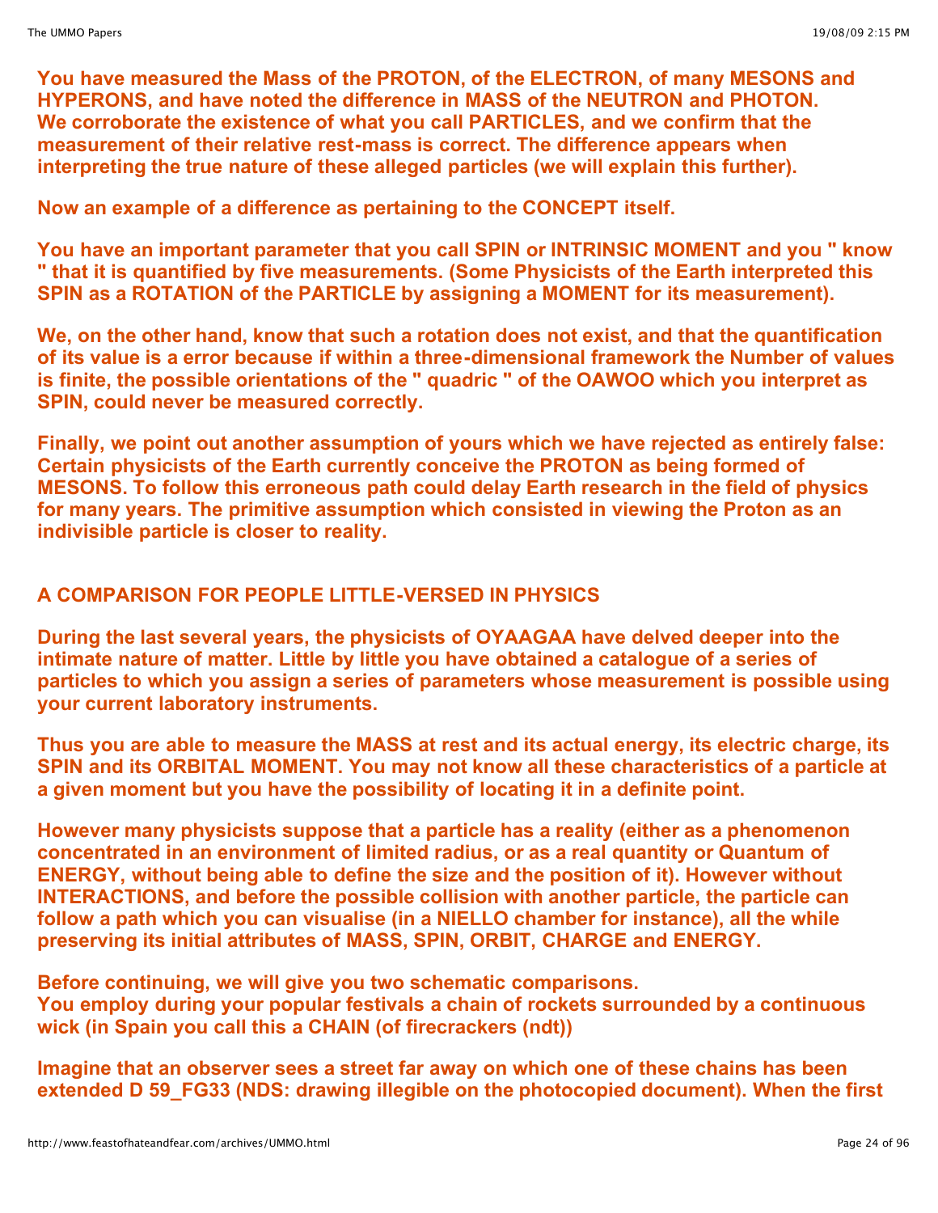**You have measured the Mass of the PROTON, of the ELECTRON, of many MESONS and HYPERONS, and have noted the difference in MASS of the NEUTRON and PHOTON. We corroborate the existence of what you call PARTICLES, and we confirm that the measurement of their relative rest-mass is correct. The difference appears when interpreting the true nature of these alleged particles (we will explain this further).**

**Now an example of a difference as pertaining to the CONCEPT itself.**

**You have an important parameter that you call SPIN or INTRINSIC MOMENT and you " know " that it is quantified by five measurements. (Some Physicists of the Earth interpreted this SPIN as a ROTATION of the PARTICLE by assigning a MOMENT for its measurement).**

**We, on the other hand, know that such a rotation does not exist, and that the quantification of its value is a error because if within a three-dimensional framework the Number of values is finite, the possible orientations of the " quadric " of the OAWOO which you interpret as SPIN, could never be measured correctly.**

**Finally, we point out another assumption of yours which we have rejected as entirely false: Certain physicists of the Earth currently conceive the PROTON as being formed of MESONS. To follow this erroneous path could delay Earth research in the field of physics for many years. The primitive assumption which consisted in viewing the Proton as an indivisible particle is closer to reality.**

## A COMPARISON FOR PEOPLE LITTLE-VERSED IN PHYSICS

**During the last several years, the physicists of OYAAGAA have delved deeper into the intimate nature of matter. Little by little you have obtained a catalogue of a series of particles to which you assign a series of parameters whose measurement is possible using your current laboratory instruments.**

**Thus you are able to measure the MASS at rest and its actual energy, its electric charge, its SPIN and its ORBITAL MOMENT. You may not know all these characteristics of a particle at a given moment but you have the possibility of locating it in a definite point.**

**However many physicists suppose that a particle has a reality (either as a phenomenon concentrated in an environment of limited radius, or as a real quantity or Quantum of ENERGY, without being able to define the size and the position of it). However without INTERACTIONS, and before the possible collision with another particle, the particle can follow a path which you can visualise (in a NIELLO chamber for instance), all the while preserving its initial attributes of MASS, SPIN, ORBIT, CHARGE and ENERGY.**

**Before continuing, we will give you two schematic comparisons.**
**You employ during your popular festivals a chain of rockets surrounded by a continuous wick (in Spain you call this a CHAIN (of firecrackers (ndt))**

**Imagine that an observer sees a street far away on which one of these chains has been extended D 59_FG33 (NDS: drawing illegible on the photocopied document). When the first**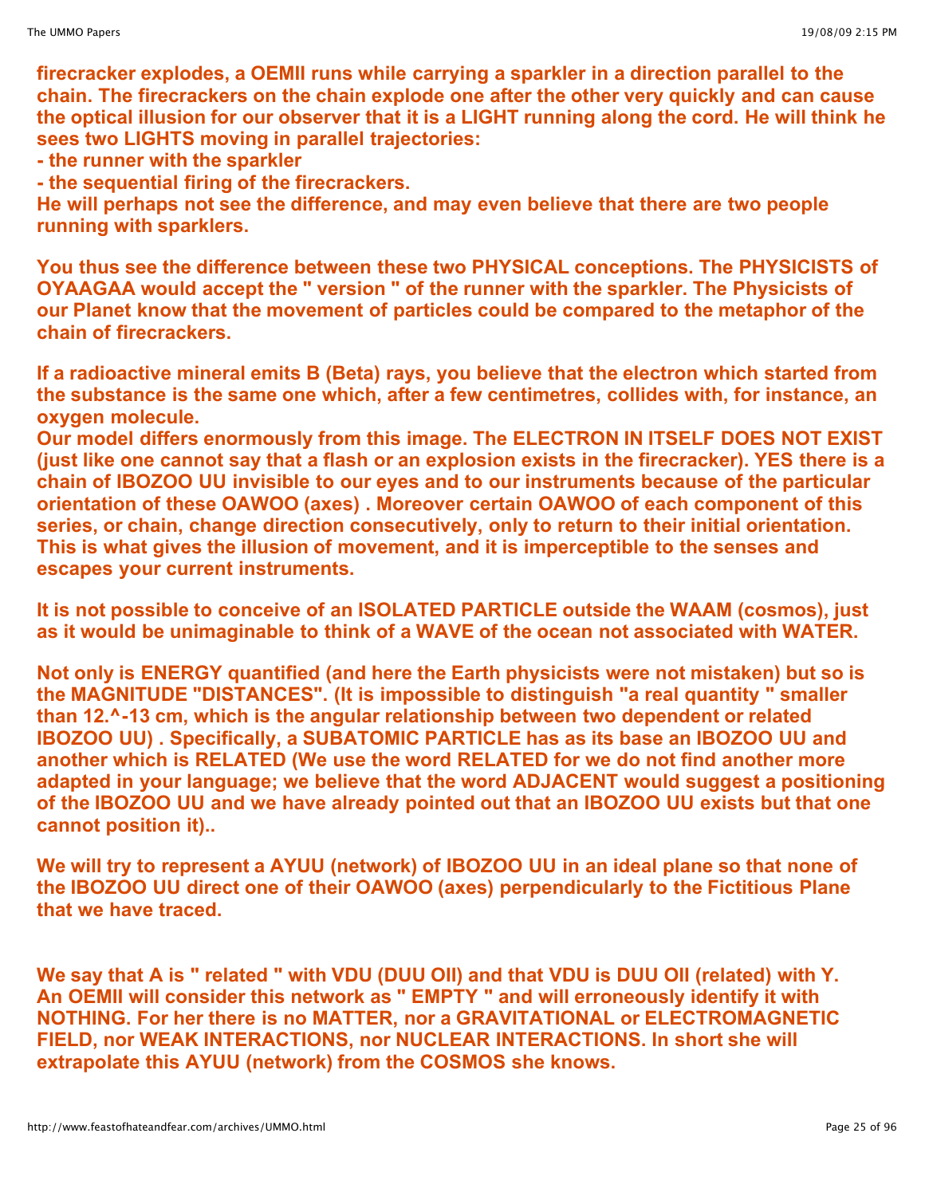**firecracker explodes, a OEMII runs while carrying a sparkler in a direction parallel to the chain. The firecrackers on the chain explode one after the other very quickly and can cause the optical illusion for our observer that it is a LIGHT running along the cord. He will think he sees two LIGHTS moving in parallel trajectories:**

**- the runner with the sparkler**

**- the sequential firing of the firecrackers.**

**He will perhaps not see the difference, and may even believe that there are two people running with sparklers.**

**You thus see the difference between these two PHYSICAL conceptions. The PHYSICISTS of OYAAGAA would accept the " version " of the runner with the sparkler. The Physicists of our Planet know that the movement of particles could be compared to the metaphor of the chain of firecrackers.**

**If a radioactive mineral emits B (Beta) rays, you believe that the electron which started from the substance is the same one which, after a few centimetres, collides with, for instance, an oxygen molecule.**

**Our model differs enormously from this image. The ELECTRON IN ITSELF DOES NOT EXIST (just like one cannot say that a flash or an explosion exists in the firecracker). YES there is a chain of IBOZOO UU invisible to our eyes and to our instruments because of the particular orientation of these OAWOO (axes) . Moreover certain OAWOO of each component of this series, or chain, change direction consecutively, only to return to their initial orientation. This is what gives the illusion of movement, and it is imperceptible to the senses and escapes your current instruments.**

**It is not possible to conceive of an ISOLATED PARTICLE outside the WAAM (cosmos), just as it would be unimaginable to think of a WAVE of the ocean not associated with WATER.**

**Not only is ENERGY quantified (and here the Earth physicists were not mistaken) but so is the MAGNITUDE "DISTANCES". (It is impossible to distinguish "a real quantity " smaller than 12.^-13 cm, which is the angular relationship between two dependent or related IBOZOO UU) . Specifically, a SUBATOMIC PARTICLE has as its base an IBOZOO UU and another which is RELATED (We use the word RELATED for we do not find another more adapted in your language; we believe that the word ADJACENT would suggest a positioning of the IBOZOO UU and we have already pointed out that an IBOZOO UU exists but that one cannot position it)..**

**We will try to represent a AYUU (network) of IBOZOO UU in an ideal plane so that none of the IBOZOO UU direct one of their OAWOO (axes) perpendicularly to the Fictitious Plane that we have traced.**

**We say that A is " related " with VDU (DUU OII) and that VDU is DUU OII (related) with Y. An OEMII will consider this network as " EMPTY " and will erroneously identify it with NOTHING. For her there is no MATTER, nor a GRAVITATIONAL or ELECTROMAGNETIC FIELD, nor WEAK INTERACTIONS, nor NUCLEAR INTERACTIONS. In short she will extrapolate this AYUU (network) from the COSMOS she knows.**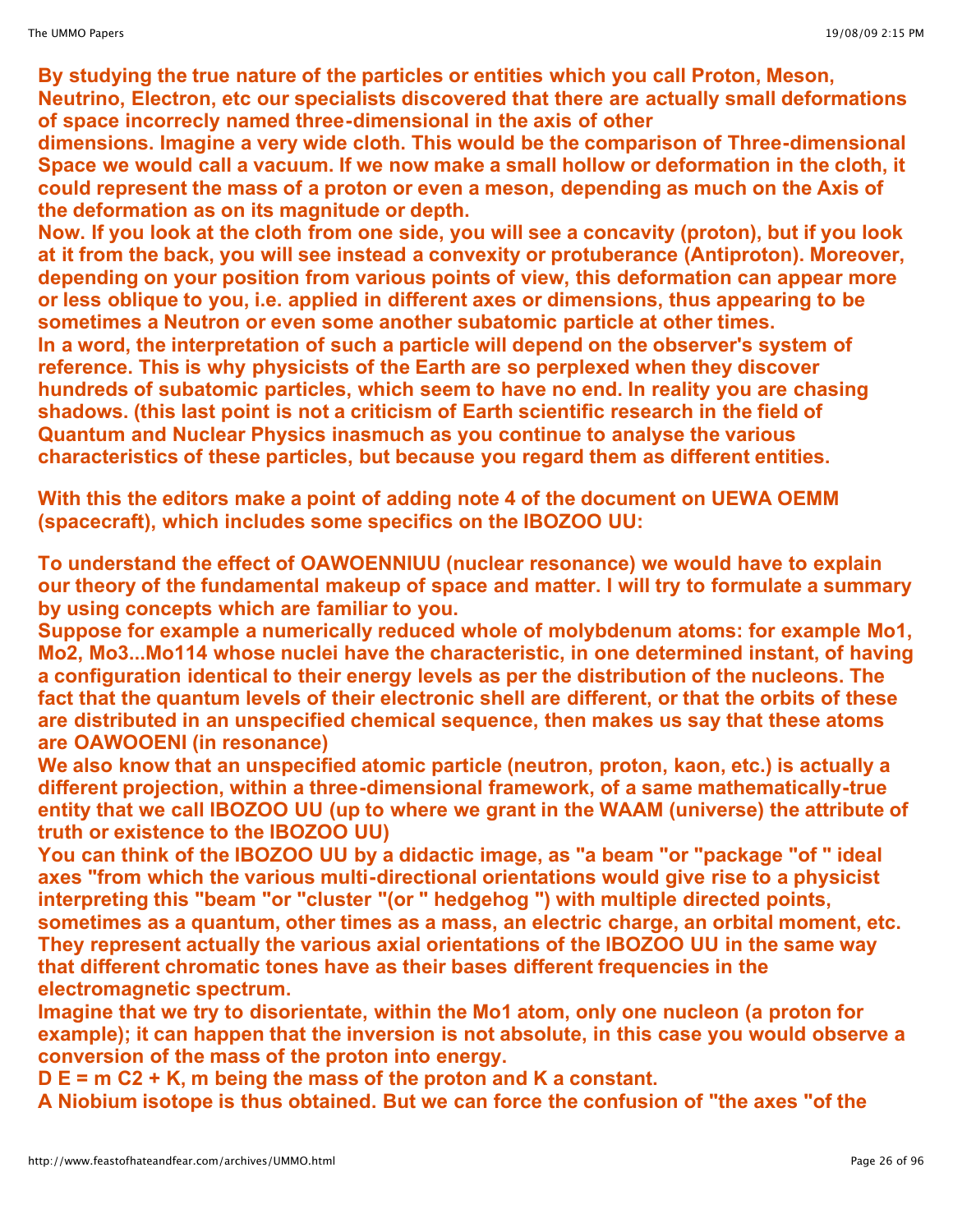**By studying the true nature of the particles or entities which you call Proton, Meson, Neutrino, Electron, etc our specialists discovered that there are actually small deformations of space incorrectly named three-dimensional in the axis of other dimensions. Imagine a very wide cloth. This would be the comparison of Three-dimensional Space we would call a vacuum. If we now make a small hollow or deformation in the cloth, it could represent the mass of a proton or even a meson, depending as much on the Axis of the deformation as on its magnitude or depth.**

**Now. If you look at the cloth from one side, you will see a concavity (proton), but if you look at it from the back, you will see instead a convexity or protuberance (Antiproton). Moreover, depending on your position from various points of view, this deformation can appear more or less oblique to you, i.e. applied in different axes or dimensions, thus appearing to be sometimes a Neutron or even some another subatomic particle at other times.**

**In a word, the interpretation of such a particle will depend on the observer's system of reference. This is why physicists of the Earth are so perplexed when they discover hundreds of subatomic particles, which seem to have no end. In reality you are chasing shadows. (this last point is not a criticism of Earth scientific research in the field of Quantum and Nuclear Physics inasmuch as you continue to analyse the various characteristics of these particles, but because you regard them as different entities.**

**With this the editors make a point of adding note 4 of the document on UEWA OEMM (spacecraft), which includes some specifics on the IBOZOO UU:**

**To understand the effect of OAWOENNIUU (nuclear resonance) we would have to explain our theory of the fundamental makeup of space and matter. I will try to formulate a summary by using concepts which are familiar to you.**

**Suppose for example a numerically reduced whole of molybdenum atoms: for example Mo1, Mo2, Mo3...Mo114 whose nuclei have the characteristic, in one determined instant, of having a configuration identical to their energy levels as per the distribution of the nucleons. The fact that the quantum levels of their electronic shell are different, or that the orbits of these are distributed in an unspecified chemical sequence, then makes us say that these atoms are OAWOOENI (in resonance)**

**We also know that an unspecified atomic particle (neutron, proton, kaon, etc.) is actually a different projection, within a three-dimensional framework, of a same mathematically-true entity that we call IBOZOO UU (up to where we grant in the WAAM (universe) the attribute of truth or existence to the IBOZOO UU)**

**You can think of the IBOZOO UU by a didactic image, as "a beam "or "package "of " ideal axes "from which the various multi-directional orientations would give rise to a physicist interpreting this "beam "or "cluster "(or " hedgehog ") with multiple directed points, sometimes as a quantum, other times as a mass, an electric charge, an orbital moment, etc. They represent actually the various axial orientations of the IBOZOO UU in the same way that different chromatic tones have as their bases different frequencies in the electromagnetic spectrum.**

**Imagine that we try to disorientate, within the Mo1 atom, only one nucleon (a proton for example); it can happen that the inversion is not absolute, in this case you would observe a conversion of the mass of the proton into energy.**

**D E = m C2 + K, m being the mass of the proton and K a constant.**

**A Niobium isotope is thus obtained. But we can force the confusion of "the axes "of the**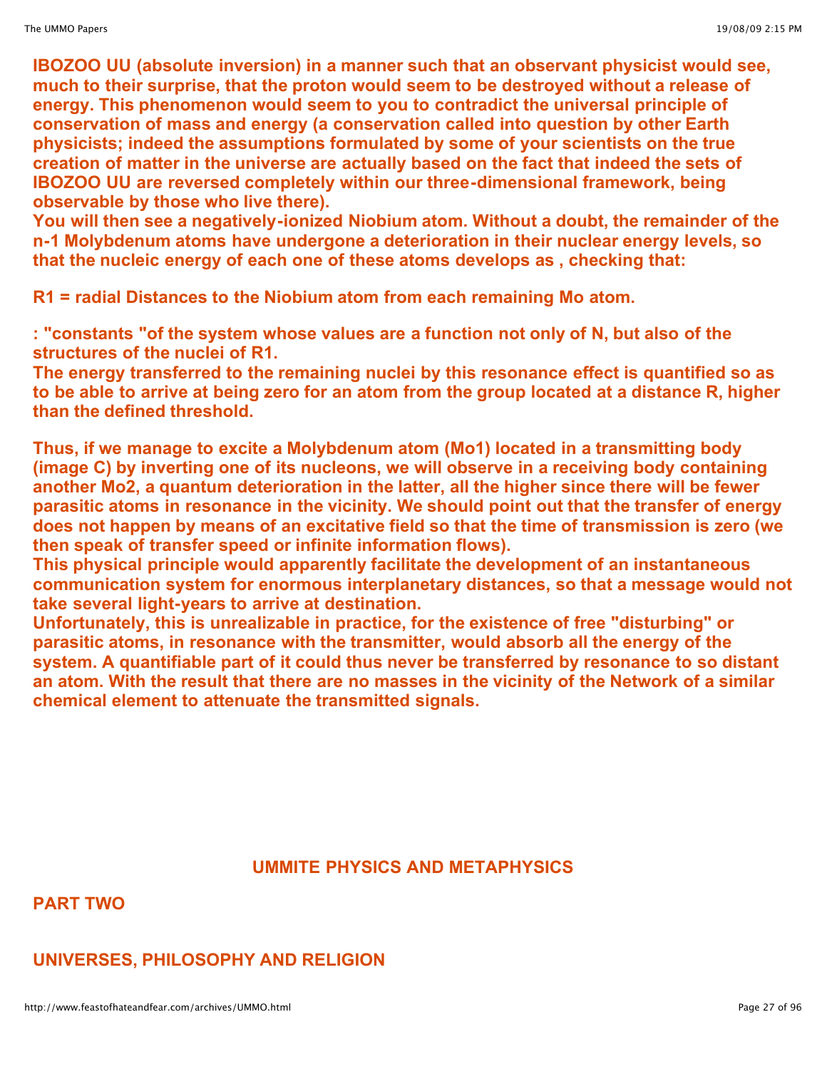**IBOZOO UU (absolute inversion) in a manner such that an observant physicist would see, much to their surprise, that the proton would seem to be destroyed without a release of energy. This phenomenon would seem to you to contradict the universal principle of conservation of mass and energy (a conservation called into question by other Earth physicists; indeed the assumptions formulated by some of your scientists on the true creation of matter in the universe are actually based on the fact that indeed the sets of IBOZOO UU are reversed completely within our three-dimensional framework, being observable by those who live there).**
**You will then see a negatively-ionized Niobium atom. Without a doubt, the remainder of the n-1 Molybdenum atoms have undergone a deterioration in their nuclear energy levels, so that the nucleic energy of each one of these atoms develops as , checking that:**

**R1 = radial Distances to the Niobium atom from each remaining Mo atom.**

**: "constants "of the system whose values are a function not only of N, but also of the structures of the nuclei of R1.**
**The energy transferred to the remaining nuclei by this resonance effect is quantified so as to be able to arrive at being zero for an atom from the group located at a distance R, higher than the defined threshold.**

**Thus, if we manage to excite a Molybdenum atom (Mo1) located in a transmitting body (image C) by inverting one of its nucleons, we will observe in a receiving body containing another Mo2, a quantum deterioration in the latter, all the higher since there will be fewer parasitic atoms in resonance in the vicinity. We should point out that the transfer of energy does not happen by means of an excitative field so that the time of transmission is zero (we then speak of transfer speed or infinite information flows).**
**This physical principle would apparently facilitate the development of an instantaneous communication system for enormous interplanetary distances, so that a message would not take several light-years to arrive at destination.**
**Unfortunately, this is unrealizable in practice, for the existence of free "disturbing" or parasitic atoms, in resonance with the transmitter, would absorb all the energy of the system. A quantifiable part of it could thus never be transferred by resonance to so distant an atom. With the result that there are no masses in the vicinity of the Network of a similar chemical element to attenuate the transmitted signals.**

## UMMITE PHYSICS AND METAPHYSICS

## PART TWO

## UNIVERSES, PHILOSOPHY AND RELIGION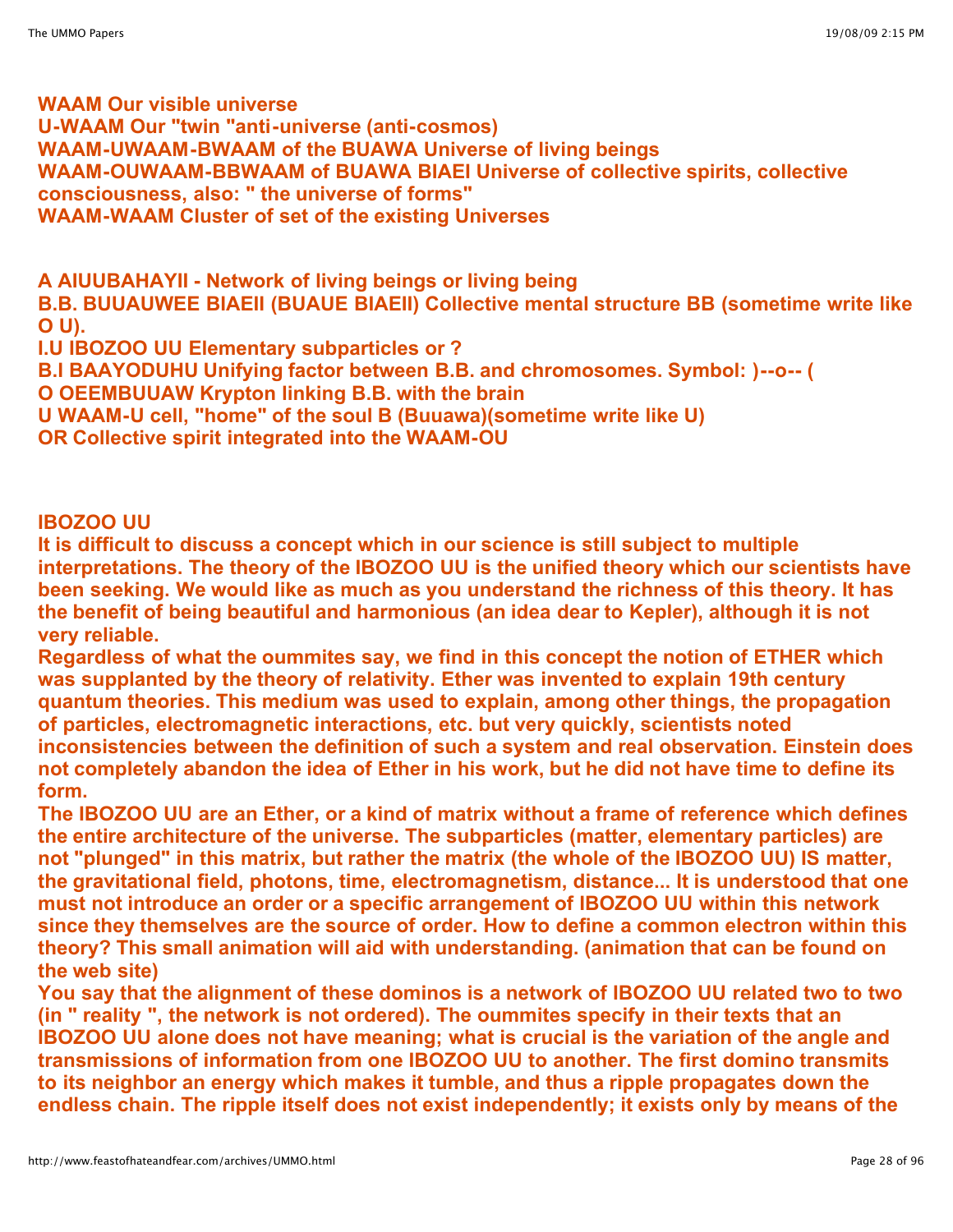**WAAM Our visible universe**
**U-WAAM Our "twin "anti-universe (anti-cosmos)**
**WAAM-UWAAM-BWAAM of the BUAWA Universe of living beings**
**WAAM-OUWAAM-BBWAAM of BUAWA BIAEI Universe of collective spirits, collective consciousness, also: " the universe of forms"**
**WAAM-WAAM Cluster of set of the existing Universes**

**A AIUUBAHAYII - Network of living beings or living being**
**B.B. BUUAUWEE BIAEII (BUAUE BIAEII) Collective mental structure BB (sometime write like O U).**
**I.U IBOZOO UU Elementary subparticles or ?**
**B.I BAAYODUHU Unifying factor between B.B. and chromosomes. Symbol: )--o-- (**
**O OEEMBUUAW Krypton linking B.B. with the brain**
**U WAAM-U cell, "home" of the soul B (Buuawa)(sometime write like U)**
**OR Collective spirit integrated into the WAAM-OU**

**IBOZOO UU**

**It is difficult to discuss a concept which in our science is still subject to multiple interpretations. The theory of the IBOZOO UU is the unified theory which our scientists have been seeking. We would like as much as you understand the richness of this theory. It has the benefit of being beautiful and harmonious (an idea dear to Kepler), although it is not very reliable.**
**Regardless of what the oummites say, we find in this concept the notion of ETHER which was supplanted by the theory of relativity. Ether was invented to explain 19th century quantum theories. This medium was used to explain, among other things, the propagation of particles, electromagnetic interactions, etc. but very quickly, scientists noted inconsistencies between the definition of such a system and real observation. Einstein does not completely abandon the idea of Ether in his work, but he did not have time to define its form.**
**The IBOZOO UU are an Ether, or a kind of matrix without a frame of reference which defines the entire architecture of the universe. The subparticles (matter, elementary particles) are not "plunged" in this matrix, but rather the matrix (the whole of the IBOZOO UU) IS matter, the gravitational field, photons, time, electromagnetism, distance... It is understood that one must not introduce an order or a specific arrangement of IBOZOO UU within this network since they themselves are the source of order. How to define a common electron within this theory? This small animation will aid with understanding. (animation that can be found on the web site)**
**You say that the alignment of these dominos is a network of IBOZOO UU related two to two (in " reality ", the network is not ordered). The oummites specify in their texts that an IBOZOO UU alone does not have meaning; what is crucial is the variation of the angle and transmissions of information from one IBOZOO UU to another. The first domino transmits to its neighbor an energy which makes it tumble, and thus a ripple propagates down the endless chain. The ripple itself does not exist independently; it exists only by means of the**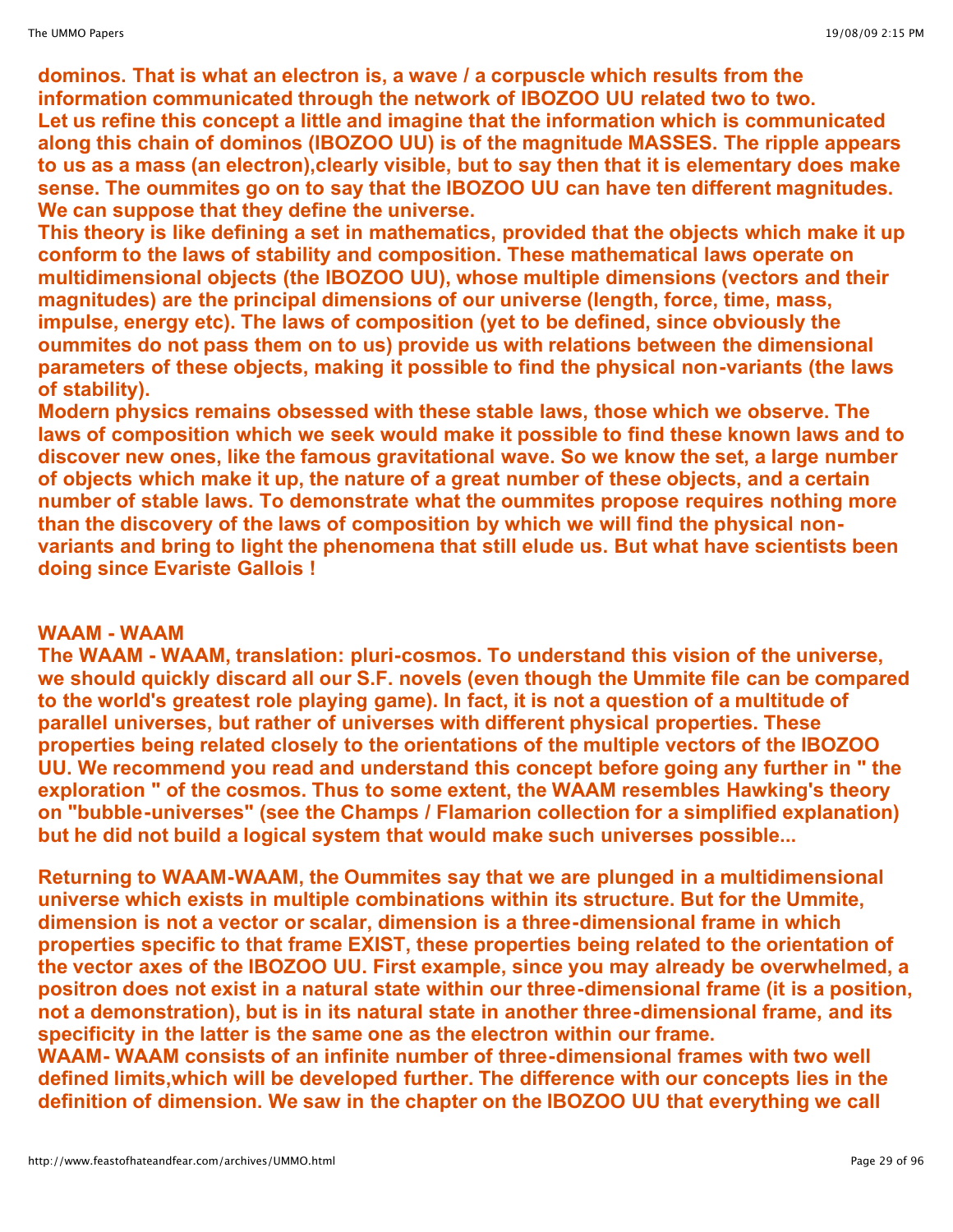**dominos. That is what an electron is, a wave / a corpuscle which results from the information communicated through the network of IBOZOO UU related two to two. Let us refine this concept a little and imagine that the information which is communicated along this chain of dominos (IBOZOO UU) is of the magnitude MASSES. The ripple appears to us as a mass (an electron),clearly visible, but to say then that it is elementary does make sense. The oummites go on to say that the IBOZOO UU can have ten different magnitudes. We can suppose that they define the universe.**

**This theory is like defining a set in mathematics, provided that the objects which make it up conform to the laws of stability and composition. These mathematical laws operate on multidimensional objects (the IBOZOO UU), whose multiple dimensions (vectors and their magnitudes) are the principal dimensions of our universe (length, force, time, mass, impulse, energy etc). The laws of composition (yet to be defined, since obviously the oummites do not pass them on to us) provide us with relations between the dimensional parameters of these objects, making it possible to find the physical non-variants (the laws of stability).**

**Modern physics remains obsessed with these stable laws, those which we observe. The laws of composition which we seek would make it possible to find these known laws and to discover new ones, like the famous gravitational wave. So we know the set, a large number of objects which make it up, the nature of a great number of these objects, and a certain number of stable laws. To demonstrate what the oummites propose requires nothing more than the discovery of the laws of composition by which we will find the physical non-variants and bring to light the phenomena that still elude us. But what have scientists been doing since Evariste Gallois !**

## WAAM - WAAM

**The WAAM - WAAM, translation: pluri-cosmos. To understand this vision of the universe, we should quickly discard all our S.F. novels (even though the Ummite file can be compared to the world's greatest role playing game). In fact, it is not a question of a multitude of parallel universes, but rather of universes with different physical properties. These properties being related closely to the orientations of the multiple vectors of the IBOZOO UU. We recommend you read and understand this concept before going any further in " the exploration " of the cosmos. Thus to some extent, the WAAM resembles Hawking's theory on "bubble-universes" (see the Champs / Flamarion collection for a simplified explanation) but he did not build a logical system that would make such universes possible...**

**Returning to WAAM-WAAM, the Oummites say that we are plunged in a multidimensional universe which exists in multiple combinations within its structure. But for the Ummite, dimension is not a vector or scalar, dimension is a three-dimensional frame in which properties specific to that frame EXIST, these properties being related to the orientation of the vector axes of the IBOZOO UU. First example, since you may already be overwhelmed, a positron does not exist in a natural state within our three-dimensional frame (it is a position, not a demonstration), but is in its natural state in another three-dimensional frame, and its specificity in the latter is the same one as the electron within our frame.**

**WAAM- WAAM consists of an infinite number of three-dimensional frames with two well defined limits,which will be developed further. The difference with our concepts lies in the definition of dimension. We saw in the chapter on the IBOZOO UU that everything we call**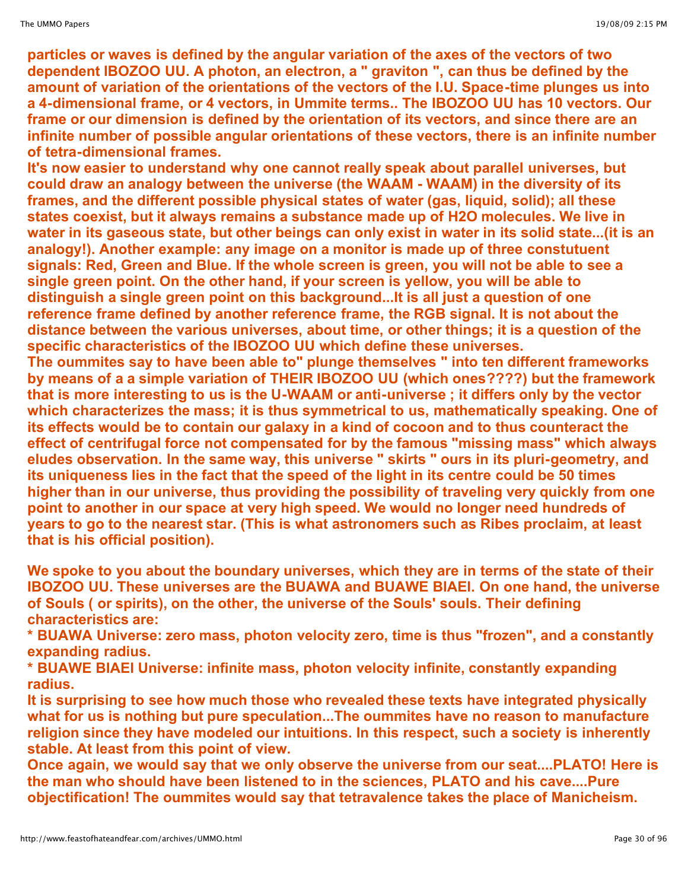**particles or waves is defined by the angular variation of the axes of the vectors of two dependent IBOZOO UU. A photon, an electron, a " graviton ", can thus be defined by the amount of variation of the orientations of the vectors of the I.U. Space-time plunges us into a 4-dimensional frame, or 4 vectors, in Ummite terms.. The IBOZOO UU has 10 vectors. Our frame or our dimension is defined by the orientation of its vectors, and since there are an infinite number of possible angular orientations of these vectors, there is an infinite number of tetra-dimensional frames.**
**It's now easier to understand why one cannot really speak about parallel universes, but could draw an analogy between the universe (the WAAM - WAAM) in the diversity of its frames, and the different possible physical states of water (gas, liquid, solid); all these states coexist, but it always remains a substance made up of H2O molecules. We live in water in its gaseous state, but other beings can only exist in water in its solid state...(it is an analogy!). Another example: any image on a monitor is made up of three constutuent signals: Red, Green and Blue. If the whole screen is green, you will not be able to see a single green point. On the other hand, if your screen is yellow, you will be able to distinguish a single green point on this background...It is all just a question of one reference frame defined by another reference frame, the RGB signal. It is not about the distance between the various universes, about time, or other things; it is a question of the specific characteristics of the IBOZOO UU which define these universes.**
**The oummites say to have been able to" plunge themselves " into ten different frameworks by means of a a simple variation of THEIR IBOZOO UU (which ones????) but the framework that is more interesting to us is the U-WAAM or anti-universe ; it differs only by the vector which characterizes the mass; it is thus symmetrical to us, mathematically speaking. One of its effects would be to contain our galaxy in a kind of cocoon and to thus counteract the effect of centrifugal force not compensated for by the famous "missing mass" which always eludes observation. In the same way, this universe " skirts " ours in its pluri-geometry, and its uniqueness lies in the fact that the speed of the light in its centre could be 50 times higher than in our universe, thus providing the possibility of traveling very quickly from one point to another in our space at very high speed. We would no longer need hundreds of years to go to the nearest star. (This is what astronomers such as Ribes proclaim, at least that is his official position).**

**We spoke to you about the boundary universes, which they are in terms of the state of their IBOZOO UU. These universes are the BUAWA and BUAWE BIAEI. On one hand, the universe of Souls ( or spirits), on the other, the universe of the Souls' souls. Their defining characteristics are:**
**\* BUAWA Universe: zero mass, photon velocity zero, time is thus "frozen", and a constantly expanding radius.**
**\* BUAWE BIAEI Universe: infinite mass, photon velocity infinite, constantly expanding radius.**
**It is surprising to see how much those who revealed these texts have integrated physically what for us is nothing but pure speculation...The oummites have no reason to manufacture religion since they have modeled our intuitions. In this respect, such a society is inherently stable. At least from this point of view.**
**Once again, we would say that we only observe the universe from our seat....PLATO! Here is the man who should have been listened to in the sciences, PLATO and his cave....Pure objectification! The oummites would say that tetravalence takes the place of Manicheism.**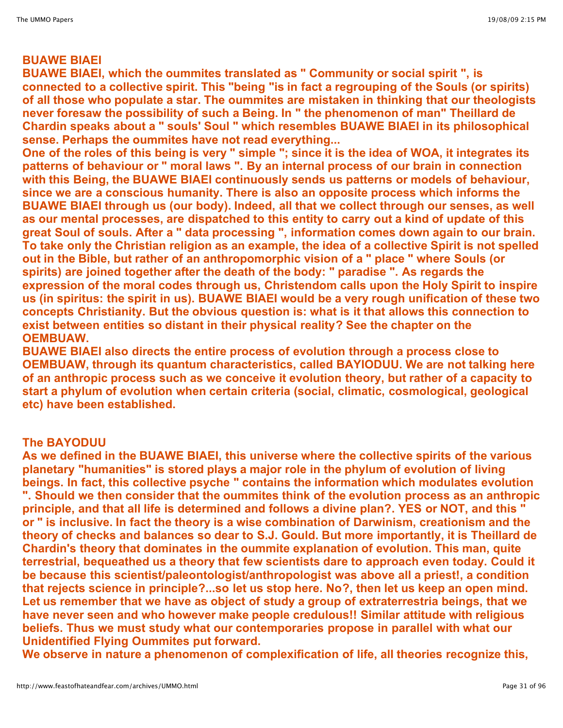## BUAWE BIAEI

**BUAWE BIAEI, which the oummites translated as " Community or social spirit ", is connected to a collective spirit. This "being "is in fact a regrouping of the Souls (or spirits) of all those who populate a star. The oummites are mistaken in thinking that our theologists never foresaw the possibility of such a Being. In " the phenomenon of man" Theillard de Chardin speaks about a " souls' Soul " which resembles BUAWE BIAEI in its philosophical sense. Perhaps the oummites have not read everything...**

**One of the roles of this being is very " simple "; since it is the idea of WOA, it integrates its patterns of behaviour or " moral laws ". By an internal process of our brain in connection with this Being, the BUAWE BIAEI continuously sends us patterns or models of behaviour, since we are a conscious humanity. There is also an opposite process which informs the BUAWE BIAEI through us (our body). Indeed, all that we collect through our senses, as well as our mental processes, are dispatched to this entity to carry out a kind of update of this great Soul of souls. After a " data processing ", information comes down again to our brain. To take only the Christian religion as an example, the idea of a collective Spirit is not spelled out in the Bible, but rather of an anthropomorphic vision of a " place " where Souls (or spirits) are joined together after the death of the body: " paradise ". As regards the expression of the moral codes through us, Christendom calls upon the Holy Spirit to inspire us (in spiritus: the spirit in us). BUAWE BIAEI would be a very rough unification of these two concepts Christianity. But the obvious question is: what is it that allows this connection to exist between entities so distant in their physical reality? See the chapter on the OEMBUAW.**

**BUAWE BIAEI also directs the entire process of evolution through a process close to OEMBUAW, through its quantum characteristics, called BAYIODUU. We are not talking here of an anthropic process such as we conceive it evolution theory, but rather of a capacity to start a phylum of evolution when certain criteria (social, climatic, cosmological, geological etc) have been established.**

## The BAYODUU

**As we defined in the BUAWE BIAEI, this universe where the collective spirits of the various planetary "humanities" is stored plays a major role in the phylum of evolution of living beings. In fact, this collective psyche " contains the information which modulates evolution ". Should we then consider that the oummites think of the evolution process as an anthropic principle, and that all life is determined and follows a divine plan?. YES or NOT, and this " or " is inclusive. In fact the theory is a wise combination of Darwinism, creationism and the theory of checks and balances so dear to S.J. Gould. But more importantly, it is Theillard de Chardin's theory that dominates in the oummite explanation of evolution. This man, quite terrestrial, bequeathed us a theory that few scientists dare to approach even today. Could it be because this scientist/paleontologist/anthropologist was above all a priest!, a condition that rejects science in principle?...so let us stop here. No?, then let us keep an open mind. Let us remember that we have as object of study a group of extraterrestria beings, that we have never seen and who however make people credulous!! Similar attitude with religious beliefs. Thus we must study what our contemporaries propose in parallel with what our Unidentified Flying Oummites put forward.**

**We observe in nature a phenomenon of complexification of life, all theories recognize this,**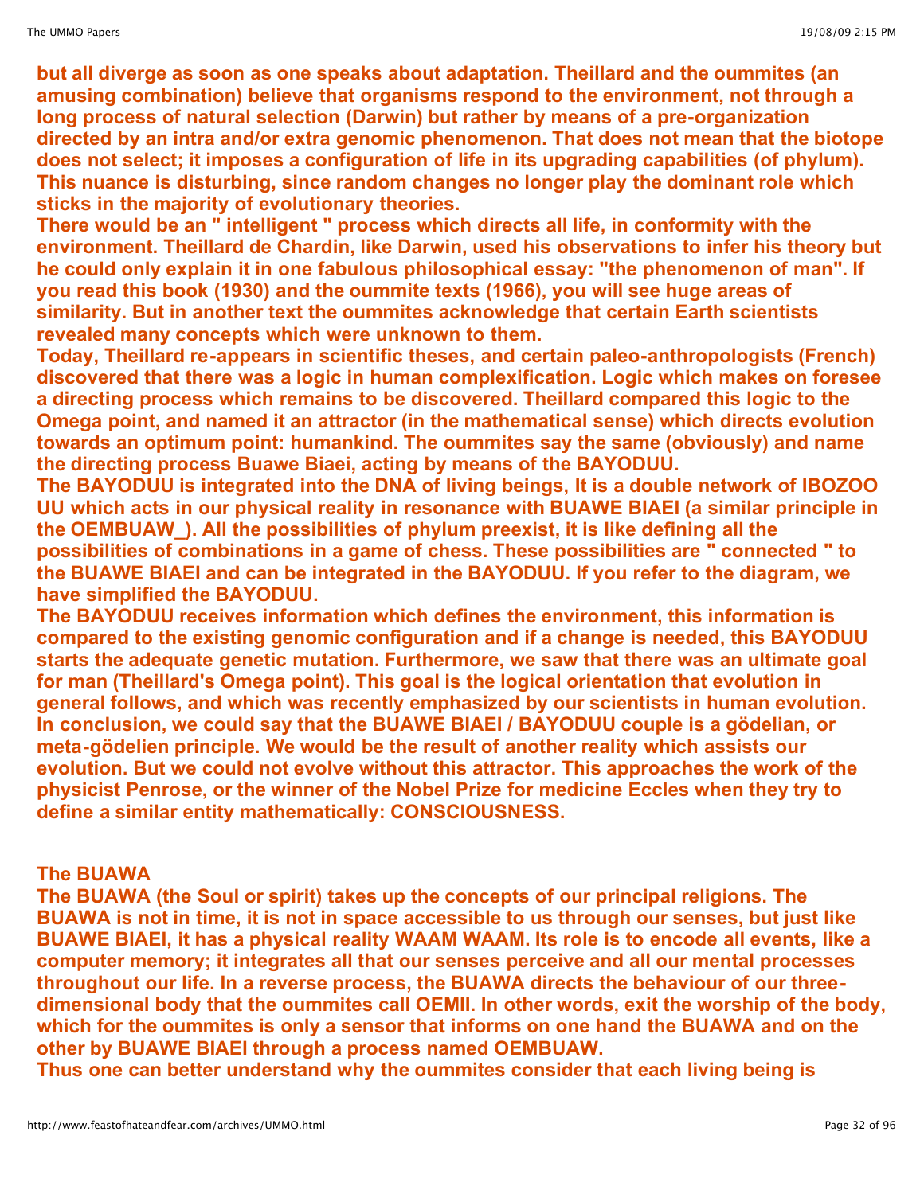**but all diverge as soon as one speaks about adaptation. Theillard and the oummites (an amusing combination) believe that organisms respond to the environment, not through a long process of natural selection (Darwin) but rather by means of a pre-organization directed by an intra and/or extra genomic phenomenon. That does not mean that the biotope does not select; it imposes a configuration of life in its upgrading capabilities (of phylum). This nuance is disturbing, since random changes no longer play the dominant role which sticks in the majority of evolutionary theories.**

**There would be an " intelligent " process which directs all life, in conformity with the environment. Theillard de Chardin, like Darwin, used his observations to infer his theory but he could only explain it in one fabulous philosophical essay: "the phenomenon of man". If you read this book (1930) and the oummite texts (1966), you will see huge areas of similarity. But in another text the oummites acknowledge that certain Earth scientists revealed many concepts which were unknown to them.**

**Today, Theillard re-appears in scientific theses, and certain paleo-anthropologists (French) discovered that there was a logic in human complexification. Logic which makes on foresee a directing process which remains to be discovered. Theillard compared this logic to the Omega point, and named it an attractor (in the mathematical sense) which directs evolution towards an optimum point: humankind. The oummites say the same (obviously) and name the directing process Buawe Biaei, acting by means of the BAYODUU.**

**The BAYODUU is integrated into the DNA of living beings, It is a double network of IBOZOO UU which acts in our physical reality in resonance with BUAWE BIAEI (a similar principle in the OEMBUAW_). All the possibilities of phylum preexist, it is like defining all the possibilities of combinations in a game of chess. These possibilities are " connected " to the BUAWE BIAEI and can be integrated in the BAYODUU. If you refer to the diagram, we have simplified the BAYODUU.**

**The BAYODUU receives information which defines the environment, this information is compared to the existing genomic configuration and if a change is needed, this BAYODUU starts the adequate genetic mutation. Furthermore, we saw that there was an ultimate goal for man (Theillard's Omega point). This goal is the logical orientation that evolution in general follows, and which was recently emphasized by our scientists in human evolution. In conclusion, we could say that the BUAWE BIAEI / BAYODUU couple is a gödelian, or meta-gödelien principle. We would be the result of another reality which assists our evolution. But we could not evolve without this attractor. This approaches the work of the physicist Penrose, or the winner of the Nobel Prize for medicine Eccles when they try to define a similar entity mathematically: CONSCIOUSNESS.**

**The BUAWA**

**The BUAWA (the Soul or spirit) takes up the concepts of our principal religions. The BUAWA is not in time, it is not in space accessible to us through our senses, but just like BUAWE BIAEI, it has a physical reality WAAM WAAM. Its role is to encode all events, like a computer memory; it integrates all that our senses perceive and all our mental processes throughout our life. In a reverse process, the BUAWA directs the behaviour of our three-dimensional body that the oummites call OEMII. In other words, exit the worship of the body, which for the oummites is only a sensor that informs on one hand the BUAWA and on the other by BUAWE BIAEI through a process named OEMBUAW.**

**Thus one can better understand why the oummites consider that each living being is**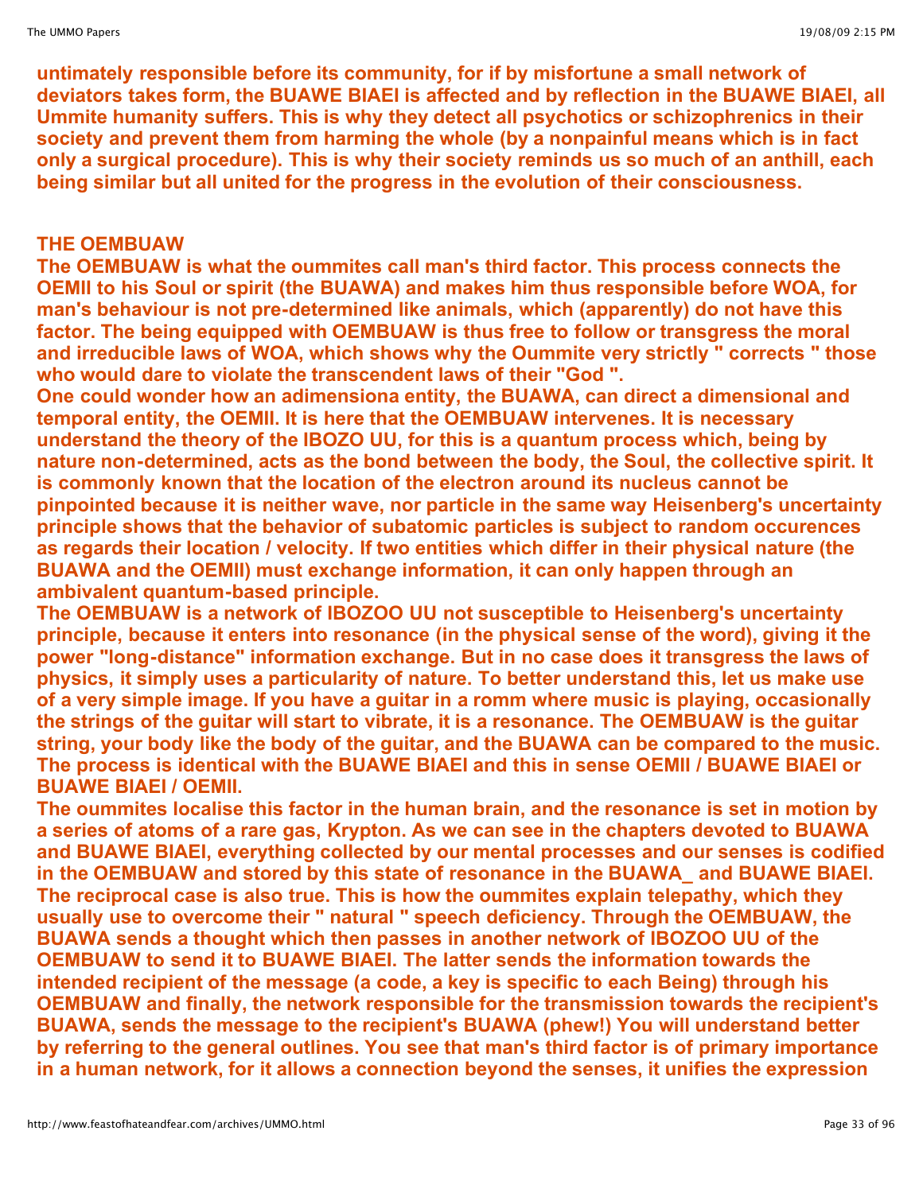**untimately responsible before its community, for if by misfortune a small network of deviators takes form, the BUAWE BIAEI is affected and by reflection in the BUAWE BIAEI, all Ummite humanity suffers. This is why they detect all psychotics or schizophrenics in their society and prevent them from harming the whole (by a nonpainful means which is in fact only a surgical procedure). This is why their society reminds us so much of an anthill, each being similar but all united for the progress in the evolution of their consciousness.**

## THE OEMBUAW

**The OEMBUAW is what the oummites call man's third factor. This process connects the OEMII to his Soul or spirit (the BUAWA) and makes him thus responsible before WOA, for man's behaviour is not pre-determined like animals, which (apparently) do not have this factor. The being equipped with OEMBUAW is thus free to follow or transgress the moral and irreducible laws of WOA, which shows why the Oummite very strictly " corrects " those who would dare to violate the transcendent laws of their "God ".**

**One could wonder how an adimensiona entity, the BUAWA, can direct a dimensional and temporal entity, the OEMII. It is here that the OEMBUAW intervenes. It is necessary understand the theory of the IBOZO UU, for this is a quantum process which, being by nature non-determined, acts as the bond between the body, the Soul, the collective spirit. It is commonly known that the location of the electron around its nucleus cannot be pinpointed because it is neither wave, nor particle in the same way Heisenberg's uncertainty principle shows that the behavior of subatomic particles is subject to random occurences as regards their location / velocity. If two entities which differ in their physical nature (the BUAWA and the OEMII) must exchange information, it can only happen through an ambivalent quantum-based principle.**

**The OEMBUAW is a network of IBOZOO UU not susceptible to Heisenberg's uncertainty principle, because it enters into resonance (in the physical sense of the word), giving it the power "long-distance" information exchange. But in no case does it transgress the laws of physics, it simply uses a particularity of nature. To better understand this, let us make use of a very simple image. If you have a guitar in a romm where music is playing, occasionally the strings of the guitar will start to vibrate, it is a resonance. The OEMBUAW is the guitar string, your body like the body of the guitar, and the BUAWA can be compared to the music. The process is identical with the BUAWE BIAEI and this in sense OEMII / BUAWE BIAEI or BUAWE BIAEI / OEMII.**

**The oummites localise this factor in the human brain, and the resonance is set in motion by a series of atoms of a rare gas, Krypton. As we can see in the chapters devoted to BUAWA and BUAWE BIAEI, everything collected by our mental processes and our senses is codified in the OEMBUAW and stored by this state of resonance in the BUAWA_ and BUAWE BIAEI. The reciprocal case is also true. This is how the oummites explain telepathy, which they usually use to overcome their " natural " speech deficiency. Through the OEMBUAW, the BUAWA sends a thought which then passes in another network of IBOZOO UU of the OEMBUAW to send it to BUAWE BIAEI. The latter sends the information towards the intended recipient of the message (a code, a key is specific to each Being) through his OEMBUAW and finally, the network responsible for the transmission towards the recipient's BUAWA, sends the message to the recipient's BUAWA (phew!) You will understand better by referring to the general outlines. You see that man's third factor is of primary importance in a human network, for it allows a connection beyond the senses, it unifies the expression**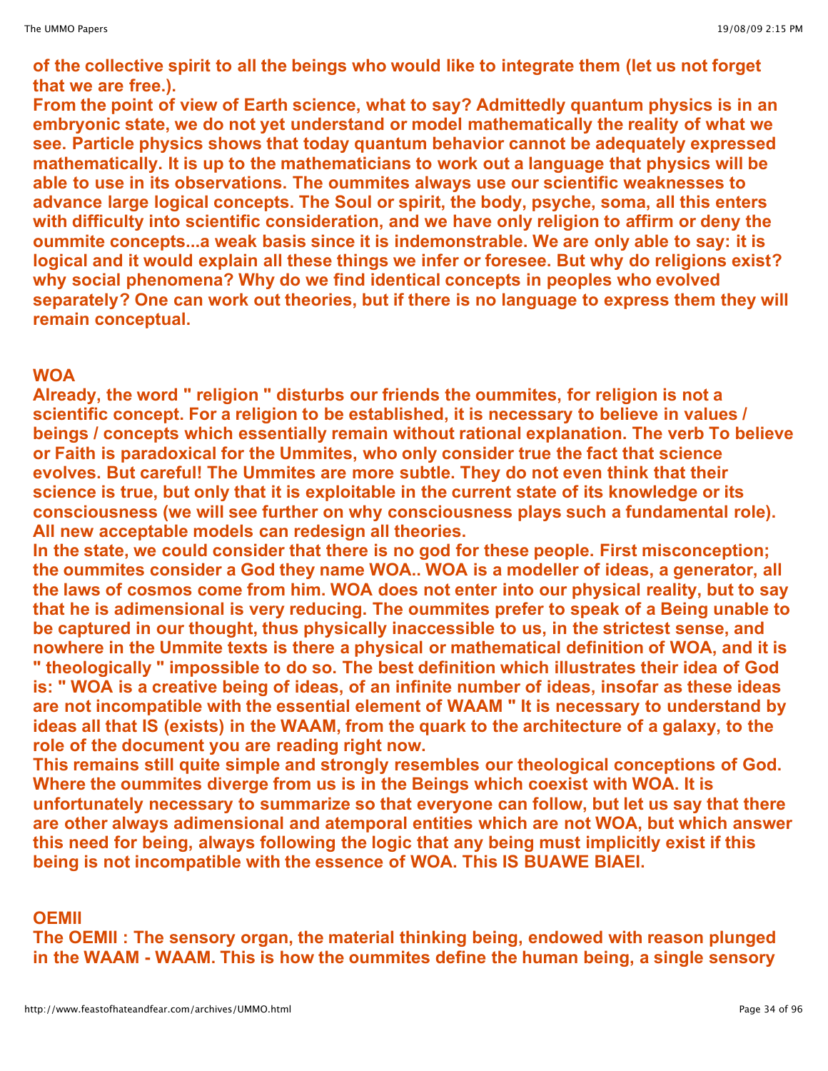of the collective spirit to all the beings who would like to integrate them (let us not forget that we are free.).

From the point of view of Earth science, what to say? Admittedly quantum physics is in an embryonic state, we do not yet understand or model mathematically the reality of what we see. Particle physics shows that today quantum behavior cannot be adequately expressed mathematically. It is up to the mathematicians to work out a language that physics will be able to use in its observations. The oummites always use our scientific weaknesses to advance large logical concepts. The Soul or spirit, the body, psyche, soma, all this enters with difficulty into scientific consideration, and we have only religion to affirm or deny the oummite concepts...a weak basis since it is indemonstrable. We are only able to say: it is logical and it would explain all these things we infer or foresee. But why do religions exist? why social phenomena? Why do we find identical concepts in peoples who evolved separately? One can work out theories, but if there is no language to express them they will remain conceptual.

## WOA

Already, the word " religion " disturbs our friends the oummites, for religion is not a scientific concept. For a religion to be established, it is necessary to believe in values / beings / concepts which essentially remain without rational explanation. The verb To believe or Faith is paradoxical for the Ummites, who only consider true the fact that science evolves. But careful! The Ummites are more subtle. They do not even think that their science is true, but only that it is exploitable in the current state of its knowledge or its consciousness (we will see further on why consciousness plays such a fundamental role). All new acceptable models can redesign all theories.

In the state, we could consider that there is no god for these people. First misconception; the oummites consider a God they name WOA.. WOA is a modeller of ideas, a generator, all the laws of cosmos come from him. WOA does not enter into our physical reality, but to say that he is adimensional is very reducing. The oummites prefer to speak of a Being unable to be captured in our thought, thus physically inaccessible to us, in the strictest sense, and nowhere in the Ummite texts is there a physical or mathematical definition of WOA, and it is " theologically " impossible to do so. The best definition which illustrates their idea of God is: " WOA is a creative being of ideas, of an infinite number of ideas, insofar as these ideas are not incompatible with the essential element of WAAM " It is necessary to understand by ideas all that IS (exists) in the WAAM, from the quark to the architecture of a galaxy, to the role of the document you are reading right now.

This remains still quite simple and strongly resembles our theological conceptions of God. Where the oummites diverge from us is in the Beings which coexist with WOA. It is unfortunately necessary to summarize so that everyone can follow, but let us say that there are other always adimensional and atemporal entities which are not WOA, but which answer this need for being, always following the logic that any being must implicitly exist if this being is not incompatible with the essence of WOA. This IS BUAWE BIAEI.

## OEMII

The OEMII : The sensory organ, the material thinking being, endowed with reason plunged in the WAAM - WAAM. This is how the oummites define the human being, a single sensory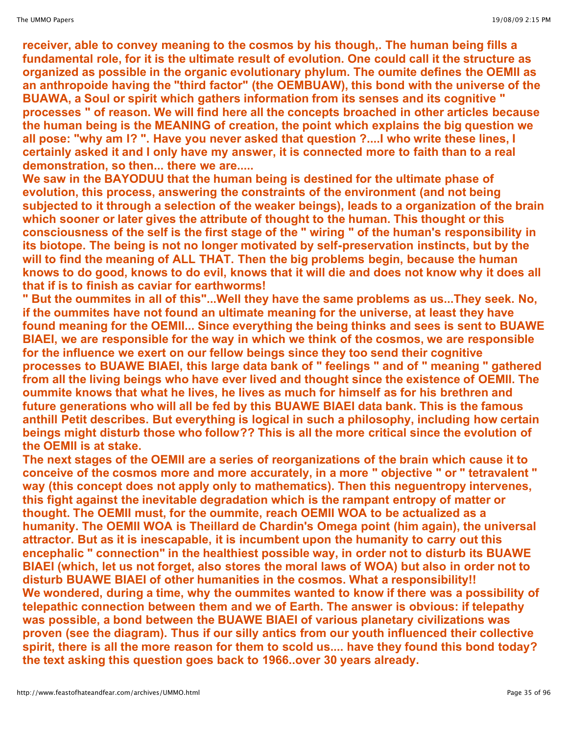**receiver, able to convey meaning to the cosmos by his though,. The human being fills a fundamental role, for it is the ultimate result of evolution. One could call it the structure as organized as possible in the organic evolutionary phylum. The oumite defines the OEMII as an anthropoide having the "third factor" (the OEMBUAW), this bond with the universe of the BUAWA, a Soul or spirit which gathers information from its senses and its cognitive " processes " of reason. We will find here all the concepts broached in other articles because the human being is the MEANING of creation, the point which explains the big question we all pose: "why am I? ". Have you never asked that question ?....I who write these lines, I certainly asked it and I only have my answer, it is connected more to faith than to a real demonstration, so then... there we are.....**

**We saw in the BAYODUU that the human being is destined for the ultimate phase of evolution, this process, answering the constraints of the environment (and not being subjected to it through a selection of the weaker beings), leads to a organization of the brain which sooner or later gives the attribute of thought to the human. This thought or this consciousness of the self is the first stage of the " wiring " of the human's responsibility in its biotope. The being is not no longer motivated by self-preservation instincts, but by the will to find the meaning of ALL THAT. Then the big problems begin, because the human knows to do good, knows to do evil, knows that it will die and does not know why it does all that if is to finish as caviar for earthworms!**

**" But the oummites in all of this"...Well they have the same problems as us...They seek. No, if the oummites have not found an ultimate meaning for the universe, at least they have found meaning for the OEMII... Since everything the being thinks and sees is sent to BUAWE BIAEI, we are responsible for the way in which we think of the cosmos, we are responsible for the influence we exert on our fellow beings since they too send their cognitive processes to BUAWE BIAEI, this large data bank of " feelings " and of " meaning " gathered from all the living beings who have ever lived and thought since the existence of OEMII. The oummite knows that what he lives, he lives as much for himself as for his brethren and future generations who will all be fed by this BUAWE BIAEI data bank. This is the famous anthill Petit describes. But everything is logical in such a philosophy, including how certain beings might disturb those who follow?? This is all the more critical since the evolution of the OEMII is at stake.**

**The next stages of the OEMII are a series of reorganizations of the brain which cause it to conceive of the cosmos more and more accurately, in a more " objective " or " tetravalent " way (this concept does not apply only to mathematics). Then this neguentropy intervenes, this fight against the inevitable degradation which is the rampant entropy of matter or thought. The OEMII must, for the oummite, reach OEMII WOA to be actualized as a humanity. The OEMII WOA is Theillard de Chardin's Omega point (him again), the universal attractor. But as it is inescapable, it is incumbent upon the humanity to carry out this encephalic " connection" in the healthiest possible way, in order not to disturb its BUAWE BIAEI (which, let us not forget, also stores the moral laws of WOA) but also in order not to disturb BUAWE BIAEI of other humanities in the cosmos. What a responsibility!!**

**We wondered, during a time, why the oummites wanted to know if there was a possibility of telepathic connection between them and we of Earth. The answer is obvious: if telepathy was possible, a bond between the BUAWE BIAEI of various planetary civilizations was proven (see the diagram). Thus if our silly antics from our youth influenced their collective spirit, there is all the more reason for them to scold us.... have they found this bond today? the text asking this question goes back to 1966..over 30 years already.**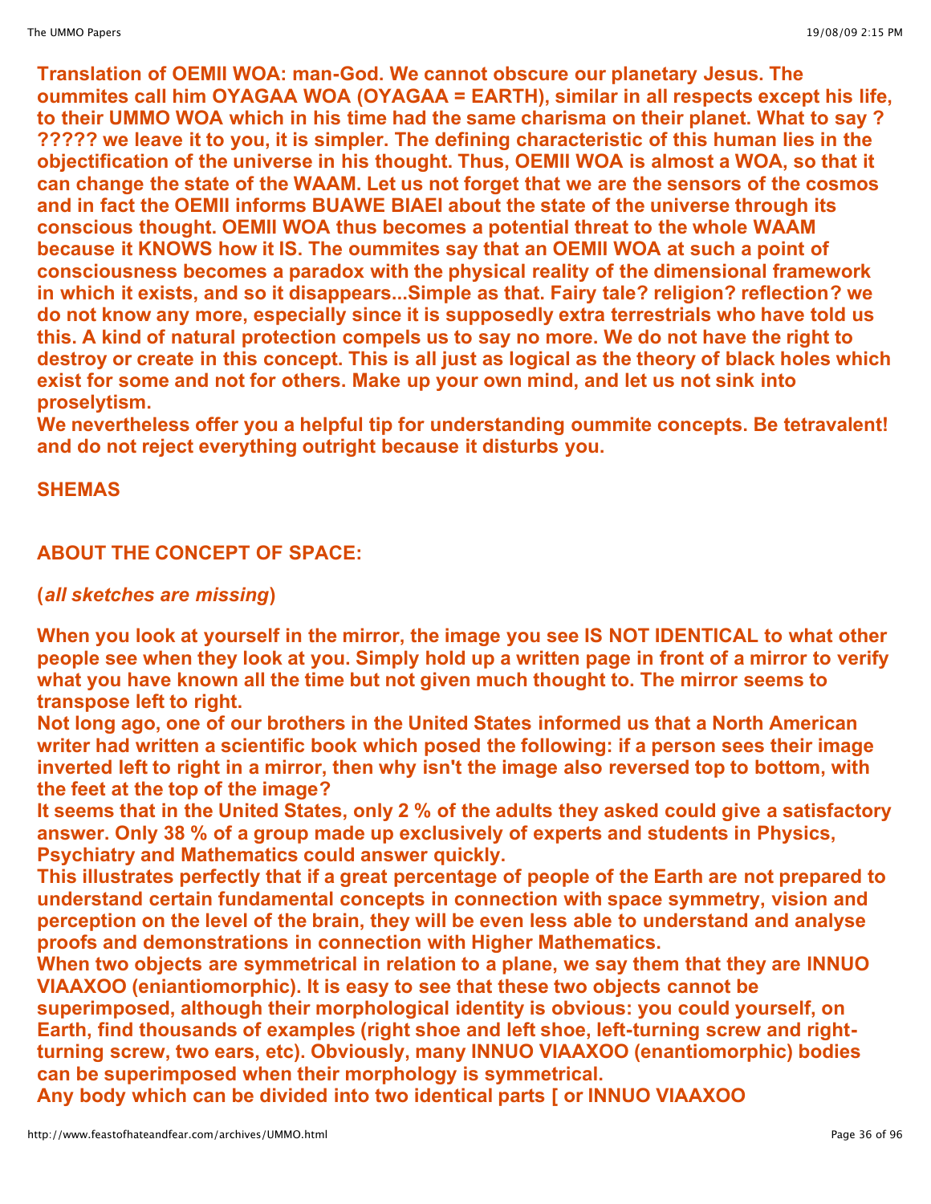**Translation of OEMII WOA: man-God. We cannot obscure our planetary Jesus. The oummites call him OYAGAA WOA (OYAGAA = EARTH), similar in all respects except his life, to their UMMO WOA which in his time had the same charisma on their planet. What to say ? ????? we leave it to you, it is simpler. The defining characteristic of this human lies in the objectification of the universe in his thought. Thus, OEMII WOA is almost a WOA, so that it can change the state of the WAAM. Let us not forget that we are the sensors of the cosmos and in fact the OEMII informs BUAWE BIAEI about the state of the universe through its conscious thought. OEMII WOA thus becomes a potential threat to the whole WAAM because it KNOWS how it IS. The oummites say that an OEMII WOA at such a point of consciousness becomes a paradox with the physical reality of the dimensional framework in which it exists, and so it disappears...Simple as that. Fairy tale? religion? reflection? we do not know any more, especially since it is supposedly extra terrestrials who have told us this. A kind of natural protection compels us to say no more. We do not have the right to destroy or create in this concept. This is all just as logical as the theory of black holes which exist for some and not for others. Make up your own mind, and let us not sink into proselytism.**

**We nevertheless offer you a helpful tip for understanding oummite concepts. Be tetravalent! and do not reject everything outright because it disturbs you.**

**SHEMAS**

**ABOUT THE CONCEPT OF SPACE:**

**(*all sketches are missing*)**

**When you look at yourself in the mirror, the image you see IS NOT IDENTICAL to what other people see when they look at you. Simply hold up a written page in front of a mirror to verify what you have known all the time but not given much thought to. The mirror seems to transpose left to right.**

**Not long ago, one of our brothers in the United States informed us that a North American writer had written a scientific book which posed the following: if a person sees their image inverted left to right in a mirror, then why isn't the image also reversed top to bottom, with the feet at the top of the image?**

**It seems that in the United States, only 2 % of the adults they asked could give a satisfactory answer. Only 38 % of a group made up exclusively of experts and students in Physics, Psychiatry and Mathematics could answer quickly.**

**This illustrates perfectly that if a great percentage of people of the Earth are not prepared to understand certain fundamental concepts in connection with space symmetry, vision and perception on the level of the brain, they will be even less able to understand and analyse proofs and demonstrations in connection with Higher Mathematics.**

**When two objects are symmetrical in relation to a plane, we say them that they are INNUO VIAAXOO (eniantiomorphic). It is easy to see that these two objects cannot be superimposed, although their morphological identity is obvious: you could yourself, on Earth, find thousands of examples (right shoe and left shoe, left-turning screw and right-turning screw, two ears, etc). Obviously, many INNUO VIAAXOO (enantiomorphic) bodies can be superimposed when their morphology is symmetrical.**

**Any body which can be divided into two identical parts [ or INNUO VIAAXOO**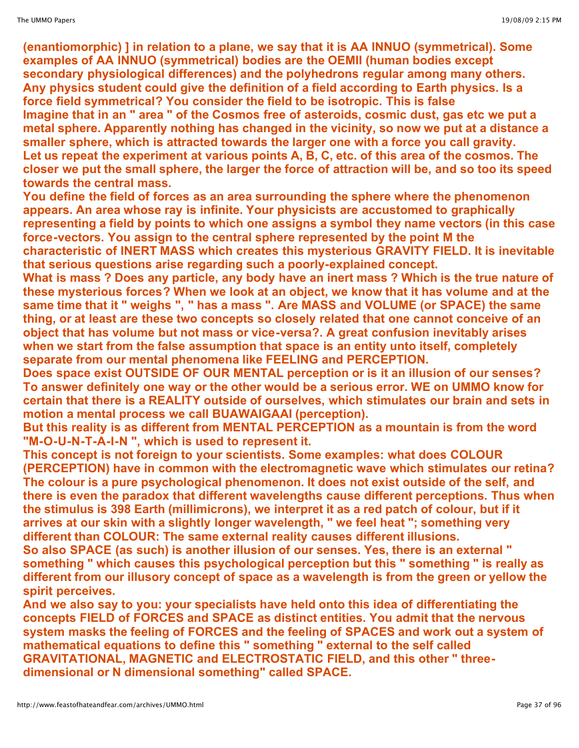**(enantiomorphic) ] in relation to a plane, we say that it is AA INNUO (symmetrical). Some examples of AA INNUO (symmetrical) bodies are the OEMII (human bodies except secondary physiological differences) and the polyhedrons regular among many others. Any physics student could give the definition of a field according to Earth physics. Is a force field symmetrical? You consider the field to be isotropic. This is false**
**Imagine that in an " area " of the Cosmos free of asteroids, cosmic dust, gas etc we put a metal sphere. Apparently nothing has changed in the vicinity, so now we put at a distance a smaller sphere, which is attracted towards the larger one with a force you call gravity.**
**Let us repeat the experiment at various points A, B, C, etc. of this area of the cosmos. The closer we put the small sphere, the larger the force of attraction will be, and so too its speed towards the central mass.**
**You define the field of forces as an area surrounding the sphere where the phenomenon appears. An area whose ray is infinite. Your physicists are accustomed to graphically representing a field by points to which one assigns a symbol they name vectors (in this case force-vectors. You assign to the central sphere represented by the point M the characteristic of INERT MASS which creates this mysterious GRAVITY FIELD. It is inevitable that serious questions arise regarding such a poorly-explained concept.**
**What is mass ? Does any particle, any body have an inert mass ? Which is the true nature of these mysterious forces? When we look at an object, we know that it has volume and at the same time that it " weighs ", " has a mass ". Are MASS and VOLUME (or SPACE) the same thing, or at least are these two concepts so closely related that one cannot conceive of an object that has volume but not mass or vice-versa?. A great confusion inevitably arises when we start from the false assumption that space is an entity unto itself, completely separate from our mental phenomena like FEELING and PERCEPTION.**
**Does space exist OUTSIDE OF OUR MENTAL perception or is it an illusion of our senses? To answer definitely one way or the other would be a serious error. WE on UMMO know for certain that there is a REALITY outside of ourselves, which stimulates our brain and sets in motion a mental process we call BUAWAIGAAI (perception).**
**But this reality is as different from MENTAL PERCEPTION as a mountain is from the word "M-O-U-N-T-A-I-N ", which is used to represent it.**
**This concept is not foreign to your scientists. Some examples: what does COLOUR (PERCEPTION) have in common with the electromagnetic wave which stimulates our retina? The colour is a pure psychological phenomenon. It does not exist outside of the self, and there is even the paradox that different wavelengths cause different perceptions. Thus when the stimulus is 398 Earth (millimicrons), we interpret it as a red patch of colour, but if it arrives at our skin with a slightly longer wavelength, " we feel heat "; something very different than COLOUR: The same external reality causes different illusions.**
**So also SPACE (as such) is another illusion of our senses. Yes, there is an external " something " which causes this psychological perception but this " something " is really as different from our illusory concept of space as a wavelength is from the green or yellow the spirit perceives.**
**And we also say to you: your specialists have held onto this idea of differentiating the concepts FIELD of FORCES and SPACE as distinct entities. You admit that the nervous system masks the feeling of FORCES and the feeling of SPACES and work out a system of mathematical equations to define this " something " external to the self called GRAVITATIONAL, MAGNETIC and ELECTROSTATIC FIELD, and this other " three-dimensional or N dimensional something" called SPACE.**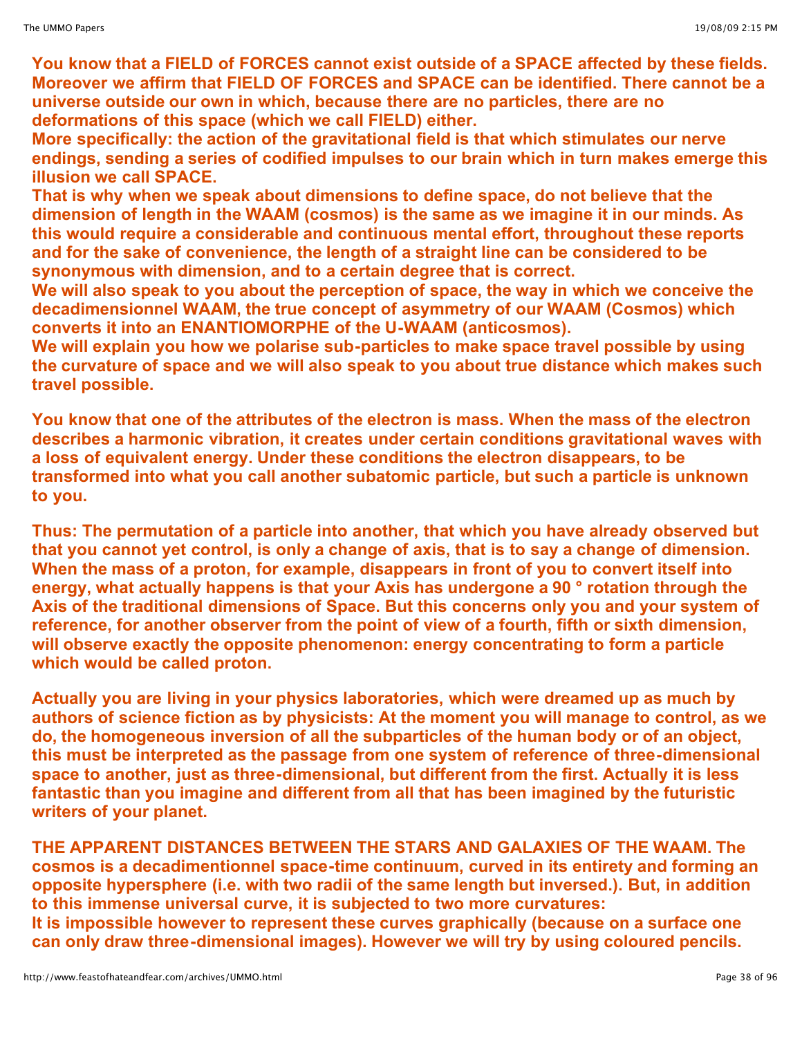**You know that a FIELD of FORCES cannot exist outside of a SPACE affected by these fields. Moreover we affirm that FIELD OF FORCES and SPACE can be identified. There cannot be a universe outside our own in which, because there are no particles, there are no deformations of this space (which we call FIELD) either.**
**More specifically: the action of the gravitational field is that which stimulates our nerve endings, sending a series of codified impulses to our brain which in turn makes emerge this illusion we call SPACE.**
**That is why when we speak about dimensions to define space, do not believe that the dimension of length in the WAAM (cosmos) is the same as we imagine it in our minds. As this would require a considerable and continuous mental effort, throughout these reports and for the sake of convenience, the length of a straight line can be considered to be synonymous with dimension, and to a certain degree that is correct.**
**We will also speak to you about the perception of space, the way in which we conceive the decadimensionnel WAAM, the true concept of asymmetry of our WAAM (Cosmos) which converts it into an ENANTIOMORPHE of the U-WAAM (anticosmos).**
**We will explain you how we polarise sub-particles to make space travel possible by using the curvature of space and we will also speak to you about true distance which makes such travel possible.**

**You know that one of the attributes of the electron is mass. When the mass of the electron describes a harmonic vibration, it creates under certain conditions gravitational waves with a loss of equivalent energy. Under these conditions the electron disappears, to be transformed into what you call another subatomic particle, but such a particle is unknown to you.**

**Thus: The permutation of a particle into another, that which you have already observed but that you cannot yet control, is only a change of axis, that is to say a change of dimension. When the mass of a proton, for example, disappears in front of you to convert itself into energy, what actually happens is that your Axis has undergone a 90 ° rotation through the Axis of the traditional dimensions of Space. But this concerns only you and your system of reference, for another observer from the point of view of a fourth, fifth or sixth dimension, will observe exactly the opposite phenomenon: energy concentrating to form a particle which would be called proton.**

**Actually you are living in your physics laboratories, which were dreamed up as much by authors of science fiction as by physicists: At the moment you will manage to control, as we do, the homogeneous inversion of all the subparticles of the human body or of an object, this must be interpreted as the passage from one system of reference of three-dimensional space to another, just as three-dimensional, but different from the first. Actually it is less fantastic than you imagine and different from all that has been imagined by the futuristic writers of your planet.**

**THE APPARENT DISTANCES BETWEEN THE STARS AND GALAXIES OF THE WAAM. The cosmos is a decadimentionnel space-time continuum, curved in its entirety and forming an opposite hypersphere (i.e. with two radii of the same length but inversed.). But, in addition to this immense universal curve, it is subjected to two more curvatures:**
**It is impossible however to represent these curves graphically (because on a surface one can only draw three-dimensional images). However we will try by using coloured pencils.**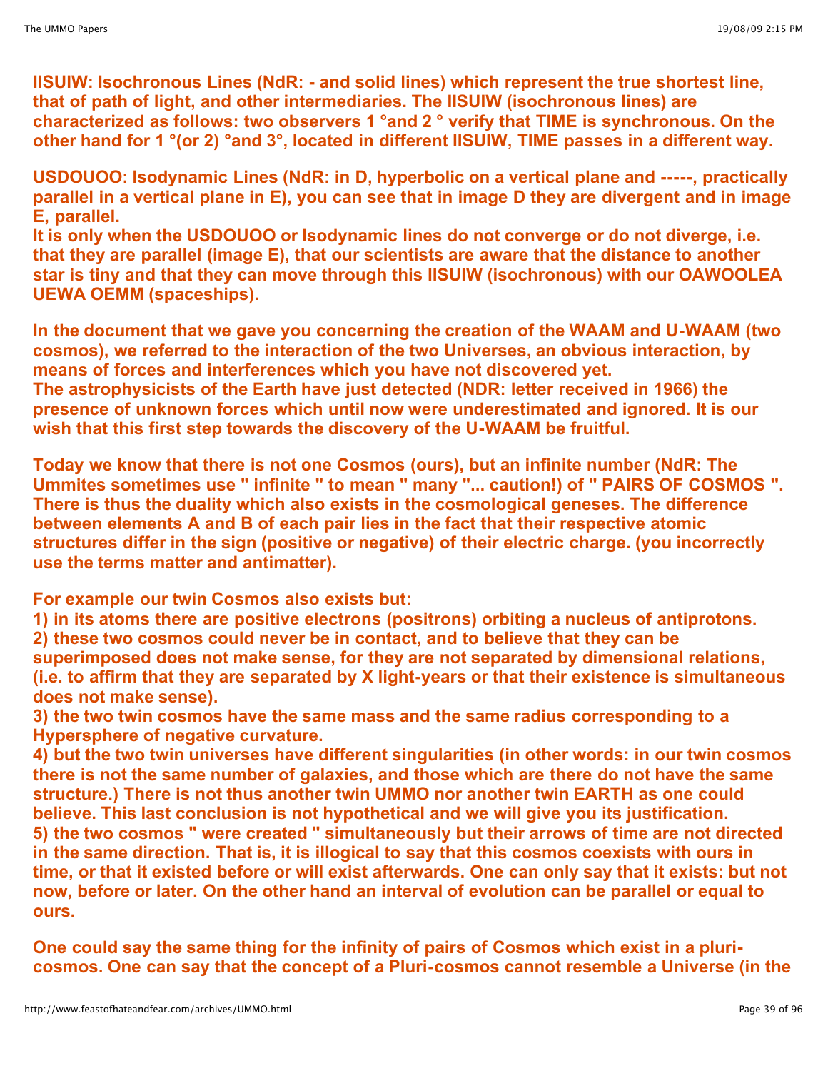**IISUIW: Isochronous Lines (NdR: - and solid lines) which represent the true shortest line, that of path of light, and other intermediaries. The IISUIW (isochronous lines) are characterized as follows: two observers 1 °and 2 ° verify that TIME is synchronous. On the other hand for 1 °(or 2) °and 3°, located in different IISUIW, TIME passes in a different way.**

**USDOUOO: Isodynamic Lines (NdR: in D, hyperbolic on a vertical plane and -----, practically parallel in a vertical plane in E), you can see that in image D they are divergent and in image E, parallel.**
**It is only when the USDOUOO or Isodynamic lines do not converge or do not diverge, i.e. that they are parallel (image E), that our scientists are aware that the distance to another star is tiny and that they can move through this IISUIW (isochronous) with our OAWOOLEA UEWA OEMM (spaceships).**

**In the document that we gave you concerning the creation of the WAAM and U-WAAM (two cosmos), we referred to the interaction of the two Universes, an obvious interaction, by means of forces and interferences which you have not discovered yet.**
**The astrophysicists of the Earth have just detected (NDR: letter received in 1966) the presence of unknown forces which until now were underestimated and ignored. It is our wish that this first step towards the discovery of the U-WAAM be fruitful.**

**Today we know that there is not one Cosmos (ours), but an infinite number (NdR: The Ummites sometimes use " infinite " to mean " many "... caution!) of " PAIRS OF COSMOS ". There is thus the duality which also exists in the cosmological geneses. The difference between elements A and B of each pair lies in the fact that their respective atomic structures differ in the sign (positive or negative) of their electric charge. (you incorrectly use the terms matter and antimatter).**

**For example our twin Cosmos also exists but:**
**1) in its atoms there are positive electrons (positrons) orbiting a nucleus of antiprotons.**
**2) these two cosmos could never be in contact, and to believe that they can be superimposed does not make sense, for they are not separated by dimensional relations, (i.e. to affirm that they are separated by X light-years or that their existence is simultaneous does not make sense).**
**3) the two twin cosmos have the same mass and the same radius corresponding to a Hypersphere of negative curvature.**
**4) but the two twin universes have different singularities (in other words: in our twin cosmos there is not the same number of galaxies, and those which are there do not have the same structure.) There is not thus another twin UMMO nor another twin EARTH as one could believe. This last conclusion is not hypothetical and we will give you its justification.**
**5) the two cosmos " were created " simultaneously but their arrows of time are not directed in the same direction. That is, it is illogical to say that this cosmos coexists with ours in time, or that it existed before or will exist afterwards. One can only say that it exists: but not now, before or later. On the other hand an interval of evolution can be parallel or equal to ours.**

**One could say the same thing for the infinity of pairs of Cosmos which exist in a pluri-cosmos. One can say that the concept of a Pluri-cosmos cannot resemble a Universe (in the**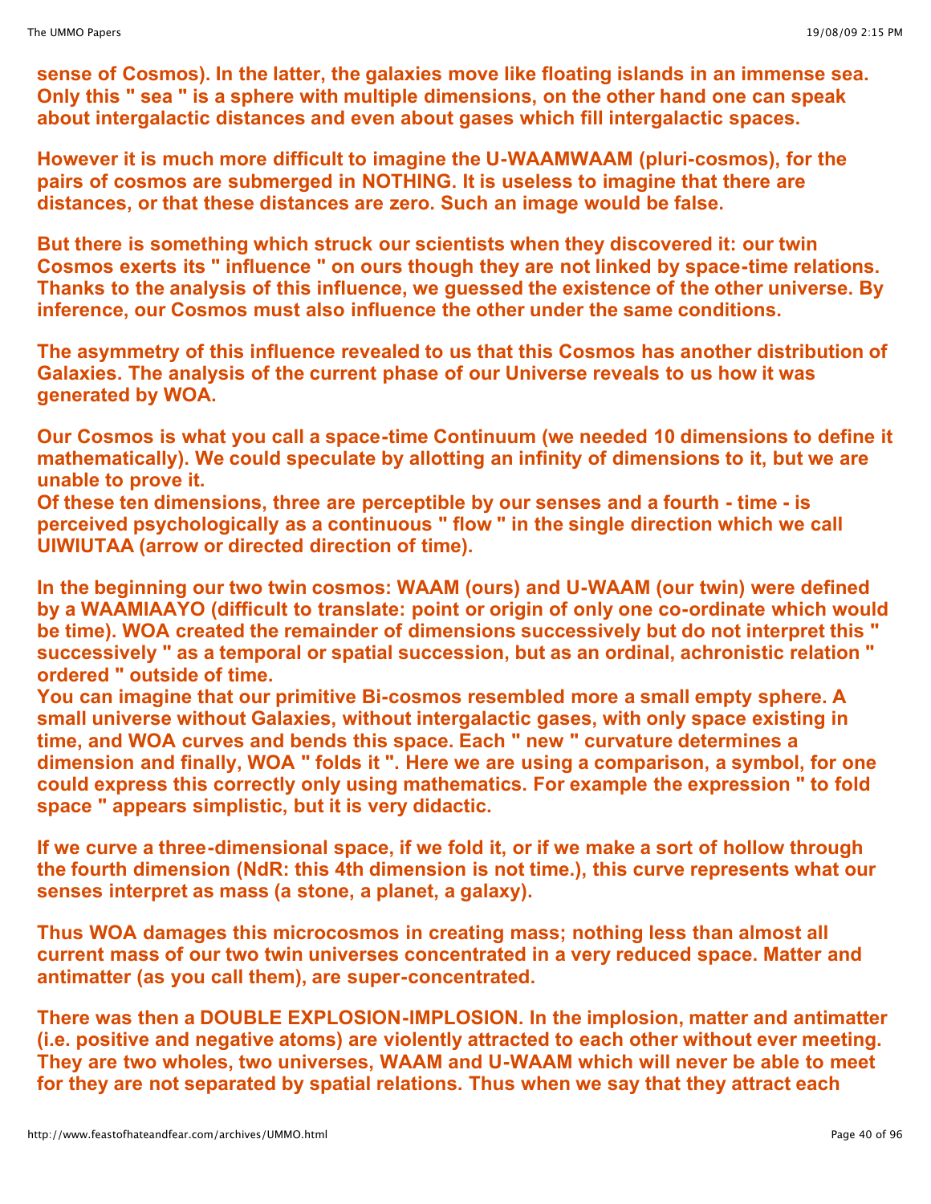**sense of Cosmos). In the latter, the galaxies move like floating islands in an immense sea. Only this " sea " is a sphere with multiple dimensions, on the other hand one can speak about intergalactic distances and even about gases which fill intergalactic spaces.**

**However it is much more difficult to imagine the U-WAAMWAAM (pluri-cosmos), for the pairs of cosmos are submerged in NOTHING. It is useless to imagine that there are distances, or that these distances are zero. Such an image would be false.**

**But there is something which struck our scientists when they discovered it: our twin Cosmos exerts its " influence " on ours though they are not linked by space-time relations. Thanks to the analysis of this influence, we guessed the existence of the other universe. By inference, our Cosmos must also influence the other under the same conditions.**

**The asymmetry of this influence revealed to us that this Cosmos has another distribution of Galaxies. The analysis of the current phase of our Universe reveals to us how it was generated by WOA.**

**Our Cosmos is what you call a space-time Continuum (we needed 10 dimensions to define it mathematically). We could speculate by allotting an infinity of dimensions to it, but we are unable to prove it.**
**Of these ten dimensions, three are perceptible by our senses and a fourth - time - is perceived psychologically as a continuous " flow " in the single direction which we call UIWIUTAA (arrow or directed direction of time).**

**In the beginning our two twin cosmos: WAAM (ours) and U-WAAM (our twin) were defined by a WAAMIAAYO (difficult to translate: point or origin of only one co-ordinate which would be time). WOA created the remainder of dimensions successively but do not interpret this " successively " as a temporal or spatial succession, but as an ordinal, achronistic relation " ordered " outside of time.**
**You can imagine that our primitive Bi-cosmos resembled more a small empty sphere. A small universe without Galaxies, without intergalactic gases, with only space existing in time, and WOA curves and bends this space. Each " new " curvature determines a dimension and finally, WOA " folds it ". Here we are using a comparison, a symbol, for one could express this correctly only using mathematics. For example the expression " to fold space " appears simplistic, but it is very didactic.**

**If we curve a three-dimensional space, if we fold it, or if we make a sort of hollow through the fourth dimension (NdR: this 4th dimension is not time.), this curve represents what our senses interpret as mass (a stone, a planet, a galaxy).**

**Thus WOA damages this microcosmos in creating mass; nothing less than almost all current mass of our two twin universes concentrated in a very reduced space. Matter and antimatter (as you call them), are super-concentrated.**

**There was then a DOUBLE EXPLOSION-IMPLOSION. In the implosion, matter and antimatter (i.e. positive and negative atoms) are violently attracted to each other without ever meeting. They are two wholes, two universes, WAAM and U-WAAM which will never be able to meet for they are not separated by spatial relations. Thus when we say that they attract each**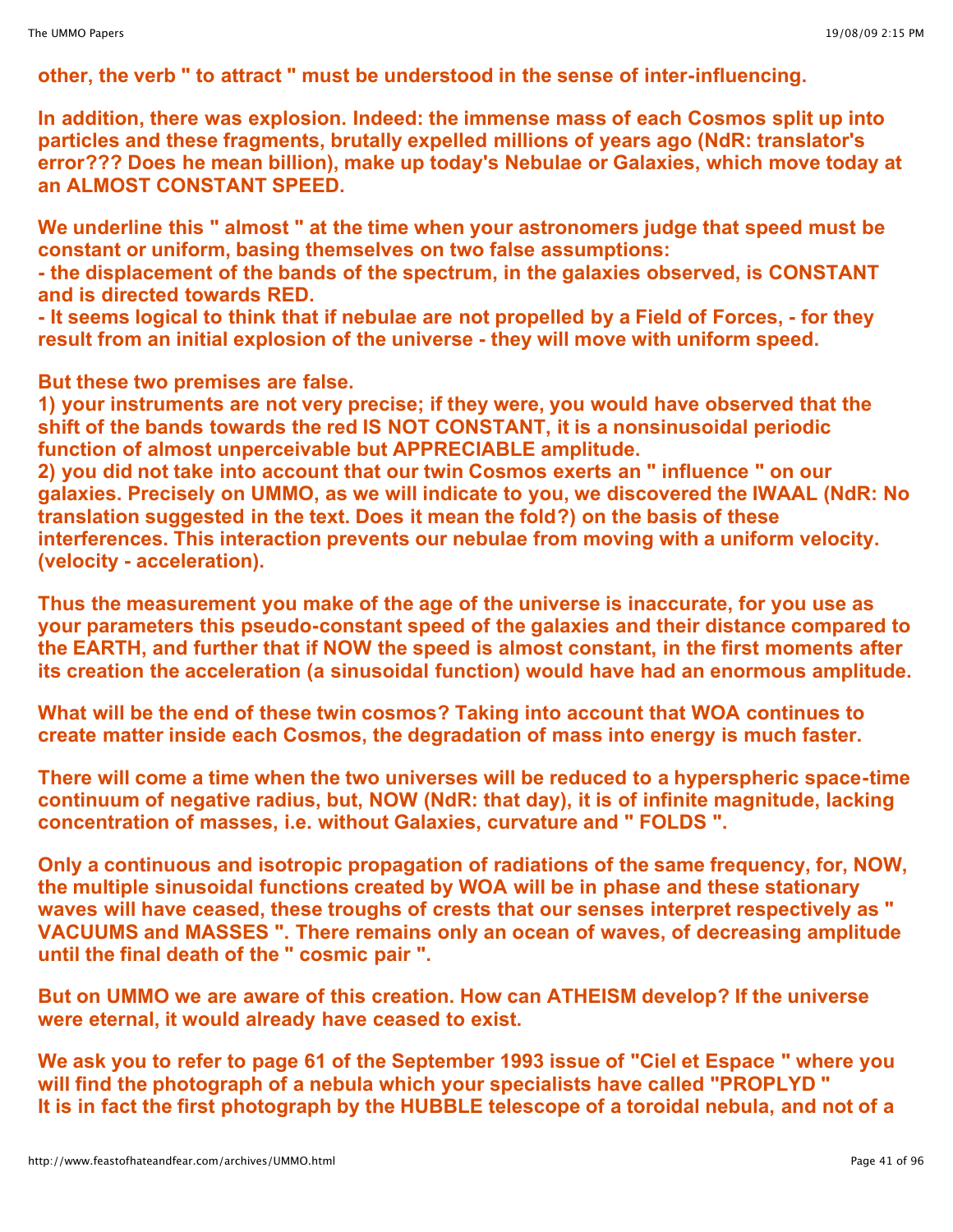**other, the verb " to attract " must be understood in the sense of inter-influencing.**

**In addition, there was explosion. Indeed: the immense mass of each Cosmos split up into particles and these fragments, brutally expelled millions of years ago (NdR: translator's error??? Does he mean billion), make up today's Nebulae or Galaxies, which move today at an ALMOST CONSTANT SPEED.**

**We underline this " almost " at the time when your astronomers judge that speed must be constant or uniform, basing themselves on two false assumptions:**
**- the displacement of the bands of the spectrum, in the galaxies observed, is CONSTANT and is directed towards RED.**
**- It seems logical to think that if nebulae are not propelled by a Field of Forces, - for they result from an initial explosion of the universe - they will move with uniform speed.**

**But these two premises are false.**
**1) your instruments are not very precise; if they were, you would have observed that the shift of the bands towards the red IS NOT CONSTANT, it is a nonsinusoidal periodic function of almost unperceivable but APPRECIABLE amplitude.**
**2) you did not take into account that our twin Cosmos exerts an " influence " on our galaxies. Precisely on UMMO, as we will indicate to you, we discovered the IWAAL (NdR: No translation suggested in the text. Does it mean the fold?) on the basis of these interferences. This interaction prevents our nebulae from moving with a uniform velocity. (velocity - acceleration).**

**Thus the measurement you make of the age of the universe is inaccurate, for you use as your parameters this pseudo-constant speed of the galaxies and their distance compared to the EARTH, and further that if NOW the speed is almost constant, in the first moments after its creation the acceleration (a sinusoidal function) would have had an enormous amplitude.**

**What will be the end of these twin cosmos? Taking into account that WOA continues to create matter inside each Cosmos, the degradation of mass into energy is much faster.**

**There will come a time when the two universes will be reduced to a hyperspheric space-time continuum of negative radius, but, NOW (NdR: that day), it is of infinite magnitude, lacking concentration of masses, i.e. without Galaxies, curvature and " FOLDS ".**

**Only a continuous and isotropic propagation of radiations of the same frequency, for, NOW, the multiple sinusoidal functions created by WOA will be in phase and these stationary waves will have ceased, these troughs of crests that our senses interpret respectively as " VACUUMS and MASSES ". There remains only an ocean of waves, of decreasing amplitude until the final death of the " cosmic pair ".**

**But on UMMO we are aware of this creation. How can ATHEISM develop? If the universe were eternal, it would already have ceased to exist.**

**We ask you to refer to page 61 of the September 1993 issue of "Ciel et Espace " where you will find the photograph of a nebula which your specialists have called "PROPLYD "**
**It is in fact the first photograph by the HUBBLE telescope of a toroidal nebula, and not of a**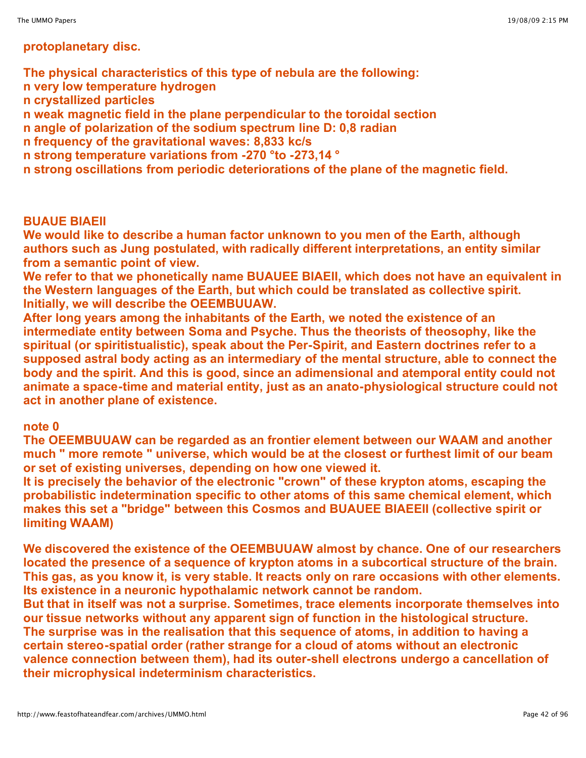**protoplanetary disc.**

**The physical characteristics of this type of nebula are the following:**

- **very low temperature hydrogen**
- **crystallized particles**
- **weak magnetic field in the plane perpendicular to the toroidal section**
- **angle of polarization of the sodium spectrum line D: 0,8 radian**
- **frequency of the gravitational waves: 8,833 kc/s**
- **strong temperature variations from -270 °to -273,14 °**
- **strong oscillations from periodic deteriorations of the plane of the magnetic field.**

**BUAUE BIAEII**

**We would like to describe a human factor unknown to you men of the Earth, although authors such as Jung postulated, with radically different interpretations, an entity similar from a semantic point of view.**
**We refer to that we phonetically name BUAUEE BIAEII, which does not have an equivalent in the Western languages of the Earth, but which could be translated as collective spirit.**
**Initially, we will describe the OEEMBUUAW.**
**After long years among the inhabitants of the Earth, we noted the existence of an intermediate entity between Soma and Psyche. Thus the theorists of theosophy, like the spiritual (or spiritistualistic), speak about the Per-Spirit, and Eastern doctrines refer to a supposed astral body acting as an intermediary of the mental structure, able to connect the body and the spirit. And this is good, since an adimensional and atemporal entity could not animate a space-time and material entity, just as an anato-physiological structure could not act in another plane of existence.**

**note 0**
**The OEEMBUUAW can be regarded as an frontier element between our WAAM and another much " more remote " universe, which would be at the closest or furthest limit of our beam or set of existing universes, depending on how one viewed it.**
**It is precisely the behavior of the electronic "crown" of these krypton atoms, escaping the probabilistic indetermination specific to other atoms of this same chemical element, which makes this set a "bridge" between this Cosmos and BUAUEE BIAEEII (collective spirit or limiting WAAM)**

**We discovered the existence of the OEEMBUUAW almost by chance. One of our researchers located the presence of a sequence of krypton atoms in a subcortical structure of the brain. This gas, as you know it, is very stable. It reacts only on rare occasions with other elements. Its existence in a neuronic hypothalamic network cannot be random.**
**But that in itself was not a surprise. Sometimes, trace elements incorporate themselves into our tissue networks without any apparent sign of function in the histological structure.**
**The surprise was in the realisation that this sequence of atoms, in addition to having a certain stereo-spatial order (rather strange for a cloud of atoms without an electronic valence connection between them), had its outer-shell electrons undergo a cancellation of their microphysical indeterminism characteristics.**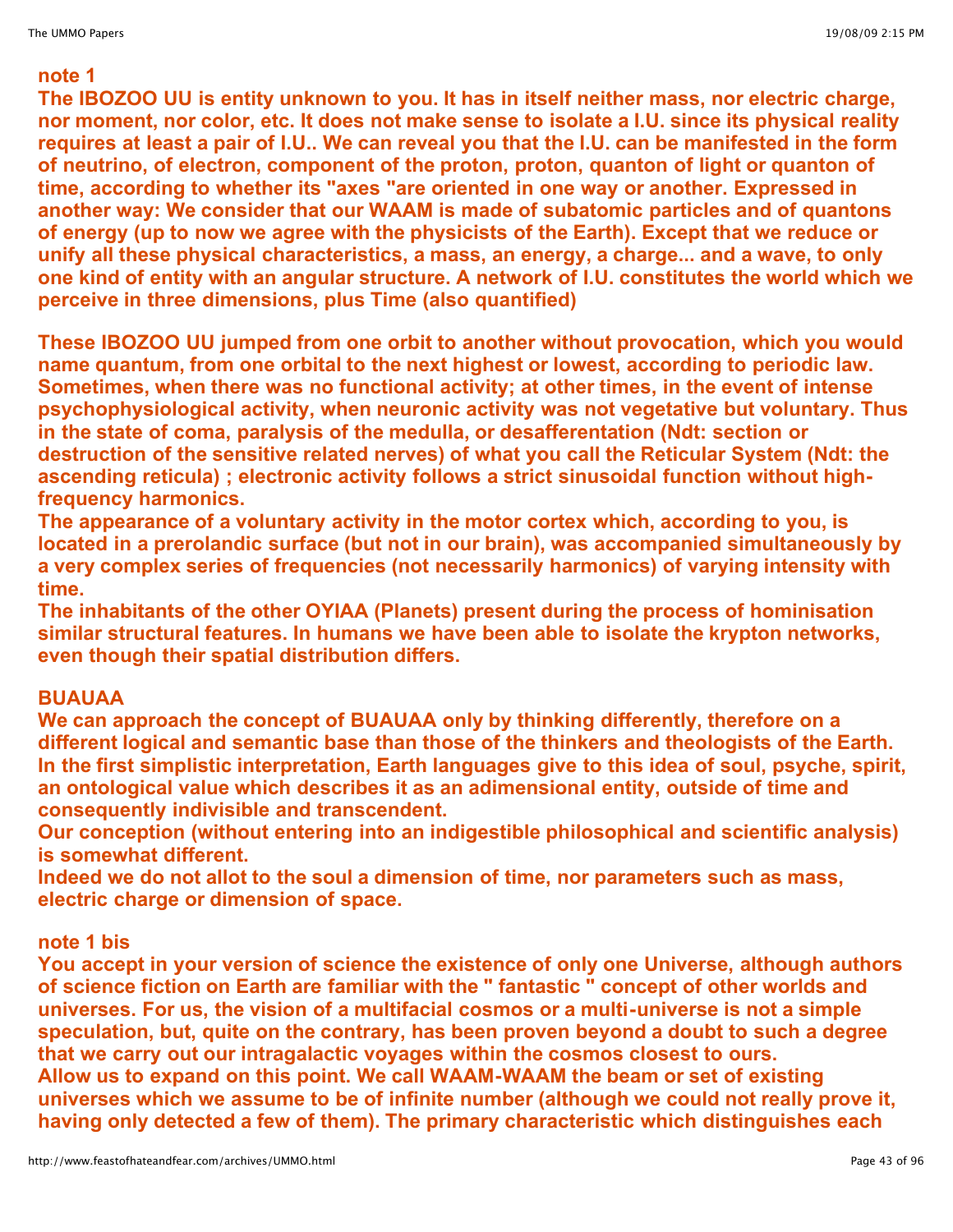**note 1**

**The IBOZOO UU is entity unknown to you. It has in itself neither mass, nor electric charge, nor moment, nor color, etc. It does not make sense to isolate a I.U. since its physical reality requires at least a pair of I.U.. We can reveal you that the I.U. can be manifested in the form of neutrino, of electron, component of the proton, proton, quanton of light or quanton of time, according to whether its "axes "are oriented in one way or another. Expressed in another way: We consider that our WAAM is made of subatomic particles and of quantons of energy (up to now we agree with the physicists of the Earth). Except that we reduce or unify all these physical characteristics, a mass, an energy, a charge... and a wave, to only one kind of entity with an angular structure. A network of I.U. constitutes the world which we perceive in three dimensions, plus Time (also quantified)**

**These IBOZOO UU jumped from one orbit to another without provocation, which you would name quantum, from one orbital to the next highest or lowest, according to periodic law. Sometimes, when there was no functional activity; at other times, in the event of intense psychophysiological activity, when neuronic activity was not vegetative but voluntary. Thus in the state of coma, paralysis of the medulla, or desafferentation (Ndt: section or destruction of the sensitive related nerves) of what you call the Reticular System (Ndt: the ascending reticula) ; electronic activity follows a strict sinusoidal function without high-frequency harmonics.**

**The appearance of a voluntary activity in the motor cortex which, according to you, is located in a prerolandic surface (but not in our brain), was accompanied simultaneously by a very complex series of frequencies (not necessarily harmonics) of varying intensity with time.**

**The inhabitants of the other OYIAA (Planets) present during the process of hominisation similar structural features. In humans we have been able to isolate the krypton networks, even though their spatial distribution differs.**

**BUAUAA**

**We can approach the concept of BUAUAA only by thinking differently, therefore on a different logical and semantic base than those of the thinkers and theologists of the Earth. In the first simplistic interpretation, Earth languages give to this idea of soul, psyche, spirit, an ontological value which describes it as an adimensional entity, outside of time and consequently indivisible and transcendent.**

**Our conception (without entering into an indigestible philosophical and scientific analysis) is somewhat different.**

**Indeed we do not allot to the soul a dimension of time, nor parameters such as mass, electric charge or dimension of space.**

**note 1 bis**

**You accept in your version of science the existence of only one Universe, although authors of science fiction on Earth are familiar with the " fantastic " concept of other worlds and universes. For us, the vision of a multifacial cosmos or a multi-universe is not a simple speculation, but, quite on the contrary, has been proven beyond a doubt to such a degree that we carry out our intragalactic voyages within the cosmos closest to ours.**

**Allow us to expand on this point. We call WAAM-WAAM the beam or set of existing universes which we assume to be of infinite number (although we could not really prove it, having only detected a few of them). The primary characteristic which distinguishes each**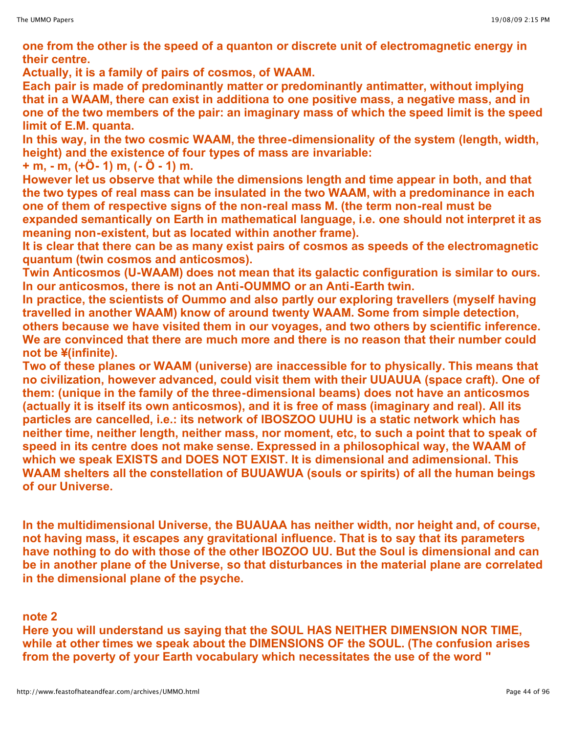**one from the other is the speed of a quanton or discrete unit of electromagnetic energy in their centre.**
**Actually, it is a family of pairs of cosmos, of WAAM.**
**Each pair is made of predominantly matter or predominantly antimatter, without implying that in a WAAM, there can exist in additiona to one positive mass, a negative mass, and in one of the two members of the pair: an imaginary mass of which the speed limit is the speed limit of E.M. quanta.**
**In this way, in the two cosmic WAAM, the three-dimensionality of the system (length, width, height) and the existence of four types of mass are invariable:**
**+ m, - m, (+Ö- 1) m, (- Ö - 1) m.**
**However let us observe that while the dimensions length and time appear in both, and that the two types of real mass can be insulated in the two WAAM, with a predominance in each one of them of respective signs of the non-real mass M. (the term non-real must be expanded semantically on Earth in mathematical language, i.e. one should not interpret it as meaning non-existent, but as located within another frame).**
**It is clear that there can be as many exist pairs of cosmos as speeds of the electromagnetic quantum (twin cosmos and anticosmos).**
**Twin Anticosmos (U-WAAM) does not mean that its galactic configuration is similar to ours. In our anticosmos, there is not an Anti-OUMMO or an Anti-Earth twin.**
**In practice, the scientists of Oummo and also partly our exploring travellers (myself having travelled in another WAAM) know of around twenty WAAM. Some from simple detection, others because we have visited them in our voyages, and two others by scientific inference. We are convinced that there are much more and there is no reason that their number could not be ¥(infinite).**
**Two of these planes or WAAM (universe) are inaccessible for to physically. This means that no civilization, however advanced, could visit them with their UUAUUA (space craft). One of them: (unique in the family of the three-dimensional beams) does not have an anticosmos (actually it is itself its own anticosmos), and it is free of mass (imaginary and real). All its particles are cancelled, i.e.: its network of IBOSZOO UUHU is a static network which has neither time, neither length, neither mass, nor moment, etc, to such a point that to speak of speed in its centre does not make sense. Expressed in a philosophical way, the WAAM of which we speak EXISTS and DOES NOT EXIST. It is dimensional and adimensional. This WAAM shelters all the constellation of BUUAWUA (souls or spirits) of all the human beings of our Universe.**

**In the multidimensional Universe, the BUAUAA has neither width, nor height and, of course, not having mass, it escapes any gravitational influence. That is to say that its parameters have nothing to do with those of the other IBOZOO UU. But the Soul is dimensional and can be in another plane of the Universe, so that disturbances in the material plane are correlated in the dimensional plane of the psyche.**

**note 2**
**Here you will understand us saying that the SOUL HAS NEITHER DIMENSION NOR TIME, while at other times we speak about the DIMENSIONS OF the SOUL. (The confusion arises from the poverty of your Earth vocabulary which necessitates the use of the word "**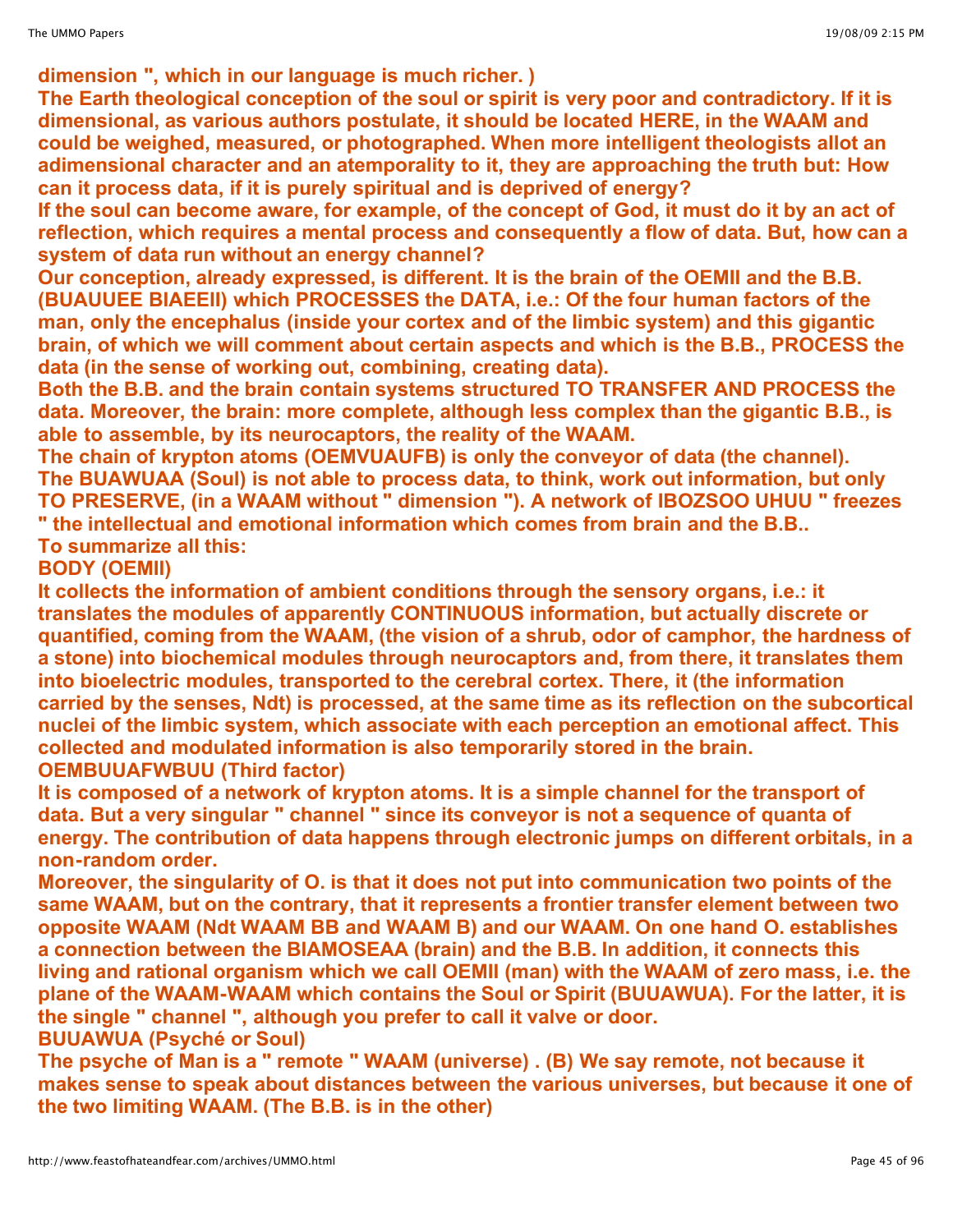dimension ", which in our language is much richer. )

The Earth theological conception of the soul or spirit is very poor and contradictory. If it is dimensional, as various authors postulate, it should be located HERE, in the WAAM and could be weighed, measured, or photographed. When more intelligent theologists allot an adimensional character and an atemporality to it, they are approaching the truth but: How can it process data, if it is purely spiritual and is deprived of energy?

If the soul can become aware, for example, of the concept of God, it must do it by an act of reflection, which requires a mental process and consequently a flow of data. But, how can a system of data run without an energy channel?

Our conception, already expressed, is different. It is the brain of the OEMII and the B.B. (BUAUUEE BIAEEII) which PROCESSES the DATA, i.e.: Of the four human factors of the man, only the encephalus (inside your cortex and of the limbic system) and this gigantic brain, of which we will comment about certain aspects and which is the B.B., PROCESS the data (in the sense of working out, combining, creating data).

Both the B.B. and the brain contain systems structured TO TRANSFER AND PROCESS the data. Moreover, the brain: more complete, although less complex than the gigantic B.B., is able to assemble, by its neurocaptors, the reality of the WAAM.

The chain of krypton atoms (OEMVUAUFB) is only the conveyor of data (the channel).

The BUAWUAA (Soul) is not able to process data, to think, work out information, but only TO PRESERVE, (in a WAAM without " dimension "). A network of IBOZSOO UHUU " freezes " the intellectual and emotional information which comes from brain and the B.B..

To summarize all this:

**BODY (OEMII)**

It collects the information of ambient conditions through the sensory organs, i.e.: it translates the modules of apparently CONTINUOUS information, but actually discrete or quantified, coming from the WAAM, (the vision of a shrub, odor of camphor, the hardness of a stone) into biochemical modules through neurocaptors and, from there, it translates them into bioelectric modules, transported to the cerebral cortex. There, it (the information carried by the senses, Ndt) is processed, at the same time as its reflection on the subcortical nuclei of the limbic system, which associate with each perception an emotional affect. This collected and modulated information is also temporarily stored in the brain.

**OEMBUUAFWBUU (Third factor)**

It is composed of a network of krypton atoms. It is a simple channel for the transport of data. But a very singular " channel " since its conveyor is not a sequence of quanta of energy. The contribution of data happens through electronic jumps on different orbitals, in a non-random order.

Moreover, the singularity of O. is that it does not put into communication two points of the same WAAM, but on the contrary, that it represents a frontier transfer element between two opposite WAAM (Ndt WAAM BB and WAAM B) and our WAAM. On one hand O. establishes a connection between the BIAMOSEAA (brain) and the B.B. In addition, it connects this living and rational organism which we call OEMII (man) with the WAAM of zero mass, i.e. the plane of the WAAM-WAAM which contains the Soul or Spirit (BUUAWUA). For the latter, it is the single " channel ", although you prefer to call it valve or door.

**BUUAWUA (Psyché or Soul)**

The psyche of Man is a " remote " WAAM (universe) . (B) We say remote, not because it makes sense to speak about distances between the various universes, but because it one of the two limiting WAAM. (The B.B. is in the other)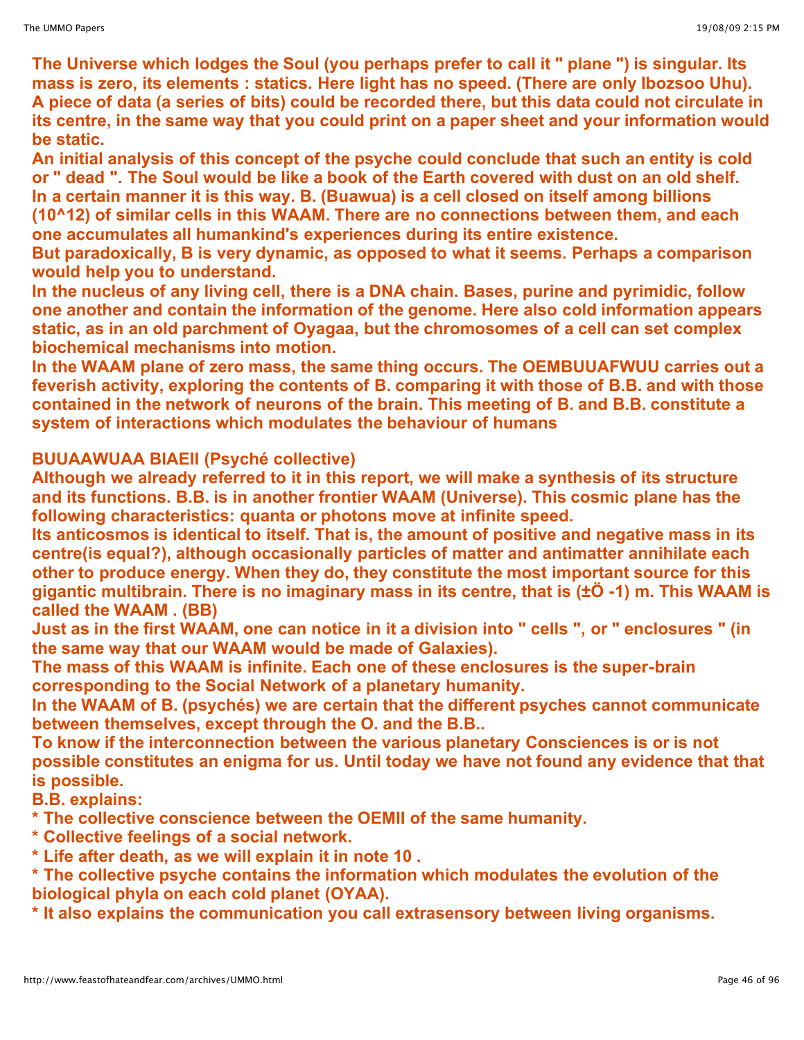**The Universe which lodges the Soul (you perhaps prefer to call it " plane ") is singular. Its mass is zero, its elements : statics. Here light has no speed. (There are only Ibozsoo Uhu). A piece of data (a series of bits) could be recorded there, but this data could not circulate in its centre, in the same way that you could print on a paper sheet and your information would be static.**
**An initial analysis of this concept of the psyche could conclude that such an entity is cold or " dead ". The Soul would be like a book of the Earth covered with dust on an old shelf. In a certain manner it is this way. B. (Buawua) is a cell closed on itself among billions ($10^{12}$) of similar cells in this WAAM. There are no connections between them, and each one accumulates all humankind's experiences during its entire existence.**
**But paradoxically, B is very dynamic, as opposed to what it seems. Perhaps a comparison would help you to understand.**
**In the nucleus of any living cell, there is a DNA chain. Bases, purine and pyrimidic, follow one another and contain the information of the genome. Here also cold information appears static, as in an old parchment of Oyagaa, but the chromosomes of a cell can set complex biochemical mechanisms into motion.**
**In the WAAM plane of zero mass, the same thing occurs. The OEMBUUAFWUU carries out a feverish activity, exploring the contents of B. comparing it with those of B.B. and with those contained in the network of neurons of the brain. This meeting of B. and B.B. constitute a system of interactions which modulates the behaviour of humans**

**BUUAAWUAA BIAEII (Psyché collective)**
**Although we already referred to it in this report, we will make a synthesis of its structure and its functions. B.B. is in another frontier WAAM (Universe). This cosmic plane has the following characteristics: quanta or photons move at infinite speed.**
**Its anticosmos is identical to itself. That is, the amount of positive and negative mass in its centre(is equal?), although occasionally particles of matter and antimatter annihilate each other to produce energy. When they do, they constitute the most important source for this gigantic multibrain. There is no imaginary mass in its centre, that is (±Ö -1) m. This WAAM is called the WAAM . (BB)**
**Just as in the first WAAM, one can notice in it a division into " cells ", or " enclosures " (in the same way that our WAAM would be made of Galaxies).**
**The mass of this WAAM is infinite. Each one of these enclosures is the super-brain corresponding to the Social Network of a planetary humanity.**
**In the WAAM of B. (psychés) we are certain that the different psyches cannot communicate between themselves, except through the O. and the B.B..**
**To know if the interconnection between the various planetary Consciences is or is not possible constitutes an enigma for us. Until today we have not found any evidence that that is possible.**
**B.B. explains:**
**\* The collective conscience between the OEMII of the same humanity.**
**\* Collective feelings of a social network.**
**\* Life after death, as we will explain it in note 10 .**
**\* The collective psyche contains the information which modulates the evolution of the biological phyla on each cold planet (OYAA).**
**\* It also explains the communication you call extrasensory between living organisms.**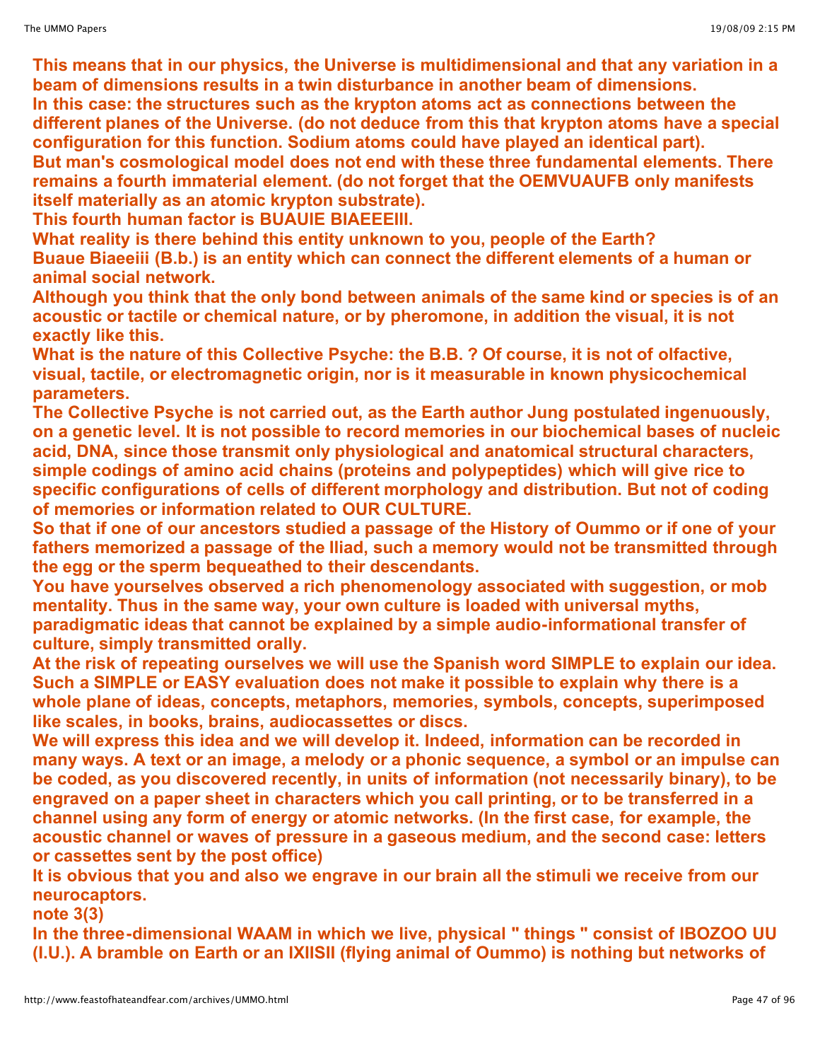**This means that in our physics, the Universe is multidimensional and that any variation in a beam of dimensions results in a twin disturbance in another beam of dimensions.**
**In this case: the structures such as the krypton atoms act as connections between the different planes of the Universe. (do not deduce from this that krypton atoms have a special configuration for this function. Sodium atoms could have played an identical part).**
**But man's cosmological model does not end with these three fundamental elements. There remains a fourth immaterial element. (do not forget that the OEMVUAUFB only manifests itself materially as an atomic krypton substrate).**
**This fourth human factor is BUAUIE BIAEEEIII.**
**What reality is there behind this entity unknown to you, people of the Earth?**
**Buaue Biaeeiii (B.b.) is an entity which can connect the different elements of a human or animal social network.**
**Although you think that the only bond between animals of the same kind or species is of an acoustic or tactile or chemical nature, or by pheromone, in addition the visual, it is not exactly like this.**
**What is the nature of this Collective Psyche: the B.B. ? Of course, it is not of olfactive, visual, tactile, or electromagnetic origin, nor is it measurable in known physicochemical parameters.**
**The Collective Psyche is not carried out, as the Earth author Jung postulated ingenuously, on a genetic level. It is not possible to record memories in our biochemical bases of nucleic acid, DNA, since those transmit only physiological and anatomical structural characters, simple codings of amino acid chains (proteins and polypeptides) which will give rice to specific configurations of cells of different morphology and distribution. But not of coding of memories or information related to OUR CULTURE.**
**So that if one of our ancestors studied a passage of the History of Oummo or if one of your fathers memorized a passage of the Iliad, such a memory would not be transmitted through the egg or the sperm bequeathed to their descendants.**
**You have yourselves observed a rich phenomenology associated with suggestion, or mob mentality. Thus in the same way, your own culture is loaded with universal myths, paradigmatic ideas that cannot be explained by a simple audio-informational transfer of culture, simply transmitted orally.**
**At the risk of repeating ourselves we will use the Spanish word SIMPLE to explain our idea. Such a SIMPLE or EASY evaluation does not make it possible to explain why there is a whole plane of ideas, concepts, metaphors, memories, symbols, concepts, superimposed like scales, in books, brains, audiocassettes or discs.**
**We will express this idea and we will develop it. Indeed, information can be recorded in many ways. A text or an image, a melody or a phonic sequence, a symbol or an impulse can be coded, as you discovered recently, in units of information (not necessarily binary), to be engraved on a paper sheet in characters which you call printing, or to be transferred in a channel using any form of energy or atomic networks. (In the first case, for example, the acoustic channel or waves of pressure in a gaseous medium, and the second case: letters or cassettes sent by the post office)**
**It is obvious that you and also we engrave in our brain all the stimuli we receive from our neurocaptors.**
**note 3(3)**
**In the three-dimensional WAAM in which we live, physical " things " consist of IBOZOO UU (I.U.). A bramble on Earth or an IXIISII (flying animal of Oummo) is nothing but networks of**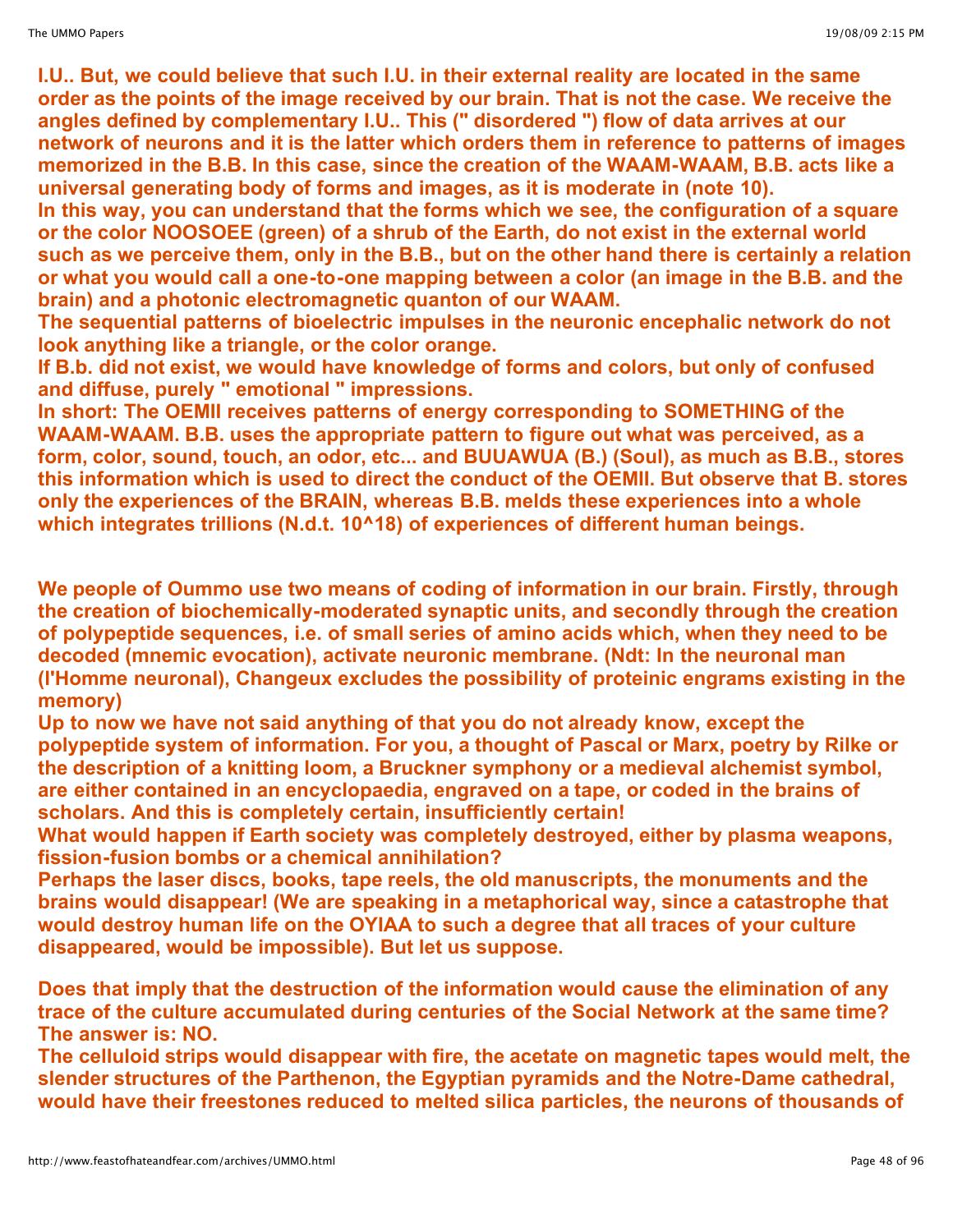I.U.. But, we could believe that such I.U. in their external reality are located in the same order as the points of the image received by our brain. That is not the case. We receive the angles defined by complementary I.U.. This (" disordered ") flow of data arrives at our network of neurons and it is the latter which orders them in reference to patterns of images memorized in the B.B. In this case, since the creation of the WAAM-WAAM, B.B. acts like a universal generating body of forms and images, as it is moderate in (note 10).
In this way, you can understand that the forms which we see, the configuration of a square or the color NOOSOEE (green) of a shrub of the Earth, do not exist in the external world such as we perceive them, only in the B.B., but on the other hand there is certainly a relation or what you would call a one-to-one mapping between a color (an image in the B.B. and the brain) and a photonic electromagnetic quanton of our WAAM.
The sequential patterns of bioelectric impulses in the neuronic encephalic network do not look anything like a triangle, or the color orange.
If B.b. did not exist, we would have knowledge of forms and colors, but only of confused and diffuse, purely " emotional " impressions.
In short: The OEMII receives patterns of energy corresponding to SOMETHING of the WAAM-WAAM. B.B. uses the appropriate pattern to figure out what was perceived, as a form, color, sound, touch, an odor, etc... and BUUAWUA (B.) (Soul), as much as B.B., stores this information which is used to direct the conduct of the OEMII. But observe that B. stores only the experiences of the BRAIN, whereas B.B. melds these experiences into a whole which integrates trillions (N.d.t. $10^{18}$) of experiences of different human beings.

We people of Oummo use two means of coding of information in our brain. Firstly, through the creation of biochemically-moderated synaptic units, and secondly through the creation of polypeptide sequences, i.e. of small series of amino acids which, when they need to be decoded (mnemic evocation), activate neuronic membrane. (Ndt: In the neuronal man (l'Homme neuronal), Changeux excludes the possibility of proteinic engrams existing in the memory)
Up to now we have not said anything of that you do not already know, except the polypeptide system of information. For you, a thought of Pascal or Marx, poetry by Rilke or the description of a knitting loom, a Bruckner symphony or a medieval alchemist symbol, are either contained in an encyclopaedia, engraved on a tape, or coded in the brains of scholars. And this is completely certain, insufficiently certain!
What would happen if Earth society was completely destroyed, either by plasma weapons, fission-fusion bombs or a chemical annihilation?
Perhaps the laser discs, books, tape reels, the old manuscripts, the monuments and the brains would disappear! (We are speaking in a metaphorical way, since a catastrophe that would destroy human life on the OYIAA to such a degree that all traces of your culture disappeared, would be impossible). But let us suppose.

Does that imply that the destruction of the information would cause the elimination of any trace of the culture accumulated during centuries of the Social Network at the same time? The answer is: NO.
The celluloid strips would disappear with fire, the acetate on magnetic tapes would melt, the slender structures of the Parthenon, the Egyptian pyramids and the Notre-Dame cathedral, would have their freestones reduced to melted silica particles, the neurons of thousands of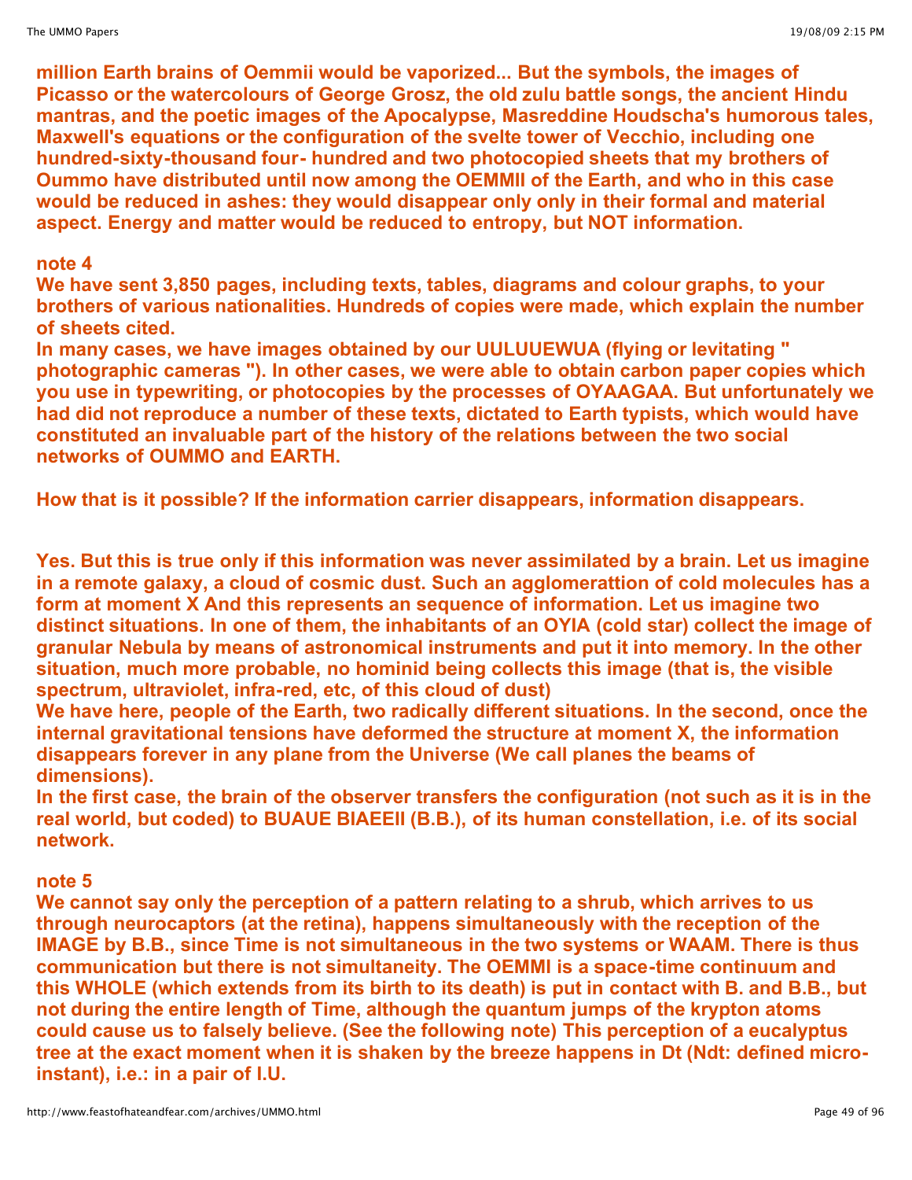**million Earth brains of Oemmii would be vaporized... But the symbols, the images of Picasso or the watercolours of George Grosz, the old zulu battle songs, the ancient Hindu mantras, and the poetic images of the Apocalypse, Masreddine Houdscha's humorous tales, Maxwell's equations or the configuration of the svelte tower of Vecchio, including one hundred-sixty-thousand four- hundred and two photocopied sheets that my brothers of Oummo have distributed until now among the OEMMII of the Earth, and who in this case would be reduced in ashes: they would disappear only only in their formal and material aspect. Energy and matter would be reduced to entropy, but NOT information.**

**note 4**

**We have sent 3,850 pages, including texts, tables, diagrams and colour graphs, to your brothers of various nationalities. Hundreds of copies were made, which explain the number of sheets cited.**

**In many cases, we have images obtained by our UULUUEWUA (flying or levitating " photographic cameras "). In other cases, we were able to obtain carbon paper copies which you use in typewriting, or photocopies by the processes of OYAAGAA. But unfortunately we had did not reproduce a number of these texts, dictated to Earth typists, which would have constituted an invaluable part of the history of the relations between the two social networks of OUMMO and EARTH.**

**How that is it possible? If the information carrier disappears, information disappears.**

**Yes. But this is true only if this information was never assimilated by a brain. Let us imagine in a remote galaxy, a cloud of cosmic dust. Such an agglomerattion of cold molecules has a form at moment X And this represents an sequence of information. Let us imagine two distinct situations. In one of them, the inhabitants of an OYIA (cold star) collect the image of granular Nebula by means of astronomical instruments and put it into memory. In the other situation, much more probable, no hominid being collects this image (that is, the visible spectrum, ultraviolet, infra-red, etc, of this cloud of dust)**

**We have here, people of the Earth, two radically different situations. In the second, once the internal gravitational tensions have deformed the structure at moment X, the information disappears forever in any plane from the Universe (We call planes the beams of dimensions).**

**In the first case, the brain of the observer transfers the configuration (not such as it is in the real world, but coded) to BUAUE BIAEEII (B.B.), of its human constellation, i.e. of its social network.**

**note 5**

**We cannot say only the perception of a pattern relating to a shrub, which arrives to us through neurocaptors (at the retina), happens simultaneously with the reception of the IMAGE by B.B., since Time is not simultaneous in the two systems or WAAM. There is thus communication but there is not simultaneity. The OEMMI is a space-time continuum and this WHOLE (which extends from its birth to its death) is put in contact with B. and B.B., but not during the entire length of Time, although the quantum jumps of the krypton atoms could cause us to falsely believe. (See the following note) This perception of a eucalyptus tree at the exact moment when it is shaken by the breeze happens in Dt (Ndt: defined micro-instant), i.e.: in a pair of I.U.**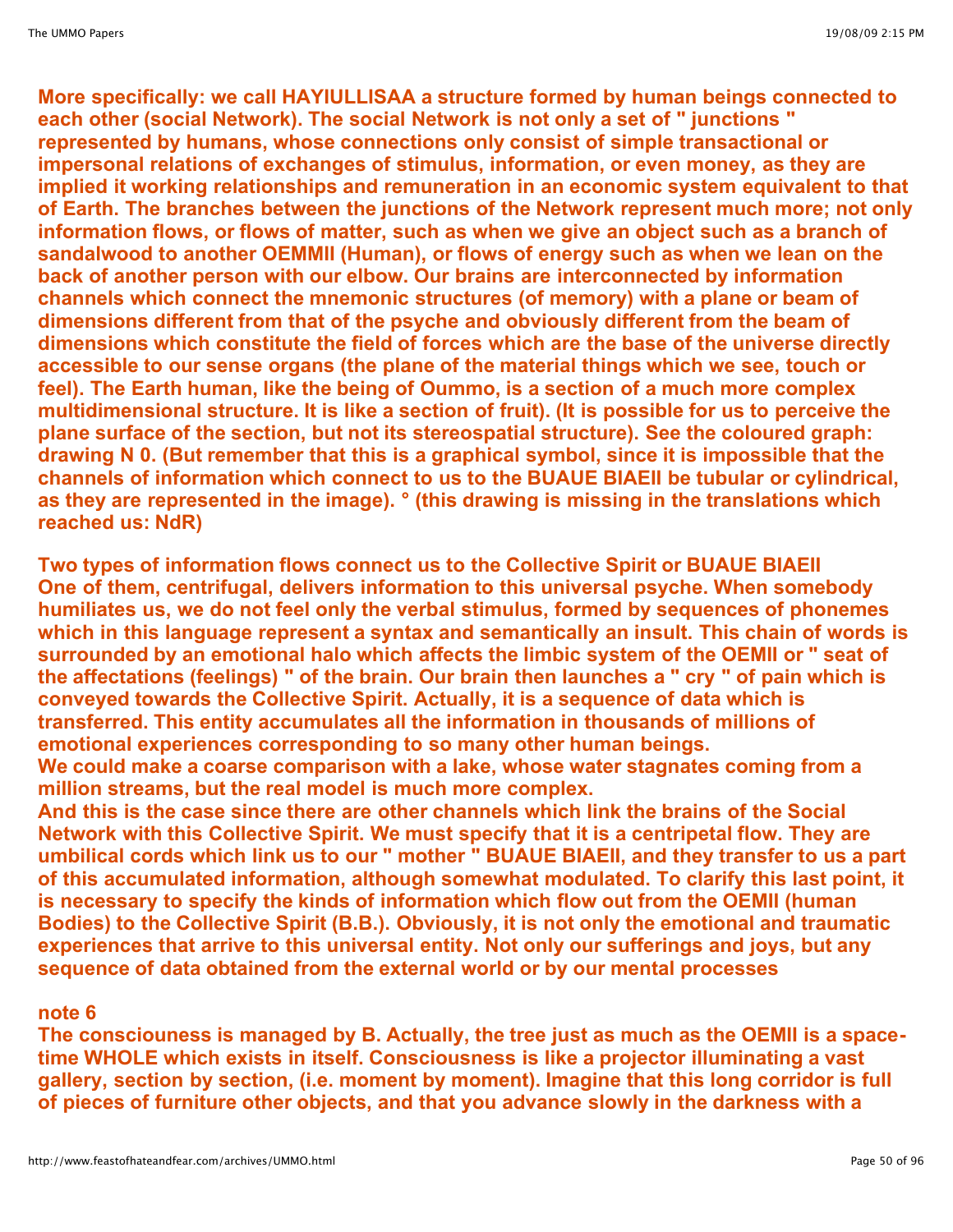**More specifically: we call HAYIULLISAA a structure formed by human beings connected to each other (social Network). The social Network is not only a set of " junctions " represented by humans, whose connections only consist of simple transactional or impersonal relations of exchanges of stimulus, information, or even money, as they are implied it working relationships and remuneration in an economic system equivalent to that of Earth. The branches between the junctions of the Network represent much more; not only information flows, or flows of matter, such as when we give an object such as a branch of sandalwood to another OEMMII (Human), or flows of energy such as when we lean on the back of another person with our elbow. Our brains are interconnected by information channels which connect the mnemonic structures (of memory) with a plane or beam of dimensions different from that of the psyche and obviously different from the beam of dimensions which constitute the field of forces which are the base of the universe directly accessible to our sense organs (the plane of the material things which we see, touch or feel). The Earth human, like the being of Oummo, is a section of a much more complex multidimensional structure. It is like a section of fruit). (It is possible for us to perceive the plane surface of the section, but not its stereospatial structure). See the coloured graph: drawing N 0. (But remember that this is a graphical symbol, since it is impossible that the channels of information which connect to us to the BUAUE BIAEII be tubular or cylindrical, as they are represented in the image). ° (this drawing is missing in the translations which reached us: NdR)**

**Two types of information flows connect us to the Collective Spirit or BUAUE BIAEII**
**One of them, centrifugal, delivers information to this universal psyche. When somebody humiliates us, we do not feel only the verbal stimulus, formed by sequences of phonemes which in this language represent a syntax and semantically an insult. This chain of words is surrounded by an emotional halo which affects the limbic system of the OEMII or " seat of the affectations (feelings) " of the brain. Our brain then launches a " cry " of pain which is conveyed towards the Collective Spirit. Actually, it is a sequence of data which is transferred. This entity accumulates all the information in thousands of millions of emotional experiences corresponding to so many other human beings.**
**We could make a coarse comparison with a lake, whose water stagnates coming from a million streams, but the real model is much more complex.**
**And this is the case since there are other channels which link the brains of the Social Network with this Collective Spirit. We must specify that it is a centripetal flow. They are umbilical cords which link us to our " mother " BUAUE BIAEII, and they transfer to us a part of this accumulated information, although somewhat modulated. To clarify this last point, it is necessary to specify the kinds of information which flow out from the OEMII (human Bodies) to the Collective Spirit (B.B.). Obviously, it is not only the emotional and traumatic experiences that arrive to this universal entity. Not only our sufferings and joys, but any sequence of data obtained from the external world or by our mental processes**

**note 6**
**The consciouness is managed by B. Actually, the tree just as much as the OEMII is a space-time WHOLE which exists in itself. Consciousness is like a projector illuminating a vast gallery, section by section, (i.e. moment by moment). Imagine that this long corridor is full of pieces of furniture other objects, and that you advance slowly in the darkness with a**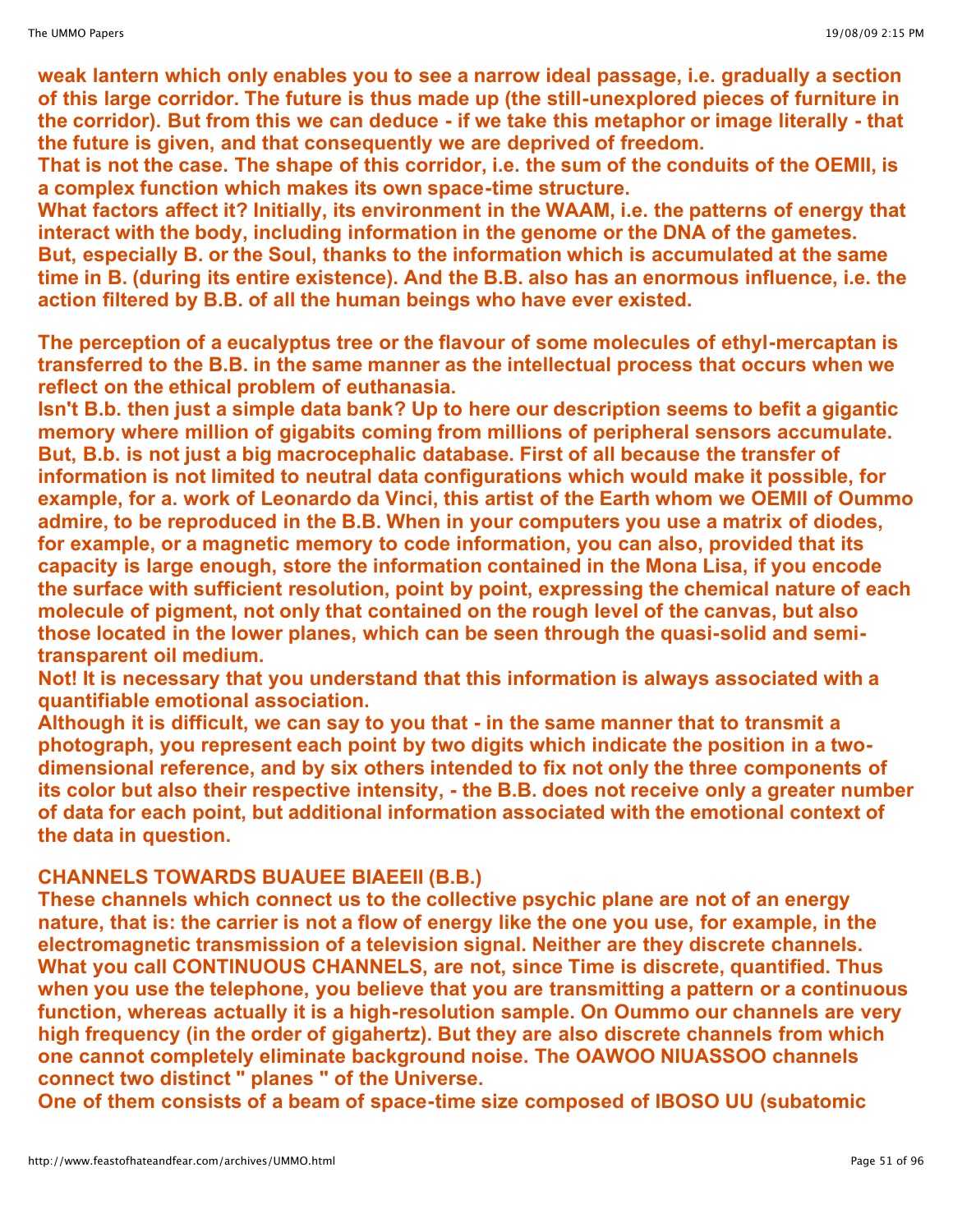**weak lantern which only enables you to see a narrow ideal passage, i.e. gradually a section of this large corridor. The future is thus made up (the still-unexplored pieces of furniture in the corridor). But from this we can deduce - if we take this metaphor or image literally - that the future is given, and that consequently we are deprived of freedom.**
**That is not the case. The shape of this corridor, i.e. the sum of the conduits of the OEMII, is a complex function which makes its own space-time structure.**
**What factors affect it? Initially, its environment in the WAAM, i.e. the patterns of energy that interact with the body, including information in the genome or the DNA of the gametes. But, especially B. or the Soul, thanks to the information which is accumulated at the same time in B. (during its entire existence). And the B.B. also has an enormous influence, i.e. the action filtered by B.B. of all the human beings who have ever existed.**

**The perception of a eucalyptus tree or the flavour of some molecules of ethyl-mercaptan is transferred to the B.B. in the same manner as the intellectual process that occurs when we reflect on the ethical problem of euthanasia.**
**Isn't B.b. then just a simple data bank? Up to here our description seems to befit a gigantic memory where million of gigabits coming from millions of peripheral sensors accumulate. But, B.b. is not just a big macrocephalic database. First of all because the transfer of information is not limited to neutral data configurations which would make it possible, for example, for a. work of Leonardo da Vinci, this artist of the Earth whom we OEMII of Oummo admire, to be reproduced in the B.B. When in your computers you use a matrix of diodes, for example, or a magnetic memory to code information, you can also, provided that its capacity is large enough, store the information contained in the Mona Lisa, if you encode the surface with sufficient resolution, point by point, expressing the chemical nature of each molecule of pigment, not only that contained on the rough level of the canvas, but also those located in the lower planes, which can be seen through the quasi-solid and semi-transparent oil medium.**
**Not! It is necessary that you understand that this information is always associated with a quantifiable emotional association.**
**Although it is difficult, we can say to you that - in the same manner that to transmit a photograph, you represent each point by two digits which indicate the position in a two-dimensional reference, and by six others intended to fix not only the three components of its color but also their respective intensity, - the B.B. does not receive only a greater number of data for each point, but additional information associated with the emotional context of the data in question.**

**CHANNELS TOWARDS BUAUEE BIAEEII (B.B.)**
**These channels which connect us to the collective psychic plane are not of an energy nature, that is: the carrier is not a flow of energy like the one you use, for example, in the electromagnetic transmission of a television signal. Neither are they discrete channels. What you call CONTINUOUS CHANNELS, are not, since Time is discrete, quantified. Thus when you use the telephone, you believe that you are transmitting a pattern or a continuous function, whereas actually it is a high-resolution sample. On Oummo our channels are very high frequency (in the order of gigahertz). But they are also discrete channels from which one cannot completely eliminate background noise. The OAWOO NIUASSOO channels connect two distinct " planes " of the Universe.**
**One of them consists of a beam of space-time size composed of IBOSO UU (subatomic**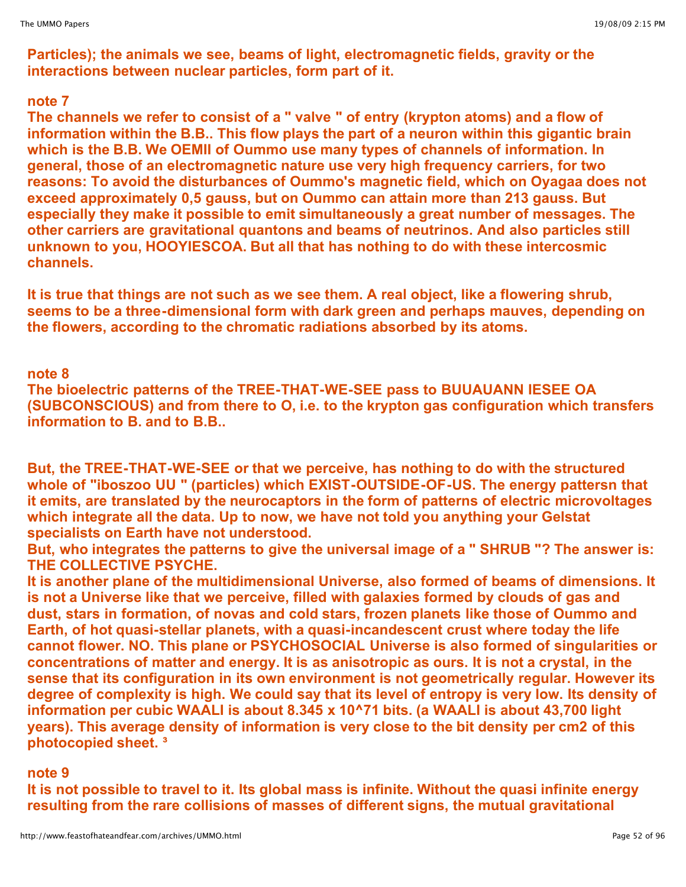**Particles); the animals we see, beams of light, electromagnetic fields, gravity or the interactions between nuclear particles, form part of it.**

**note 7**

**The channels we refer to consist of a " valve " of entry (krypton atoms) and a flow of information within the B.B.. This flow plays the part of a neuron within this gigantic brain which is the B.B. We OEMII of Oummo use many types of channels of information. In general, those of an electromagnetic nature use very high frequency carriers, for two reasons: To avoid the disturbances of Oummo's magnetic field, which on Oyagaa does not exceed approximately 0,5 gauss, but on Oummo can attain more than 213 gauss. But especially they make it possible to emit simultaneously a great number of messages. The other carriers are gravitational quantons and beams of neutrinos. And also particles still unknown to you, HOOYIESCOA. But all that has nothing to do with these intercosmic channels.**

**It is true that things are not such as we see them. A real object, like a flowering shrub, seems to be a three-dimensional form with dark green and perhaps mauves, depending on the flowers, according to the chromatic radiations absorbed by its atoms.**

**note 8**

**The bioelectric patterns of the TREE-THAT-WE-SEE pass to BUUAUANN IESEE OA (SUBCONSCIOUS) and from there to O, i.e. to the krypton gas configuration which transfers information to B. and to B.B..**

**But, the TREE-THAT-WE-SEE or that we perceive, has nothing to do with the structured whole of "iboszoo UU " (particles) which EXIST-OUTSIDE-OF-US. The energy pattersn that it emits, are translated by the neurocaptors in the form of patterns of electric microvoltages which integrate all the data. Up to now, we have not told you anything your Gelstat specialists on Earth have not understood.**

**But, who integrates the patterns to give the universal image of a " SHRUB "? The answer is: THE COLLECTIVE PSYCHE.**

**It is another plane of the multidimensional Universe, also formed of beams of dimensions. It is not a Universe like that we perceive, filled with galaxies formed by clouds of gas and dust, stars in formation, of novas and cold stars, frozen planets like those of Oummo and Earth, of hot quasi-stellar planets, with a quasi-incandescent crust where today the life cannot flower. NO. This plane or PSYCHOSOCIAL Universe is also formed of singularities or concentrations of matter and energy. It is as anisotropic as ours. It is not a crystal, in the sense that its configuration in its own environment is not geometrically regular. However its degree of complexity is high. We could say that its level of entropy is very low. Its density of information per cubic WAALI is about $8.345 \times 10^{71}$ bits. (a WAALI is about 43,700 light years). This average density of information is very close to the bit density per cm2 of this photocopied sheet. [3]**

**note 9**

**It is not possible to travel to it. Its global mass is infinite. Without the quasi infinite energy resulting from the rare collisions of masses of different signs, the mutual gravitational**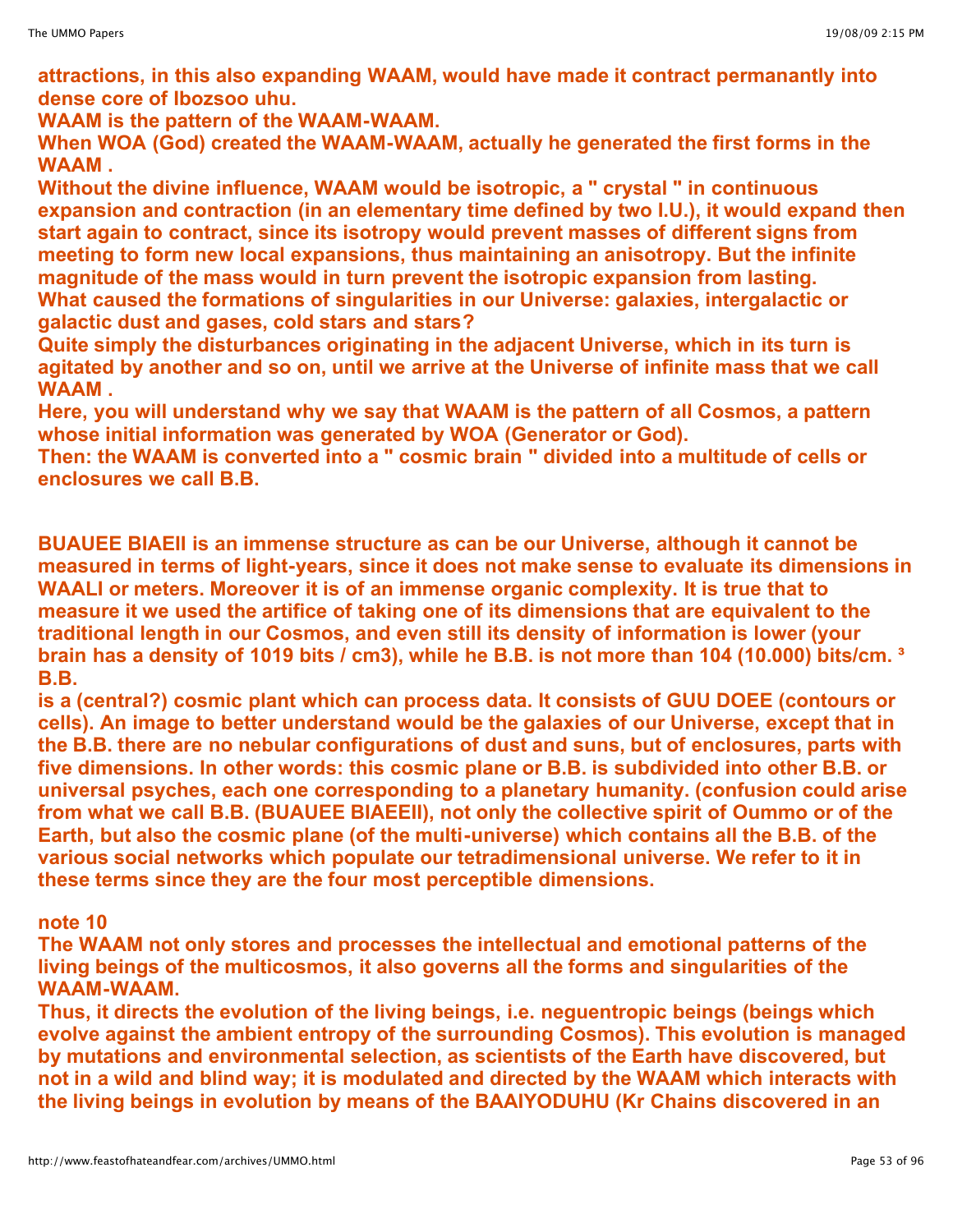**attractions, in this also expanding WAAM, would have made it contract permanantly into dense core of Ibozsoo uhu.**

**WAAM is the pattern of the WAAM-WAAM.**

**When WOA (God) created the WAAM-WAAM, actually he generated the first forms in the WAAM .**

**Without the divine influence, WAAM would be isotropic, a " crystal " in continuous expansion and contraction (in an elementary time defined by two I.U.), it would expand then start again to contract, since its isotropy would prevent masses of different signs from meeting to form new local expansions, thus maintaining an anisotropy. But the infinite magnitude of the mass would in turn prevent the isotropic expansion from lasting.**

**What caused the formations of singularities in our Universe: galaxies, intergalactic or galactic dust and gases, cold stars and stars?**

**Quite simply the disturbances originating in the adjacent Universe, which in its turn is agitated by another and so on, until we arrive at the Universe of infinite mass that we call WAAM .**

**Here, you will understand why we say that WAAM is the pattern of all Cosmos, a pattern whose initial information was generated by WOA (Generator or God).**

**Then: the WAAM is converted into a " cosmic brain " divided into a multitude of cells or enclosures we call B.B.**

**BUAUEE BIAEII is an immense structure as can be our Universe, although it cannot be measured in terms of light-years, since it does not make sense to evaluate its dimensions in WAALI or meters. Moreover it is of an immense organic complexity. It is true that to measure it we used the artifice of taking one of its dimensions that are equivalent to the traditional length in our Cosmos, and even still its density of information is lower (your brain has a density of 1019 bits / cm3), while he B.B. is not more than 104 (10.000) bits/cm. ³ B.B.**

**is a (central?) cosmic plant which can process data. It consists of GUU DOEE (contours or cells). An image to better understand would be the galaxies of our Universe, except that in the B.B. there are no nebular configurations of dust and suns, but of enclosures, parts with five dimensions. In other words: this cosmic plane or B.B. is subdivided into other B.B. or universal psyches, each one corresponding to a planetary humanity. (confusion could arise from what we call B.B. (BUAUEE BIAEEII), not only the collective spirit of Oummo or of the Earth, but also the cosmic plane (of the multi-universe) which contains all the B.B. of the various social networks which populate our tetradimensional universe. We refer to it in these terms since they are the four most perceptible dimensions.**

**note 10**

**The WAAM not only stores and processes the intellectual and emotional patterns of the living beings of the multicosmos, it also governs all the forms and singularities of the WAAM-WAAM.**

**Thus, it directs the evolution of the living beings, i.e. neguentropic beings (beings which evolve against the ambient entropy of the surrounding Cosmos). This evolution is managed by mutations and environmental selection, as scientists of the Earth have discovered, but not in a wild and blind way; it is modulated and directed by the WAAM which interacts with the living beings in evolution by means of the BAAIYODUHU (Kr Chains discovered in an**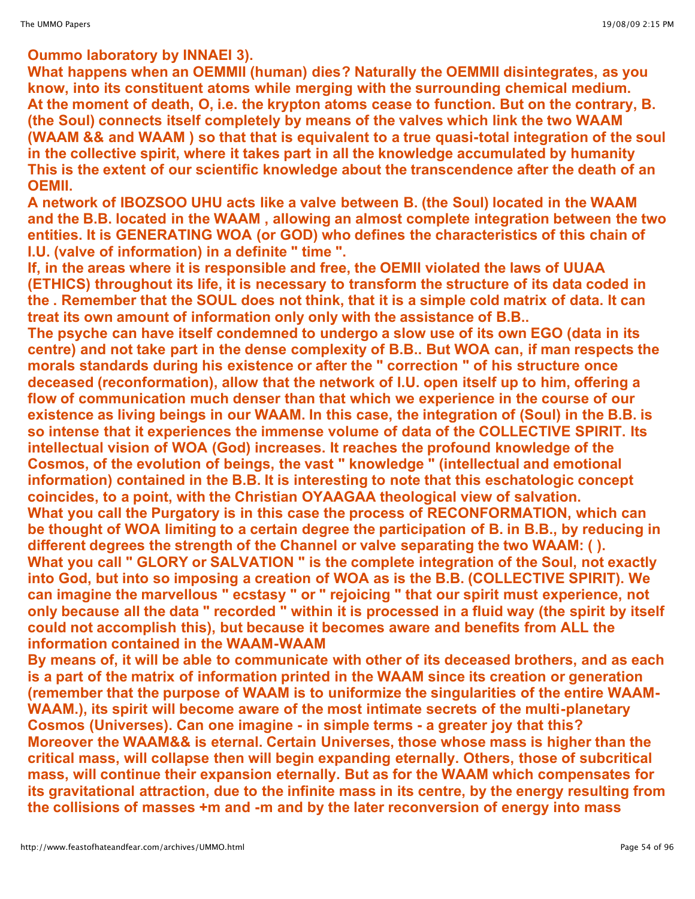**Oummo laboratory by INNAEI 3).**

**What happens when an OEMMII (human) dies? Naturally the OEMMII disintegrates, as you know, into its constituent atoms while merging with the surrounding chemical medium. At the moment of death, O, i.e. the krypton atoms cease to function. But on the contrary, B. (the Soul) connects itself completely by means of the valves which link the two WAAM (WAAM && and WAAM ) so that that is equivalent to a true quasi-total integration of the soul in the collective spirit, where it takes part in all the knowledge accumulated by humanity This is the extent of our scientific knowledge about the transcendence after the death of an OEMII.**

**A network of IBOZSOO UHU acts like a valve between B. (the Soul) located in the WAAM and the B.B. located in the WAAM , allowing an almost complete integration between the two entities. It is GENERATING WOA (or GOD) who defines the characteristics of this chain of I.U. (valve of information) in a definite " time ".**

**If, in the areas where it is responsible and free, the OEMII violated the laws of UUAA (ETHICS) throughout its life, it is necessary to transform the structure of its data coded in the . Remember that the SOUL does not think, that it is a simple cold matrix of data. It can treat its own amount of information only only with the assistance of B.B..**

**The psyche can have itself condemned to undergo a slow use of its own EGO (data in its centre) and not take part in the dense complexity of B.B.. But WOA can, if man respects the morals standards during his existence or after the " correction " of his structure once deceased (reconformation), allow that the network of I.U. open itself up to him, offering a flow of communication much denser than that which we experience in the course of our existence as living beings in our WAAM. In this case, the integration of (Soul) in the B.B. is so intense that it experiences the immense volume of data of the COLLECTIVE SPIRIT. Its intellectual vision of WOA (God) increases. It reaches the profound knowledge of the Cosmos, of the evolution of beings, the vast " knowledge " (intellectual and emotional information) contained in the B.B. It is interesting to note that this eschatologic concept coincides, to a point, with the Christian OYAAGAA theological view of salvation.**

**What you call the Purgatory is in this case the process of RECONFORMATION, which can be thought of WOA limiting to a certain degree the participation of B. in B.B., by reducing in different degrees the strength of the Channel or valve separating the two WAAM: ( ).**

**What you call " GLORY or SALVATION " is the complete integration of the Soul, not exactly into God, but into so imposing a creation of WOA as is the B.B. (COLLECTIVE SPIRIT). We can imagine the marvellous " ecstasy " or " rejoicing " that our spirit must experience, not only because all the data " recorded " within it is processed in a fluid way (the spirit by itself could not accomplish this), but because it becomes aware and benefits from ALL the information contained in the WAAM-WAAM**

**By means of, it will be able to communicate with other of its deceased brothers, and as each is a part of the matrix of information printed in the WAAM since its creation or generation (remember that the purpose of WAAM is to uniformize the singularities of the entire WAAM-WAAM.), its spirit will become aware of the most intimate secrets of the multi-planetary Cosmos (Universes). Can one imagine - in simple terms - a greater joy that this?**

**Moreover the WAAM&& is eternal. Certain Universes, those whose mass is higher than the critical mass, will collapse then will begin expanding eternally. Others, those of subcritical mass, will continue their expansion eternally. But as for the WAAM which compensates for its gravitational attraction, due to the infinite mass in its centre, by the energy resulting from the collisions of masses +m and -m and by the later reconversion of energy into mass**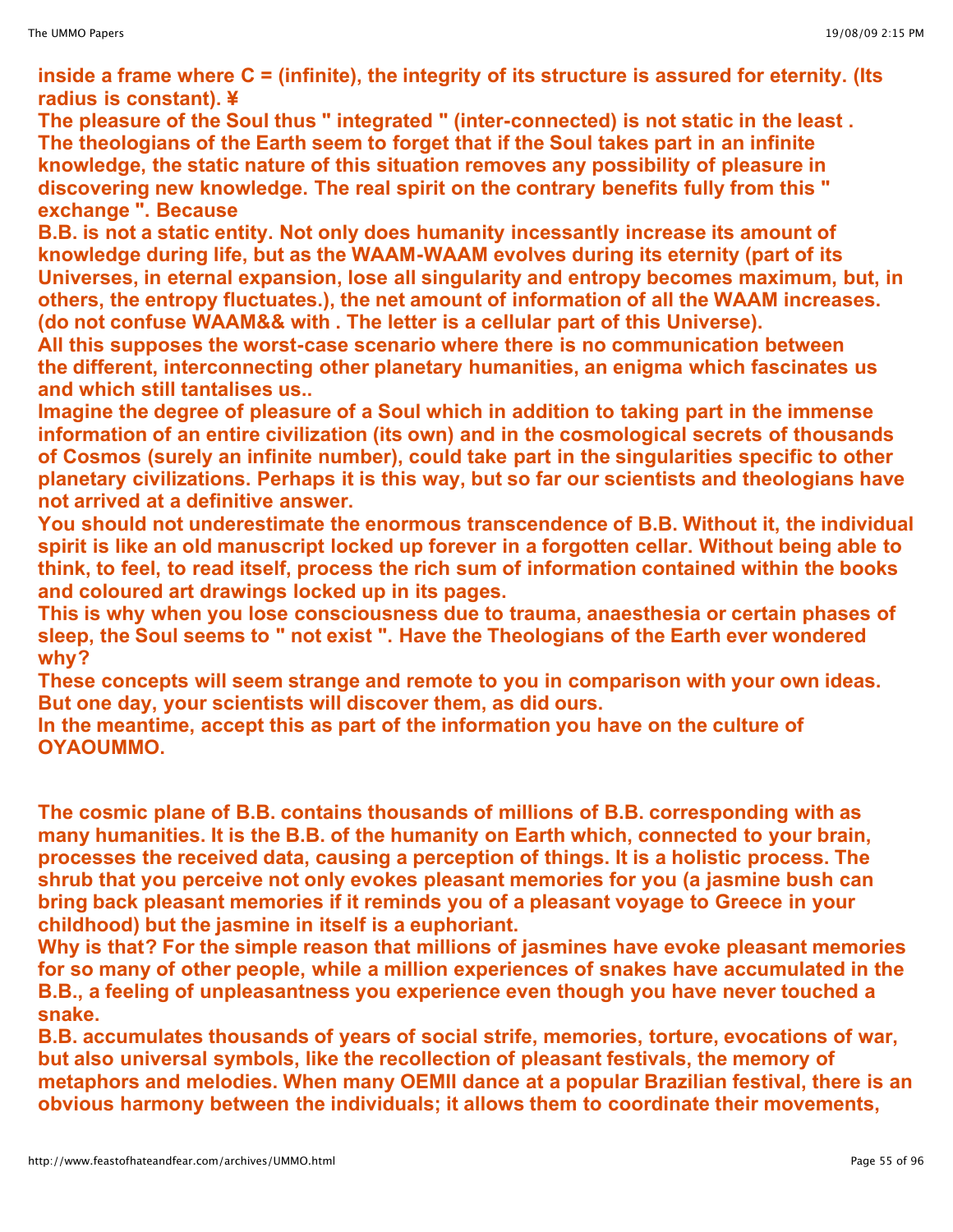**inside a frame where C = (infinite), the integrity of its structure is assured for eternity. (Its radius is constant). ¥**

**The pleasure of the Soul thus " integrated " (inter-connected) is not static in the least . The theologians of the Earth seem to forget that if the Soul takes part in an infinite knowledge, the static nature of this situation removes any possibility of pleasure in discovering new knowledge. The real spirit on the contrary benefits fully from this " exchange ". Because**

**B.B. is not a static entity. Not only does humanity incessantly increase its amount of knowledge during life, but as the WAAM-WAAM evolves during its eternity (part of its Universes, in eternal expansion, lose all singularity and entropy becomes maximum, but, in others, the entropy fluctuates.), the net amount of information of all the WAAM increases. (do not confuse WAAM&& with . The letter is a cellular part of this Universe).**

**All this supposes the worst-case scenario where there is no communication between the different, interconnecting other planetary humanities, an enigma which fascinates us and which still tantalises us..**

**Imagine the degree of pleasure of a Soul which in addition to taking part in the immense information of an entire civilization (its own) and in the cosmological secrets of thousands of Cosmos (surely an infinite number), could take part in the singularities specific to other planetary civilizations. Perhaps it is this way, but so far our scientists and theologians have not arrived at a definitive answer.**

**You should not underestimate the enormous transcendence of B.B. Without it, the individual spirit is like an old manuscript locked up forever in a forgotten cellar. Without being able to think, to feel, to read itself, process the rich sum of information contained within the books and coloured art drawings locked up in its pages.**

**This is why when you lose consciousness due to trauma, anaesthesia or certain phases of sleep, the Soul seems to " not exist ". Have the Theologians of the Earth ever wondered why?**

**These concepts will seem strange and remote to you in comparison with your own ideas. But one day, your scientists will discover them, as did ours.**

**In the meantime, accept this as part of the information you have on the culture of OYAOUMMO.**

**The cosmic plane of B.B. contains thousands of millions of B.B. corresponding with as many humanities. It is the B.B. of the humanity on Earth which, connected to your brain, processes the received data, causing a perception of things. It is a holistic process. The shrub that you perceive not only evokes pleasant memories for you (a jasmine bush can bring back pleasant memories if it reminds you of a pleasant voyage to Greece in your childhood) but the jasmine in itself is a euphoriant.**

**Why is that? For the simple reason that millions of jasmines have evoke pleasant memories for so many of other people, while a million experiences of snakes have accumulated in the B.B., a feeling of unpleasantness you experience even though you have never touched a snake.**

**B.B. accumulates thousands of years of social strife, memories, torture, evocations of war, but also universal symbols, like the recollection of pleasant festivals, the memory of metaphors and melodies. When many OEMII dance at a popular Brazilian festival, there is an obvious harmony between the individuals; it allows them to coordinate their movements,**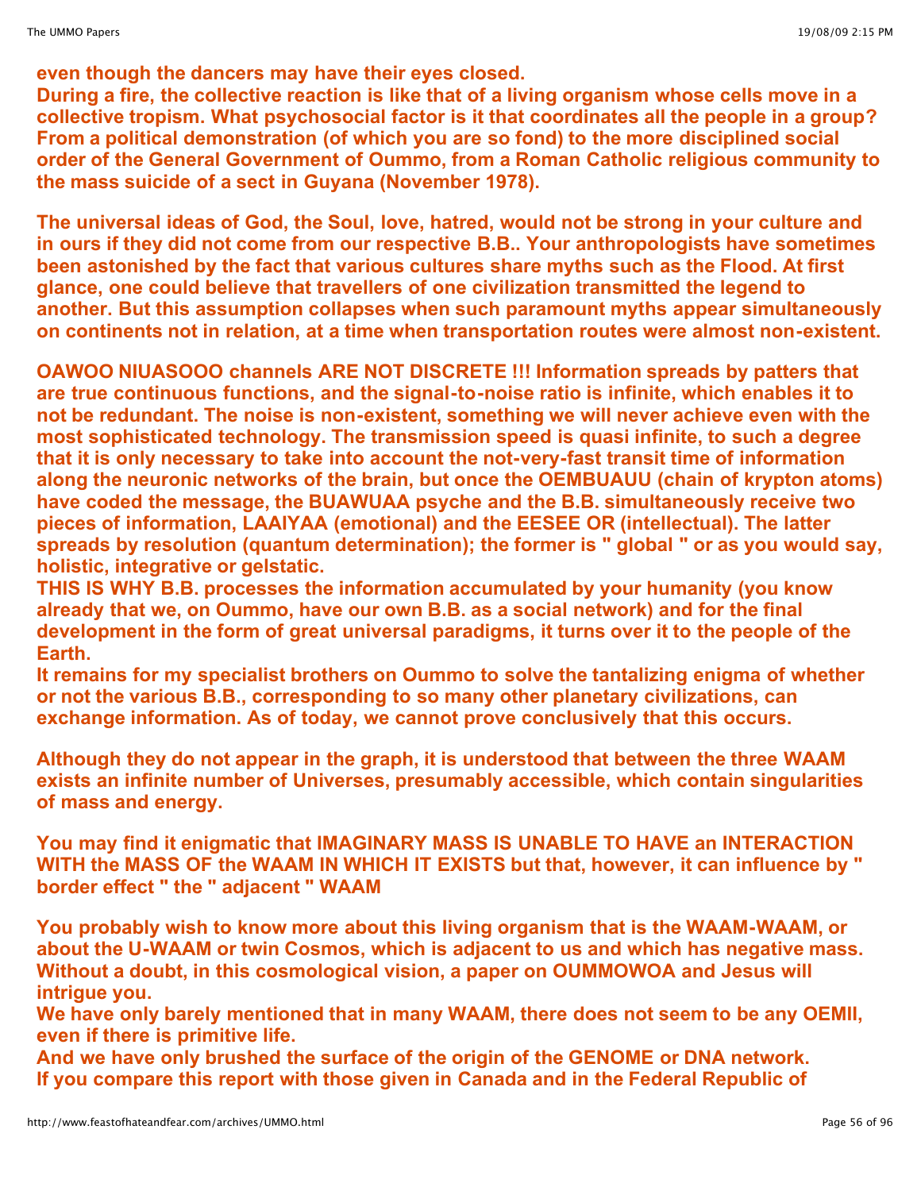**even though the dancers may have their eyes closed.**
**During a fire, the collective reaction is like that of a living organism whose cells move in a collective tropism. What psychosocial factor is it that coordinates all the people in a group? From a political demonstration (of which you are so fond) to the more disciplined social order of the General Government of Oummo, from a Roman Catholic religious community to the mass suicide of a sect in Guyana (November 1978).**

**The universal ideas of God, the Soul, love, hatred, would not be strong in your culture and in ours if they did not come from our respective B.B.. Your anthropologists have sometimes been astonished by the fact that various cultures share myths such as the Flood. At first glance, one could believe that travellers of one civilization transmitted the legend to another. But this assumption collapses when such paramount myths appear simultaneously on continents not in relation, at a time when transportation routes were almost non-existent.**

**OAWOO NIUASOOO channels ARE NOT DISCRETE !!! Information spreads by patters that are true continuous functions, and the signal-to-noise ratio is infinite, which enables it to not be redundant. The noise is non-existent, something we will never achieve even with the most sophisticated technology. The transmission speed is quasi infinite, to such a degree that it is only necessary to take into account the not-very-fast transit time of information along the neuronic networks of the brain, but once the OEMBUAUU (chain of krypton atoms) have coded the message, the BUAWUAA psyche and the B.B. simultaneously receive two pieces of information, LAAIYAA (emotional) and the EESEE OR (intellectual). The latter spreads by resolution (quantum determination); the former is " global " or as you would say, holistic, integrative or gelstatic.**
**THIS IS WHY B.B. processes the information accumulated by your humanity (you know already that we, on Oummo, have our own B.B. as a social network) and for the final development in the form of great universal paradigms, it turns over it to the people of the Earth.**
**It remains for my specialist brothers on Oummo to solve the tantalizing enigma of whether or not the various B.B., corresponding to so many other planetary civilizations, can exchange information. As of today, we cannot prove conclusively that this occurs.**

**Although they do not appear in the graph, it is understood that between the three WAAM exists an infinite number of Universes, presumably accessible, which contain singularities of mass and energy.**

**You may find it enigmatic that IMAGINARY MASS IS UNABLE TO HAVE an INTERACTION WITH the MASS OF the WAAM IN WHICH IT EXISTS but that, however, it can influence by " border effect " the " adjacent " WAAM**

**You probably wish to know more about this living organism that is the WAAM-WAAM, or about the U-WAAM or twin Cosmos, which is adjacent to us and which has negative mass. Without a doubt, in this cosmological vision, a paper on OUMMOWOA and Jesus will intrigue you.**
**We have only barely mentioned that in many WAAM, there does not seem to be any OEMII, even if there is primitive life.**
**And we have only brushed the surface of the origin of the GENOME or DNA network.**
**If you compare this report with those given in Canada and in the Federal Republic of**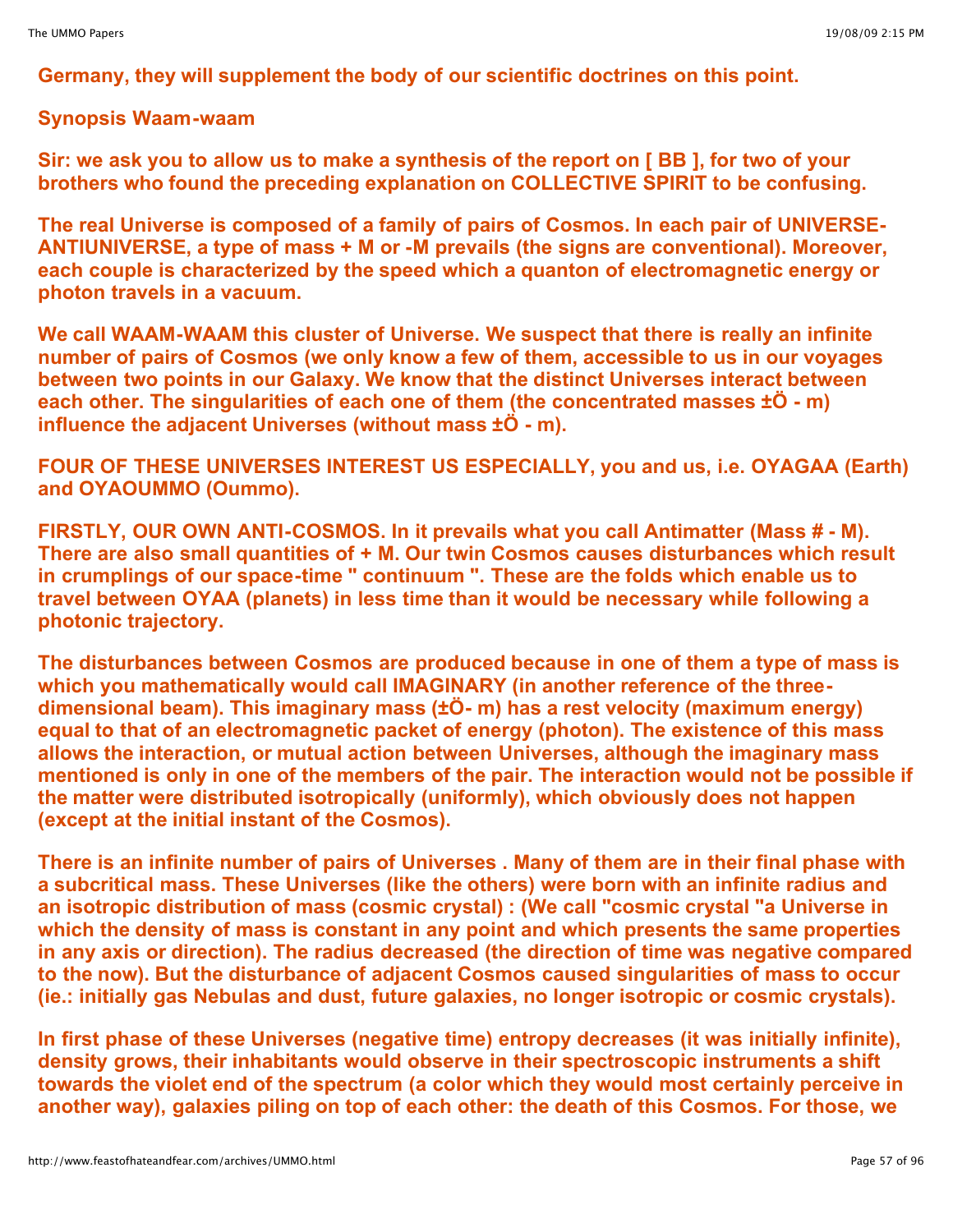**Germany, they will supplement the body of our scientific doctrines on this point.**

**Synopsis Waam-waam**

**Sir: we ask you to allow us to make a synthesis of the report on [ BB ], for two of your brothers who found the preceding explanation on COLLECTIVE SPIRIT to be confusing.**

**The real Universe is composed of a family of pairs of Cosmos. In each pair of UNIVERSE-ANTIUNIVERSE, a type of mass + M or -M prevails (the signs are conventional). Moreover, each couple is characterized by the speed which a quanton of electromagnetic energy or photon travels in a vacuum.**

**We call WAAM-WAAM this cluster of Universe. We suspect that there is really an infinite number of pairs of Cosmos (we only know a few of them, accessible to us in our voyages between two points in our Galaxy. We know that the distinct Universes interact between each other. The singularities of each one of them (the concentrated masses ±Ö - m) influence the adjacent Universes (without mass ±Ö - m).**

**FOUR OF THESE UNIVERSES INTEREST US ESPECIALLY, you and us, i.e. OYAGAA (Earth) and OYAOUMMO (Oummo).**

**FIRSTLY, OUR OWN ANTI-COSMOS. In it prevails what you call Antimatter (Mass # - M). There are also small quantities of + M. Our twin Cosmos causes disturbances which result in crumplings of our space-time " continuum ". These are the folds which enable us to travel between OYAA (planets) in less time than it would be necessary while following a photonic trajectory.**

**The disturbances between Cosmos are produced because in one of them a type of mass is which you mathematically would call IMAGINARY (in another reference of the three-dimensional beam). This imaginary mass (±Ö- m) has a rest velocity (maximum energy) equal to that of an electromagnetic packet of energy (photon). The existence of this mass allows the interaction, or mutual action between Universes, although the imaginary mass mentioned is only in one of the members of the pair. The interaction would not be possible if the matter were distributed isotropically (uniformly), which obviously does not happen (except at the initial instant of the Cosmos).**

**There is an infinite number of pairs of Universes . Many of them are in their final phase with a subcritical mass. These Universes (like the others) were born with an infinite radius and an isotropic distribution of mass (cosmic crystal) : (We call "cosmic crystal "a Universe in which the density of mass is constant in any point and which presents the same properties in any axis or direction). The radius decreased (the direction of time was negative compared to the now). But the disturbance of adjacent Cosmos caused singularities of mass to occur (ie.: initially gas Nebulas and dust, future galaxies, no longer isotropic or cosmic crystals).**

**In first phase of these Universes (negative time) entropy decreases (it was initially infinite), density grows, their inhabitants would observe in their spectroscopic instruments a shift towards the violet end of the spectrum (a color which they would most certainly perceive in another way), galaxies piling on top of each other: the death of this Cosmos. For those, we**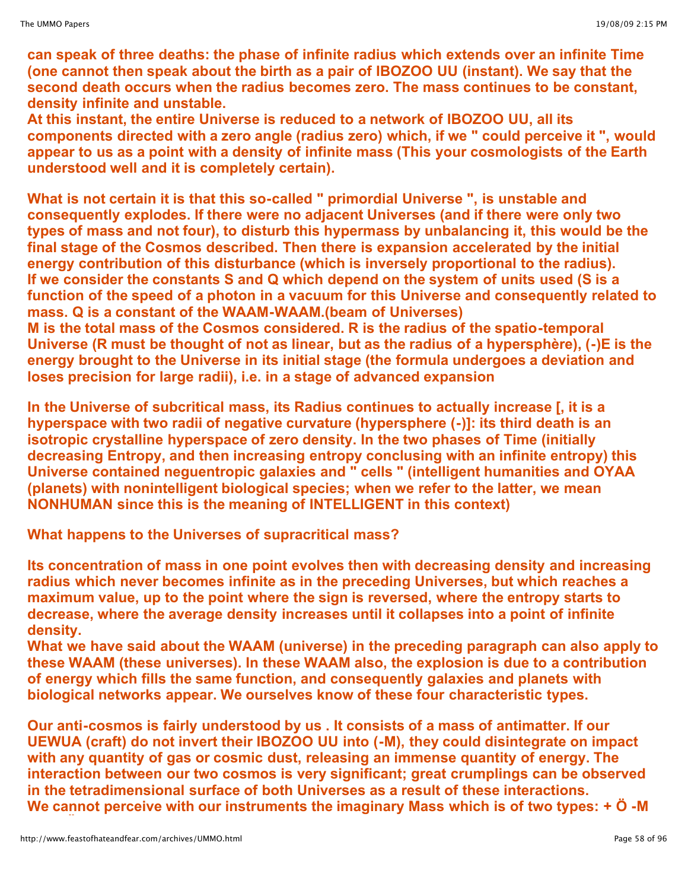**can speak of three deaths: the phase of infinite radius which extends over an infinite Time (one cannot then speak about the birth as a pair of IBOZOO UU (instant). We say that the second death occurs when the radius becomes zero. The mass continues to be constant, density infinite and unstable.**
**At this instant, the entire Universe is reduced to a network of IBOZOO UU, all its components directed with a zero angle (radius zero) which, if we " could perceive it ", would appear to us as a point with a density of infinite mass (This your cosmologists of the Earth understood well and it is completely certain).**

**What is not certain it is that this so-called " primordial Universe ", is unstable and consequently explodes. If there were no adjacent Universes (and if there were only two types of mass and not four), to disturb this hypermass by unbalancing it, this would be the final stage of the Cosmos described. Then there is expansion accelerated by the initial energy contribution of this disturbance (which is inversely proportional to the radius).**
**If we consider the constants S and Q which depend on the system of units used (S is a function of the speed of a photon in a vacuum for this Universe and consequently related to mass. Q is a constant of the WAAM-WAAM.(beam of Universes)**
**M is the total mass of the Cosmos considered. R is the radius of the spatio-temporal Universe (R must be thought of not as linear, but as the radius of a hypersphère), (-)E is the energy brought to the Universe in its initial stage (the formula undergoes a deviation and loses precision for large radii), i.e. in a stage of advanced expansion**

**In the Universe of subcritical mass, its Radius continues to actually increase [, it is a hyperspace with two radii of negative curvature (hypersphere (-)]: its third death is an isotropic crystalline hyperspace of zero density. In the two phases of Time (initially decreasing Entropy, and then increasing entropy conclusing with an infinite entropy) this Universe contained neguentropic galaxies and " cells " (intelligent humanities and OYAA (planets) with nonintelligent biological species; when we refer to the latter, we mean NONHUMAN since this is the meaning of INTELLIGENT in this context)**

**What happens to the Universes of supracritical mass?**

**Its concentration of mass in one point evolves then with decreasing density and increasing radius which never becomes infinite as in the preceding Universes, but which reaches a maximum value, up to the point where the sign is reversed, where the entropy starts to decrease, where the average density increases until it collapses into a point of infinite density.**
**What we have said about the WAAM (universe) in the preceding paragraph can also apply to these WAAM (these universes). In these WAAM also, the explosion is due to a contribution of energy which fills the same function, and consequently galaxies and planets with biological networks appear. We ourselves know of these four characteristic types.**

**Our anti-cosmos is fairly understood by us . It consists of a mass of antimatter. If our UEWUA (craft) do not invert their IBOZOO UU into (-M), they could disintegrate on impact with any quantity of gas or cosmic dust, releasing an immense quantity of energy. The interaction between our two cosmos is very significant; great crumplings can be observed in the tetradimensional surface of both Universes as a result of these interactions.**
**We cannot perceive with our instruments the imaginary Mass which is of two types: + Ö -M**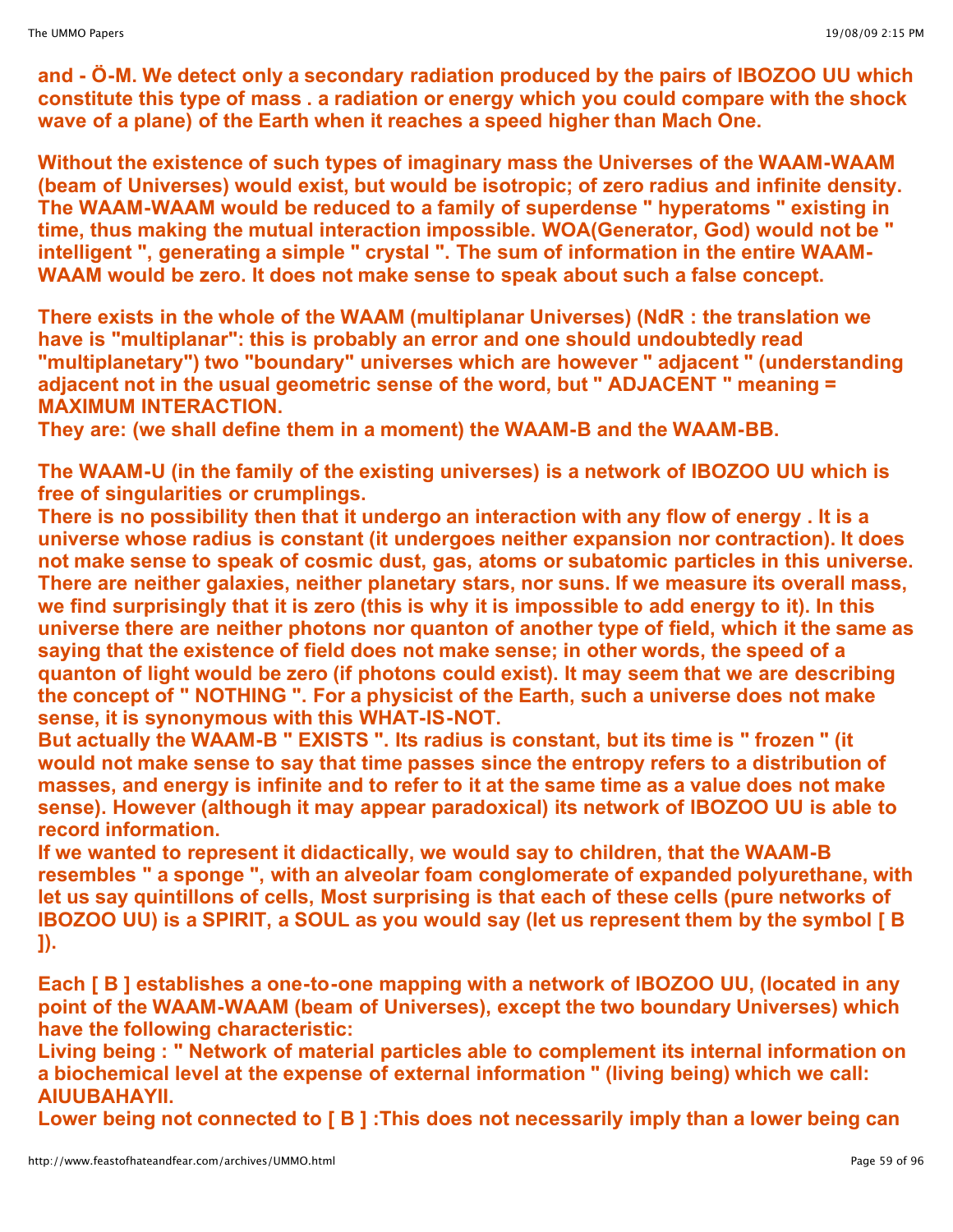**and - Ö-M. We detect only a secondary radiation produced by the pairs of IBOZOO UU which constitute this type of mass . a radiation or energy which you could compare with the shock wave of a plane) of the Earth when it reaches a speed higher than Mach One.**

**Without the existence of such types of imaginary mass the Universes of the WAAM-WAAM (beam of Universes) would exist, but would be isotropic; of zero radius and infinite density. The WAAM-WAAM would be reduced to a family of superdense " hyperatoms " existing in time, thus making the mutual interaction impossible. WOA(Generator, God) would not be " intelligent ", generating a simple " crystal ". The sum of information in the entire WAAM-WAAM would be zero. It does not make sense to speak about such a false concept.**

**There exists in the whole of the WAAM (multiplanar Universes) (NdR : the translation we have is "multiplanar": this is probably an error and one should undoubtedly read "multiplanetary") two "boundary" universes which are however " adjacent " (understanding adjacent not in the usual geometric sense of the word, but " ADJACENT " meaning = MAXIMUM INTERACTION.**
**They are: (we shall define them in a moment) the WAAM-B and the WAAM-BB.**

**The WAAM-U (in the family of the existing universes) is a network of IBOZOO UU which is free of singularities or crumplings.**
**There is no possibility then that it undergo an interaction with any flow of energy . It is a universe whose radius is constant (it undergoes neither expansion nor contraction). It does not make sense to speak of cosmic dust, gas, atoms or subatomic particles in this universe. There are neither galaxies, neither planetary stars, nor suns. If we measure its overall mass, we find surprisingly that it is zero (this is why it is impossible to add energy to it). In this universe there are neither photons nor quanton of another type of field, which it the same as saying that the existence of field does not make sense; in other words, the speed of a quanton of light would be zero (if photons could exist). It may seem that we are describing the concept of " NOTHING ". For a physicist of the Earth, such a universe does not make sense, it is synonymous with this WHAT-IS-NOT.**
**But actually the WAAM-B " EXISTS ". Its radius is constant, but its time is " frozen " (it would not make sense to say that time passes since the entropy refers to a distribution of masses, and energy is infinite and to refer to it at the same time as a value does not make sense). However (although it may appear paradoxical) its network of IBOZOO UU is able to record information.**
**If we wanted to represent it didactically, we would say to children, that the WAAM-B resembles " a sponge ", with an alveolar foam conglomerate of expanded polyurethane, with let us say quintillons of cells, Most surprising is that each of these cells (pure networks of IBOZOO UU) is a SPIRIT, a SOUL as you would say (let us represent them by the symbol [ B ]).**

**Each [ B ] establishes a one-to-one mapping with a network of IBOZOO UU, (located in any point of the WAAM-WAAM (beam of Universes), except the two boundary Universes) which have the following characteristic:**
**Living being : " Network of material particles able to complement its internal information on a biochemical level at the expense of external information " (living being) which we call: AIUUBAHAYII.**
**Lower being not connected to [ B ] :This does not necessarily imply than a lower being can**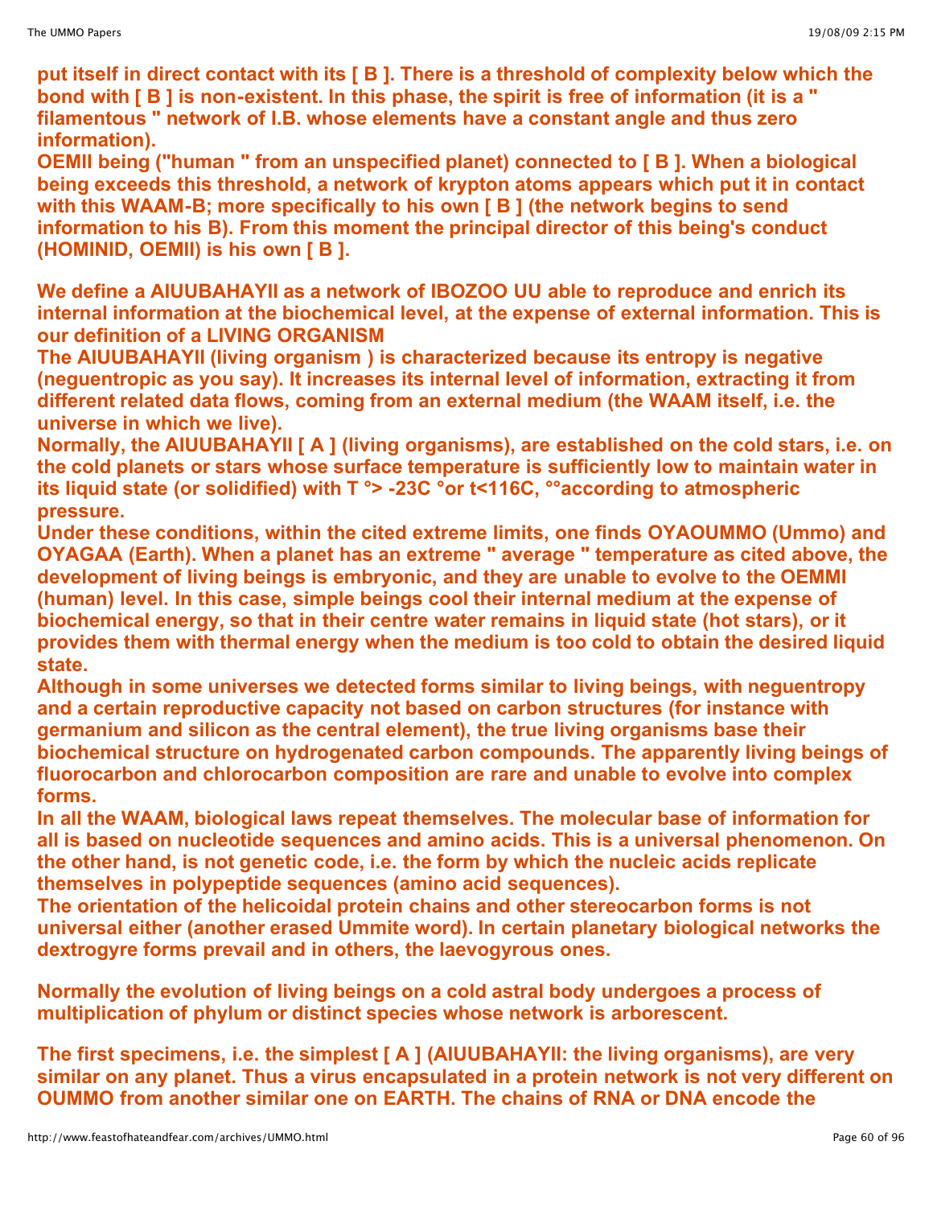**put itself in direct contact with its [ B ]. There is a threshold of complexity below which the bond with [ B ] is non-existent. In this phase, the spirit is free of information (it is a " filamentous " network of I.B. whose elements have a constant angle and thus zero information).**
**OEMII being ("human " from an unspecified planet) connected to [ B ]. When a biological being exceeds this threshold, a network of krypton atoms appears which put it in contact with this WAAM-B; more specifically to his own [ B ] (the network begins to send information to his B). From this moment the principal director of this being's conduct (HOMINID, OEMII) is his own [ B ].**

**We define a AIUUBAHAYII as a network of IBOZOO UU able to reproduce and enrich its internal information at the biochemical level, at the expense of external information. This is our definition of a LIVING ORGANISM**
**The AIUUBAHAYII (living organism ) is characterized because its entropy is negative (neguentropic as you say). It increases its internal level of information, extracting it from different related data flows, coming from an external medium (the WAAM itself, i.e. the universe in which we live).**
**Normally, the AIUUBAHAYII [ A ] (living organisms), are established on the cold stars, i.e. on the cold planets or stars whose surface temperature is sufficiently low to maintain water in its liquid state (or solidified) with T °> -23C °or t<116C, °°according to atmospheric pressure.**
**Under these conditions, within the cited extreme limits, one finds OYAOUMMO (Ummo) and OYAGAA (Earth). When a planet has an extreme " average " temperature as cited above, the development of living beings is embryonic, and they are unable to evolve to the OEMMI (human) level. In this case, simple beings cool their internal medium at the expense of biochemical energy, so that in their centre water remains in liquid state (hot stars), or it provides them with thermal energy when the medium is too cold to obtain the desired liquid state.**
**Although in some universes we detected forms similar to living beings, with neguentropy and a certain reproductive capacity not based on carbon structures (for instance with germanium and silicon as the central element), the true living organisms base their biochemical structure on hydrogenated carbon compounds. The apparently living beings of fluorocarbon and chlorocarbon composition are rare and unable to evolve into complex forms.**
**In all the WAAM, biological laws repeat themselves. The molecular base of information for all is based on nucleotide sequences and amino acids. This is a universal phenomenon. On the other hand, is not genetic code, i.e. the form by which the nucleic acids replicate themselves in polypeptide sequences (amino acid sequences).**
**The orientation of the helicoidal protein chains and other stereocarbon forms is not universal either (another erased Ummite word). In certain planetary biological networks the dextrogyre forms prevail and in others, the laevogyrous ones.**

**Normally the evolution of living beings on a cold astral body undergoes a process of multiplication of phylum or distinct species whose network is arborescent.**

**The first specimens, i.e. the simplest [ A ] (AIUUBAHAYII: the living organisms), are very similar on any planet. Thus a virus encapsulated in a protein network is not very different on OUMMO from another similar one on EARTH. The chains of RNA or DNA encode the**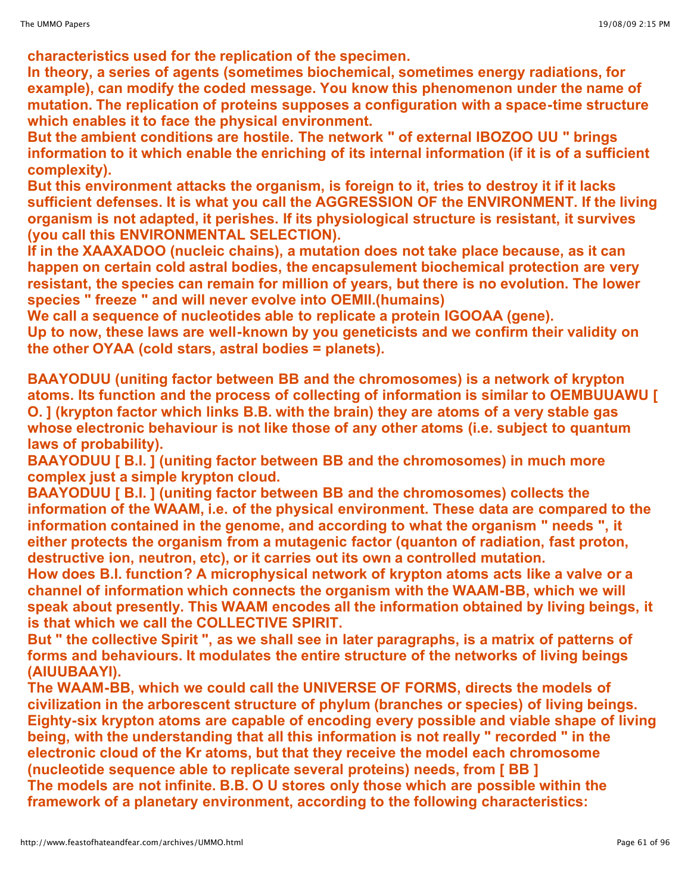**characteristics used for the replication of the specimen.**
**In theory, a series of agents (sometimes biochemical, sometimes energy radiations, for example), can modify the coded message. You know this phenomenon under the name of mutation. The replication of proteins supposes a configuration with a space-time structure which enables it to face the physical environment.**
**But the ambient conditions are hostile. The network " of external IBOZOO UU " brings information to it which enable the enriching of its internal information (if it is of a sufficient complexity).**
**But this environment attacks the organism, is foreign to it, tries to destroy it if it lacks sufficient defenses. It is what you call the AGGRESSION OF the ENVIRONMENT. If the living organism is not adapted, it perishes. If its physiological structure is resistant, it survives (you call this ENVIRONMENTAL SELECTION).**
**If in the XAAXADOO (nucleic chains), a mutation does not take place because, as it can happen on certain cold astral bodies, the encapsulement biochemical protection are very resistant, the species can remain for million of years, but there is no evolution. The lower species " freeze " and will never evolve into OEMII.(humains)**
**We call a sequence of nucleotides able to replicate a protein IGOOAA (gene).**
**Up to now, these laws are well-known by you geneticists and we confirm their validity on the other OYAA (cold stars, astral bodies = planets).**

**BAAYODUU (uniting factor between BB and the chromosomes) is a network of krypton atoms. Its function and the process of collecting of information is similar to OEMBUUAWU [ O. ] (krypton factor which links B.B. with the brain) they are atoms of a very stable gas whose electronic behaviour is not like those of any other atoms (i.e. subject to quantum laws of probability).**
**BAAYODUU [ B.I. ] (uniting factor between BB and the chromosomes) in much more complex just a simple krypton cloud.**
**BAAYODUU [ B.I. ] (uniting factor between BB and the chromosomes) collects the information of the WAAM, i.e. of the physical environment. These data are compared to the information contained in the genome, and according to what the organism " needs ", it either protects the organism from a mutagenic factor (quanton of radiation, fast proton, destructive ion, neutron, etc), or it carries out its own a controlled mutation.**
**How does B.I. function? A microphysical network of krypton atoms acts like a valve or a channel of information which connects the organism with the WAAM-BB, which we will speak about presently. This WAAM encodes all the information obtained by living beings, it is that which we call the COLLECTIVE SPIRIT.**
**But " the collective Spirit ", as we shall see in later paragraphs, is a matrix of patterns of forms and behaviours. It modulates the entire structure of the networks of living beings (AIUUBAAYI).**
**The WAAM-BB, which we could call the UNIVERSE OF FORMS, directs the models of civilization in the arborescent structure of phylum (branches or species) of living beings. Eighty-six krypton atoms are capable of encoding every possible and viable shape of living being, with the understanding that all this information is not really " recorded " in the electronic cloud of the Kr atoms, but that they receive the model each chromosome (nucleotide sequence able to replicate several proteins) needs, from [ BB ]**
**The models are not infinite. B.B. O U stores only those which are possible within the framework of a planetary environment, according to the following characteristics:**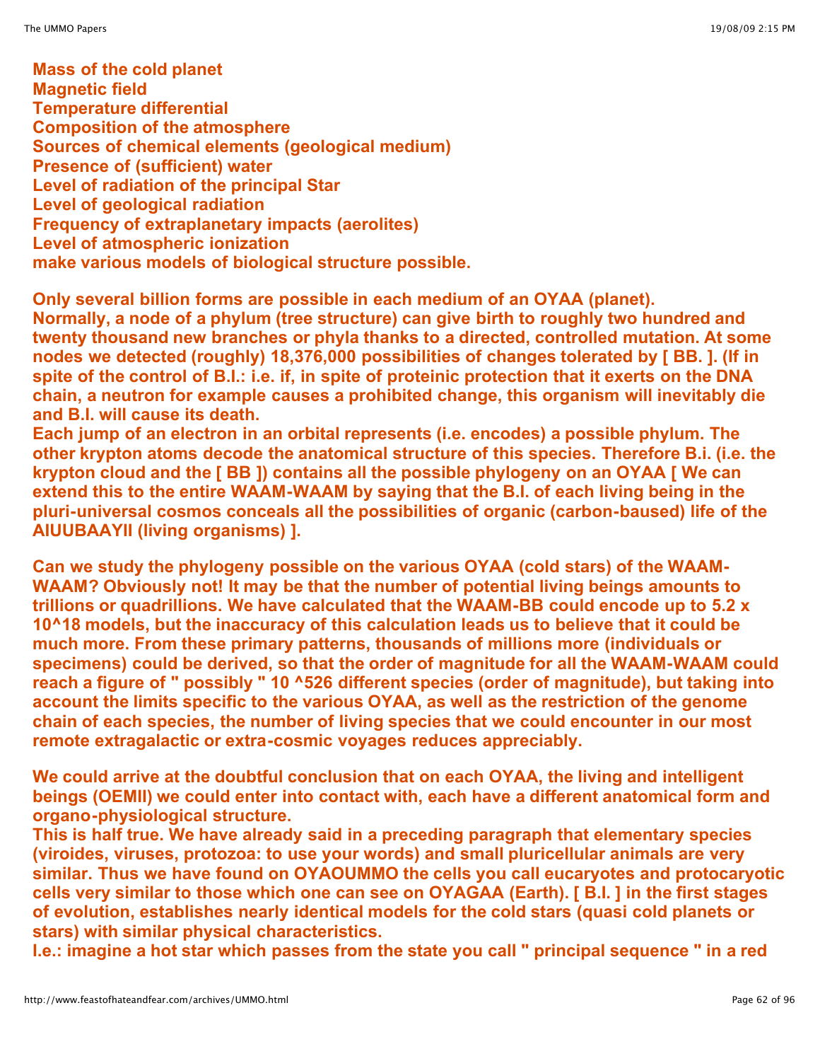**Mass of the cold planet**
**Magnetic field**
**Temperature differential**
**Composition of the atmosphere**
**Sources of chemical elements (geological medium)**
**Presence of (sufficient) water**
**Level of radiation of the principal Star**
**Level of geological radiation**
**Frequency of extraplanetary impacts (aerolites)**
**Level of atmospheric ionization**
**make various models of biological structure possible.**

**Only several billion forms are possible in each medium of an OYAA (planet).**
**Normally, a node of a phylum (tree structure) can give birth to roughly two hundred and twenty thousand new branches or phyla thanks to a directed, controlled mutation. At some nodes we detected (roughly) 18,376,000 possibilities of changes tolerated by [ BB. ]. (If in spite of the control of B.I.: i.e. if, in spite of proteinic protection that it exerts on the DNA chain, a neutron for example causes a prohibited change, this organism will inevitably die and B.I. will cause its death.**
**Each jump of an electron in an orbital represents (i.e. encodes) a possible phylum. The other krypton atoms decode the anatomical structure of this species. Therefore B.i. (i.e. the krypton cloud and the [ BB ]) contains all the possible phylogeny on an OYAA [ We can extend this to the entire WAAM-WAAM by saying that the B.I. of each living being in the pluri-universal cosmos conceals all the possibilities of organic (carbon-baused) life of the AIUUBAAYII (living organisms) ].**

**Can we study the phylogeny possible on the various OYAA (cold stars) of the WAAM-WAAM? Obviously not! It may be that the number of potential living beings amounts to trillions or quadrillions. We have calculated that the WAAM-BB could encode up to 5.2 x 10^18 models, but the inaccuracy of this calculation leads us to believe that it could be much more. From these primary patterns, thousands of millions more (individuals or specimens) could be derived, so that the order of magnitude for all the WAAM-WAAM could reach a figure of " possibly " 10 ^526 different species (order of magnitude), but taking into account the limits specific to the various OYAA, as well as the restriction of the genome chain of each species, the number of living species that we could encounter in our most remote extragalactic or extra-cosmic voyages reduces appreciably.**

**We could arrive at the doubtful conclusion that on each OYAA, the living and intelligent beings (OEMII) we could enter into contact with, each have a different anatomical form and organo-physiological structure.**
**This is half true. We have already said in a preceding paragraph that elementary species (viroides, viruses, protozoa: to use your words) and small pluricellular animals are very similar. Thus we have found on OYAOUMMO the cells you call eucaryotes and protocaryotic cells very similar to those which one can see on OYAGAA (Earth). [ B.I. ] in the first stages of evolution, establishes nearly identical models for the cold stars (quasi cold planets or stars) with similar physical characteristics.**
**I.e.: imagine a hot star which passes from the state you call " principal sequence " in a red**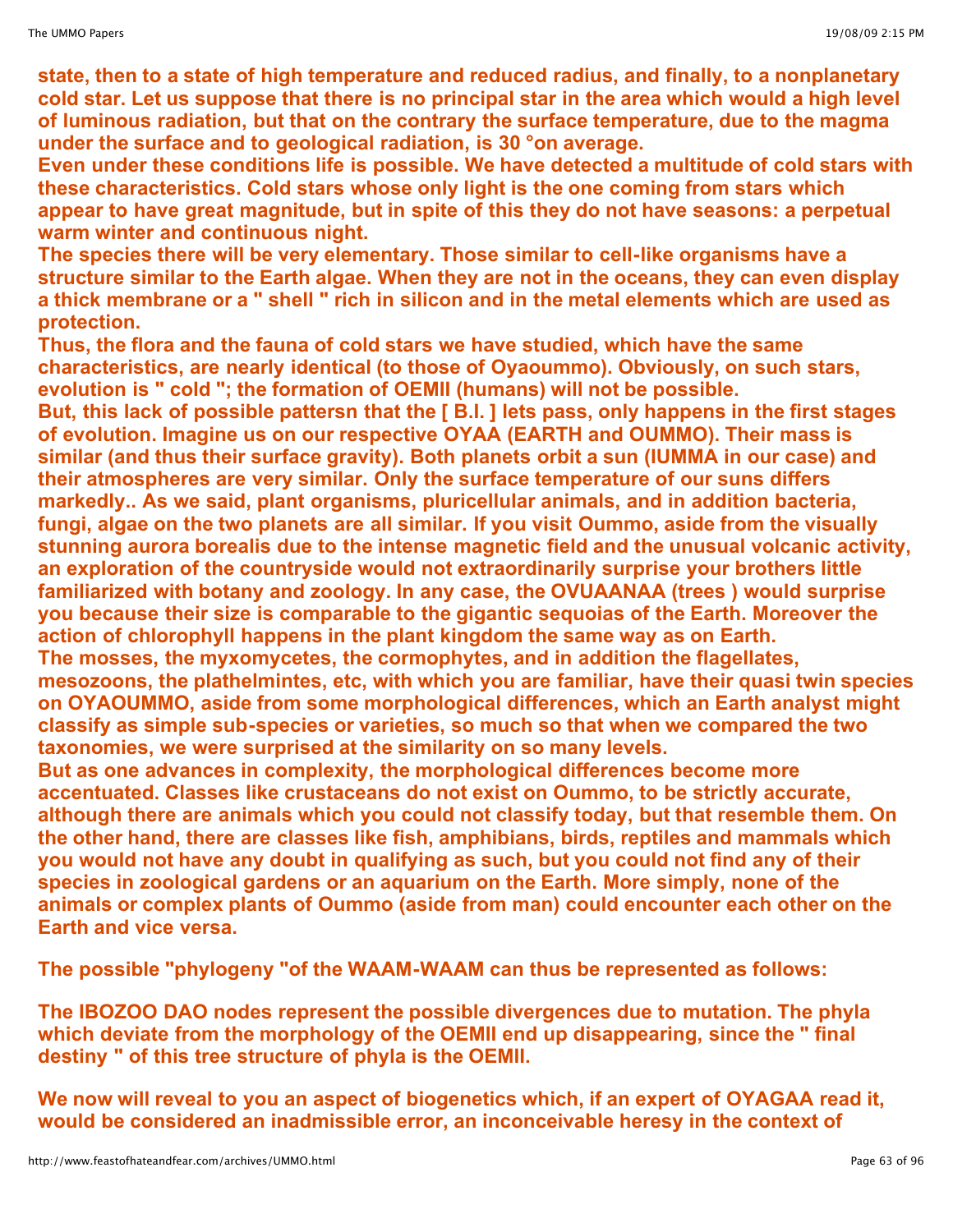**state, then to a state of high temperature and reduced radius, and finally, to a nonplanetary cold star. Let us suppose that there is no principal star in the area which would a high level of luminous radiation, but that on the contrary the surface temperature, due to the magma under the surface and to geological radiation, is 30 °on average.**

**Even under these conditions life is possible. We have detected a multitude of cold stars with these characteristics. Cold stars whose only light is the one coming from stars which appear to have great magnitude, but in spite of this they do not have seasons: a perpetual warm winter and continuous night.**

**The species there will be very elementary. Those similar to cell-like organisms have a structure similar to the Earth algae. When they are not in the oceans, they can even display a thick membrane or a " shell " rich in silicon and in the metal elements which are used as protection.**

**Thus, the flora and the fauna of cold stars we have studied, which have the same characteristics, are nearly identical (to those of Oyaoummo). Obviously, on such stars, evolution is " cold "; the formation of OEMII (humans) will not be possible.**

**But, this lack of possible pattersn that the [ B.I. ] lets pass, only happens in the first stages of evolution. Imagine us on our respective OYAA (EARTH and OUMMO). Their mass is similar (and thus their surface gravity). Both planets orbit a sun (IUMMA in our case) and their atmospheres are very similar. Only the surface temperature of our suns differs markedly.. As we said, plant organisms, pluricellular animals, and in addition bacteria, fungi, algae on the two planets are all similar. If you visit Oummo, aside from the visually stunning aurora borealis due to the intense magnetic field and the unusual volcanic activity, an exploration of the countryside would not extraordinarily surprise your brothers little familiarized with botany and zoology. In any case, the OVUAANAA (trees ) would surprise you because their size is comparable to the gigantic sequoias of the Earth. Moreover the action of chlorophyll happens in the plant kingdom the same way as on Earth.**

**The mosses, the myxomycetes, the cormophytes, and in addition the flagellates, mesozoons, the plathelmintes, etc, with which you are familiar, have their quasi twin species on OYAOUMMO, aside from some morphological differences, which an Earth analyst might classify as simple sub-species or varieties, so much so that when we compared the two taxonomies, we were surprised at the similarity on so many levels.**

**But as one advances in complexity, the morphological differences become more accentuated. Classes like crustaceans do not exist on Oummo, to be strictly accurate, although there are animals which you could not classify today, but that resemble them. On the other hand, there are classes like fish, amphibians, birds, reptiles and mammals which you would not have any doubt in qualifying as such, but you could not find any of their species in zoological gardens or an aquarium on the Earth. More simply, none of the animals or complex plants of Oummo (aside from man) could encounter each other on the Earth and vice versa.**

**The possible "phylogeny "of the WAAM-WAAM can thus be represented as follows:**

**The IBOZOO DAO nodes represent the possible divergences due to mutation. The phyla which deviate from the morphology of the OEMII end up disappearing, since the " final destiny " of this tree structure of phyla is the OEMII.**

**We now will reveal to you an aspect of biogenetics which, if an expert of OYAGAA read it, would be considered an inadmissible error, an inconceivable heresy in the context of**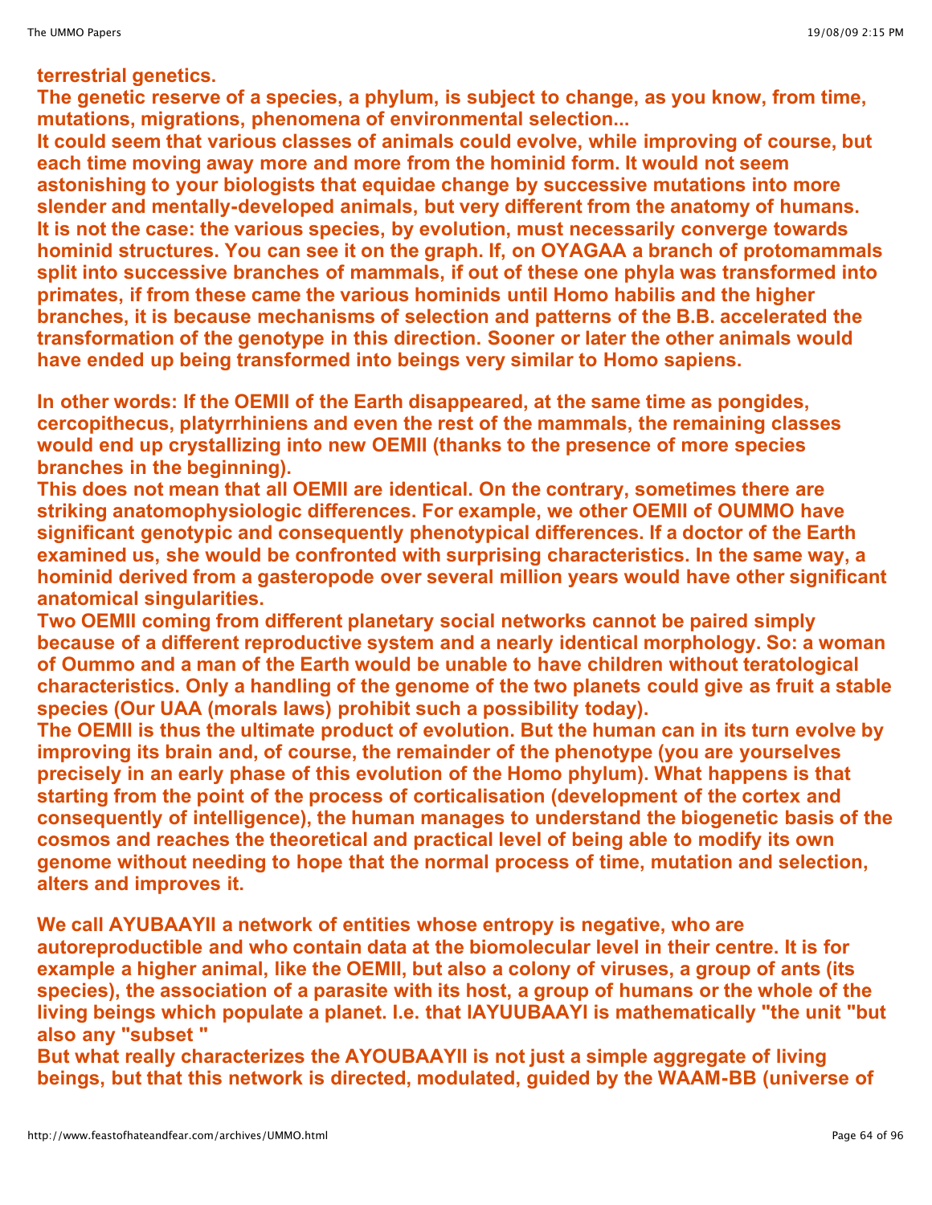**terrestrial genetics.**
**The genetic reserve of a species, a phylum, is subject to change, as you know, from time, mutations, migrations, phenomena of environmental selection...**
**It could seem that various classes of animals could evolve, while improving of course, but each time moving away more and more from the hominid form. It would not seem astonishing to your biologists that equidae change by successive mutations into more slender and mentally-developed animals, but very different from the anatomy of humans.**
**It is not the case: the various species, by evolution, must necessarily converge towards hominid structures. You can see it on the graph. If, on OYAGAA a branch of protomammals split into successive branches of mammals, if out of these one phyla was transformed into primates, if from these came the various hominids until Homo habilis and the higher branches, it is because mechanisms of selection and patterns of the B.B. accelerated the transformation of the genotype in this direction. Sooner or later the other animals would have ended up being transformed into beings very similar to Homo sapiens.**

**In other words: If the OEMII of the Earth disappeared, at the same time as pongides, cercopithecus, platyrrhiniens and even the rest of the mammals, the remaining classes would end up crystallizing into new OEMII (thanks to the presence of more species branches in the beginning).**
**This does not mean that all OEMII are identical. On the contrary, sometimes there are striking anatomophysiologic differences. For example, we other OEMII of OUMMO have significant genotypic and consequently phenotypical differences. If a doctor of the Earth examined us, she would be confronted with surprising characteristics. In the same way, a hominid derived from a gasteropode over several million years would have other significant anatomical singularities.**
**Two OEMII coming from different planetary social networks cannot be paired simply because of a different reproductive system and a nearly identical morphology. So: a woman of Oummo and a man of the Earth would be unable to have children without teratological characteristics. Only a handling of the genome of the two planets could give as fruit a stable species (Our UAA (morals laws) prohibit such a possibility today).**
**The OEMII is thus the ultimate product of evolution. But the human can in its turn evolve by improving its brain and, of course, the remainder of the phenotype (you are yourselves precisely in an early phase of this evolution of the Homo phylum). What happens is that starting from the point of the process of corticalisation (development of the cortex and consequently of intelligence), the human manages to understand the biogenetic basis of the cosmos and reaches the theoretical and practical level of being able to modify its own genome without needing to hope that the normal process of time, mutation and selection, alters and improves it.**

**We call AYUBAAYII a network of entities whose entropy is negative, who are autoreproductible and who contain data at the biomolecular level in their centre. It is for example a higher animal, like the OEMII, but also a colony of viruses, a group of ants (its species), the association of a parasite with its host, a group of humans or the whole of the living beings which populate a planet. I.e. that IAYUUBAAYI is mathematically "the unit "but also any "subset "**
**But what really characterizes the AYOUBAAYII is not just a simple aggregate of living beings, but that this network is directed, modulated, guided by the WAAM-BB (universe of**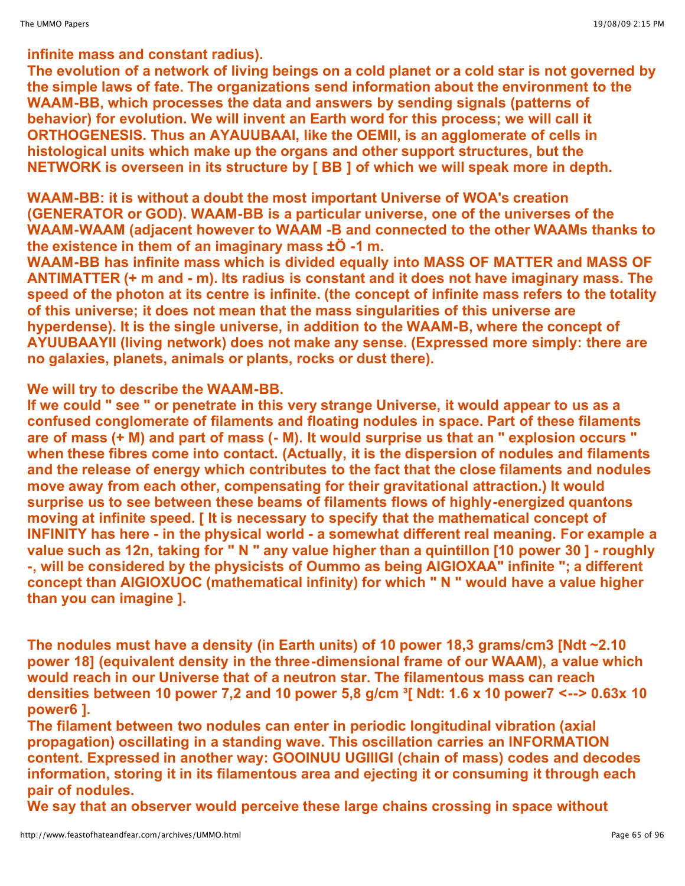**infinite mass and constant radius).**
**The evolution of a network of living beings on a cold planet or a cold star is not governed by the simple laws of fate. The organizations send information about the environment to the WAAM-BB, which processes the data and answers by sending signals (patterns of behavior) for evolution. We will invent an Earth word for this process; we will call it ORTHOGENESIS. Thus an AYAUUBAAI, like the OEMII, is an agglomerate of cells in histological units which make up the organs and other support structures, but the NETWORK is overseen in its structure by [ BB ] of which we will speak more in depth.**

**WAAM-BB: it is without a doubt the most important Universe of WOA's creation (GENERATOR or GOD). WAAM-BB is a particular universe, one of the universes of the WAAM-WAAM (adjacent however to WAAM -B and connected to the other WAAMs thanks to the existence in them of an imaginary mass ±Ö -1 m.**
**WAAM-BB has infinite mass which is divided equally into MASS OF MATTER and MASS OF ANTIMATTER (+ m and - m). Its radius is constant and it does not have imaginary mass. The speed of the photon at its centre is infinite. (the concept of infinite mass refers to the totality of this universe; it does not mean that the mass singularities of this universe are hyperdense). It is the single universe, in addition to the WAAM-B, where the concept of AYUUBAAYII (living network) does not make any sense. (Expressed more simply: there are no galaxies, planets, animals or plants, rocks or dust there).**

**We will try to describe the WAAM-BB.**
**If we could " see " or penetrate in this very strange Universe, it would appear to us as a confused conglomerate of filaments and floating nodules in space. Part of these filaments are of mass (+ M) and part of mass (- M). It would surprise us that an " explosion occurs " when these fibres come into contact. (Actually, it is the dispersion of nodules and filaments and the release of energy which contributes to the fact that the close filaments and nodules move away from each other, compensating for their gravitational attraction.) It would surprise us to see between these beams of filaments flows of highly-energized quantons moving at infinite speed. [ It is necessary to specify that the mathematical concept of INFINITY has here - in the physical world - a somewhat different real meaning. For example a value such as 12n, taking for " N " any value higher than a quintillon [10 power 30 ] - roughly -, will be considered by the physicists of Oummo as being AIGIOXAA" infinite "; a different concept than AIGIOXUOC (mathematical infinity) for which " N " would have a value higher than you can imagine ].**

**The nodules must have a density (in Earth units) of 10 power 18,3 grams/cm3 [Ndt ~2.10 power 18] (equivalent density in the three-dimensional frame of our WAAM), a value which would reach in our Universe that of a neutron star. The filamentous mass can reach densities between 10 power 7,2 and 10 power 5,8 g/cm ³[ Ndt: 1.6 x 10 power7 <--> 0.63x 10 power6 ].**
**The filament between two nodules can enter in periodic longitudinal vibration (axial propagation) oscillating in a standing wave. This oscillation carries an INFORMATION content. Expressed in another way: GOOINUU UGIIIGI (chain of mass) codes and decodes information, storing it in its filamentous area and ejecting it or consuming it through each pair of nodules.**
**We say that an observer would perceive these large chains crossing in space without**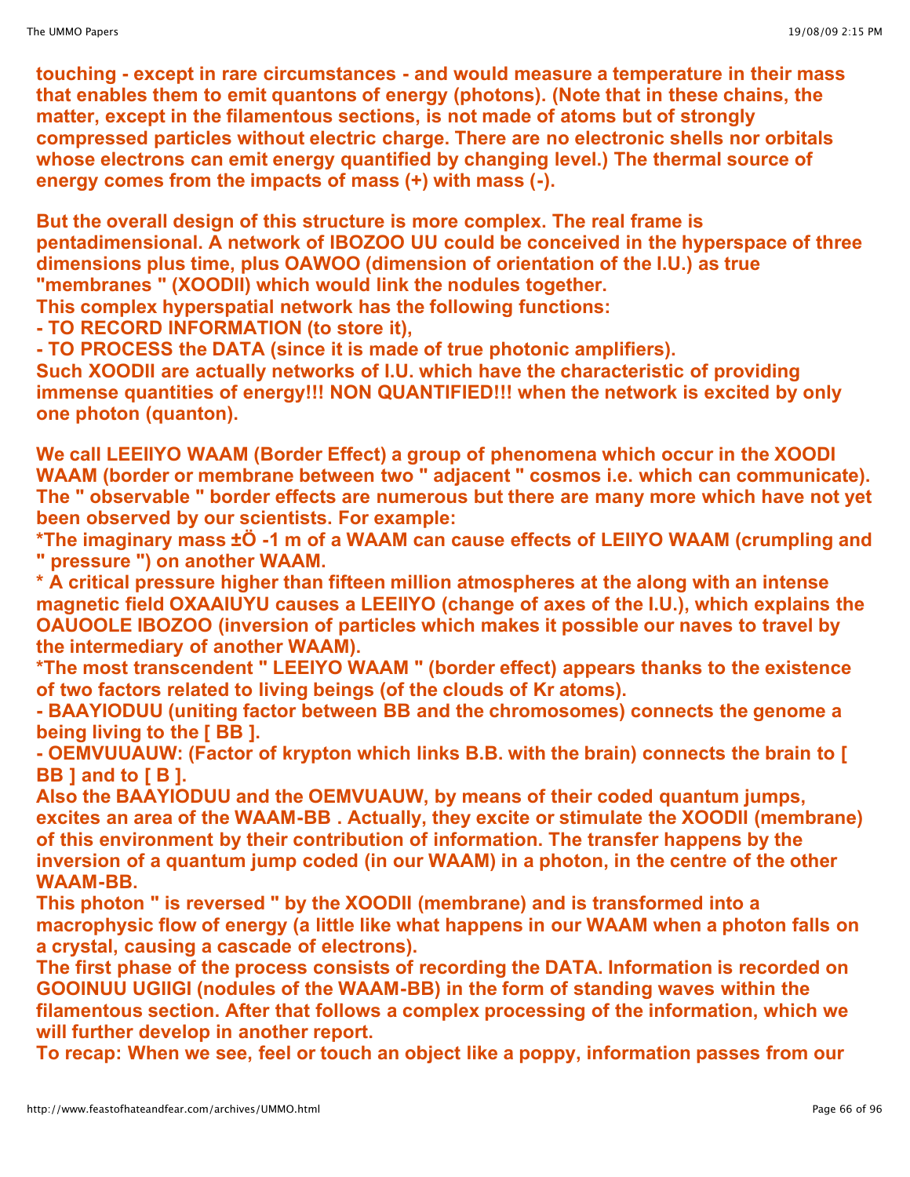**touching - except in rare circumstances - and would measure a temperature in their mass that enables them to emit quantons of energy (photons). (Note that in these chains, the matter, except in the filamentous sections, is not made of atoms but of strongly compressed particles without electric charge. There are no electronic shells nor orbitals whose electrons can emit energy quantified by changing level.) The thermal source of energy comes from the impacts of mass (+) with mass (-).**

**But the overall design of this structure is more complex. The real frame is pentadimensional. A network of IBOZOO UU could be conceived in the hyperspace of three dimensions plus time, plus OAWOO (dimension of orientation of the I.U.) as true "membranes " (XOODII) which would link the nodules together.**
**This complex hyperspatial network has the following functions:**
**- TO RECORD INFORMATION (to store it),**
**- TO PROCESS the DATA (since it is made of true photonic amplifiers).**
**Such XOODII are actually networks of I.U. which have the characteristic of providing immense quantities of energy!!! NON QUANTIFIED!!! when the network is excited by only one photon (quanton).**

**We call LEEIIYO WAAM (Border Effect) a group of phenomena which occur in the XOODI WAAM (border or membrane between two " adjacent " cosmos i.e. which can communicate). The " observable " border effects are numerous but there are many more which have not yet been observed by our scientists. For example:**
**\*The imaginary mass ±Ö -1 m of a WAAM can cause effects of LEIIYO WAAM (crumpling and " pressure ") on another WAAM.**
**\* A critical pressure higher than fifteen million atmospheres at the along with an intense magnetic field OXAAIUYU causes a LEEIIYO (change of axes of the I.U.), which explains the OAUOOLE IBOZOO (inversion of particles which makes it possible our naves to travel by the intermediary of another WAAM).**
**\*The most transcendent " LEEIYO WAAM " (border effect) appears thanks to the existence of two factors related to living beings (of the clouds of Kr atoms).**
**- BAAYIODUU (uniting factor between BB and the chromosomes) connects the genome a being living to the [ BB ].**
**- OEMVUUAUW: (Factor of krypton which links B.B. with the brain) connects the brain to [ BB ] and to [ B ].**
**Also the BAAYIODUU and the OEMVUAUW, by means of their coded quantum jumps, excites an area of the WAAM-BB . Actually, they excite or stimulate the XOODII (membrane) of this environment by their contribution of information. The transfer happens by the inversion of a quantum jump coded (in our WAAM) in a photon, in the centre of the other WAAM-BB.**
**This photon " is reversed " by the XOODII (membrane) and is transformed into a macrophysic flow of energy (a little like what happens in our WAAM when a photon falls on a crystal, causing a cascade of electrons).**
**The first phase of the process consists of recording the DATA. Information is recorded on GOOINUU UGIIGI (nodules of the WAAM-BB) in the form of standing waves within the filamentous section. After that follows a complex processing of the information, which we will further develop in another report.**
**To recap: When we see, feel or touch an object like a poppy, information passes from our**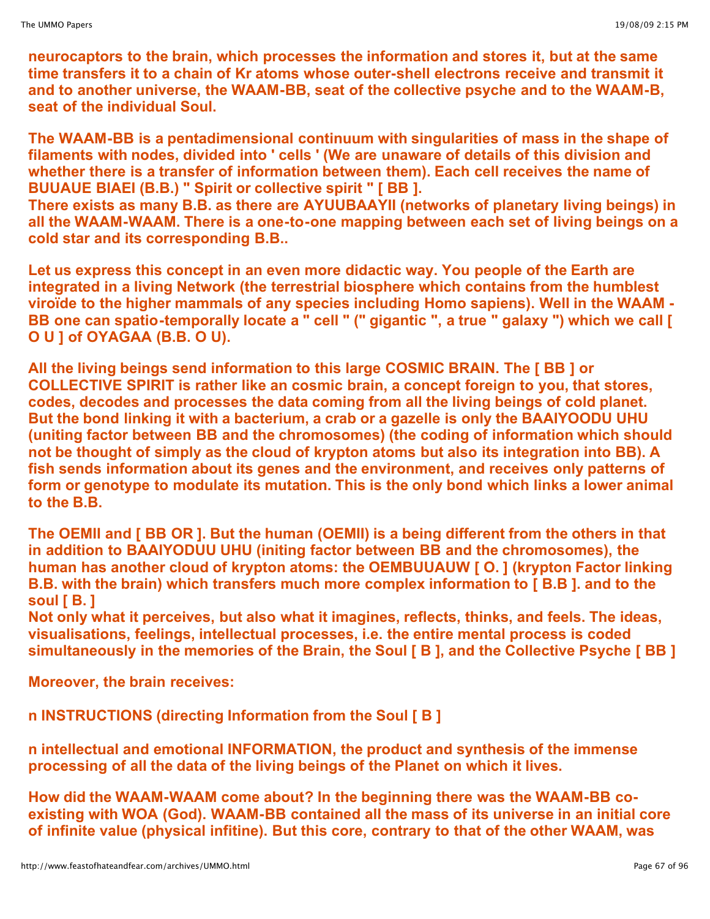**neurocaptors to the brain, which processes the information and stores it, but at the same time transfers it to a chain of Kr atoms whose outer-shell electrons receive and transmit it and to another universe, the WAAM-BB, seat of the collective psyche and to the WAAM-B, seat of the individual Soul.**

**The WAAM-BB is a pentadimensional continuum with singularities of mass in the shape of filaments with nodes, divided into ' cells ' (We are unaware of details of this division and whether there is a transfer of information between them). Each cell receives the name of BUUAUE BIAEI (B.B.) " Spirit or collective spirit " [ BB ].**
**There exists as many B.B. as there are AYUUBAAYII (networks of planetary living beings) in all the WAAM-WAAM. There is a one-to-one mapping between each set of living beings on a cold star and its corresponding B.B..**

**Let us express this concept in an even more didactic way. You people of the Earth are integrated in a living Network (the terrestrial biosphere which contains from the humblest viroïde to the higher mammals of any species including Homo sapiens). Well in the WAAM - BB one can spatio-temporally locate a " cell " (" gigantic ", a true " galaxy ") which we call [ O U ] of OYAGAA (B.B. O U).**

**All the living beings send information to this large COSMIC BRAIN. The [ BB ] or COLLECTIVE SPIRIT is rather like an cosmic brain, a concept foreign to you, that stores, codes, decodes and processes the data coming from all the living beings of cold planet. But the bond linking it with a bacterium, a crab or a gazelle is only the BAAIYOODU UHU (uniting factor between BB and the chromosomes) (the coding of information which should not be thought of simply as the cloud of krypton atoms but also its integration into BB). A fish sends information about its genes and the environment, and receives only patterns of form or genotype to modulate its mutation. This is the only bond which links a lower animal to the B.B.**

**The OEMII and [ BB OR ]. But the human (OEMII) is a being different from the others in that in addition to BAAIYODUU UHU (initing factor between BB and the chromosomes), the human has another cloud of krypton atoms: the OEMBUUAUW [ O. ] (krypton Factor linking B.B. with the brain) which transfers much more complex information to [ B.B ]. and to the soul [ B. ]**
**Not only what it perceives, but also what it imagines, reflects, thinks, and feels. The ideas, visualisations, feelings, intellectual processes, i.e. the entire mental process is coded simultaneously in the memories of the Brain, the Soul [ B ], and the Collective Psyche [ BB ]**

**Moreover, the brain receives:**

**n INSTRUCTIONS (directing Information from the Soul [ B ]**

**n intellectual and emotional INFORMATION, the product and synthesis of the immense processing of all the data of the living beings of the Planet on which it lives.**

**How did the WAAM-WAAM come about? In the beginning there was the WAAM-BB co-existing with WOA (God). WAAM-BB contained all the mass of its universe in an initial core of infinite value (physical infitine). But this core, contrary to that of the other WAAM, was**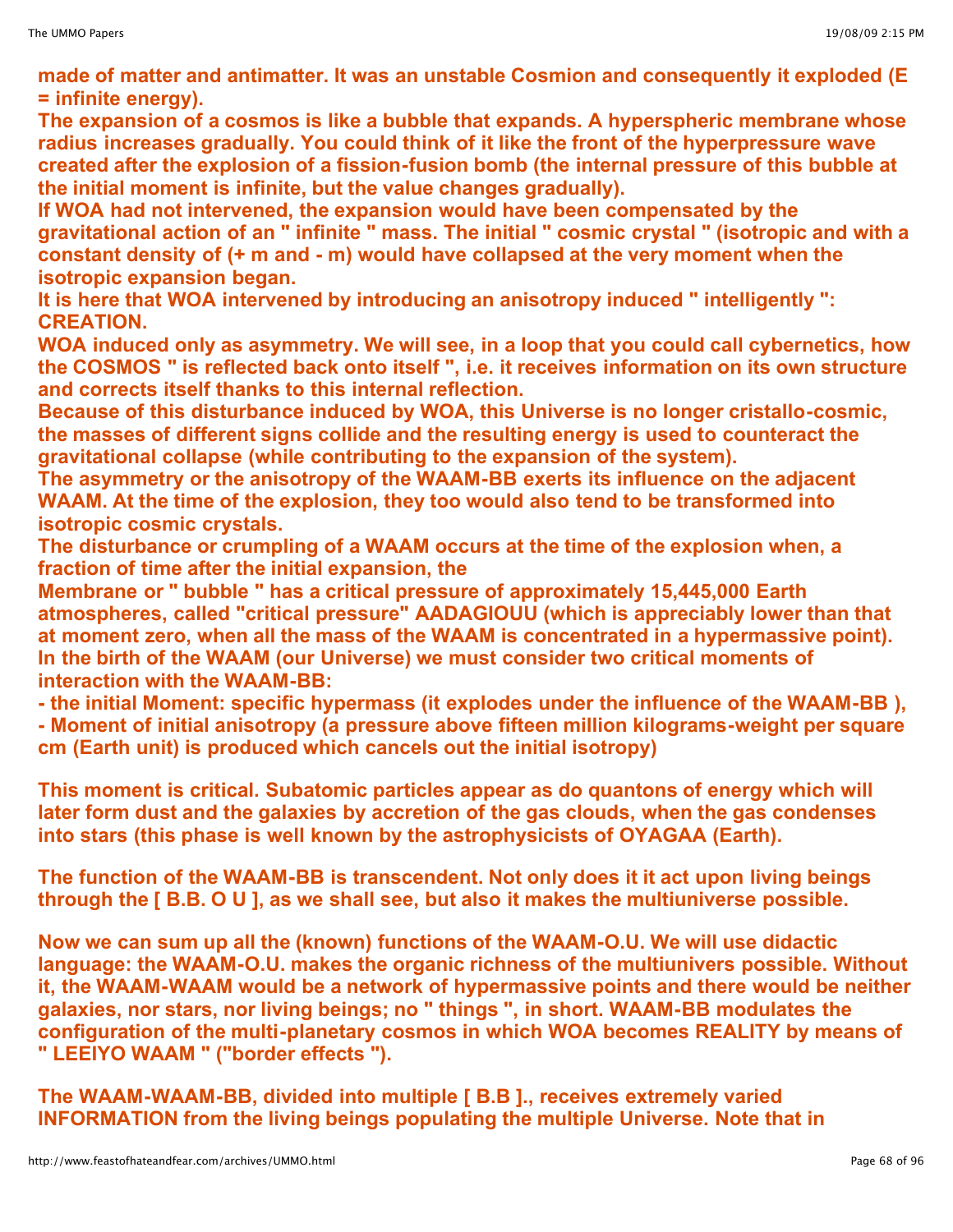**made of matter and antimatter. It was an unstable Cosmion and consequently it exploded (E = infinite energy).**
**The expansion of a cosmos is like a bubble that expands. A hyperspheric membrane whose radius increases gradually. You could think of it like the front of the hyperpressure wave created after the explosion of a fission-fusion bomb (the internal pressure of this bubble at the initial moment is infinite, but the value changes gradually).**
**If WOA had not intervened, the expansion would have been compensated by the gravitational action of an " infinite " mass. The initial " cosmic crystal " (isotropic and with a constant density of (+ m and - m) would have collapsed at the very moment when the isotropic expansion began.**
**It is here that WOA intervened by introducing an anisotropy induced " intelligently ": CREATION.**
**WOA induced only as asymmetry. We will see, in a loop that you could call cybernetics, how the COSMOS " is reflected back onto itself ", i.e. it receives information on its own structure and corrects itself thanks to this internal reflection.**
**Because of this disturbance induced by WOA, this Universe is no longer cristallo-cosmic, the masses of different signs collide and the resulting energy is used to counteract the gravitational collapse (while contributing to the expansion of the system).**
**The asymmetry or the anisotropy of the WAAM-BB exerts its influence on the adjacent WAAM. At the time of the explosion, they too would also tend to be transformed into isotropic cosmic crystals.**
**The disturbance or crumpling of a WAAM occurs at the time of the explosion when, a fraction of time after the initial expansion, the**
**Membrane or " bubble " has a critical pressure of approximately 15,445,000 Earth atmospheres, called "critical pressure" AADAGIOUU (which is appreciably lower than that at moment zero, when all the mass of the WAAM is concentrated in a hypermassive point).**
**In the birth of the WAAM (our Universe) we must consider two critical moments of interaction with the WAAM-BB:**
**- the initial Moment: specific hypermass (it explodes under the influence of the WAAM-BB ),**
**- Moment of initial anisotropy (a pressure above fifteen million kilograms-weight per square cm (Earth unit) is produced which cancels out the initial isotropy)**

**This moment is critical. Subatomic particles appear as do quantons of energy which will later form dust and the galaxies by accretion of the gas clouds, when the gas condenses into stars (this phase is well known by the astrophysicists of OYAGAA (Earth).**

**The function of the WAAM-BB is transcendent. Not only does it it act upon living beings through the [ B.B. O U ], as we shall see, but also it makes the multiuniverse possible.**

**Now we can sum up all the (known) functions of the WAAM-O.U. We will use didactic language: the WAAM-O.U. makes the organic richness of the multiunivers possible. Without it, the WAAM-WAAM would be a network of hypermassive points and there would be neither galaxies, nor stars, nor living beings; no " things ", in short. WAAM-BB modulates the configuration of the multi-planetary cosmos in which WOA becomes REALITY by means of " LEEIYO WAAM " ("border effects ").**

**The WAAM-WAAM-BB, divided into multiple [ B.B ]., receives extremely varied INFORMATION from the living beings populating the multiple Universe. Note that in**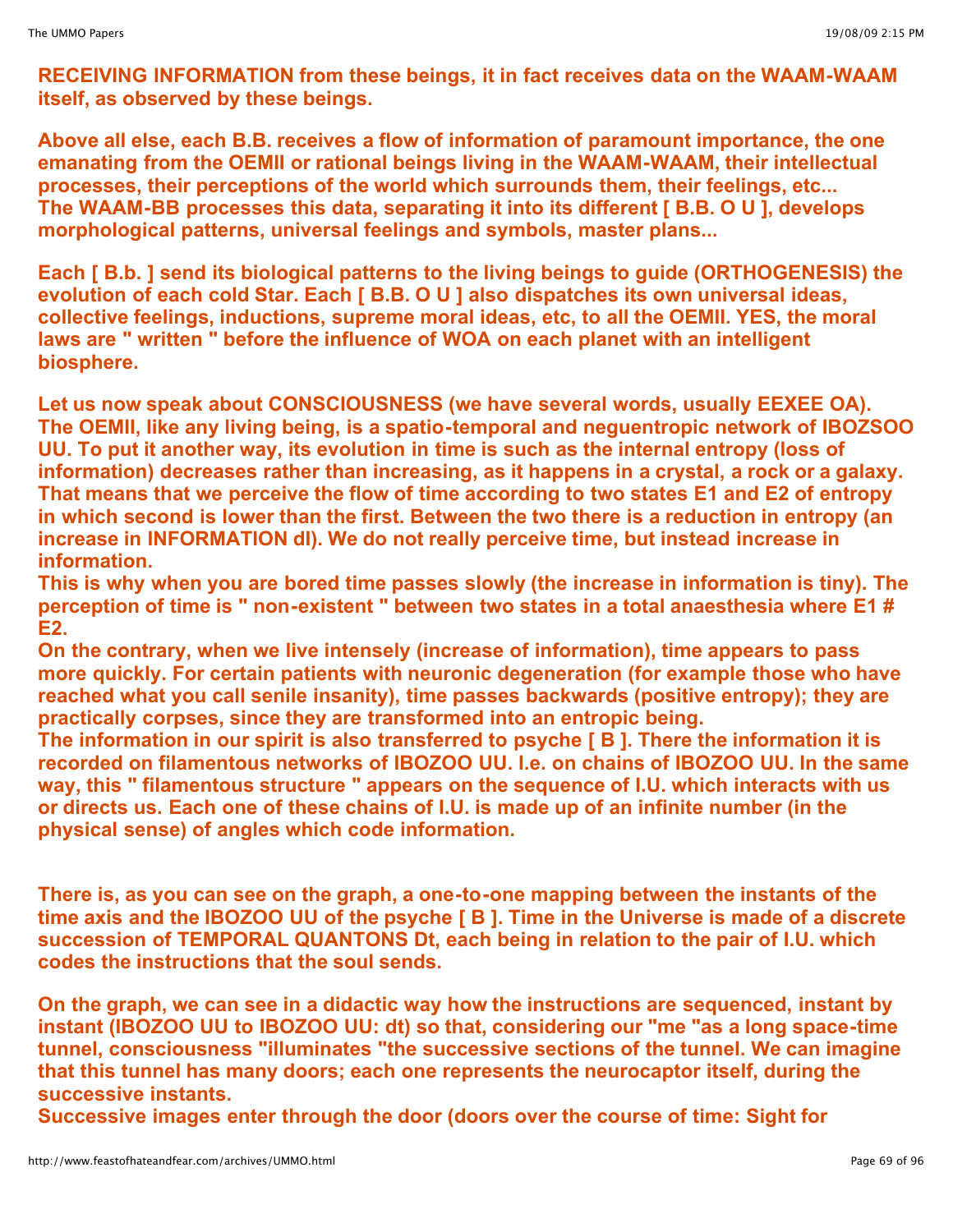**RECEIVING INFORMATION from these beings, it in fact receives data on the WAAM-WAAM itself, as observed by these beings.**

**Above all else, each B.B. receives a flow of information of paramount importance, the one emanating from the OEMII or rational beings living in the WAAM-WAAM, their intellectual processes, their perceptions of the world which surrounds them, their feelings, etc... The WAAM-BB processes this data, separating it into its different [ B.B. O U ], develops morphological patterns, universal feelings and symbols, master plans...**

**Each [ B.b. ] send its biological patterns to the living beings to guide (ORTHOGENESIS) the evolution of each cold Star. Each [ B.B. O U ] also dispatches its own universal ideas, collective feelings, inductions, supreme moral ideas, etc, to all the OEMII. YES, the moral laws are " written " before the influence of WOA on each planet with an intelligent biosphere.**

**Let us now speak about CONSCIOUSNESS (we have several words, usually EEXEE OA). The OEMII, like any living being, is a spatio-temporal and neguentropic network of IBOZSOO UU. To put it another way, its evolution in time is such as the internal entropy (loss of information) decreases rather than increasing, as it happens in a crystal, a rock or a galaxy. That means that we perceive the flow of time according to two states E1 and E2 of entropy in which second is lower than the first. Between the two there is a reduction in entropy (an increase in INFORMATION dI). We do not really perceive time, but instead increase in information.**
**This is why when you are bored time passes slowly (the increase in information is tiny). The perception of time is " non-existent " between two states in a total anaesthesia where E1 # E2.**
**On the contrary, when we live intensely (increase of information), time appears to pass more quickly. For certain patients with neuronic degeneration (for example those who have reached what you call senile insanity), time passes backwards (positive entropy); they are practically corpses, since they are transformed into an entropic being.**
**The information in our spirit is also transferred to psyche [ B ]. There the information it is recorded on filamentous networks of IBOZOO UU. I.e. on chains of IBOZOO UU. In the same way, this " filamentous structure " appears on the sequence of I.U. which interacts with us or directs us. Each one of these chains of I.U. is made up of an infinite number (in the physical sense) of angles which code information.**

**There is, as you can see on the graph, a one-to-one mapping between the instants of the time axis and the IBOZOO UU of the psyche [ B ]. Time in the Universe is made of a discrete succession of TEMPORAL QUANTONS Dt, each being in relation to the pair of I.U. which codes the instructions that the soul sends.**

**On the graph, we can see in a didactic way how the instructions are sequenced, instant by instant (IBOZOO UU to IBOZOO UU: dt) so that, considering our "me "as a long space-time tunnel, consciousness "illuminates "the successive sections of the tunnel. We can imagine that this tunnel has many doors; each one represents the neurocaptor itself, during the successive instants.**
**Successive images enter through the door (doors over the course of time: Sight for**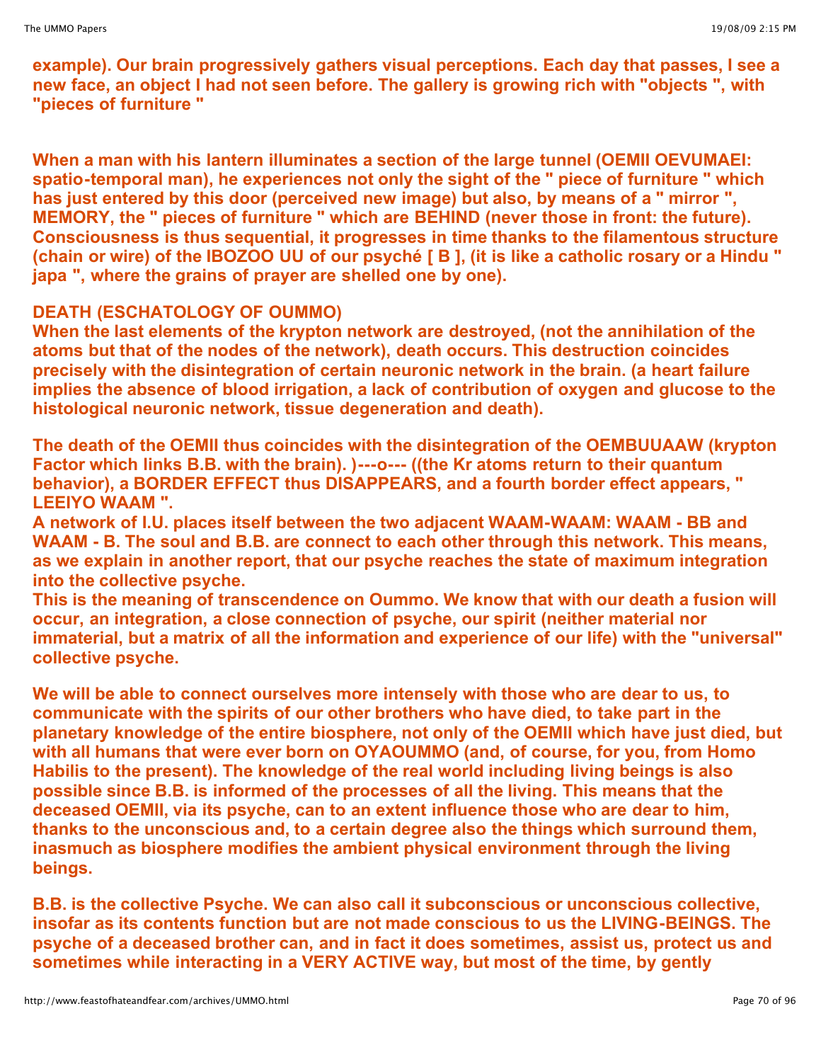**example). Our brain progressively gathers visual perceptions. Each day that passes, I see a new face, an object I had not seen before. The gallery is growing rich with "objects ", with "pieces of furniture "**

**When a man with his lantern illuminates a section of the large tunnel (OEMII OEVUMAEI: spatio-temporal man), he experiences not only the sight of the " piece of furniture " which has just entered by this door (perceived new image) but also, by means of a " mirror ", MEMORY, the " pieces of furniture " which are BEHIND (never those in front: the future). Consciousness is thus sequential, it progresses in time thanks to the filamentous structure (chain or wire) of the IBOZOO UU of our psyché [ B ], (it is like a catholic rosary or a Hindu " japa ", where the grains of prayer are shelled one by one).**

**DEATH (ESCHATOLOGY OF OUMMO)**

**When the last elements of the krypton network are destroyed, (not the annihilation of the atoms but that of the nodes of the network), death occurs. This destruction coincides precisely with the disintegration of certain neuronic network in the brain. (a heart failure implies the absence of blood irrigation, a lack of contribution of oxygen and glucose to the histological neuronic network, tissue degeneration and death).**

**The death of the OEMII thus coincides with the disintegration of the OEMBUUAAW (krypton Factor which links B.B. with the brain). )---o--- ((the Kr atoms return to their quantum behavior), a BORDER EFFECT thus DISAPPEARS, and a fourth border effect appears, " LEEIYO WAAM ".**

**A network of I.U. places itself between the two adjacent WAAM-WAAM: WAAM - BB and WAAM - B. The soul and B.B. are connect to each other through this network. This means, as we explain in another report, that our psyche reaches the state of maximum integration into the collective psyche.**

**This is the meaning of transcendence on Oummo. We know that with our death a fusion will occur, an integration, a close connection of psyche, our spirit (neither material nor immaterial, but a matrix of all the information and experience of our life) with the "universal" collective psyche.**

**We will be able to connect ourselves more intensely with those who are dear to us, to communicate with the spirits of our other brothers who have died, to take part in the planetary knowledge of the entire biosphere, not only of the OEMII which have just died, but with all humans that were ever born on OYAOUMMO (and, of course, for you, from Homo Habilis to the present). The knowledge of the real world including living beings is also possible since B.B. is informed of the processes of all the living. This means that the deceased OEMII, via its psyche, can to an extent influence those who are dear to him, thanks to the unconscious and, to a certain degree also the things which surround them, inasmuch as biosphere modifies the ambient physical environment through the living beings.**

**B.B. is the collective Psyche. We can also call it subconscious or unconscious collective, insofar as its contents function but are not made conscious to us the LIVING-BEINGS. The psyche of a deceased brother can, and in fact it does sometimes, assist us, protect us and sometimes while interacting in a VERY ACTIVE way, but most of the time, by gently**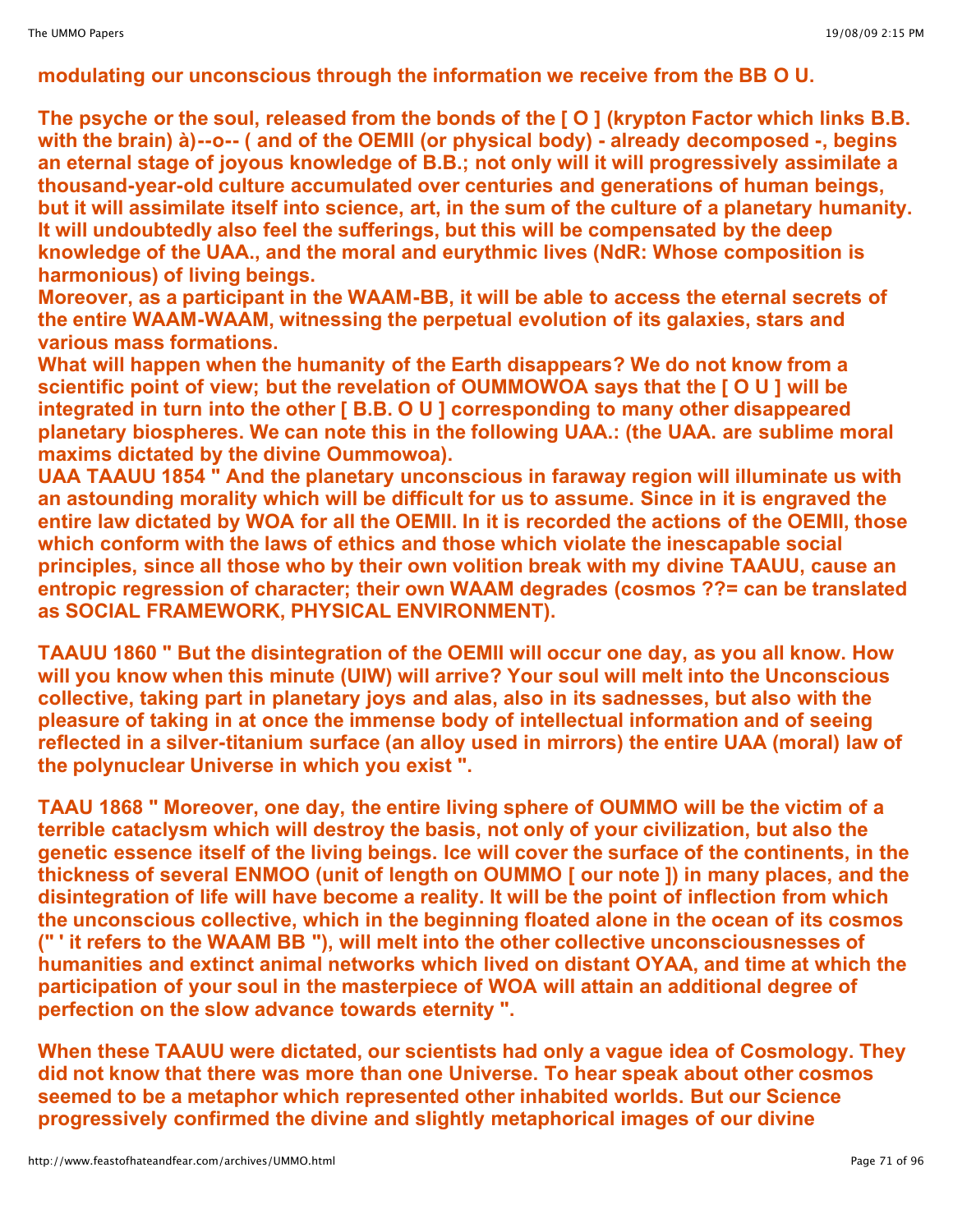**modulating our unconscious through the information we receive from the BB O U.**

**The psyche or the soul, released from the bonds of the [ O ] (krypton Factor which links B.B. with the brain) à)--o-- ( and of the OEMII (or physical body) - already decomposed -, begins an eternal stage of joyous knowledge of B.B.; not only will it will progressively assimilate a thousand-year-old culture accumulated over centuries and generations of human beings, but it will assimilate itself into science, art, in the sum of the culture of a planetary humanity. It will undoubtedly also feel the sufferings, but this will be compensated by the deep knowledge of the UAA., and the moral and eurythmic lives (NdR: Whose composition is harmonious) of living beings.**
**Moreover, as a participant in the WAAM-BB, it will be able to access the eternal secrets of the entire WAAM-WAAM, witnessing the perpetual evolution of its galaxies, stars and various mass formations.**
**What will happen when the humanity of the Earth disappears? We do not know from a scientific point of view; but the revelation of OUMMOWOA says that the [ O U ] will be integrated in turn into the other [ B.B. O U ] corresponding to many other disappeared planetary biospheres. We can note this in the following UAA.: (the UAA. are sublime moral maxims dictated by the divine Oummowoa).**
**UAA TAAUU 1854 " And the planetary unconscious in faraway region will illuminate us with an astounding morality which will be difficult for us to assume. Since in it is engraved the entire law dictated by WOA for all the OEMII. In it is recorded the actions of the OEMII, those which conform with the laws of ethics and those which violate the inescapable social principles, since all those who by their own volition break with my divine TAAUU, cause an entropic regression of character; their own WAAM degrades (cosmos ??= can be translated as SOCIAL FRAMEWORK, PHYSICAL ENVIRONMENT).**

**TAAUU 1860 " But the disintegration of the OEMII will occur one day, as you all know. How will you know when this minute (UIW) will arrive? Your soul will melt into the Unconscious collective, taking part in planetary joys and alas, also in its sadnesses, but also with the pleasure of taking in at once the immense body of intellectual information and of seeing reflected in a silver-titanium surface (an alloy used in mirrors) the entire UAA (moral) law of the polynuclear Universe in which you exist ".**

**TAAU 1868 " Moreover, one day, the entire living sphere of OUMMO will be the victim of a terrible cataclysm which will destroy the basis, not only of your civilization, but also the genetic essence itself of the living beings. Ice will cover the surface of the continents, in the thickness of several ENMOO (unit of length on OUMMO [ our note ]) in many places, and the disintegration of life will have become a reality. It will be the point of inflection from which the unconscious collective, which in the beginning floated alone in the ocean of its cosmos (" ' it refers to the WAAM BB "), will melt into the other collective unconsciousnesses of humanities and extinct animal networks which lived on distant OYAA, and time at which the participation of your soul in the masterpiece of WOA will attain an additional degree of perfection on the slow advance towards eternity ".**

**When these TAAUU were dictated, our scientists had only a vague idea of Cosmology. They did not know that there was more than one Universe. To hear speak about other cosmos seemed to be a metaphor which represented other inhabited worlds. But our Science progressively confirmed the divine and slightly metaphorical images of our divine**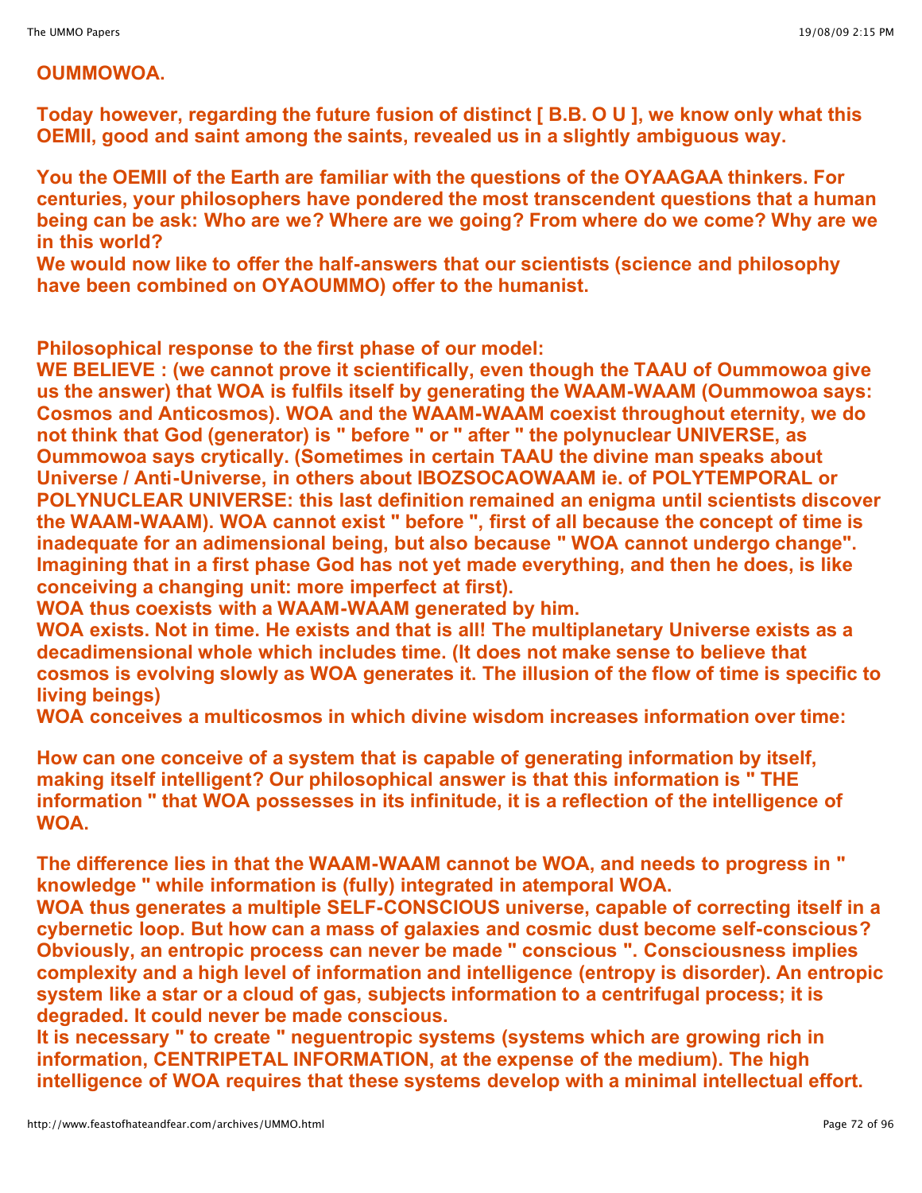**OUMMOWOA.**

**Today however, regarding the future fusion of distinct [ B.B. O U ], we know only what this OEMII, good and saint among the saints, revealed us in a slightly ambiguous way.**

**You the OEMII of the Earth are familiar with the questions of the OYAAGAA thinkers. For centuries, your philosophers have pondered the most transcendent questions that a human being can be ask: Who are we? Where are we going? From where do we come? Why are we in this world?**
**We would now like to offer the half-answers that our scientists (science and philosophy have been combined on OYAOUMMO) offer to the humanist.**

**Philosophical response to the first phase of our model:**
**WE BELIEVE : (we cannot prove it scientifically, even though the TAAU of Oummowoa give us the answer) that WOA is fulfils itself by generating the WAAM-WAAM (Oummowoa says: Cosmos and Anticosmos). WOA and the WAAM-WAAM coexist throughout eternity, we do not think that God (generator) is " before " or " after " the polynuclear UNIVERSE, as Oummowoa says crytically. (Sometimes in certain TAAU the divine man speaks about Universe / Anti-Universe, in others about IBOZSOCAOWAAM ie. of POLYTEMPORAL or POLYNUCLEAR UNIVERSE: this last definition remained an enigma until scientists discover the WAAM-WAAM). WOA cannot exist " before ", first of all because the concept of time is inadequate for an adimensional being, but also because " WOA cannot undergo change". Imagining that in a first phase God has not yet made everything, and then he does, is like conceiving a changing unit: more imperfect at first).**
**WOA thus coexists with a WAAM-WAAM generated by him.**
**WOA exists. Not in time. He exists and that is all! The multiplanetary Universe exists as a decadimensional whole which includes time. (It does not make sense to believe that cosmos is evolving slowly as WOA generates it. The illusion of the flow of time is specific to living beings)**
**WOA conceives a multicosmos in which divine wisdom increases information over time:**

**How can one conceive of a system that is capable of generating information by itself, making itself intelligent? Our philosophical answer is that this information is " THE information " that WOA possesses in its infinitude, it is a reflection of the intelligence of WOA.**

**The difference lies in that the WAAM-WAAM cannot be WOA, and needs to progress in " knowledge " while information is (fully) integrated in atemporal WOA.**
**WOA thus generates a multiple SELF-CONSCIOUS universe, capable of correcting itself in a cybernetic loop. But how can a mass of galaxies and cosmic dust become self-conscious? Obviously, an entropic process can never be made " conscious ". Consciousness implies complexity and a high level of information and intelligence (entropy is disorder). An entropic system like a star or a cloud of gas, subjects information to a centrifugal process; it is degraded. It could never be made conscious.**
**It is necessary " to create " neguentropic systems (systems which are growing rich in information, CENTRIPETAL INFORMATION, at the expense of the medium). The high intelligence of WOA requires that these systems develop with a minimal intellectual effort.**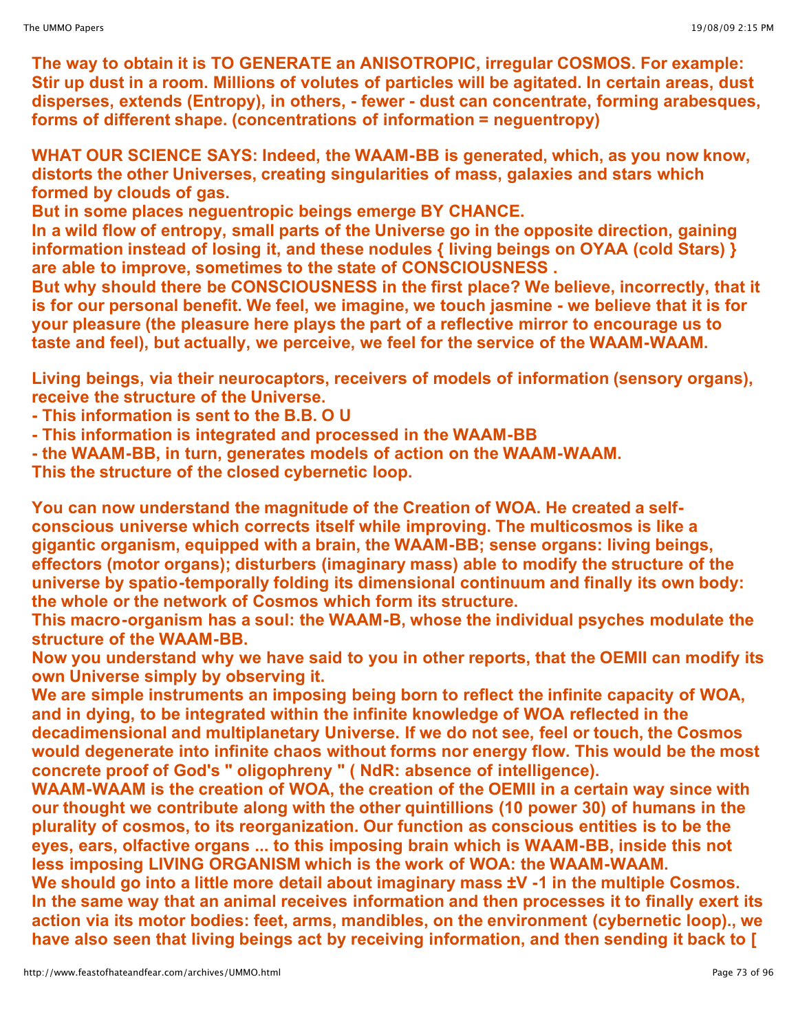**The way to obtain it is TO GENERATE an ANISOTROPIC, irregular COSMOS. For example: Stir up dust in a room. Millions of volutes of particles will be agitated. In certain areas, dust disperses, extends (Entropy), in others, - fewer - dust can concentrate, forming arabesques, forms of different shape. (concentrations of information = neguentropy)**

**WHAT OUR SCIENCE SAYS: Indeed, the WAAM-BB is generated, which, as you now know, distorts the other Universes, creating singularities of mass, galaxies and stars which formed by clouds of gas.**
**But in some places neguentropic beings emerge BY CHANCE.**
**In a wild flow of entropy, small parts of the Universe go in the opposite direction, gaining information instead of losing it, and these nodules { living beings on OYAA (cold Stars) } are able to improve, sometimes to the state of CONSCIOUSNESS .**
**But why should there be CONSCIOUSNESS in the first place? We believe, incorrectly, that it is for our personal benefit. We feel, we imagine, we touch jasmine - we believe that it is for your pleasure (the pleasure here plays the part of a reflective mirror to encourage us to taste and feel), but actually, we perceive, we feel for the service of the WAAM-WAAM.**

**Living beings, via their neurocaptors, receivers of models of information (sensory organs), receive the structure of the Universe.**
**- This information is sent to the B.B. O U**
**- This information is integrated and processed in the WAAM-BB**
**- the WAAM-BB, in turn, generates models of action on the WAAM-WAAM.**
**This the structure of the closed cybernetic loop.**

**You can now understand the magnitude of the Creation of WOA. He created a self-conscious universe which corrects itself while improving. The multicosmos is like a gigantic organism, equipped with a brain, the WAAM-BB; sense organs: living beings, effectors (motor organs); disturbers (imaginary mass) able to modify the structure of the universe by spatio-temporally folding its dimensional continuum and finally its own body: the whole or the network of Cosmos which form its structure.**
**This macro-organism has a soul: the WAAM-B, whose the individual psyches modulate the structure of the WAAM-BB.**
**Now you understand why we have said to you in other reports, that the OEMII can modify its own Universe simply by observing it.**
**We are simple instruments an imposing being born to reflect the infinite capacity of WOA, and in dying, to be integrated within the infinite knowledge of WOA reflected in the decadimensional and multiplanetary Universe. If we do not see, feel or touch, the Cosmos would degenerate into infinite chaos without forms nor energy flow. This would be the most concrete proof of God's " oligophreny " ( NdR: absence of intelligence).**
**WAAM-WAAM is the creation of WOA, the creation of the OEMII in a certain way since with our thought we contribute along with the other quintillions (10 power 30) of humans in the plurality of cosmos, to its reorganization. Our function as conscious entities is to be the eyes, ears, olfactive organs ... to this imposing brain which is WAAM-BB, inside this not less imposing LIVING ORGANISM which is the work of WOA: the WAAM-WAAM.**
**We should go into a little more detail about imaginary mass ±V -1 in the multiple Cosmos.**
**In the same way that an animal receives information and then processes it to finally exert its action via its motor bodies: feet, arms, mandibles, on the environment (cybernetic loop)., we have also seen that living beings act by receiving information, and then sending it back to [**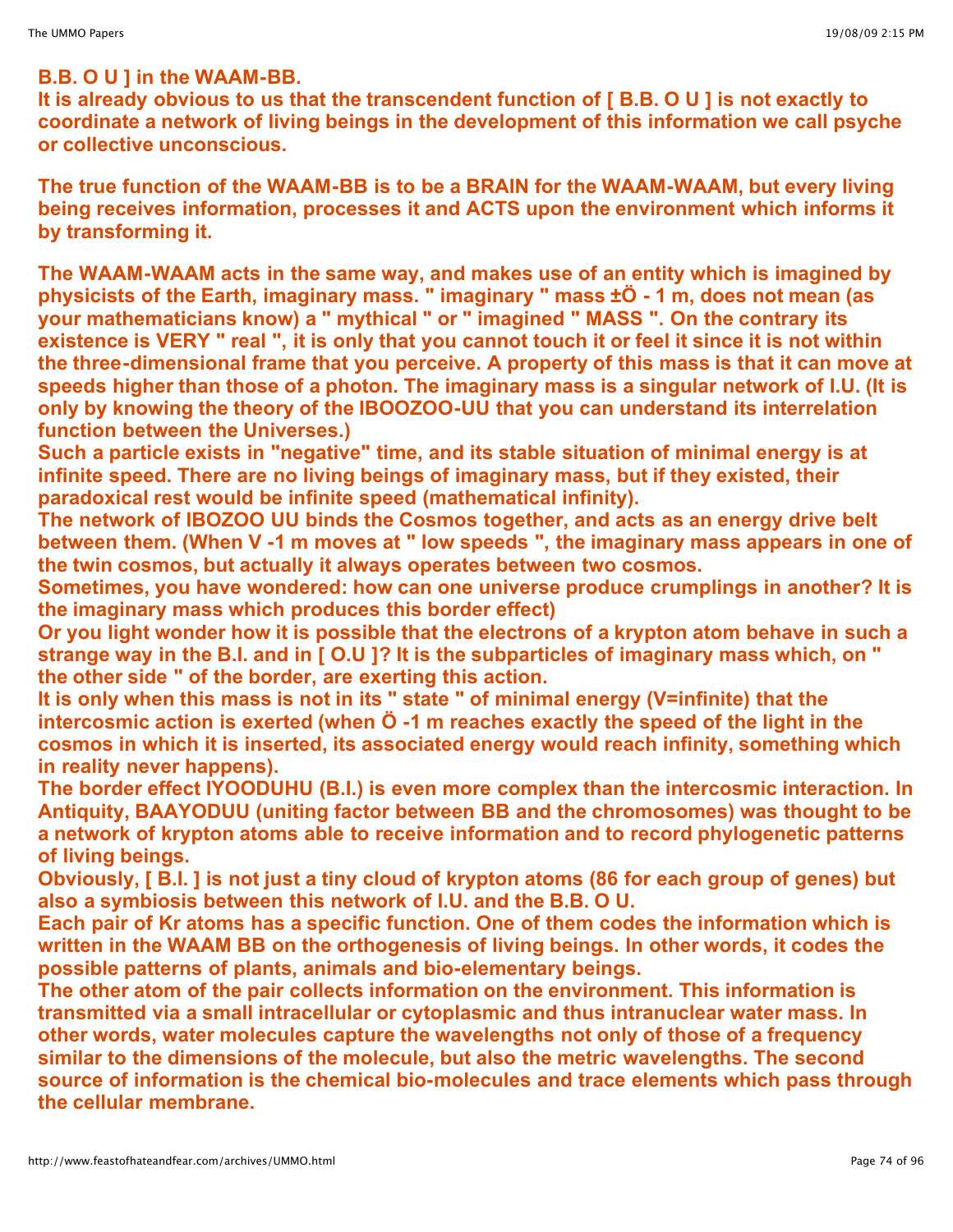**B.B. O U ] in the WAAM-BB.**
**It is already obvious to us that the transcendent function of [ B.B. O U ] is not exactly to coordinate a network of living beings in the development of this information we call psyche or collective unconscious.**

**The true function of the WAAM-BB is to be a BRAIN for the WAAM-WAAM, but every living being receives information, processes it and ACTS upon the environment which informs it by transforming it.**

**The WAAM-WAAM acts in the same way, and makes use of an entity which is imagined by physicists of the Earth, imaginary mass. " imaginary " mass ±Ö - 1 m, does not mean (as your mathematicians know) a " mythical " or " imagined " MASS ". On the contrary its existence is VERY " real ", it is only that you cannot touch it or feel it since it is not within the three-dimensional frame that you perceive. A property of this mass is that it can move at speeds higher than those of a photon. The imaginary mass is a singular network of I.U. (It is only by knowing the theory of the IBOOZOO-UU that you can understand its interrelation function between the Universes.)**
**Such a particle exists in "negative" time, and its stable situation of minimal energy is at infinite speed. There are no living beings of imaginary mass, but if they existed, their paradoxical rest would be infinite speed (mathematical infinity).**
**The network of IBOZOO UU binds the Cosmos together, and acts as an energy drive belt between them. (When V -1 m moves at " low speeds ", the imaginary mass appears in one of the twin cosmos, but actually it always operates between two cosmos.**
**Sometimes, you have wondered: how can one universe produce crumplings in another? It is the imaginary mass which produces this border effect)**
**Or you light wonder how it is possible that the electrons of a krypton atom behave in such a strange way in the B.I. and in [ O.U ]? It is the subparticles of imaginary mass which, on " the other side " of the border, are exerting this action.**
**It is only when this mass is not in its " state " of minimal energy (V=infinite) that the intercosmic action is exerted (when Ö -1 m reaches exactly the speed of the light in the cosmos in which it is inserted, its associated energy would reach infinity, something which in reality never happens).**
**The border effect IYOODUHU (B.I.) is even more complex than the intercosmic interaction. In Antiquity, BAAYODUU (uniting factor between BB and the chromosomes) was thought to be a network of krypton atoms able to receive information and to record phylogenetic patterns of living beings.**
**Obviously, [ B.I. ] is not just a tiny cloud of krypton atoms (86 for each group of genes) but also a symbiosis between this network of I.U. and the B.B. O U.**
**Each pair of Kr atoms has a specific function. One of them codes the information which is written in the WAAM BB on the orthogenesis of living beings. In other words, it codes the possible patterns of plants, animals and bio-elementary beings.**
**The other atom of the pair collects information on the environment. This information is transmitted via a small intracellular or cytoplasmic and thus intranuclear water mass. In other words, water molecules capture the wavelengths not only of those of a frequency similar to the dimensions of the molecule, but also the metric wavelengths. The second source of information is the chemical bio-molecules and trace elements which pass through the cellular membrane.**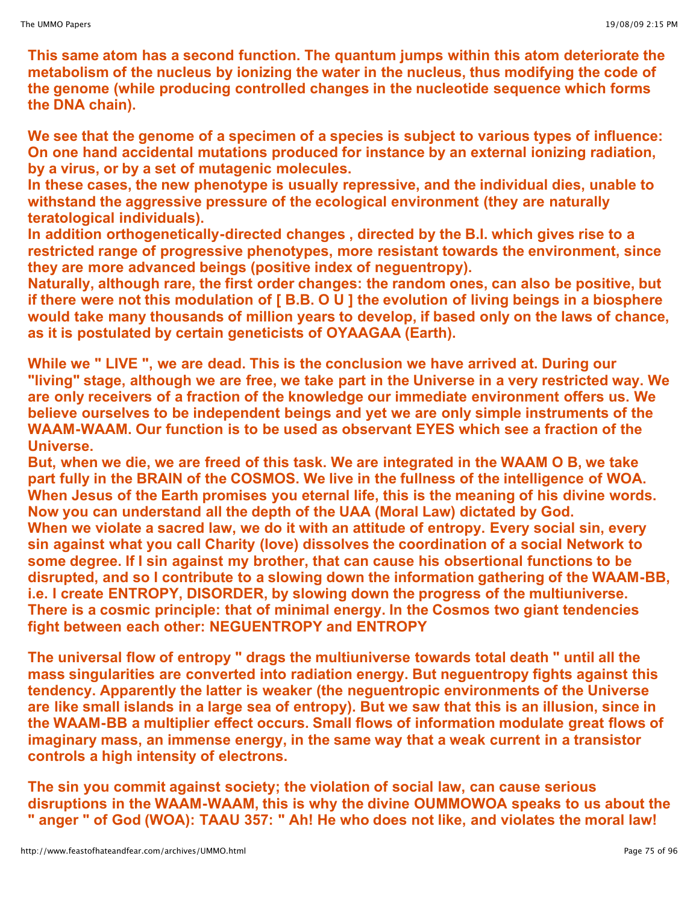**This same atom has a second function. The quantum jumps within this atom deteriorate the metabolism of the nucleus by ionizing the water in the nucleus, thus modifying the code of the genome (while producing controlled changes in the nucleotide sequence which forms the DNA chain).**

**We see that the genome of a specimen of a species is subject to various types of influence: On one hand accidental mutations produced for instance by an external ionizing radiation, by a virus, or by a set of mutagenic molecules.**
**In these cases, the new phenotype is usually repressive, and the individual dies, unable to withstand the aggressive pressure of the ecological environment (they are naturally teratological individuals).**
**In addition orthogenetically-directed changes , directed by the B.I. which gives rise to a restricted range of progressive phenotypes, more resistant towards the environment, since they are more advanced beings (positive index of neguentropy).**
**Naturally, although rare, the first order changes: the random ones, can also be positive, but if there were not this modulation of [ B.B. O U ] the evolution of living beings in a biosphere would take many thousands of million years to develop, if based only on the laws of chance, as it is postulated by certain geneticists of OYAAGAA (Earth).**

**While we " LIVE ", we are dead. This is the conclusion we have arrived at. During our "living" stage, although we are free, we take part in the Universe in a very restricted way. We are only receivers of a fraction of the knowledge our immediate environment offers us. We believe ourselves to be independent beings and yet we are only simple instruments of the WAAM-WAAM. Our function is to be used as observant EYES which see a fraction of the Universe.**
**But, when we die, we are freed of this task. We are integrated in the WAAM O B, we take part fully in the BRAIN of the COSMOS. We live in the fullness of the intelligence of WOA. When Jesus of the Earth promises you eternal life, this is the meaning of his divine words. Now you can understand all the depth of the UAA (Moral Law) dictated by God.**
**When we violate a sacred law, we do it with an attitude of entropy. Every social sin, every sin against what you call Charity (love) dissolves the coordination of a social Network to some degree. If I sin against my brother, that can cause his obsertional functions to be disrupted, and so I contribute to a slowing down the information gathering of the WAAM-BB, i.e. I create ENTROPY, DISORDER, by slowing down the progress of the multiuniverse. There is a cosmic principle: that of minimal energy. In the Cosmos two giant tendencies fight between each other: NEGUENTROPY and ENTROPY**

**The universal flow of entropy " drags the multiuniverse towards total death " until all the mass singularities are converted into radiation energy. But neguentropy fights against this tendency. Apparently the latter is weaker (the neguentropic environments of the Universe are like small islands in a large sea of entropy). But we saw that this is an illusion, since in the WAAM-BB a multiplier effect occurs. Small flows of information modulate great flows of imaginary mass, an immense energy, in the same way that a weak current in a transistor controls a high intensity of electrons.**

**The sin you commit against society; the violation of social law, can cause serious disruptions in the WAAM-WAAM, this is why the divine OUMMOWOA speaks to us about the " anger " of God (WOA): TAAU 357: " Ah! He who does not like, and violates the moral law!**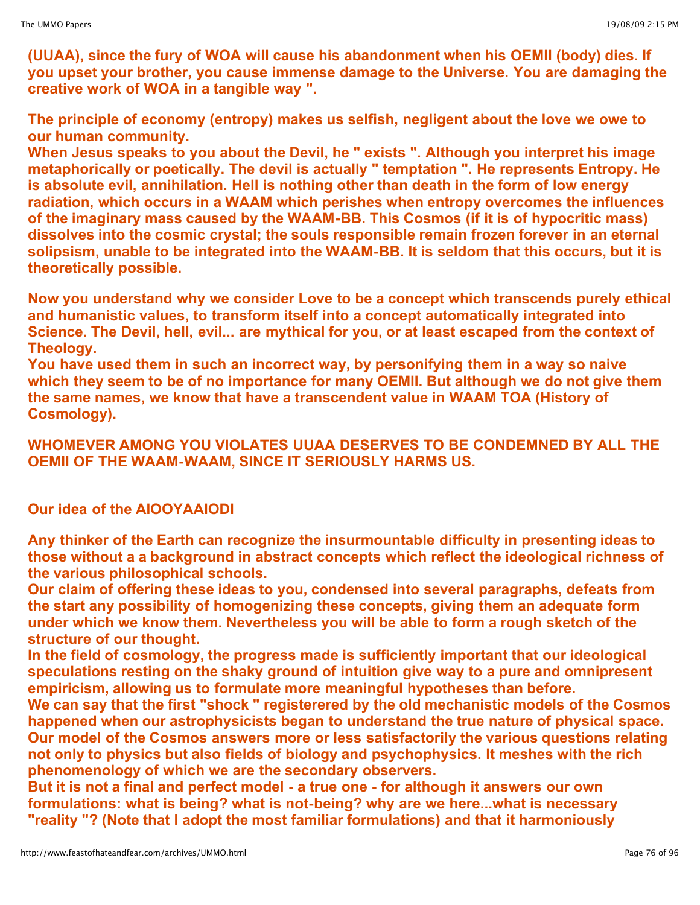**(UUAA), since the fury of WOA will cause his abandonment when his OEMII (body) dies. If you upset your brother, you cause immense damage to the Universe. You are damaging the creative work of WOA in a tangible way ".**

**The principle of economy (entropy) makes us selfish, negligent about the love we owe to our human community.**
**When Jesus speaks to you about the Devil, he " exists ". Although you interpret his image metaphorically or poetically. The devil is actually " temptation ". He represents Entropy. He is absolute evil, annihilation. Hell is nothing other than death in the form of low energy radiation, which occurs in a WAAM which perishes when entropy overcomes the influences of the imaginary mass caused by the WAAM-BB. This Cosmos (if it is of hypocritic mass) dissolves into the cosmic crystal; the souls responsible remain frozen forever in an eternal solipsism, unable to be integrated into the WAAM-BB. It is seldom that this occurs, but it is theoretically possible.**

**Now you understand why we consider Love to be a concept which transcends purely ethical and humanistic values, to transform itself into a concept automatically integrated into Science. The Devil, hell, evil... are mythical for you, or at least escaped from the context of Theology.**
**You have used them in such an incorrect way, by personifying them in a way so naive which they seem to be of no importance for many OEMII. But although we do not give them the same names, we know that have a transcendent value in WAAM TOA (History of Cosmology).**

**WHOMEVER AMONG YOU VIOLATES UUAA DESERVES TO BE CONDEMNED BY ALL THE OEMII OF THE WAAM-WAAM, SINCE IT SERIOUSLY HARMS US.**

## Our idea of the AIOOYAAIODI

**Any thinker of the Earth can recognize the insurmountable difficulty in presenting ideas to those without a a background in abstract concepts which reflect the ideological richness of the various philosophical schools.**
**Our claim of offering these ideas to you, condensed into several paragraphs, defeats from the start any possibility of homogenizing these concepts, giving them an adequate form under which we know them. Nevertheless you will be able to form a rough sketch of the structure of our thought.**
**In the field of cosmology, the progress made is sufficiently important that our ideological speculations resting on the shaky ground of intuition give way to a pure and omnipresent empiricism, allowing us to formulate more meaningful hypotheses than before.**
**We can say that the first "shock " registerered by the old mechanistic models of the Cosmos happened when our astrophysicists began to understand the true nature of physical space. Our model of the Cosmos answers more or less satisfactorily the various questions relating not only to physics but also fields of biology and psychophysics. It meshes with the rich phenomenology of which we are the secondary observers.**
**But it is not a final and perfect model - a true one - for although it answers our own formulations: what is being? what is not-being? why are we here...what is necessary "reality "? (Note that I adopt the most familiar formulations) and that it harmoniously**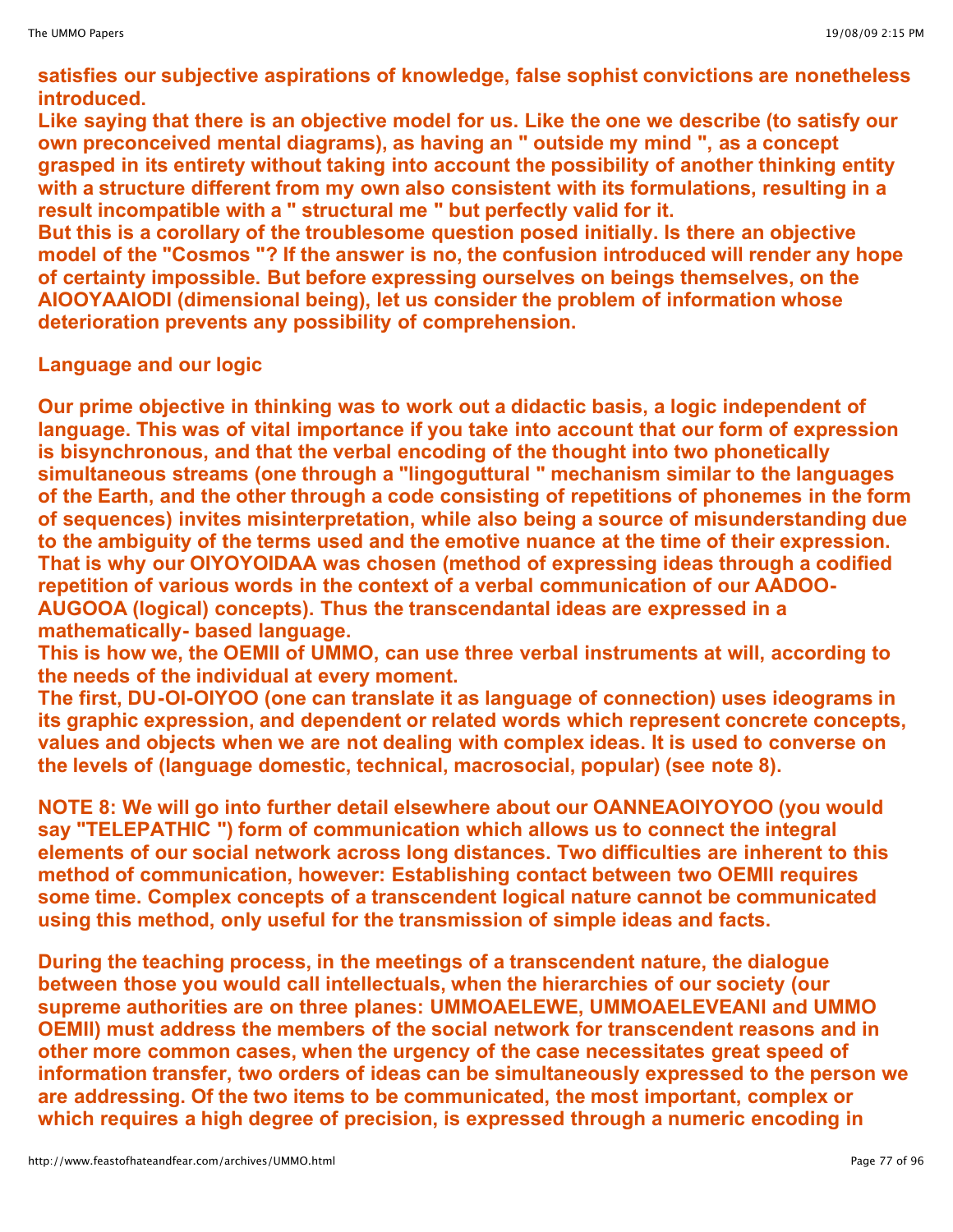**satisfies our subjective aspirations of knowledge, false sophist convictions are nonetheless introduced.**
**Like saying that there is an objective model for us. Like the one we describe (to satisfy our own preconceived mental diagrams), as having an " outside my mind ", as a concept grasped in its entirety without taking into account the possibility of another thinking entity with a structure different from my own also consistent with its formulations, resulting in a result incompatible with a " structural me " but perfectly valid for it.**
**But this is a corollary of the troublesome question posed initially. Is there an objective model of the "Cosmos "? If the answer is no, the confusion introduced will render any hope of certainty impossible. But before expressing ourselves on beings themselves, on the AIOOYAAIODI (dimensional being), let us consider the problem of information whose deterioration prevents any possibility of comprehension.**

**Language and our logic**

**Our prime objective in thinking was to work out a didactic basis, a logic independent of language. This was of vital importance if you take into account that our form of expression is bisynchronous, and that the verbal encoding of the thought into two phonetically simultaneous streams (one through a "lingoguttural " mechanism similar to the languages of the Earth, and the other through a code consisting of repetitions of phonemes in the form of sequences) invites misinterpretation, while also being a source of misunderstanding due to the ambiguity of the terms used and the emotive nuance at the time of their expression. That is why our OIYOYOIDAA was chosen (method of expressing ideas through a codified repetition of various words in the context of a verbal communication of our AADOO-AUGOOA (logical) concepts). Thus the transcendantal ideas are expressed in a mathematically- based language.**
**This is how we, the OEMII of UMMO, can use three verbal instruments at will, according to the needs of the individual at every moment.**
**The first, DU-OI-OIYOO (one can translate it as language of connection) uses ideograms in its graphic expression, and dependent or related words which represent concrete concepts, values and objects when we are not dealing with complex ideas. It is used to converse on the levels of (language domestic, technical, macrosocial, popular) (see note 8).**

**NOTE 8: We will go into further detail elsewhere about our OANNEAOIYOYOO (you would say "TELEPATHIC ") form of communication which allows us to connect the integral elements of our social network across long distances. Two difficulties are inherent to this method of communication, however: Establishing contact between two OEMII requires some time. Complex concepts of a transcendent logical nature cannot be communicated using this method, only useful for the transmission of simple ideas and facts.**

**During the teaching process, in the meetings of a transcendent nature, the dialogue between those you would call intellectuals, when the hierarchies of our society (our supreme authorities are on three planes: UMMOAELEWE, UMMOAELEVEANI and UMMO OEMII) must address the members of the social network for transcendent reasons and in other more common cases, when the urgency of the case necessitates great speed of information transfer, two orders of ideas can be simultaneously expressed to the person we are addressing. Of the two items to be communicated, the most important, complex or which requires a high degree of precision, is expressed through a numeric encoding in**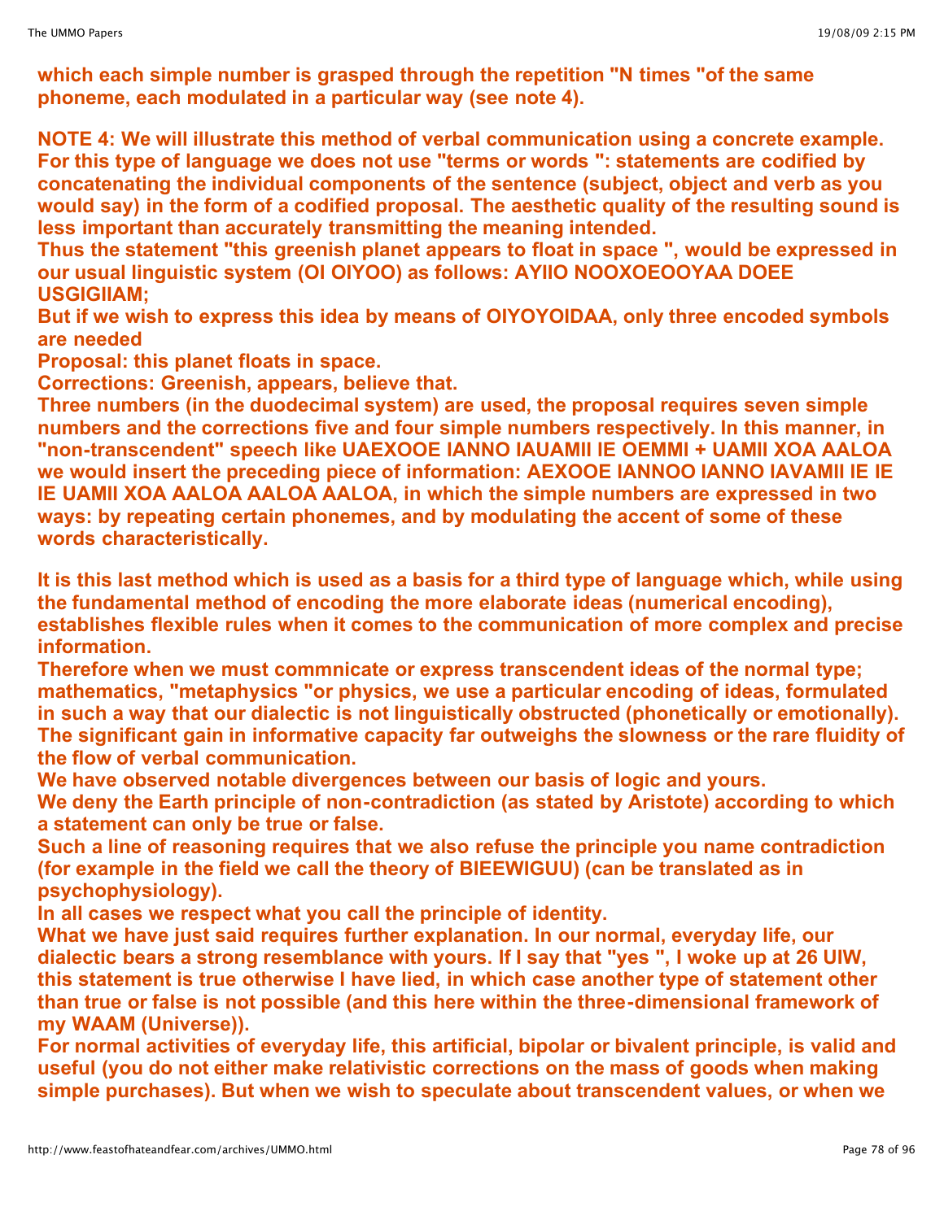which each simple number is grasped through the repetition "N times "of the same phoneme, each modulated in a particular way (see note 4).

NOTE 4: We will illustrate this method of verbal communication using a concrete example. For this type of language we does not use "terms or words ": statements are codified by concatenating the individual components of the sentence (subject, object and verb as you would say) in the form of a codified proposal. The aesthetic quality of the resulting sound is less important than accurately transmitting the meaning intended.
Thus the statement "this greenish planet appears to float in space ", would be expressed in our usual linguistic system (OI OIYOO) as follows: AYIIO NOOXOEOOYAA DOEE USGIGIIAM;
But if we wish to express this idea by means of OIYOYOIDAA, only three encoded symbols are needed
Proposal: this planet floats in space.
Corrections: Greenish, appears, believe that.
Three numbers (in the duodecimal system) are used, the proposal requires seven simple numbers and the corrections five and four simple numbers respectively. In this manner, in "non-transcendent" speech like UAEXOOE IANNO IAUAMII IE OEMMI + UAMII XOA AALOA we would insert the preceding piece of information: AEXOOE IANNOO IANNO IAVAMII IE IE IE UAMII XOA AALOA AALOA AALOA, in which the simple numbers are expressed in two ways: by repeating certain phonemes, and by modulating the accent of some of these words characteristically.

It is this last method which is used as a basis for a third type of language which, while using the fundamental method of encoding the more elaborate ideas (numerical encoding), establishes flexible rules when it comes to the communication of more complex and precise information.
Therefore when we must commnicate or express transcendent ideas of the normal type; mathematics, "metaphysics "or physics, we use a particular encoding of ideas, formulated in such a way that our dialectic is not linguistically obstructed (phonetically or emotionally). The significant gain in informative capacity far outweighs the slowness or the rare fluidity of the flow of verbal communication.
We have observed notable divergences between our basis of logic and yours.
We deny the Earth principle of non-contradiction (as stated by Aristote) according to which a statement can only be true or false.
Such a line of reasoning requires that we also refuse the principle you name contradiction (for example in the field we call the theory of BIEEWIGUU) (can be translated as in psychophysiology).
In all cases we respect what you call the principle of identity.
What we have just said requires further explanation. In our normal, everyday life, our dialectic bears a strong resemblance with yours. If I say that "yes ", I woke up at 26 UIW, this statement is true otherwise I have lied, in which case another type of statement other than true or false is not possible (and this here within the three-dimensional framework of my WAAM (Universe)).
For normal activities of everyday life, this artificial, bipolar or bivalent principle, is valid and useful (you do not either make relativistic corrections on the mass of goods when making simple purchases). But when we wish to speculate about transcendent values, or when we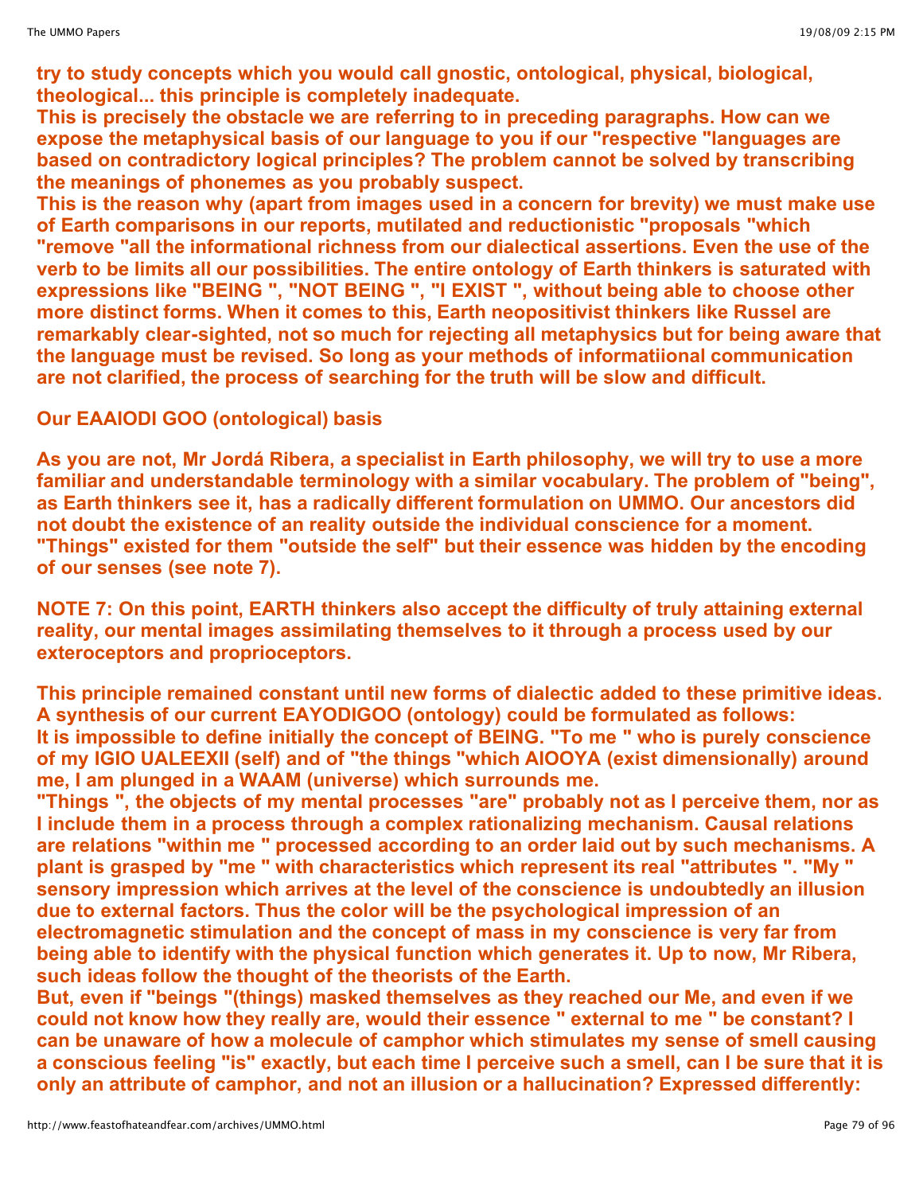**try to study concepts which you would call gnostic, ontological, physical, biological, theological... this principle is completely inadequate.**
**This is precisely the obstacle we are referring to in preceding paragraphs. How can we expose the metaphysical basis of our language to you if our "respective "languages are based on contradictory logical principles? The problem cannot be solved by transcribing the meanings of phonemes as you probably suspect.**
**This is the reason why (apart from images used in a concern for brevity) we must make use of Earth comparisons in our reports, mutilated and reductionistic "proposals "which "remove "all the informational richness from our dialectical assertions. Even the use of the verb to be limits all our possibilities. The entire ontology of Earth thinkers is saturated with expressions like "BEING ", "NOT BEING ", "I EXIST ", without being able to choose other more distinct forms. When it comes to this, Earth neopositivist thinkers like Russel are remarkably clear-sighted, not so much for rejecting all metaphysics but for being aware that the language must be revised. So long as your methods of informatiional communication are not clarified, the process of searching for the truth will be slow and difficult.**

**Our EAAIODI GOO (ontological) basis**

**As you are not, Mr Jordá Ribera, a specialist in Earth philosophy, we will try to use a more familiar and understandable terminology with a similar vocabulary. The problem of "being", as Earth thinkers see it, has a radically different formulation on UMMO. Our ancestors did not doubt the existence of an reality outside the individual conscience for a moment. "Things" existed for them "outside the self" but their essence was hidden by the encoding of our senses (see note 7).**

**NOTE 7: On this point, EARTH thinkers also accept the difficulty of truly attaining external reality, our mental images assimilating themselves to it through a process used by our exteroceptors and proprioceptors.**

**This principle remained constant until new forms of dialectic added to these primitive ideas. A synthesis of our current EAYODIGOO (ontology) could be formulated as follows:**
**It is impossible to define initially the concept of BEING. "To me " who is purely conscience of my IGIO UALEEXII (self) and of "the things "which AIOOYA (exist dimensionally) around me, I am plunged in a WAAM (universe) which surrounds me.**
**"Things ", the objects of my mental processes "are" probably not as I perceive them, nor as I include them in a process through a complex rationalizing mechanism. Causal relations are relations "within me " processed according to an order laid out by such mechanisms. A plant is grasped by "me " with characteristics which represent its real "attributes ". "My " sensory impression which arrives at the level of the conscience is undoubtedly an illusion due to external factors. Thus the color will be the psychological impression of an electromagnetic stimulation and the concept of mass in my conscience is very far from being able to identify with the physical function which generates it. Up to now, Mr Ribera, such ideas follow the thought of the theorists of the Earth.**
**But, even if "beings "(things) masked themselves as they reached our Me, and even if we could not know how they really are, would their essence " external to me " be constant? I can be unaware of how a molecule of camphor which stimulates my sense of smell causing a conscious feeling "is" exactly, but each time I perceive such a smell, can I be sure that it is only an attribute of camphor, and not an illusion or a hallucination? Expressed differently:**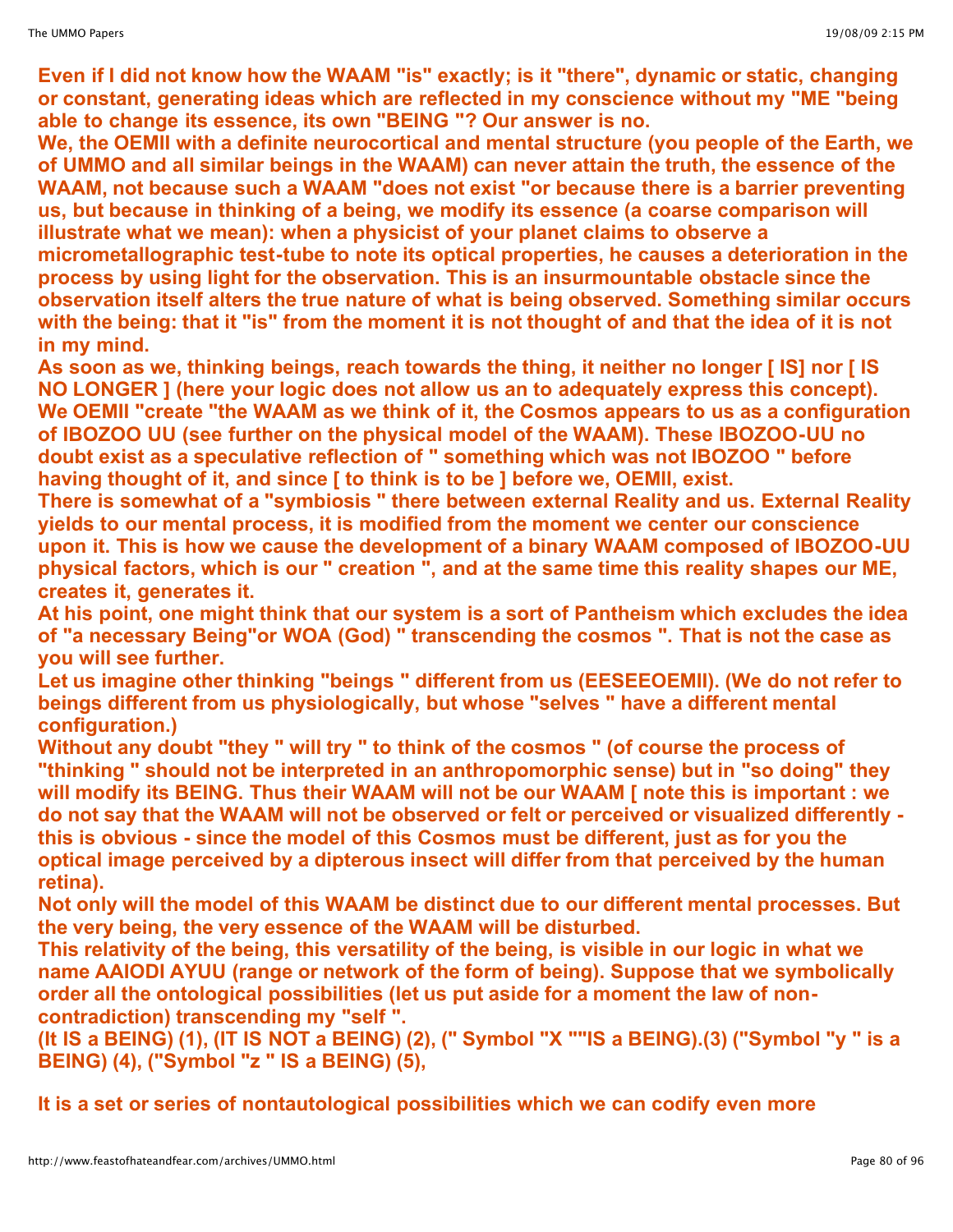**Even if I did not know how the WAAM "is" exactly; is it "there", dynamic or static, changing or constant, generating ideas which are reflected in my conscience without my "ME "being able to change its essence, its own "BEING "? Our answer is no.**

**We, the OEMII with a definite neurocortical and mental structure (you people of the Earth, we of UMMO and all similar beings in the WAAM) can never attain the truth, the essence of the WAAM, not because such a WAAM "does not exist "or because there is a barrier preventing us, but because in thinking of a being, we modify its essence (a coarse comparison will illustrate what we mean): when a physicist of your planet claims to observe a micrometallographic test-tube to note its optical properties, he causes a deterioration in the process by using light for the observation. This is an insurmountable obstacle since the observation itself alters the true nature of what is being observed. Something similar occurs with the being: that it "is" from the moment it is not thought of and that the idea of it is not in my mind.**

**As soon as we, thinking beings, reach towards the thing, it neither no longer [ IS] nor [ IS NO LONGER ] (here your logic does not allow us an to adequately express this concept). We OEMII "create "the WAAM as we think of it, the Cosmos appears to us as a configuration of IBOZOO UU (see further on the physical model of the WAAM). These IBOZOO-UU no doubt exist as a speculative reflection of " something which was not IBOZOO " before having thought of it, and since [ to think is to be ] before we, OEMII, exist.**

**There is somewhat of a "symbiosis " there between external Reality and us. External Reality yields to our mental process, it is modified from the moment we center our conscience upon it. This is how we cause the development of a binary WAAM composed of IBOZOO-UU physical factors, which is our " creation ", and at the same time this reality shapes our ME, creates it, generates it.**

**At his point, one might think that our system is a sort of Pantheism which excludes the idea of "a necessary Being"or WOA (God) " transcending the cosmos ". That is not the case as you will see further.**

**Let us imagine other thinking "beings " different from us (EESEEOEMII). (We do not refer to beings different from us physiologically, but whose "selves " have a different mental configuration.)**

**Without any doubt "they " will try " to think of the cosmos " (of course the process of "thinking " should not be interpreted in an anthropomorphic sense) but in "so doing" they will modify its BEING. Thus their WAAM will not be our WAAM [ note this is important : we do not say that the WAAM will not be observed or felt or perceived or visualized differently - this is obvious - since the model of this Cosmos must be different, just as for you the optical image perceived by a dipterous insect will differ from that perceived by the human retina).**

**Not only will the model of this WAAM be distinct due to our different mental processes. But the very being, the very essence of the WAAM will be disturbed.**

**This relativity of the being, this versatility of the being, is visible in our logic in what we name AAIODI AYUU (range or network of the form of being). Suppose that we symbolically order all the ontological possibilities (let us put aside for a moment the law of non-contradiction) transcending my "self ".**

**(It IS a BEING) (1), (IT IS NOT a BEING) (2), (" Symbol "X ""IS a BEING).(3) ("Symbol "y " is a BEING) (4), ("Symbol "z " IS a BEING) (5),**

**It is a set or series of nontautological possibilities which we can codify even more**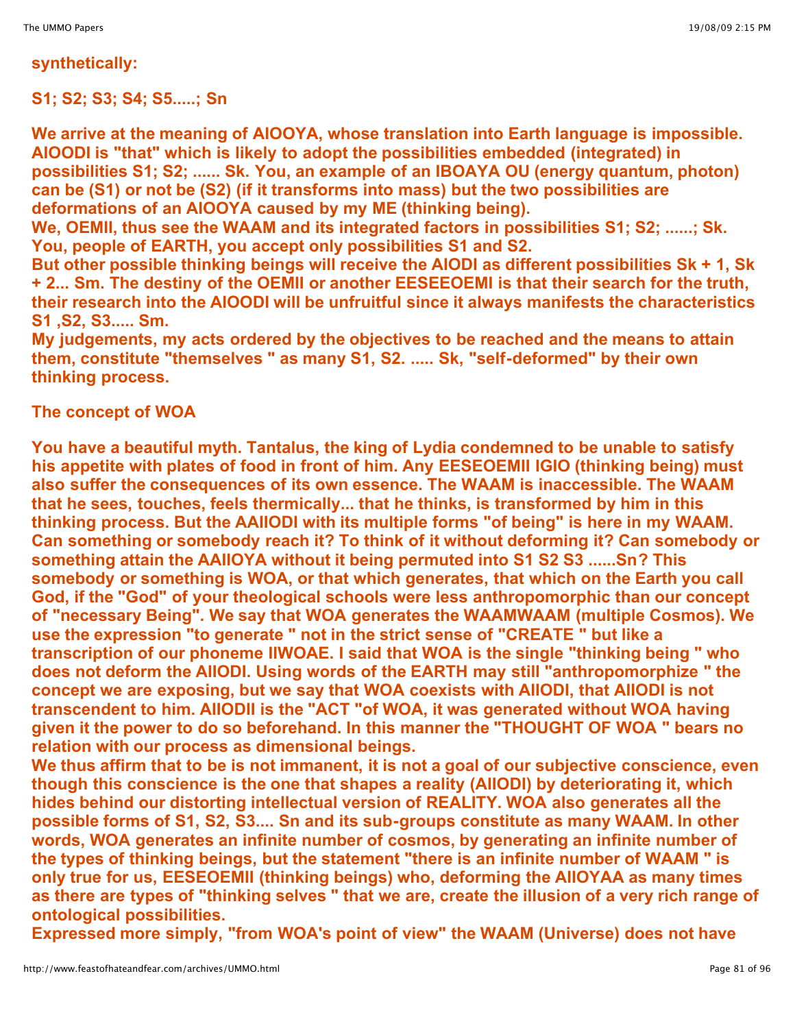**synthetically:**

**S1; S2; S3; S4; S5.....; Sn**

**We arrive at the meaning of AIOOYA, whose translation into Earth language is impossible. AIOODI is "that" which is likely to adopt the possibilities embedded (integrated) in possibilities S1; S2; ...... Sk. You, an example of an IBOAYA OU (energy quantum, photon) can be (S1) or not be (S2) (if it transforms into mass) but the two possibilities are deformations of an AIOOYA caused by my ME (thinking being).**
**We, OEMII, thus see the WAAM and its integrated factors in possibilities S1; S2; ......; Sk. You, people of EARTH, you accept only possibilities S1 and S2.**
**But other possible thinking beings will receive the AIODI as different possibilities Sk + 1, Sk + 2... Sm. The destiny of the OEMII or another EESEEOEMI is that their search for the truth, their research into the AIOODI will be unfruitful since it always manifests the characteristics S1 ,S2, S3..... Sm.**
**My judgements, my acts ordered by the objectives to be reached and the means to attain them, constitute "themselves " as many S1, S2. ..... Sk, "self-deformed" by their own thinking process.**

**The concept of WOA**

**You have a beautiful myth. Tantalus, the king of Lydia condemned to be unable to satisfy his appetite with plates of food in front of him. Any EESEOEMII IGIO (thinking being) must also suffer the consequences of its own essence. The WAAM is inaccessible. The WAAM that he sees, touches, feels thermically... that he thinks, is transformed by him in this thinking process. But the AAIIODI with its multiple forms "of being" is here in my WAAM. Can something or somebody reach it? To think of it without deforming it? Can somebody or something attain the AAIIOYA without it being permuted into S1 S2 S3 ......Sn? This somebody or something is WOA, or that which generates, that which on the Earth you call God, if the "God" of your theological schools were less anthropomorphic than our concept of "necessary Being". We say that WOA generates the WAAMWAAM (multiple Cosmos). We use the expression "to generate " not in the strict sense of "CREATE " but like a transcription of our phoneme IIWOAE. I said that WOA is the single "thinking being " who does not deform the AIIODI. Using words of the EARTH may still "anthropomorphize " the concept we are exposing, but we say that WOA coexists with AIIODI, that AIIODI is not transcendent to him. AIIODII is the "ACT "of WOA, it was generated without WOA having given it the power to do so beforehand. In this manner the "THOUGHT OF WOA " bears no relation with our process as dimensional beings.**
**We thus affirm that to be is not immanent, it is not a goal of our subjective conscience, even though this conscience is the one that shapes a reality (AIIODI) by deteriorating it, which hides behind our distorting intellectual version of REALITY. WOA also generates all the possible forms of S1, S2, S3.... Sn and its sub-groups constitute as many WAAM. In other words, WOA generates an infinite number of cosmos, by generating an infinite number of the types of thinking beings, but the statement "there is an infinite number of WAAM " is only true for us, EESEOEMII (thinking beings) who, deforming the AIIOYAA as many times as there are types of "thinking selves " that we are, create the illusion of a very rich range of ontological possibilities.**
**Expressed more simply, "from WOA's point of view" the WAAM (Universe) does not have**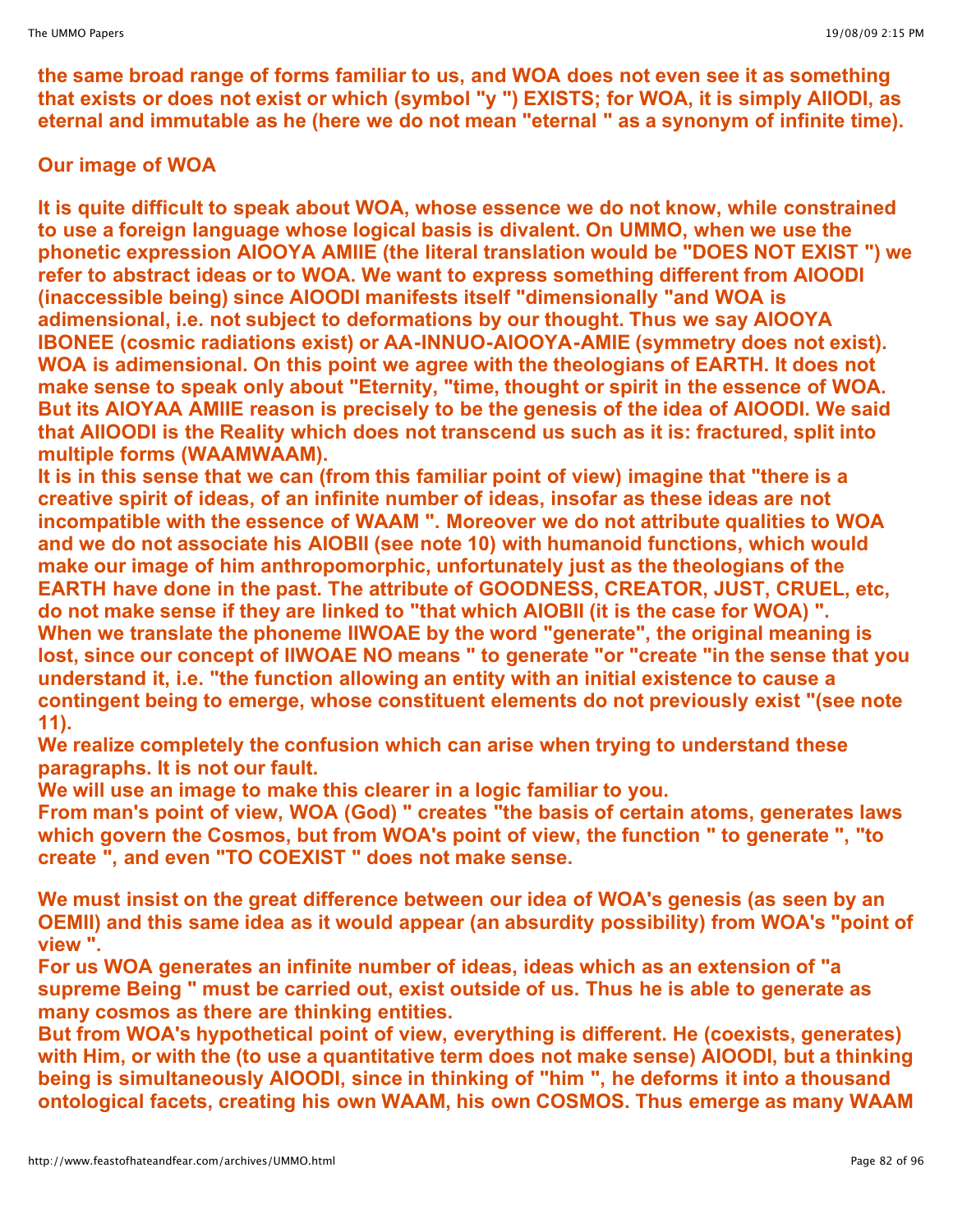the same broad range of forms familiar to us, and WOA does not even see it as something that exists or does not exist or which (symbol "y ") EXISTS; for WOA, it is simply AIIODI, as eternal and immutable as he (here we do not mean "eternal " as a synonym of infinite time).

## Our image of WOA

It is quite difficult to speak about WOA, whose essence we do not know, while constrained to use a foreign language whose logical basis is divalent. On UMMO, when we use the phonetic expression AIOOYA AMIIE (the literal translation would be "DOES NOT EXIST ") we refer to abstract ideas or to WOA. We want to express something different from AIOODI (inaccessible being) since AIOODI manifests itself "dimensionally "and WOA is adimensional, i.e. not subject to deformations by our thought. Thus we say AIOOYA IBONEE (cosmic radiations exist) or AA-INNUO-AIOOYA-AMIE (symmetry does not exist). WOA is adimensional. On this point we agree with the theologians of EARTH. It does not make sense to speak only about "Eternity, "time, thought or spirit in the essence of WOA. But its AIOYAA AMIIE reason is precisely to be the genesis of the idea of AIOODI. We said that AIIOODI is the Reality which does not transcend us such as it is: fractured, split into multiple forms (WAAMWAAM).

It is in this sense that we can (from this familiar point of view) imagine that "there is a creative spirit of ideas, of an infinite number of ideas, insofar as these ideas are not incompatible with the essence of WAAM ". Moreover we do not attribute qualities to WOA and we do not associate his AIOBII (see note 10) with humanoid functions, which would make our image of him anthropomorphic, unfortunately just as the theologians of the EARTH have done in the past. The attribute of GOODNESS, CREATOR, JUST, CRUEL, etc, do not make sense if they are linked to "that which AIOBII (it is the case for WOA) ".

When we translate the phoneme IIWOAE by the word "generate", the original meaning is lost, since our concept of IIWOAE NO means " to generate "or "create "in the sense that you understand it, i.e. "the function allowing an entity with an initial existence to cause a contingent being to emerge, whose constituent elements do not previously exist "(see note 11).

We realize completely the confusion which can arise when trying to understand these paragraphs. It is not our fault.

We will use an image to make this clearer in a logic familiar to you.

From man's point of view, WOA (God) " creates "the basis of certain atoms, generates laws which govern the Cosmos, but from WOA's point of view, the function " to generate ", "to create ", and even "TO COEXIST " does not make sense.

We must insist on the great difference between our idea of WOA's genesis (as seen by an OEMII) and this same idea as it would appear (an absurdity possibility) from WOA's "point of view ".

For us WOA generates an infinite number of ideas, ideas which as an extension of "a supreme Being " must be carried out, exist outside of us. Thus he is able to generate as many cosmos as there are thinking entities.

But from WOA's hypothetical point of view, everything is different. He (coexists, generates) with Him, or with the (to use a quantitative term does not make sense) AIOODI, but a thinking being is simultaneously AIOODI, since in thinking of "him ", he deforms it into a thousand ontological facets, creating his own WAAM, his own COSMOS. Thus emerge as many WAAM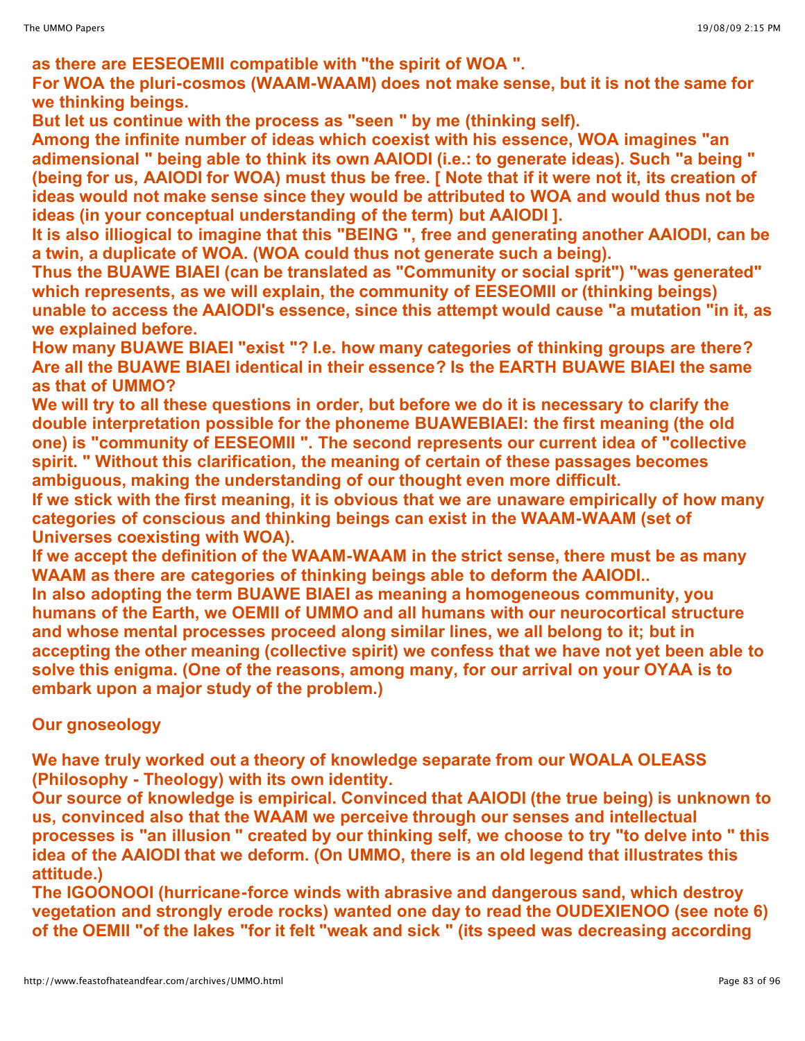**as there are EESEOEMII compatible with "the spirit of WOA ".**
**For WOA the pluri-cosmos (WAAM-WAAM) does not make sense, but it is not the same for we thinking beings.**
**But let us continue with the process as "seen " by me (thinking self).**
**Among the infinite number of ideas which coexist with his essence, WOA imagines "an adimensional " being able to think its own AAIODI (i.e.: to generate ideas). Such "a being " (being for us, AAIODI for WOA) must thus be free. [ Note that if it were not it, its creation of ideas would not make sense since they would be attributed to WOA and would thus not be ideas (in your conceptual understanding of the term) but AAIODI ].**
**It is also illiogical to imagine that this "BEING ", free and generating another AAIODI, can be a twin, a duplicate of WOA. (WOA could thus not generate such a being).**
**Thus the BUAWE BIAEI (can be translated as "Community or social sprit") "was generated" which represents, as we will explain, the community of EESEOMII or (thinking beings) unable to access the AAIODI's essence, since this attempt would cause "a mutation "in it, as we explained before.**
**How many BUAWE BIAEI "exist "? I.e. how many categories of thinking groups are there? Are all the BUAWE BIAEI identical in their essence? Is the EARTH BUAWE BIAEI the same as that of UMMO?**
**We will try to all these questions in order, but before we do it is necessary to clarify the double interpretation possible for the phoneme BUAWEBIAEI: the first meaning (the old one) is "community of EESEOMII ". The second represents our current idea of "collective spirit. " Without this clarification, the meaning of certain of these passages becomes ambiguous, making the understanding of our thought even more difficult.**
**If we stick with the first meaning, it is obvious that we are unaware empirically of how many categories of conscious and thinking beings can exist in the WAAM-WAAM (set of Universes coexisting with WOA).**
**If we accept the definition of the WAAM-WAAM in the strict sense, there must be as many WAAM as there are categories of thinking beings able to deform the AAIODI..**
**In also adopting the term BUAWE BIAEI as meaning a homogeneous community, you humans of the Earth, we OEMII of UMMO and all humans with our neurocortical structure and whose mental processes proceed along similar lines, we all belong to it; but in accepting the other meaning (collective spirit) we confess that we have not yet been able to solve this enigma. (One of the reasons, among many, for our arrival on your OYAA is to embark upon a major study of the problem.)**

**Our gnoseology**

**We have truly worked out a theory of knowledge separate from our WOALA OLEASS (Philosophy - Theology) with its own identity.**
**Our source of knowledge is empirical. Convinced that AAIODI (the true being) is unknown to us, convinced also that the WAAM we perceive through our senses and intellectual processes is "an illusion " created by our thinking self, we choose to try "to delve into " this idea of the AAIODI that we deform. (On UMMO, there is an old legend that illustrates this attitude.)**
**The IGOONOOI (hurricane-force winds with abrasive and dangerous sand, which destroy vegetation and strongly erode rocks) wanted one day to read the OUDEXIENOO (see note 6) of the OEMII "of the lakes "for it felt "weak and sick " (its speed was decreasing according**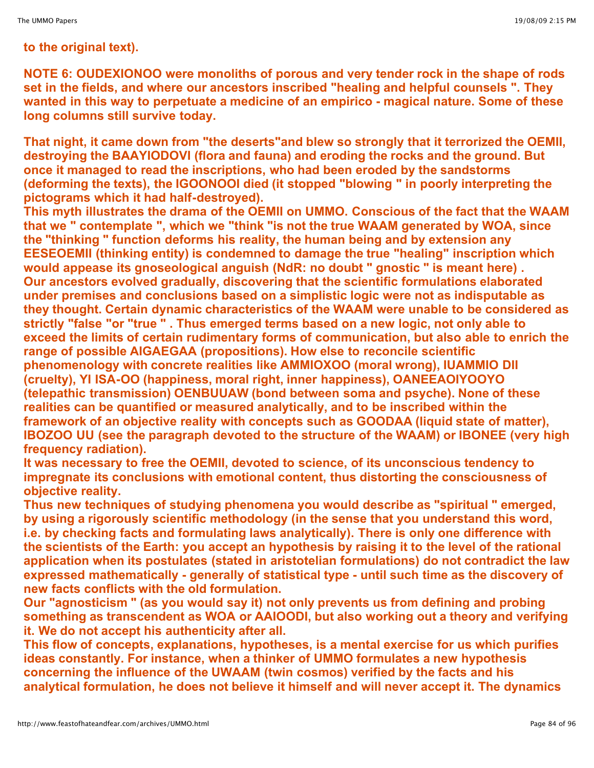**to the original text).**

**NOTE 6: OUDEXIONOO were monoliths of porous and very tender rock in the shape of rods set in the fields, and where our ancestors inscribed "healing and helpful counsels ". They wanted in this way to perpetuate a medicine of an empirico - magical nature. Some of these long columns still survive today.**

**That night, it came down from "the deserts"and blew so strongly that it terrorized the OEMII, destroying the BAAYIODOVI (flora and fauna) and eroding the rocks and the ground. But once it managed to read the inscriptions, who had been eroded by the sandstorms (deforming the texts), the IGOONOOI died (it stopped "blowing " in poorly interpreting the pictograms which it had half-destroyed).**

**This myth illustrates the drama of the OEMII on UMMO. Conscious of the fact that the WAAM that we " contemplate ", which we "think "is not the true WAAM generated by WOA, since the "thinking " function deforms his reality, the human being and by extension any EESEOEMII (thinking entity) is condemned to damage the true "healing" inscription which would appease its gnoseological anguish (NdR: no doubt " gnostic " is meant here) .**

**Our ancestors evolved gradually, discovering that the scientific formulations elaborated under premises and conclusions based on a simplistic logic were not as indisputable as they thought. Certain dynamic characteristics of the WAAM were unable to be considered as strictly "false "or "true " . Thus emerged terms based on a new logic, not only able to exceed the limits of certain rudimentary forms of communication, but also able to enrich the range of possible AIGAEGAA (propositions). How else to reconcile scientific phenomenology with concrete realities like AMMIOXOO (moral wrong), IUAMMIO DII (cruelty), YI ISA-OO (happiness, moral right, inner happiness), OANEEAOIYOOYO (telepathic transmission) OENBUUAW (bond between soma and psyche). None of these realities can be quantified or measured analytically, and to be inscribed within the framework of an objective reality with concepts such as GOODAA (liquid state of matter), IBOZOO UU (see the paragraph devoted to the structure of the WAAM) or IBONEE (very high frequency radiation).**

**It was necessary to free the OEMII, devoted to science, of its unconscious tendency to impregnate its conclusions with emotional content, thus distorting the consciousness of objective reality.**

**Thus new techniques of studying phenomena you would describe as "spiritual " emerged, by using a rigorously scientific methodology (in the sense that you understand this word, i.e. by checking facts and formulating laws analytically). There is only one difference with the scientists of the Earth: you accept an hypothesis by raising it to the level of the rational application when its postulates (stated in aristotelian formulations) do not contradict the law expressed mathematically - generally of statistical type - until such time as the discovery of new facts conflicts with the old formulation.**

**Our "agnosticism " (as you would say it) not only prevents us from defining and probing something as transcendent as WOA or AAIOODI, but also working out a theory and verifying it. We do not accept his authenticity after all.**

**This flow of concepts, explanations, hypotheses, is a mental exercise for us which purifies ideas constantly. For instance, when a thinker of UMMO formulates a new hypothesis concerning the influence of the UWAAM (twin cosmos) verified by the facts and his analytical formulation, he does not believe it himself and will never accept it. The dynamics**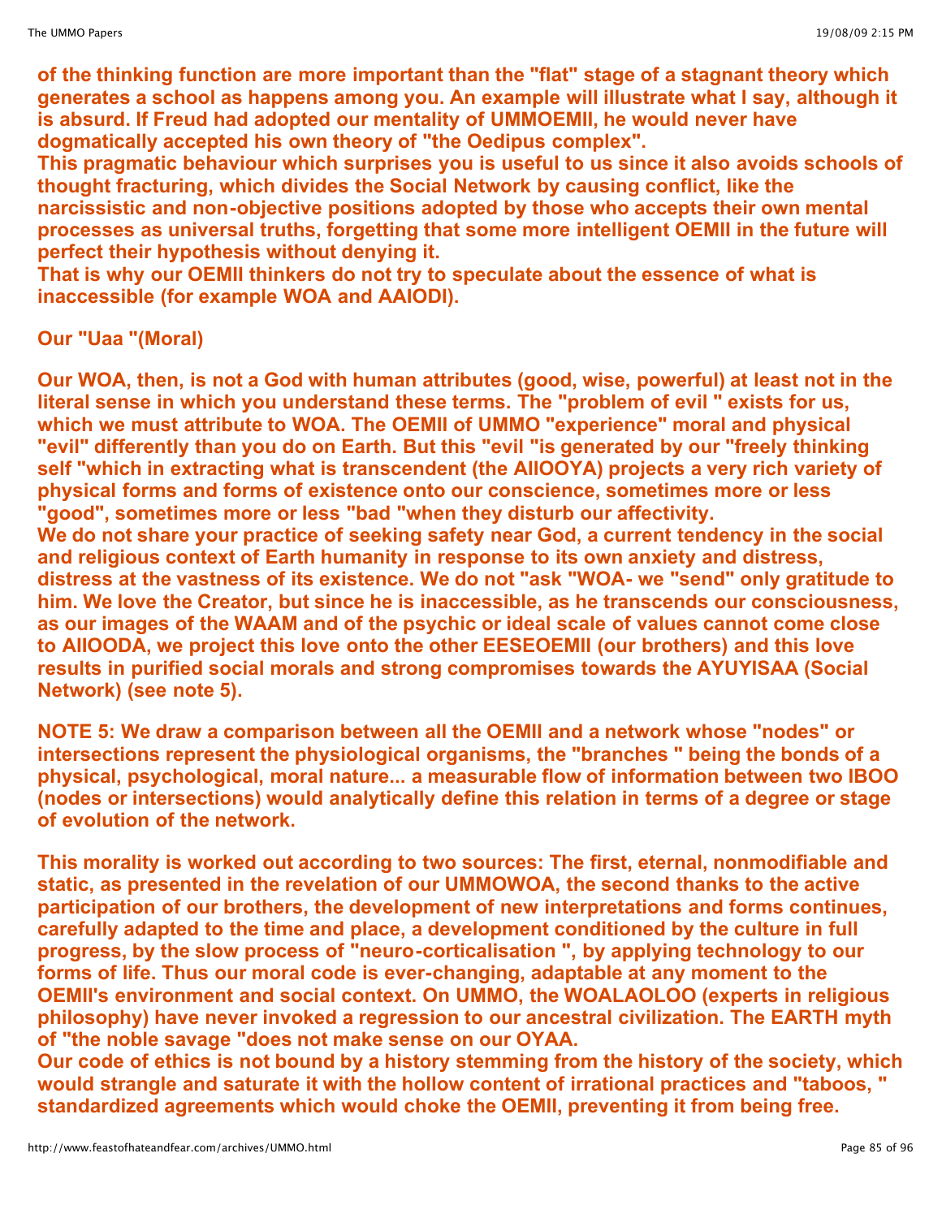of the thinking function are more important than the "flat" stage of a stagnant theory which generates a school as happens among you. An example will illustrate what I say, although it is absurd. If Freud had adopted our mentality of UMMOEMII, he would never have dogmatically accepted his own theory of "the Oedipus complex".
This pragmatic behaviour which surprises you is useful to us since it also avoids schools of thought fracturing, which divides the Social Network by causing conflict, like the narcissistic and non-objective positions adopted by those who accepts their own mental processes as universal truths, forgetting that some more intelligent OEMII in the future will perfect their hypothesis without denying it.
That is why our OEMII thinkers do not try to speculate about the essence of what is inaccessible (for example WOA and AAIODI).

**Our "Uaa "(Moral)**

Our WOA, then, is not a God with human attributes (good, wise, powerful) at least not in the literal sense in which you understand these terms. The "problem of evil " exists for us, which we must attribute to WOA. The OEMII of UMMO "experience" moral and physical "evil" differently than you do on Earth. But this "evil "is generated by our "freely thinking self "which in extracting what is transcendent (the AIIOOYA) projects a very rich variety of physical forms and forms of existence onto our conscience, sometimes more or less "good", sometimes more or less "bad "when they disturb our affectivity.
We do not share your practice of seeking safety near God, a current tendency in the social and religious context of Earth humanity in response to its own anxiety and distress, distress at the vastness of its existence. We do not "ask "WOA- we "send" only gratitude to him. We love the Creator, but since he is inaccessible, as he transcends our consciousness, as our images of the WAAM and of the psychic or ideal scale of values cannot come close to AIIOODA, we project this love onto the other EESEOEMII (our brothers) and this love results in purified social morals and strong compromises towards the AYUYISAA (Social Network) (see note 5).

NOTE 5: We draw a comparison between all the OEMII and a network whose "nodes" or intersections represent the physiological organisms, the "branches " being the bonds of a physical, psychological, moral nature... a measurable flow of information between two IBOO (nodes or intersections) would analytically define this relation in terms of a degree or stage of evolution of the network.

This morality is worked out according to two sources: The first, eternal, nonmodifiable and static, as presented in the revelation of our UMMOWOA, the second thanks to the active participation of our brothers, the development of new interpretations and forms continues, carefully adapted to the time and place, a development conditioned by the culture in full progress, by the slow process of "neuro-corticalisation ", by applying technology to our forms of life. Thus our moral code is ever-changing, adaptable at any moment to the OEMII's environment and social context. On UMMO, the WOALAOLOO (experts in religious philosophy) have never invoked a regression to our ancestral civilization. The EARTH myth of "the noble savage "does not make sense on our OYAA.
Our code of ethics is not bound by a history stemming from the history of the society, which would strangle and saturate it with the hollow content of irrational practices and "taboos, " standardized agreements which would choke the OEMII, preventing it from being free.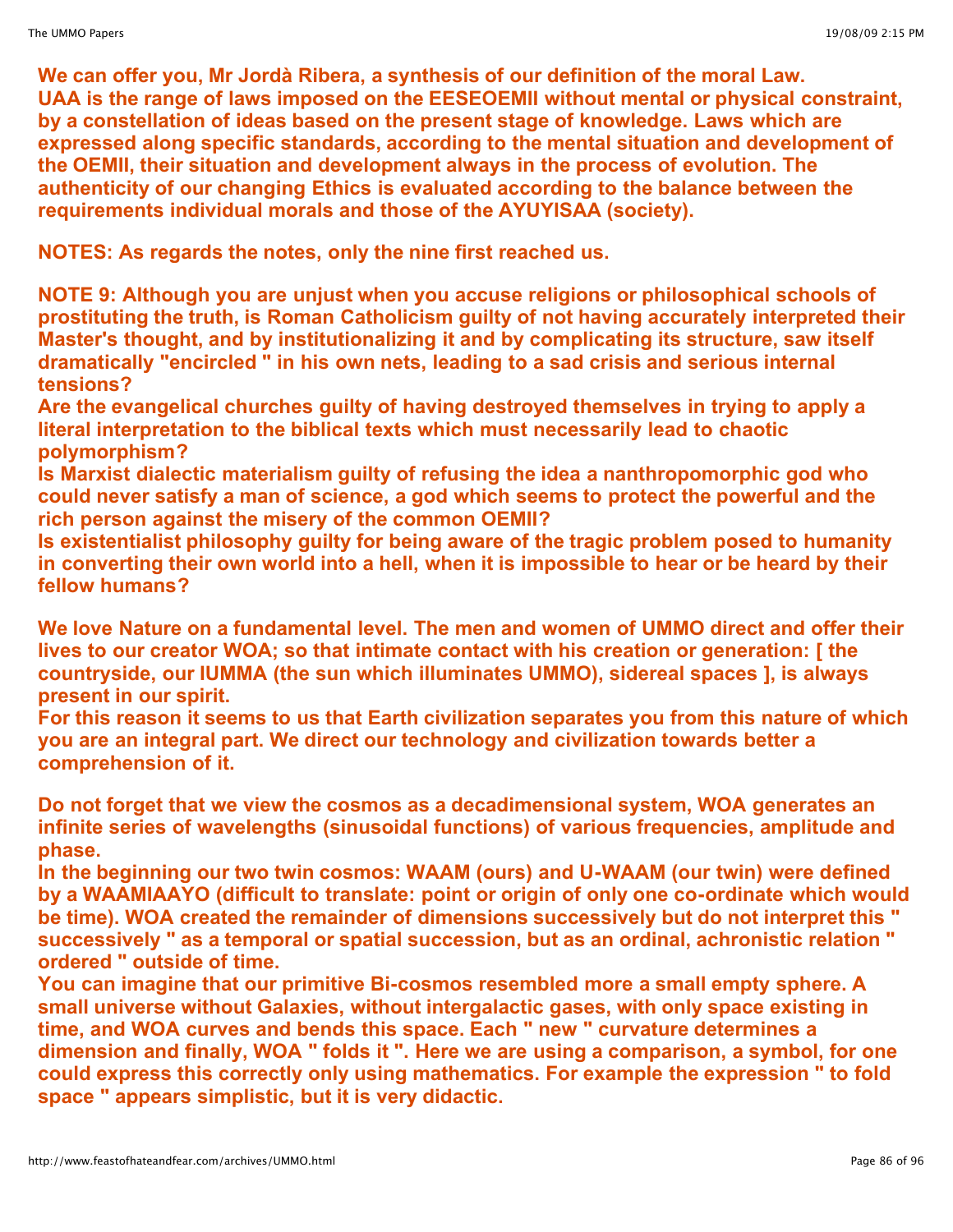**We can offer you, Mr Jordà Ribera, a synthesis of our definition of the moral Law. UAA is the range of laws imposed on the EESEOEMII without mental or physical constraint, by a constellation of ideas based on the present stage of knowledge. Laws which are expressed along specific standards, according to the mental situation and development of the OEMII, their situation and development always in the process of evolution. The authenticity of our changing Ethics is evaluated according to the balance between the requirements individual morals and those of the AYUYISAA (society).**

**NOTES: As regards the notes, only the nine first reached us.**

**NOTE 9: Although you are unjust when you accuse religions or philosophical schools of prostituting the truth, is Roman Catholicism guilty of not having accurately interpreted their Master's thought, and by institutionalizing it and by complicating its structure, saw itself dramatically "encircled " in his own nets, leading to a sad crisis and serious internal tensions?**
**Are the evangelical churches guilty of having destroyed themselves in trying to apply a literal interpretation to the biblical texts which must necessarily lead to chaotic polymorphism?**
**Is Marxist dialectic materialism guilty of refusing the idea a nanthropomorphic god who could never satisfy a man of science, a god which seems to protect the powerful and the rich person against the misery of the common OEMII?**
**Is existentialist philosophy guilty for being aware of the tragic problem posed to humanity in converting their own world into a hell, when it is impossible to hear or be heard by their fellow humans?**

**We love Nature on a fundamental level. The men and women of UMMO direct and offer their lives to our creator WOA; so that intimate contact with his creation or generation: [ the countryside, our IUMMA (the sun which illuminates UMMO), sidereal spaces ], is always present in our spirit.**
**For this reason it seems to us that Earth civilization separates you from this nature of which you are an integral part. We direct our technology and civilization towards better a comprehension of it.**

**Do not forget that we view the cosmos as a decadimensional system, WOA generates an infinite series of wavelengths (sinusoidal functions) of various frequencies, amplitude and phase.**
**In the beginning our two twin cosmos: WAAM (ours) and U-WAAM (our twin) were defined by a WAAMIAAYO (difficult to translate: point or origin of only one co-ordinate which would be time). WOA created the remainder of dimensions successively but do not interpret this " successively " as a temporal or spatial succession, but as an ordinal, achronistic relation " ordered " outside of time.**
**You can imagine that our primitive Bi-cosmos resembled more a small empty sphere. A small universe without Galaxies, without intergalactic gases, with only space existing in time, and WOA curves and bends this space. Each " new " curvature determines a dimension and finally, WOA " folds it ". Here we are using a comparison, a symbol, for one could express this correctly only using mathematics. For example the expression " to fold space " appears simplistic, but it is very didactic.**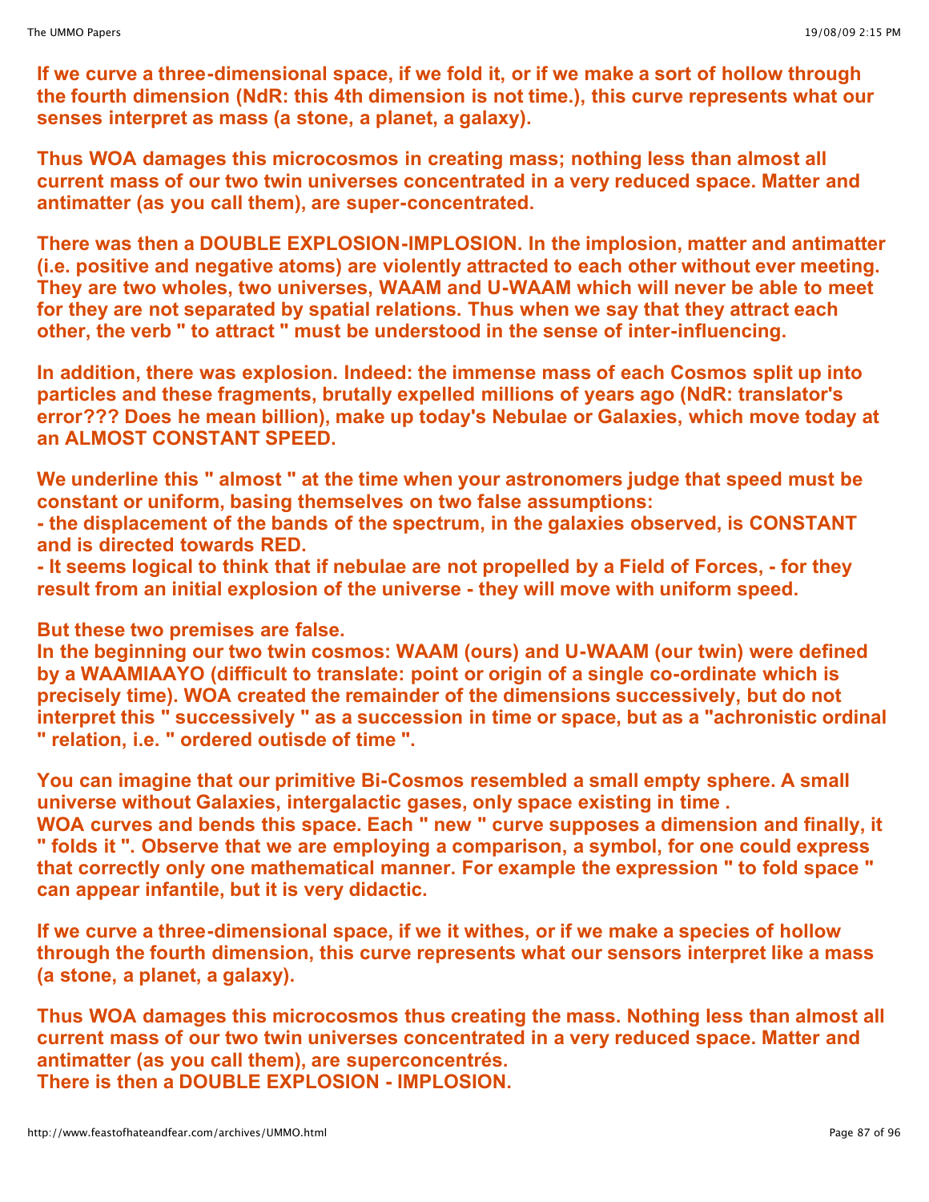**If we curve a three-dimensional space, if we fold it, or if we make a sort of hollow through the fourth dimension (NdR: this 4th dimension is not time.), this curve represents what our senses interpret as mass (a stone, a planet, a galaxy).**

**Thus WOA damages this microcosmos in creating mass; nothing less than almost all current mass of our two twin universes concentrated in a very reduced space. Matter and antimatter (as you call them), are super-concentrated.**

**There was then a DOUBLE EXPLOSION-IMPLOSION. In the implosion, matter and antimatter (i.e. positive and negative atoms) are violently attracted to each other without ever meeting. They are two wholes, two universes, WAAM and U-WAAM which will never be able to meet for they are not separated by spatial relations. Thus when we say that they attract each other, the verb " to attract " must be understood in the sense of inter-influencing.**

**In addition, there was explosion. Indeed: the immense mass of each Cosmos split up into particles and these fragments, brutally expelled millions of years ago (NdR: translator's error??? Does he mean billion), make up today's Nebulae or Galaxies, which move today at an ALMOST CONSTANT SPEED.**

**We underline this " almost " at the time when your astronomers judge that speed must be constant or uniform, basing themselves on two false assumptions:**
**- the displacement of the bands of the spectrum, in the galaxies observed, is CONSTANT and is directed towards RED.**
**- It seems logical to think that if nebulae are not propelled by a Field of Forces, - for they result from an initial explosion of the universe - they will move with uniform speed.**

**But these two premises are false.**
**In the beginning our two twin cosmos: WAAM (ours) and U-WAAM (our twin) were defined by a WAAMIAAYO (difficult to translate: point or origin of a single co-ordinate which is precisely time). WOA created the remainder of the dimensions successively, but do not interpret this " successively " as a succession in time or space, but as a "achronistic ordinal " relation, i.e. " ordered outisde of time ".**

**You can imagine that our primitive Bi-Cosmos resembled a small empty sphere. A small universe without Galaxies, intergalactic gases, only space existing in time .**
**WOA curves and bends this space. Each " new " curve supposes a dimension and finally, it " folds it ". Observe that we are employing a comparison, a symbol, for one could express that correctly only one mathematical manner. For example the expression " to fold space " can appear infantile, but it is very didactic.**

**If we curve a three-dimensional space, if we it withes, or if we make a species of hollow through the fourth dimension, this curve represents what our sensors interpret like a mass (a stone, a planet, a galaxy).**

**Thus WOA damages this microcosmos thus creating the mass. Nothing less than almost all current mass of our two twin universes concentrated in a very reduced space. Matter and antimatter (as you call them), are superconcentrés.**
**There is then a DOUBLE EXPLOSION - IMPLOSION.**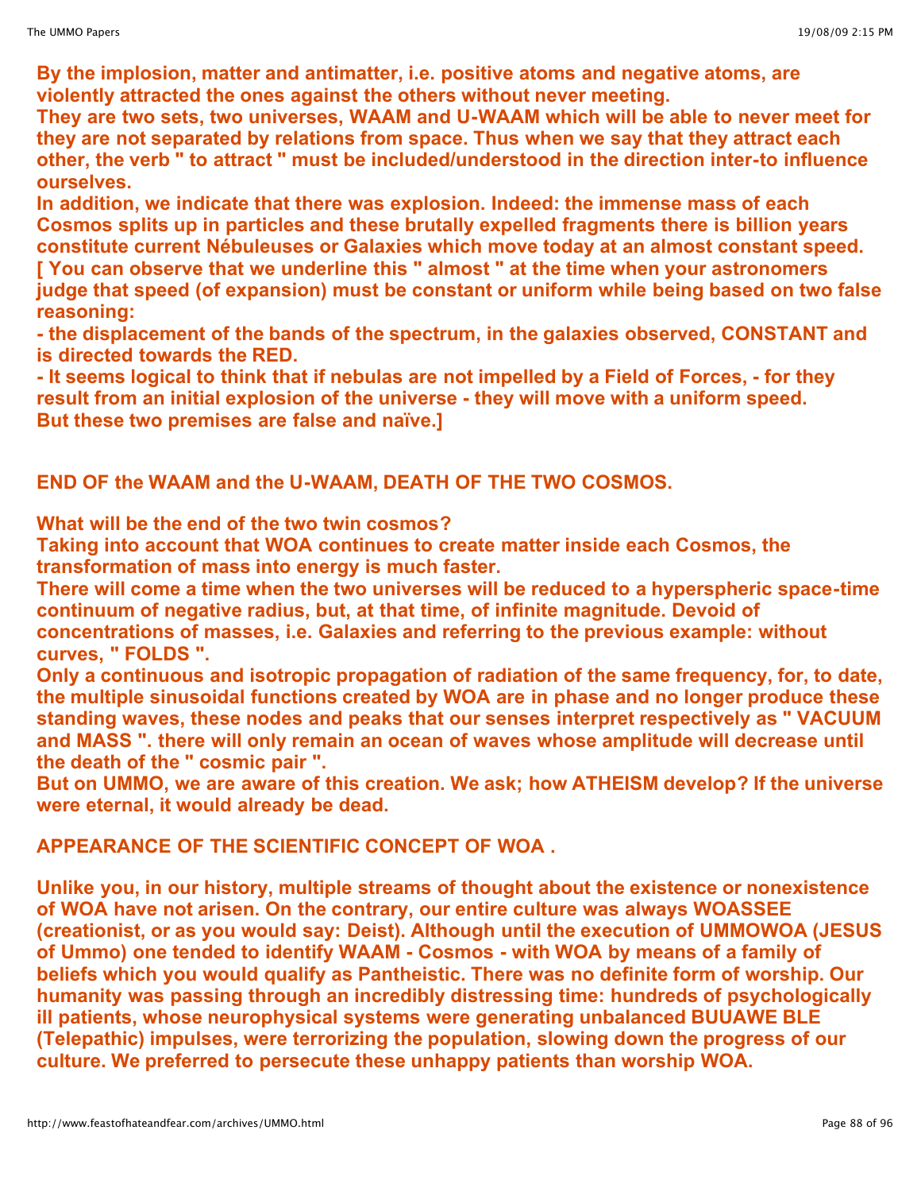**By the implosion, matter and antimatter, i.e. positive atoms and negative atoms, are violently attracted the ones against the others without never meeting.**
**They are two sets, two universes, WAAM and U-WAAM which will be able to never meet for they are not separated by relations from space. Thus when we say that they attract each other, the verb " to attract " must be included/understood in the direction inter-to influence ourselves.**
**In addition, we indicate that there was explosion. Indeed: the immense mass of each Cosmos splits up in particles and these brutally expelled fragments there is billion years constitute current Nébuleuses or Galaxies which move today at an almost constant speed.**
**[ You can observe that we underline this " almost " at the time when your astronomers judge that speed (of expansion) must be constant or uniform while being based on two false reasoning:**
**- the displacement of the bands of the spectrum, in the galaxies observed, CONSTANT and is directed towards the RED.**
**- It seems logical to think that if nebulas are not impelled by a Field of Forces, - for they result from an initial explosion of the universe - they will move with a uniform speed.**
**But these two premises are false and naïve.]**

**END OF the WAAM and the U-WAAM, DEATH OF THE TWO COSMOS.**

**What will be the end of the two twin cosmos?**
**Taking into account that WOA continues to create matter inside each Cosmos, the transformation of mass into energy is much faster.**
**There will come a time when the two universes will be reduced to a hyperspheric space-time continuum of negative radius, but, at that time, of infinite magnitude. Devoid of concentrations of masses, i.e. Galaxies and referring to the previous example: without curves, " FOLDS ".**
**Only a continuous and isotropic propagation of radiation of the same frequency, for, to date, the multiple sinusoidal functions created by WOA are in phase and no longer produce these standing waves, these nodes and peaks that our senses interpret respectively as " VACUUM and MASS ". there will only remain an ocean of waves whose amplitude will decrease until the death of the " cosmic pair ".**
**But on UMMO, we are aware of this creation. We ask; how ATHEISM develop? If the universe were eternal, it would already be dead.**

**APPEARANCE OF THE SCIENTIFIC CONCEPT OF WOA .**

**Unlike you, in our history, multiple streams of thought about the existence or nonexistence of WOA have not arisen. On the contrary, our entire culture was always WOASSEE (creationist, or as you would say: Deist). Although until the execution of UMMOWOA (JESUS of Ummo) one tended to identify WAAM - Cosmos - with WOA by means of a family of beliefs which you would qualify as Pantheistic. There was no definite form of worship. Our humanity was passing through an incredibly distressing time: hundreds of psychologically ill patients, whose neurophysical systems were generating unbalanced BUUAWE BLE (Telepathic) impulses, were terrorizing the population, slowing down the progress of our culture. We preferred to persecute these unhappy patients than worship WOA.**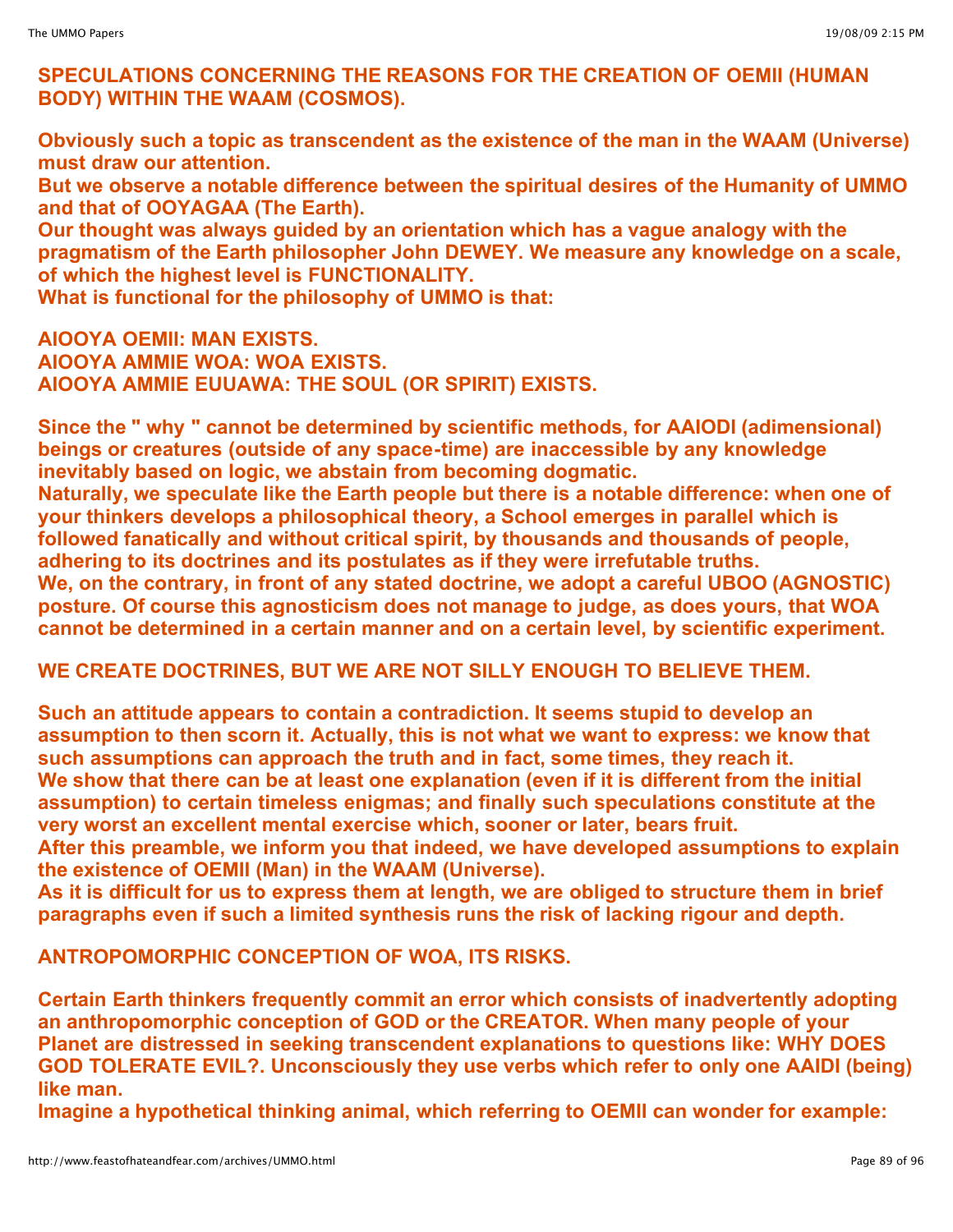**SPECULATIONS CONCERNING THE REASONS FOR THE CREATION OF OEMII (HUMAN BODY) WITHIN THE WAAM (COSMOS).**

**Obviously such a topic as transcendent as the existence of the man in the WAAM (Universe) must draw our attention.**
**But we observe a notable difference between the spiritual desires of the Humanity of UMMO and that of OOYAGAA (The Earth).**
**Our thought was always guided by an orientation which has a vague analogy with the pragmatism of the Earth philosopher John DEWEY. We measure any knowledge on a scale, of which the highest level is FUNCTIONALITY.**
**What is functional for the philosophy of UMMO is that:**

**AIOOYA OEMII: MAN EXISTS.**
**AIOOYA AMMIE WOA: WOA EXISTS.**
**AIOOYA AMMIE EUUAWA: THE SOUL (OR SPIRIT) EXISTS.**

**Since the " why " cannot be determined by scientific methods, for AAIODI (adimensional) beings or creatures (outside of any space-time) are inaccessible by any knowledge inevitably based on logic, we abstain from becoming dogmatic.**
**Naturally, we speculate like the Earth people but there is a notable difference: when one of your thinkers develops a philosophical theory, a School emerges in parallel which is followed fanatically and without critical spirit, by thousands and thousands of people, adhering to its doctrines and its postulates as if they were irrefutable truths.**
**We, on the contrary, in front of any stated doctrine, we adopt a careful UBOO (AGNOSTIC) posture. Of course this agnosticism does not manage to judge, as does yours, that WOA cannot be determined in a certain manner and on a certain level, by scientific experiment.**

**WE CREATE DOCTRINES, BUT WE ARE NOT SILLY ENOUGH TO BELIEVE THEM.**

**Such an attitude appears to contain a contradiction. It seems stupid to develop an assumption to then scorn it. Actually, this is not what we want to express: we know that such assumptions can approach the truth and in fact, some times, they reach it.**
**We show that there can be at least one explanation (even if it is different from the initial assumption) to certain timeless enigmas; and finally such speculations constitute at the very worst an excellent mental exercise which, sooner or later, bears fruit.**
**After this preamble, we inform you that indeed, we have developed assumptions to explain the existence of OEMII (Man) in the WAAM (Universe).**
**As it is difficult for us to express them at length, we are obliged to structure them in brief paragraphs even if such a limited synthesis runs the risk of lacking rigour and depth.**

**ANTROPOMORPHIC CONCEPTION OF WOA, ITS RISKS.**

**Certain Earth thinkers frequently commit an error which consists of inadvertently adopting an anthropomorphic conception of GOD or the CREATOR. When many people of your Planet are distressed in seeking transcendent explanations to questions like: WHY DOES GOD TOLERATE EVIL?. Unconsciously they use verbs which refer to only one AAIDI (being) like man.**
**Imagine a hypothetical thinking animal, which referring to OEMII can wonder for example:**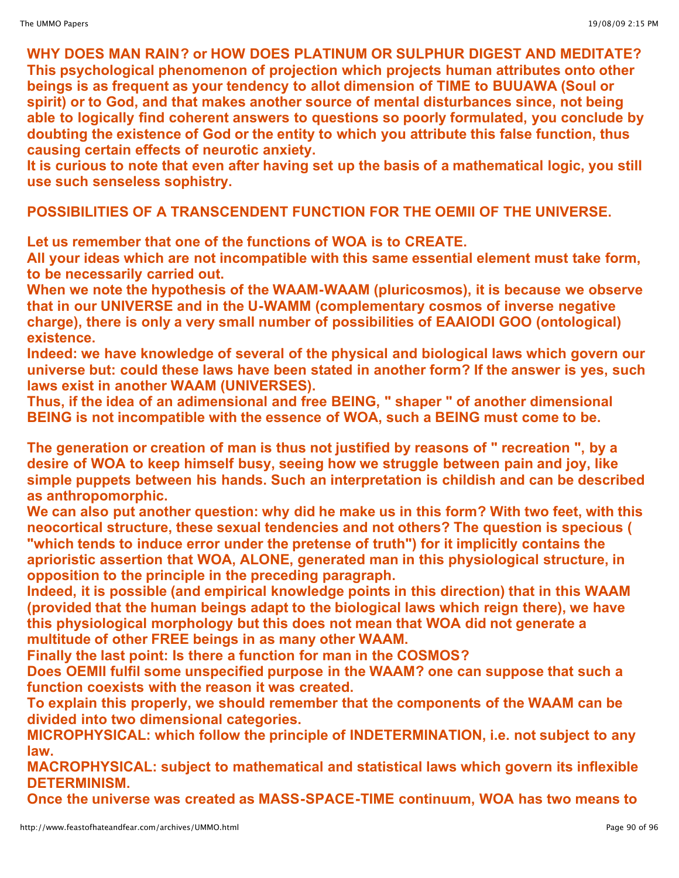**WHY DOES MAN RAIN? or HOW DOES PLATINUM OR SULPHUR DIGEST AND MEDITATE? This psychological phenomenon of projection which projects human attributes onto other beings is as frequent as your tendency to allot dimension of TIME to BUUAWA (Soul or spirit) or to God, and that makes another source of mental disturbances since, not being able to logically find coherent answers to questions so poorly formulated, you conclude by doubting the existence of God or the entity to which you attribute this false function, thus causing certain effects of neurotic anxiety.**
**It is curious to note that even after having set up the basis of a mathematical logic, you still use such senseless sophistry.**

**POSSIBILITIES OF A TRANSCENDENT FUNCTION FOR THE OEMII OF THE UNIVERSE.**

**Let us remember that one of the functions of WOA is to CREATE.**
**All your ideas which are not incompatible with this same essential element must take form, to be necessarily carried out.**
**When we note the hypothesis of the WAAM-WAAM (pluricosmos), it is because we observe that in our UNIVERSE and in the U-WAMM (complementary cosmos of inverse negative charge), there is only a very small number of possibilities of EAAIODI GOO (ontological) existence.**
**Indeed: we have knowledge of several of the physical and biological laws which govern our universe but: could these laws have been stated in another form? If the answer is yes, such laws exist in another WAAM (UNIVERSES).**
**Thus, if the idea of an adimensional and free BEING, " shaper " of another dimensional BEING is not incompatible with the essence of WOA, such a BEING must come to be.**

**The generation or creation of man is thus not justified by reasons of " recreation ", by a desire of WOA to keep himself busy, seeing how we struggle between pain and joy, like simple puppets between his hands. Such an interpretation is childish and can be described as anthropomorphic.**
**We can also put another question: why did he make us in this form? With two feet, with this neocortical structure, these sexual tendencies and not others? The question is specious ( "which tends to induce error under the pretense of truth") for it implicitly contains the aprioristic assertion that WOA, ALONE, generated man in this physiological structure, in opposition to the principle in the preceding paragraph.**
**Indeed, it is possible (and empirical knowledge points in this direction) that in this WAAM (provided that the human beings adapt to the biological laws which reign there), we have this physiological morphology but this does not mean that WOA did not generate a multitude of other FREE beings in as many other WAAM.**
**Finally the last point: Is there a function for man in the COSMOS?**
**Does OEMII fulfil some unspecified purpose in the WAAM? one can suppose that such a function coexists with the reason it was created.**
**To explain this properly, we should remember that the components of the WAAM can be divided into two dimensional categories.**
**MICROPHYSICAL: which follow the principle of INDETERMINATION, i.e. not subject to any law.**
**MACROPHYSICAL: subject to mathematical and statistical laws which govern its inflexible DETERMINISM.**
**Once the universe was created as MASS-SPACE-TIME continuum, WOA has two means to**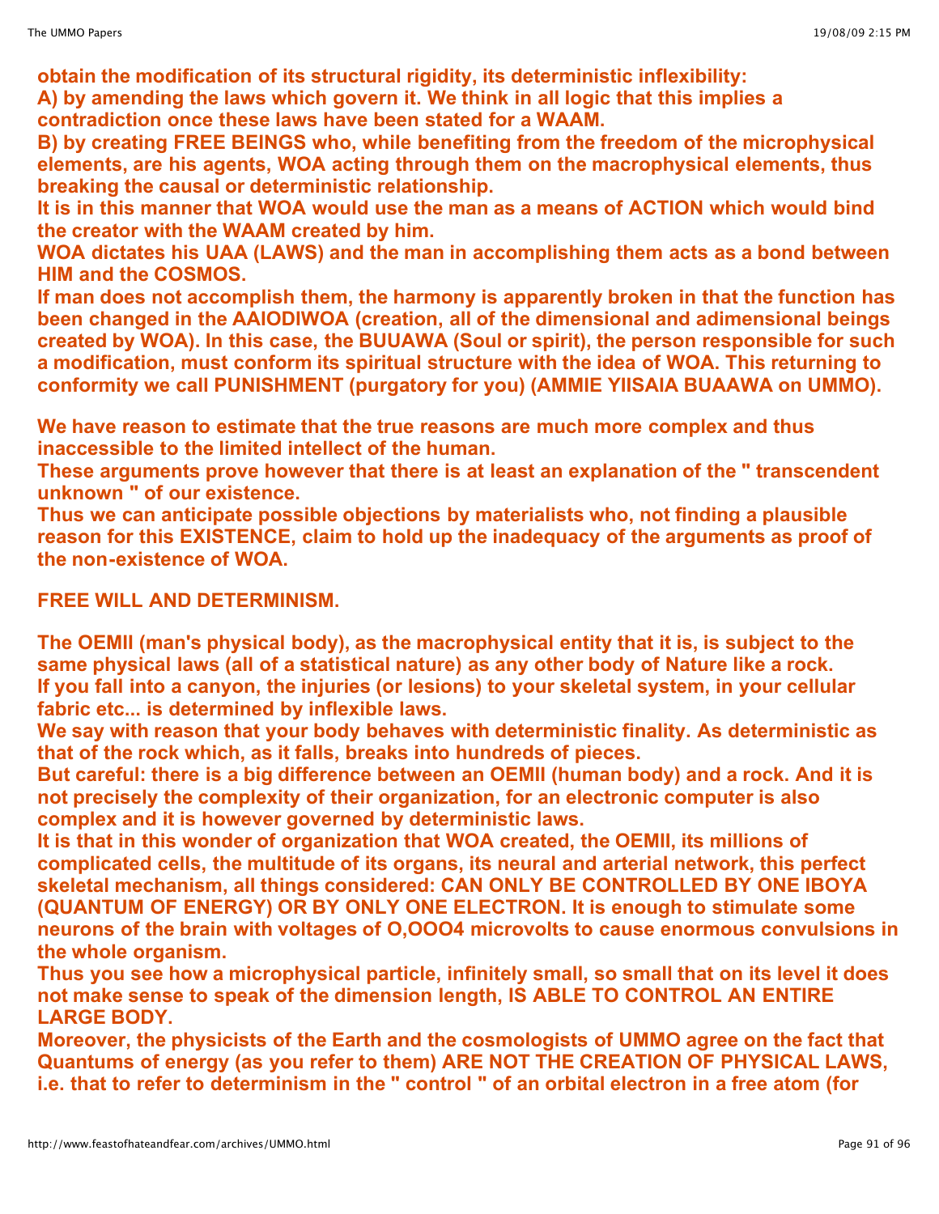**obtain the modification of its structural rigidity, its deterministic inflexibility:**
**A) by amending the laws which govern it. We think in all logic that this implies a contradiction once these laws have been stated for a WAAM.**
**B) by creating FREE BEINGS who, while benefiting from the freedom of the microphysical elements, are his agents, WOA acting through them on the macrophysical elements, thus breaking the causal or deterministic relationship.**
**It is in this manner that WOA would use the man as a means of ACTION which would bind the creator with the WAAM created by him.**
**WOA dictates his UAA (LAWS) and the man in accomplishing them acts as a bond between HIM and the COSMOS.**
**If man does not accomplish them, the harmony is apparently broken in that the function has been changed in the AAIODIWOA (creation, all of the dimensional and adimensional beings created by WOA). In this case, the BUUAWA (Soul or spirit), the person responsible for such a modification, must conform its spiritual structure with the idea of WOA. This returning to conformity we call PUNISHMENT (purgatory for you) (AMMIE YIISAIA BUAAWA on UMMO).**

**We have reason to estimate that the true reasons are much more complex and thus inaccessible to the limited intellect of the human.**
**These arguments prove however that there is at least an explanation of the " transcendent unknown " of our existence.**
**Thus we can anticipate possible objections by materialists who, not finding a plausible reason for this EXISTENCE, claim to hold up the inadequacy of the arguments as proof of the non-existence of WOA.**

**FREE WILL AND DETERMINISM.**

**The OEMII (man's physical body), as the macrophysical entity that it is, is subject to the same physical laws (all of a statistical nature) as any other body of Nature like a rock.**
**If you fall into a canyon, the injuries (or lesions) to your skeletal system, in your cellular fabric etc... is determined by inflexible laws.**
**We say with reason that your body behaves with deterministic finality. As deterministic as that of the rock which, as it falls, breaks into hundreds of pieces.**
**But careful: there is a big difference between an OEMII (human body) and a rock. And it is not precisely the complexity of their organization, for an electronic computer is also complex and it is however governed by deterministic laws.**
**It is that in this wonder of organization that WOA created, the OEMII, its millions of complicated cells, the multitude of its organs, its neural and arterial network, this perfect skeletal mechanism, all things considered: CAN ONLY BE CONTROLLED BY ONE IBOYA (QUANTUM OF ENERGY) OR BY ONLY ONE ELECTRON. It is enough to stimulate some neurons of the brain with voltages of O,OOO4 microvolts to cause enormous convulsions in the whole organism.**
**Thus you see how a microphysical particle, infinitely small, so small that on its level it does not make sense to speak of the dimension length, IS ABLE TO CONTROL AN ENTIRE LARGE BODY.**
**Moreover, the physicists of the Earth and the cosmologists of UMMO agree on the fact that Quantums of energy (as you refer to them) ARE NOT THE CREATION OF PHYSICAL LAWS, i.e. that to refer to determinism in the " control " of an orbital electron in a free atom (for**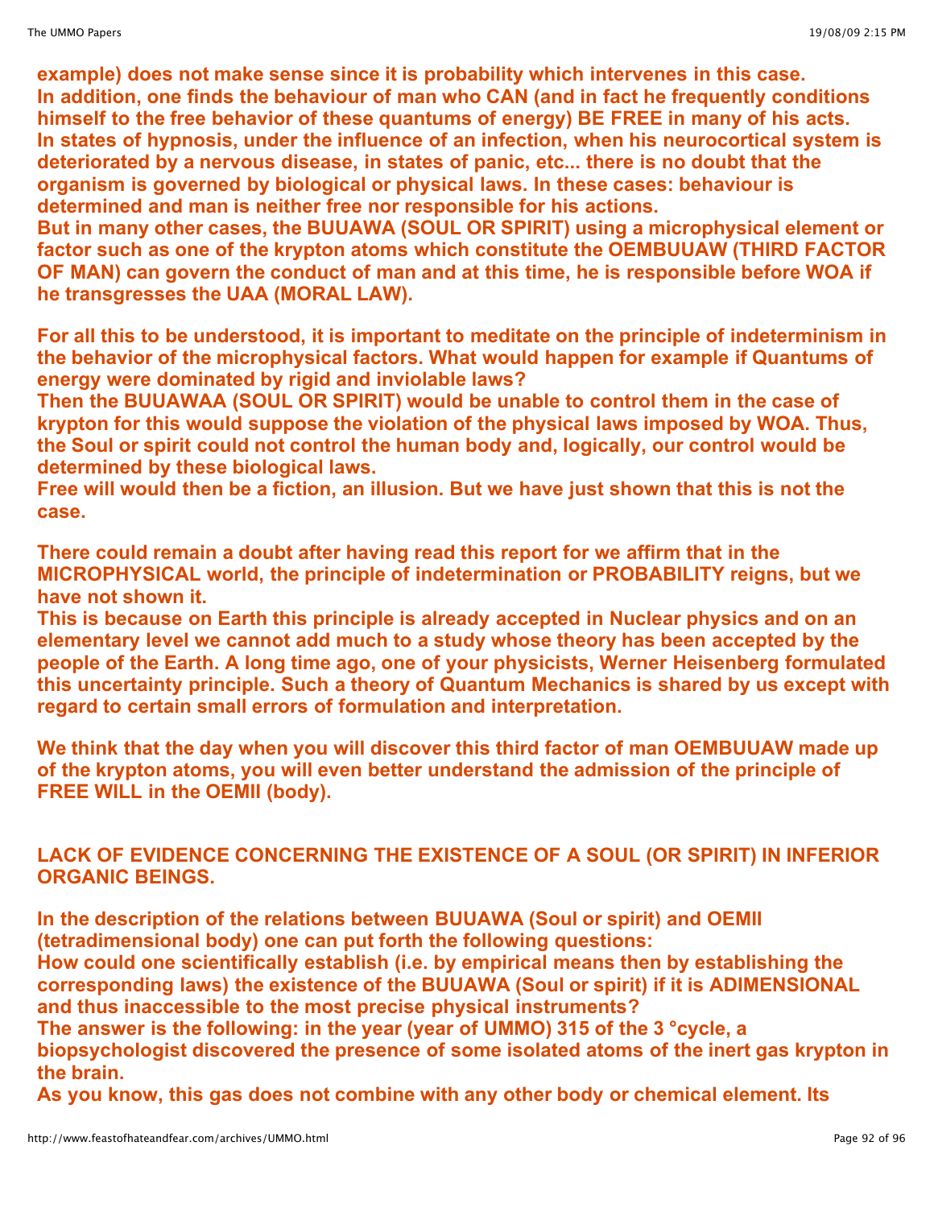example) does not make sense since it is probability which intervenes in this case.
In addition, one finds the behaviour of man who CAN (and in fact he frequently conditions himself to the free behavior of these quantums of energy) BE FREE in many of his acts.
In states of hypnosis, under the influence of an infection, when his neurocortical system is deteriorated by a nervous disease, in states of panic, etc... there is no doubt that the organism is governed by biological or physical laws. In these cases: behaviour is determined and man is neither free nor responsible for his actions.
But in many other cases, the BUUAWA (SOUL OR SPIRIT) using a microphysical element or factor such as one of the krypton atoms which constitute the OEMBUUAW (THIRD FACTOR OF MAN) can govern the conduct of man and at this time, he is responsible before WOA if he transgresses the UAA (MORAL LAW).

For all this to be understood, it is important to meditate on the principle of indeterminism in the behavior of the microphysical factors. What would happen for example if Quantums of energy were dominated by rigid and inviolable laws?
Then the BUUAWAA (SOUL OR SPIRIT) would be unable to control them in the case of krypton for this would suppose the violation of the physical laws imposed by WOA. Thus, the Soul or spirit could not control the human body and, logically, our control would be determined by these biological laws.
Free will would then be a fiction, an illusion. But we have just shown that this is not the case.

There could remain a doubt after having read this report for we affirm that in the MICROPHYSICAL world, the principle of indetermination or PROBABILITY reigns, but we have not shown it.
This is because on Earth this principle is already accepted in Nuclear physics and on an elementary level we cannot add much to a study whose theory has been accepted by the people of the Earth. A long time ago, one of your physicists, Werner Heisenberg formulated this uncertainty principle. Such a theory of Quantum Mechanics is shared by us except with regard to certain small errors of formulation and interpretation.

We think that the day when you will discover this third factor of man OEMBUUAW made up of the krypton atoms, you will even better understand the admission of the principle of FREE WILL in the OEMII (body).

## LACK OF EVIDENCE CONCERNING THE EXISTENCE OF A SOUL (OR SPIRIT) IN INFERIOR ORGANIC BEINGS.

In the description of the relations between BUUAWA (Soul or spirit) and OEMII (tetradimensional body) one can put forth the following questions:
How could one scientifically establish (i.e. by empirical means then by establishing the corresponding laws) the existence of the BUUAWA (Soul or spirit) if it is ADIMENSIONAL and thus inaccessible to the most precise physical instruments?
The answer is the following: in the year (year of UMMO) 315 of the 3 °cycle, a biopsychologist discovered the presence of some isolated atoms of the inert gas krypton in the brain.
As you know, this gas does not combine with any other body or chemical element. Its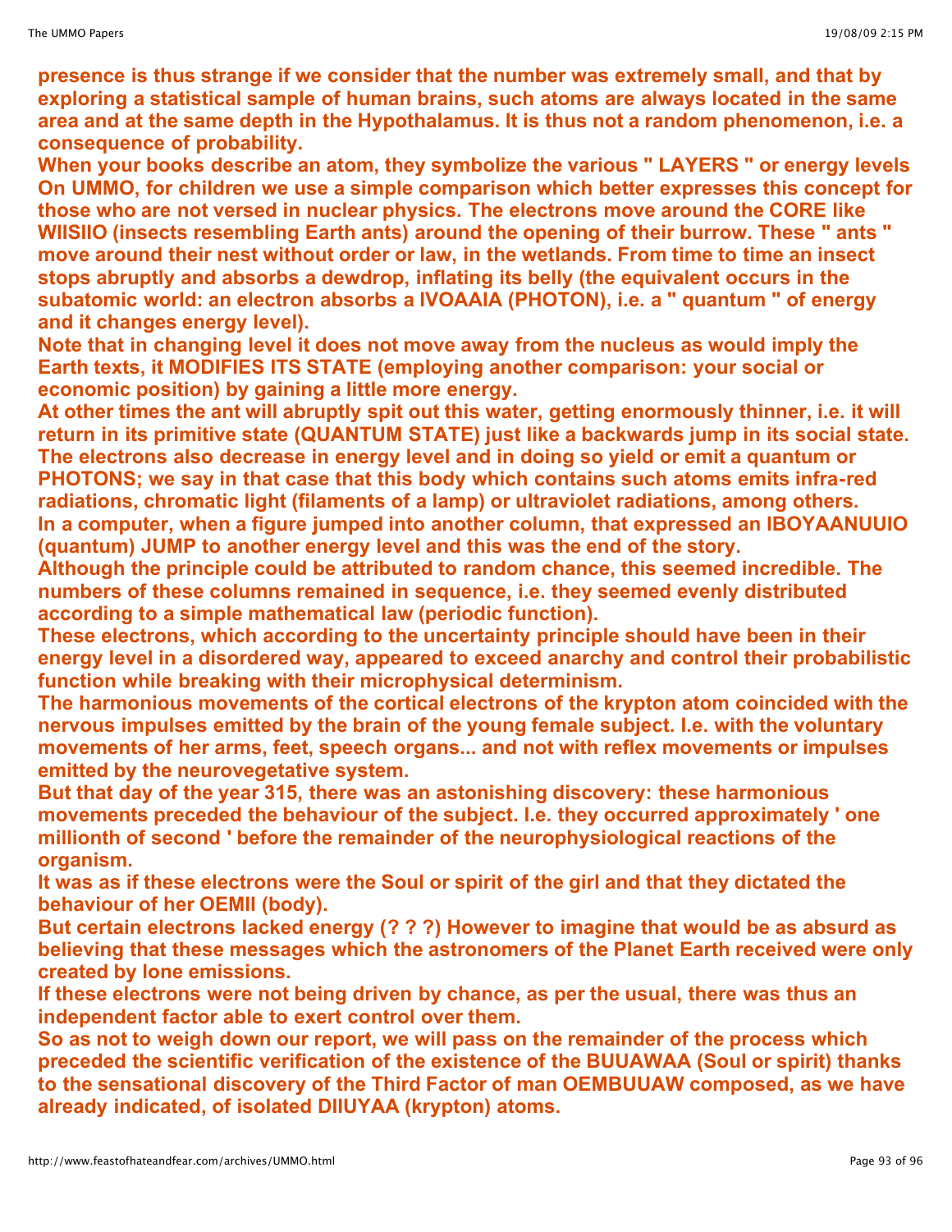**presence is thus strange if we consider that the number was extremely small, and that by exploring a statistical sample of human brains, such atoms are always located in the same area and at the same depth in the Hypothalamus. It is thus not a random phenomenon, i.e. a consequence of probability.**

**When your books describe an atom, they symbolize the various " LAYERS " or energy levels On UMMO, for children we use a simple comparison which better expresses this concept for those who are not versed in nuclear physics. The electrons move around the CORE like WIISIIO (insects resembling Earth ants) around the opening of their burrow. These " ants " move around their nest without order or law, in the wetlands. From time to time an insect stops abruptly and absorbs a dewdrop, inflating its belly (the equivalent occurs in the subatomic world: an electron absorbs a IVOAAIA (PHOTON), i.e. a " quantum " of energy and it changes energy level).**

**Note that in changing level it does not move away from the nucleus as would imply the Earth texts, it MODIFIES ITS STATE (employing another comparison: your social or economic position) by gaining a little more energy.**

**At other times the ant will abruptly spit out this water, getting enormously thinner, i.e. it will return in its primitive state (QUANTUM STATE) just like a backwards jump in its social state. The electrons also decrease in energy level and in doing so yield or emit a quantum or PHOTONS; we say in that case that this body which contains such atoms emits infra-red radiations, chromatic light (filaments of a lamp) or ultraviolet radiations, among others.**

**In a computer, when a figure jumped into another column, that expressed an IBOYAANUUIO (quantum) JUMP to another energy level and this was the end of the story.**

**Although the principle could be attributed to random chance, this seemed incredible. The numbers of these columns remained in sequence, i.e. they seemed evenly distributed according to a simple mathematical law (periodic function).**

**These electrons, which according to the uncertainty principle should have been in their energy level in a disordered way, appeared to exceed anarchy and control their probabilistic function while breaking with their microphysical determinism.**

**The harmonious movements of the cortical electrons of the krypton atom coincided with the nervous impulses emitted by the brain of the young female subject. I.e. with the voluntary movements of her arms, feet, speech organs... and not with reflex movements or impulses emitted by the neurovegetative system.**

**But that day of the year 315, there was an astonishing discovery: these harmonious movements preceded the behaviour of the subject. I.e. they occurred approximately ' one millionth of second ' before the remainder of the neurophysiological reactions of the organism.**

**It was as if these electrons were the Soul or spirit of the girl and that they dictated the behaviour of her OEMII (body).**

**But certain electrons lacked energy (? ? ?) However to imagine that would be as absurd as believing that these messages which the astronomers of the Planet Earth received were only created by lone emissions.**

**If these electrons were not being driven by chance, as per the usual, there was thus an independent factor able to exert control over them.**

**So as not to weigh down our report, we will pass on the remainder of the process which preceded the scientific verification of the existence of the BUUAWAA (Soul or spirit) thanks to the sensational discovery of the Third Factor of man OEMBUUAW composed, as we have already indicated, of isolated DIIUYAA (krypton) atoms.**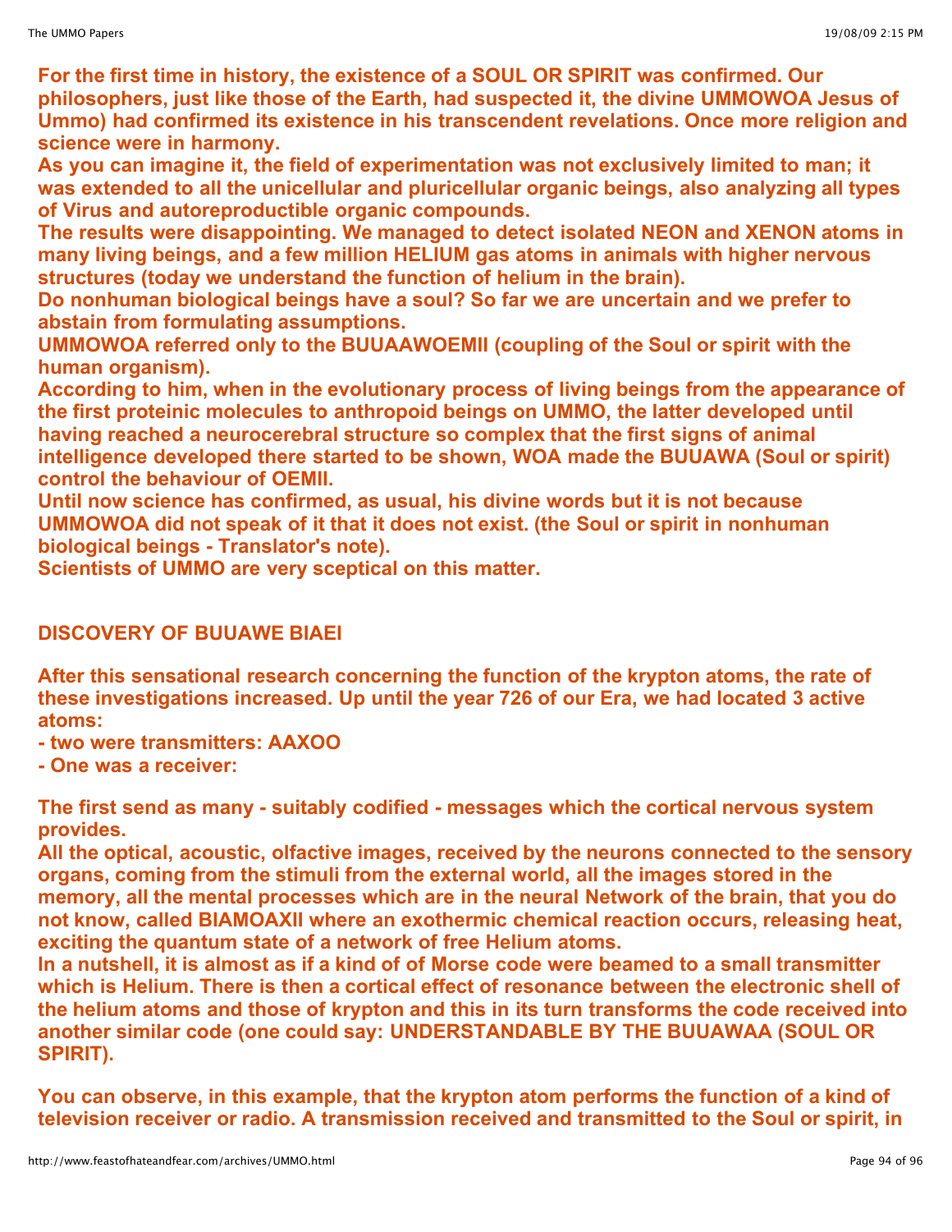**For the first time in history, the existence of a SOUL OR SPIRIT was confirmed. Our philosophers, just like those of the Earth, had suspected it, the divine UMMOWOA Jesus of Ummo) had confirmed its existence in his transcendent revelations. Once more religion and science were in harmony.**
**As you can imagine it, the field of experimentation was not exclusively limited to man; it was extended to all the unicellular and pluricellular organic beings, also analyzing all types of Virus and autoreproductible organic compounds.**
**The results were disappointing. We managed to detect isolated NEON and XENON atoms in many living beings, and a few million HELIUM gas atoms in animals with higher nervous structures (today we understand the function of helium in the brain).**
**Do nonhuman biological beings have a soul? So far we are uncertain and we prefer to abstain from formulating assumptions.**
**UMMOWOA referred only to the BUUAAWOEMII (coupling of the Soul or spirit with the human organism).**
**According to him, when in the evolutionary process of living beings from the appearance of the first proteinic molecules to anthropoid beings on UMMO, the latter developed until having reached a neurocerebral structure so complex that the first signs of animal intelligence developed there started to be shown, WOA made the BUUAWA (Soul or spirit) control the behaviour of OEMII.**
**Until now science has confirmed, as usual, his divine words but it is not because UMMOWOA did not speak of it that it does not exist. (the Soul or spirit in nonhuman biological beings - Translator's note).**
**Scientists of UMMO are very sceptical on this matter.**

## DISCOVERY OF BUUAWE BIAEI

**After this sensational research concerning the function of the krypton atoms, the rate of these investigations increased. Up until the year 726 of our Era, we had located 3 active atoms:**
**- two were transmitters: AAXOO**
**- One was a receiver:**

**The first send as many - suitably codified - messages which the cortical nervous system provides.**
**All the optical, acoustic, olfactive images, received by the neurons connected to the sensory organs, coming from the stimuli from the external world, all the images stored in the memory, all the mental processes which are in the neural Network of the brain, that you do not know, called BIAMOAXII where an exothermic chemical reaction occurs, releasing heat, exciting the quantum state of a network of free Helium atoms.**
**In a nutshell, it is almost as if a kind of of Morse code were beamed to a small transmitter which is Helium. There is then a cortical effect of resonance between the electronic shell of the helium atoms and those of krypton and this in its turn transforms the code received into another similar code (one could say: UNDERSTANDABLE BY THE BUUAWAA (SOUL OR SPIRIT).**

**You can observe, in this example, that the krypton atom performs the function of a kind of television receiver or radio. A transmission received and transmitted to the Soul or spirit, in**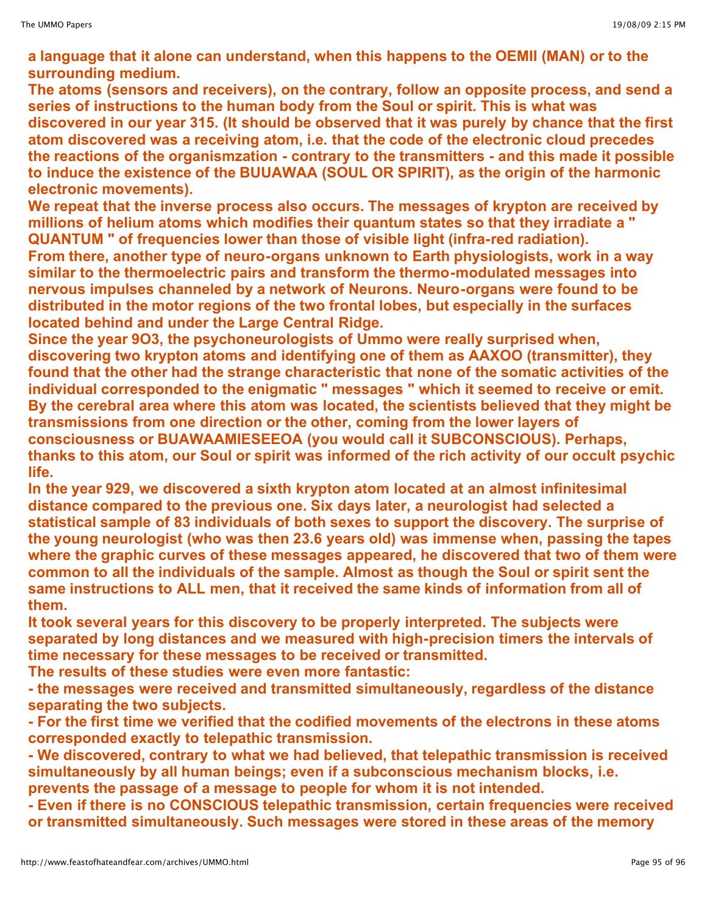**a language that it alone can understand, when this happens to the OEMII (MAN) or to the surrounding medium.**

**The atoms (sensors and receivers), on the contrary, follow an opposite process, and send a series of instructions to the human body from the Soul or spirit. This is what was discovered in our year 315. (It should be observed that it was purely by chance that the first atom discovered was a receiving atom, i.e. that the code of the electronic cloud precedes the reactions of the organismzation - contrary to the transmitters - and this made it possible to induce the existence of the BUUAWAA (SOUL OR SPIRIT), as the origin of the harmonic electronic movements).**

**We repeat that the inverse process also occurs. The messages of krypton are received by millions of helium atoms which modifies their quantum states so that they irradiate a " QUANTUM " of frequencies lower than those of visible light (infra-red radiation).**

**From there, another type of neuro-organs unknown to Earth physiologists, work in a way similar to the thermoelectric pairs and transform the thermo-modulated messages into nervous impulses channeled by a network of Neurons. Neuro-organs were found to be distributed in the motor regions of the two frontal lobes, but especially in the surfaces located behind and under the Large Central Ridge.**

**Since the year 9O3, the psychoneurologists of Ummo were really surprised when, discovering two krypton atoms and identifying one of them as AAXOO (transmitter), they found that the other had the strange characteristic that none of the somatic activities of the individual corresponded to the enigmatic " messages " which it seemed to receive or emit. By the cerebral area where this atom was located, the scientists believed that they might be transmissions from one direction or the other, coming from the lower layers of consciousness or BUAWAAMIESEEOA (you would call it SUBCONSCIOUS). Perhaps, thanks to this atom, our Soul or spirit was informed of the rich activity of our occult psychic life.**

**In the year 929, we discovered a sixth krypton atom located at an almost infinitesimal distance compared to the previous one. Six days later, a neurologist had selected a statistical sample of 83 individuals of both sexes to support the discovery. The surprise of the young neurologist (who was then 23.6 years old) was immense when, passing the tapes where the graphic curves of these messages appeared, he discovered that two of them were common to all the individuals of the sample. Almost as though the Soul or spirit sent the same instructions to ALL men, that it received the same kinds of information from all of them.**

**It took several years for this discovery to be properly interpreted. The subjects were separated by long distances and we measured with high-precision timers the intervals of time necessary for these messages to be received or transmitted.**

**The results of these studies were even more fantastic:**

**- the messages were received and transmitted simultaneously, regardless of the distance separating the two subjects.**

**- For the first time we verified that the codified movements of the electrons in these atoms corresponded exactly to telepathic transmission.**

**- We discovered, contrary to what we had believed, that telepathic transmission is received simultaneously by all human beings; even if a subconscious mechanism blocks, i.e. prevents the passage of a message to people for whom it is not intended.**

**- Even if there is no CONSCIOUS telepathic transmission, certain frequencies were received or transmitted simultaneously. Such messages were stored in these areas of the memory**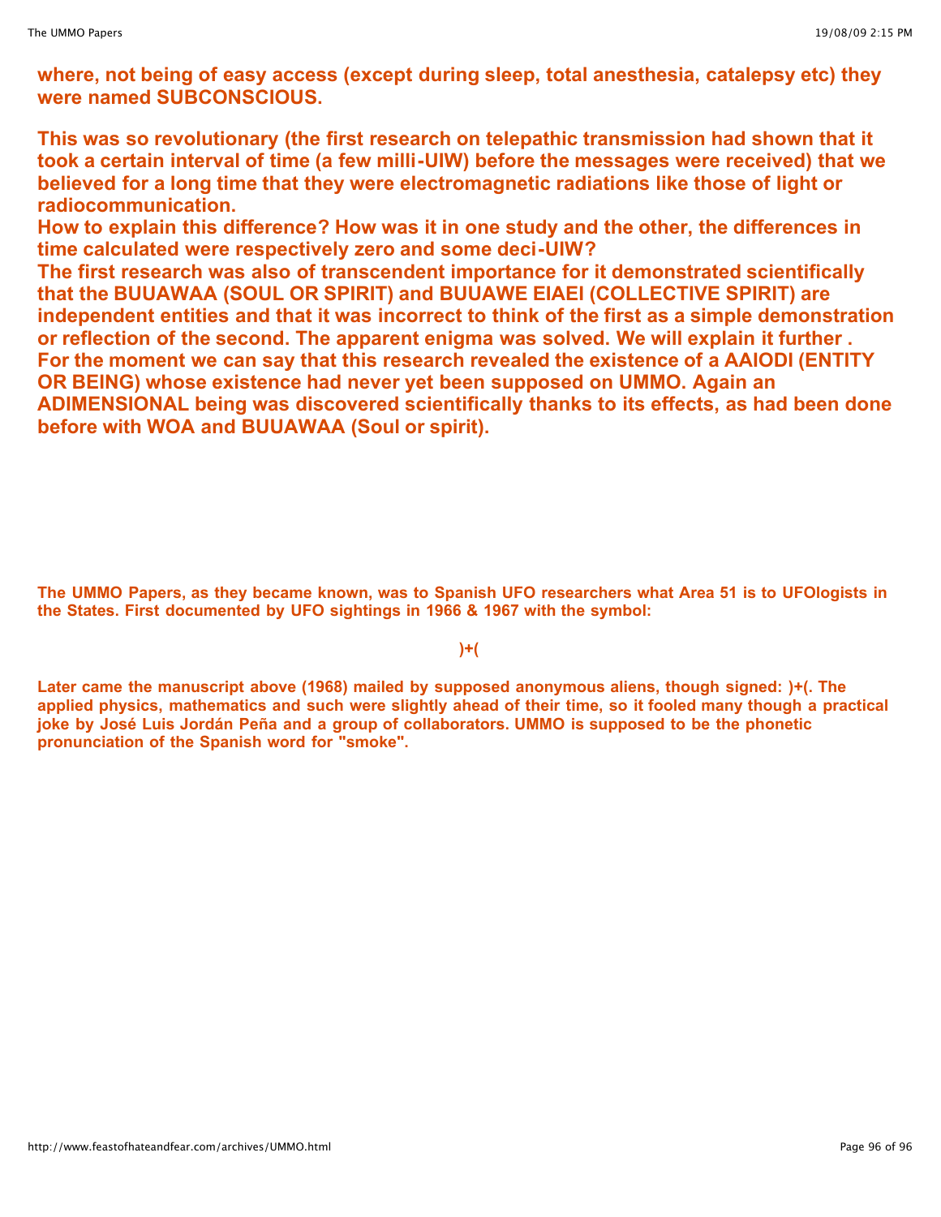**where, not being of easy access (except during sleep, total anesthesia, catalepsy etc) they were named SUBCONSCIOUS.**

**This was so revolutionary (the first research on telepathic transmission had shown that it took a certain interval of time (a few milli-UIW) before the messages were received) that we believed for a long time that they were electromagnetic radiations like those of light or radiocommunication.**
**How to explain this difference? How was it in one study and the other, the differences in time calculated were respectively zero and some deci-UIW?**
**The first research was also of transcendent importance for it demonstrated scientifically that the BUUAWAA (SOUL OR SPIRIT) and BUUAWE EIAEI (COLLECTIVE SPIRIT) are independent entities and that it was incorrect to think of the first as a simple demonstration or reflection of the second. The apparent enigma was solved. We will explain it further . For the moment we can say that this research revealed the existence of a AAIODI (ENTITY OR BEING) whose existence had never yet been supposed on UMMO. Again an ADIMENSIONAL being was discovered scientifically thanks to its effects, as had been done before with WOA and BUUAWAA (Soul or spirit).**

**The UMMO Papers, as they became known, was to Spanish UFO researchers what Area 51 is to UFOlogists in the States. First documented by UFO sightings in 1966 & 1967 with the symbol:**

**)+(**

**Later came the manuscript above (1968) mailed by supposed anonymous aliens, though signed: )+(. The applied physics, mathematics and such were slightly ahead of their time, so it fooled many though a practical joke by José Luis Jordán Peña and a group of collaborators. UMMO is supposed to be the phonetic pronunciation of the Spanish word for "smoke".**